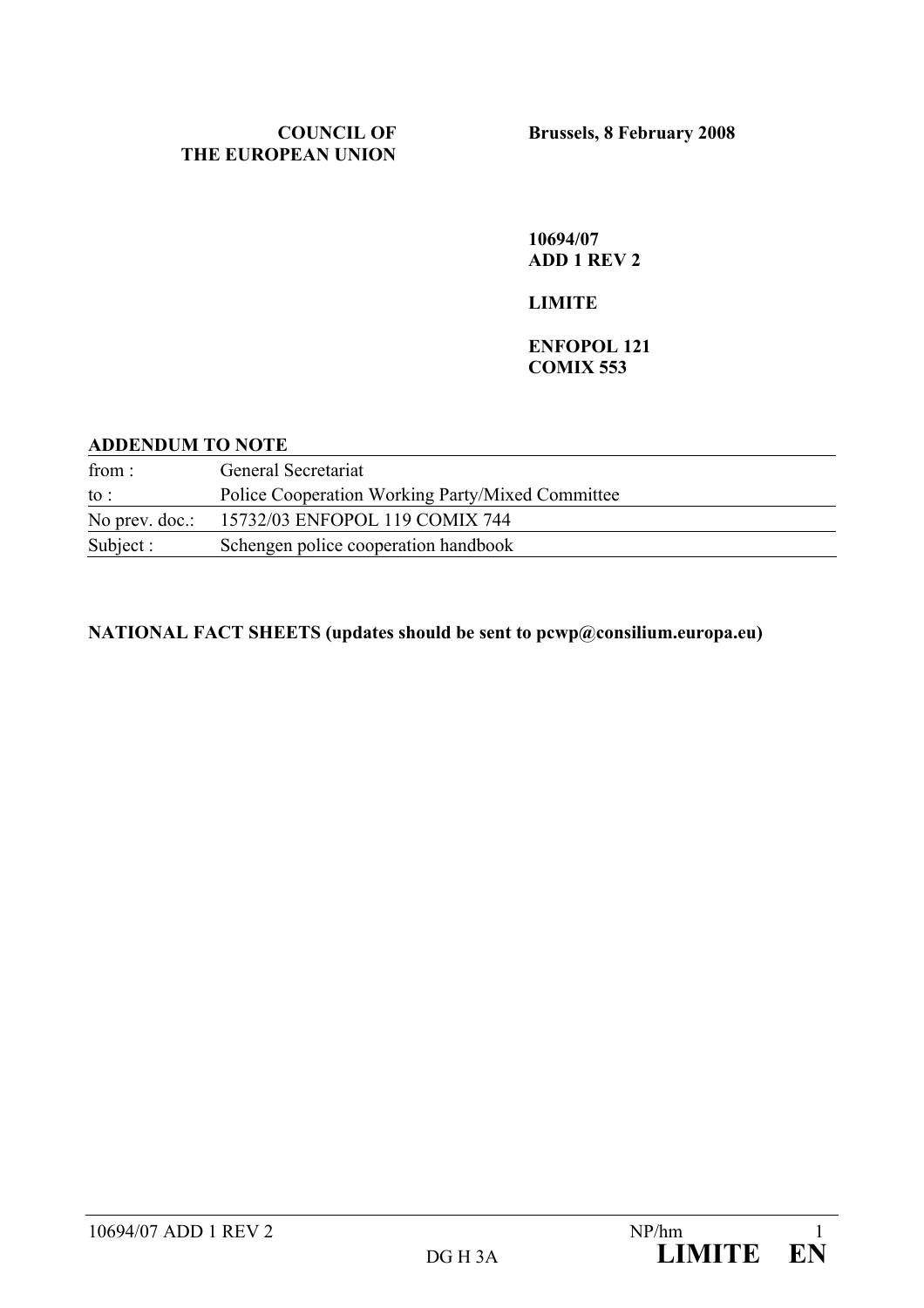**COUNCIL OF THE EUROPEAN UNION**

**Brussels, 8 February 2008**

**10694/07**
**ADD 1 REV 2**

**LIMITE**

**ENFOPOL 121**
**COMIX 553**

**ADDENDUM TO NOTE**

| | |
|---|---|
| from : | General Secretariat |
| to : | Police Cooperation Working Party/Mixed Committee |
| No prev. doc.: | 15732/03 ENFOPOL 119 COMIX 744 |
| Subject : | Schengen police cooperation handbook |

**NATIONAL FACT SHEETS (updates should be sent to pcwp@consilium.europa.eu)**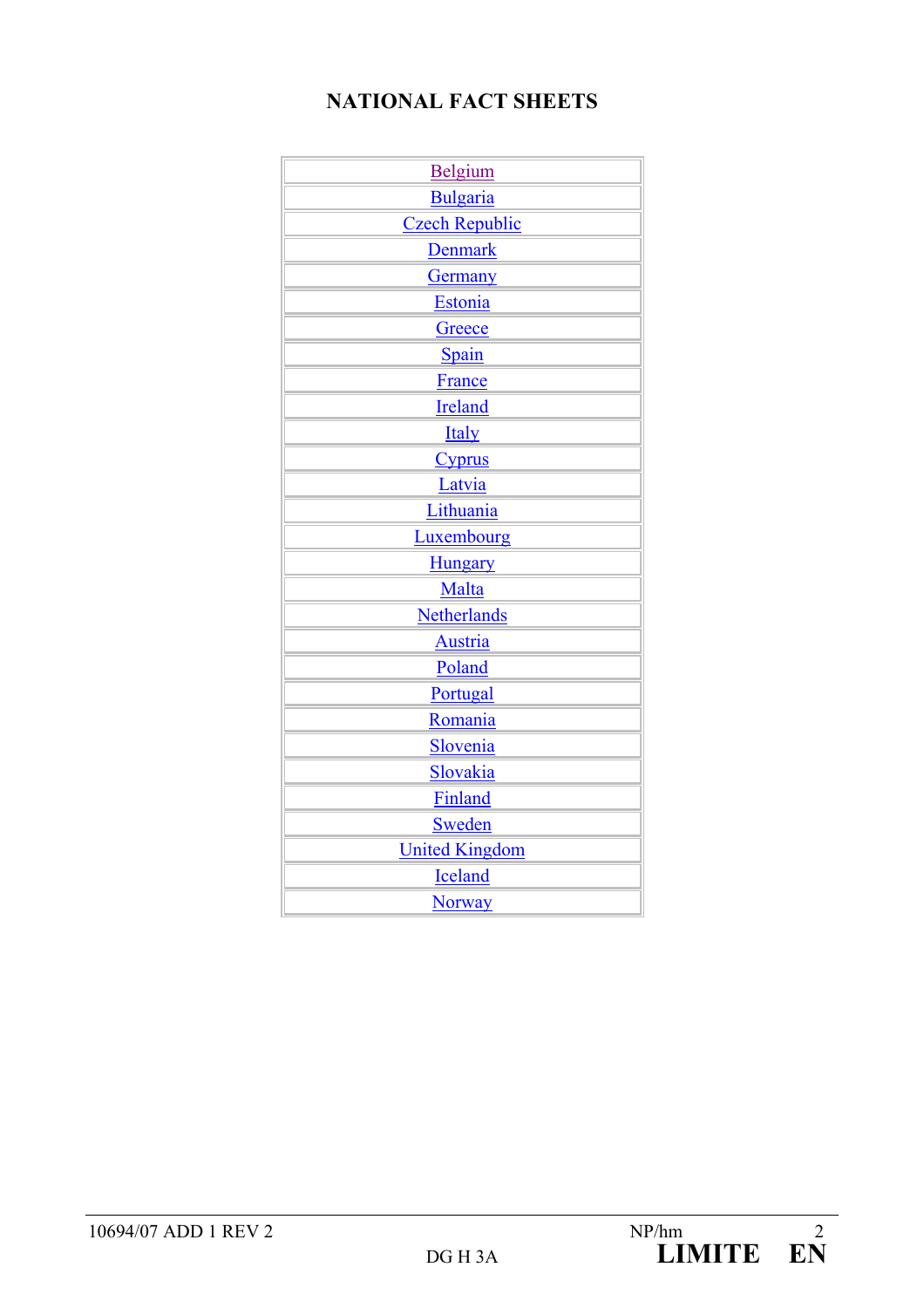# NATIONAL FACT SHEETS

| |
|---|
| Belgium |
| Bulgaria |
| Czech Republic |
| Denmark |
| Germany |
| Estonia |
| Greece |
| Spain |
| France |
| Ireland |
| Italy |
| Cyprus |
| Latvia |
| Lithuania |
| Luxembourg |
| Hungary |
| Malta |
| Netherlands |
| Austria |
| Poland |
| Portugal |
| Romania |
| Slovenia |
| Slovakia |
| Finland |
| Sweden |
| United Kingdom |
| Iceland |
| Norway |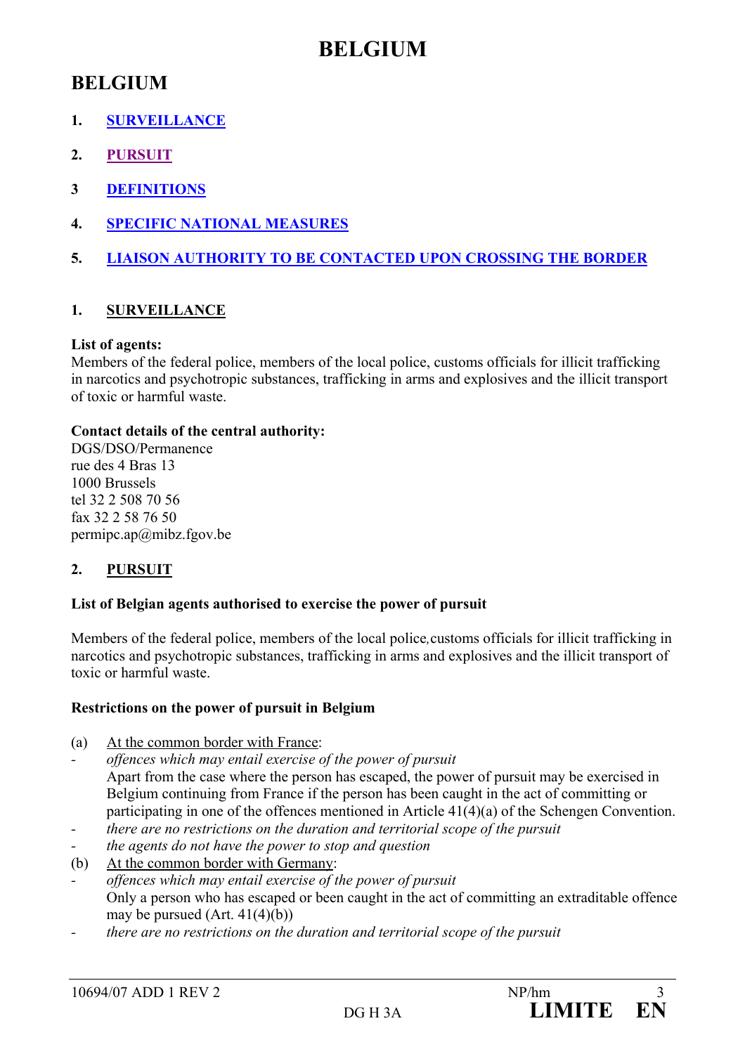# BELGIUM

## BELGIUM

1. SURVEILLANCE
2. PURSUIT
3. DEFINITIONS
4. SPECIFIC NATIONAL MEASURES
5. LIAISON AUTHORITY TO BE CONTACTED UPON CROSSING THE BORDER

## 1. SURVEILLANCE

**List of agents:**
Members of the federal police, members of the local police, customs officials for illicit trafficking in narcotics and psychotropic substances, trafficking in arms and explosives and the illicit transport of toxic or harmful waste.

**Contact details of the central authority:**
DGS/DSO/Permanence
rue des 4 Bras 13
1000 Brussels
tel 32 2 508 70 56
fax 32 2 58 76 50
permipc.ap@mibz.fgov.be

## 2. PURSUIT

**List of Belgian agents authorised to exercise the power of pursuit**

Members of the federal police, members of the local police, customs officials for illicit trafficking in narcotics and psychotropic substances, trafficking in arms and explosives and the illicit transport of toxic or harmful waste.

**Restrictions on the power of pursuit in Belgium**

(a) At the common border with France:

- *offences which may entail exercise of the power of pursuit*
  Apart from the case where the person has escaped, the power of pursuit may be exercised in Belgium continuing from France if the person has been caught in the act of committing or participating in one of the offences mentioned in Article 41(4)(a) of the Schengen Convention.
- *there are no restrictions on the duration and territorial scope of the pursuit*
- *the agents do not have the power to stop and question*

(b) At the common border with Germany:

- *offences which may entail exercise of the power of pursuit*
  Only a person who has escaped or been caught in the act of committing an extraditable offence may be pursued (Art. 41(4)(b))
- *there are no restrictions on the duration and territorial scope of the pursuit*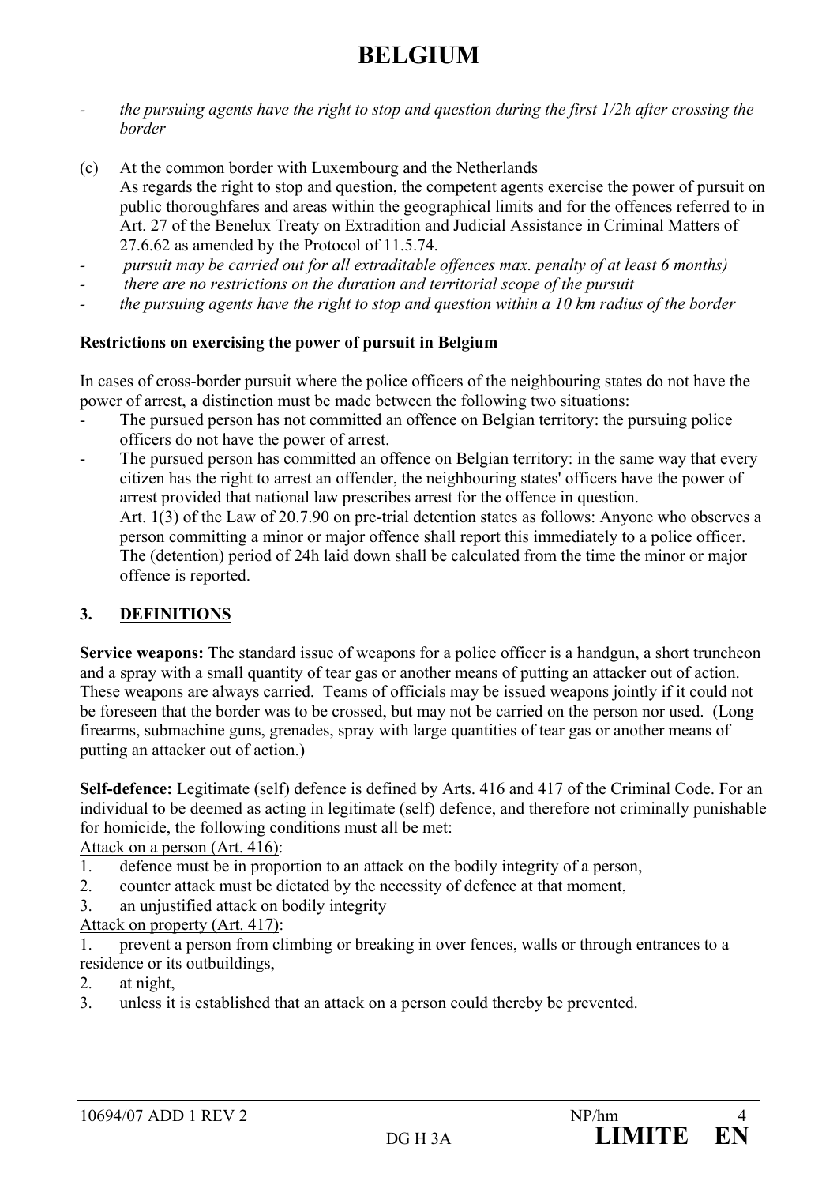# BELGIUM

- *the pursuing agents have the right to stop and question during the first 1/2h after crossing the border*

(c) At the common border with Luxembourg and the Netherlands
As regards the right to stop and question, the competent agents exercise the power of pursuit on public thoroughfares and areas within the geographical limits and for the offences referred to in Art. 27 of the Benelux Treaty on Extradition and Judicial Assistance in Criminal Matters of 27.6.62 as amended by the Protocol of 11.5.74.

- *pursuit may be carried out for all extraditable offences max. penalty of at least 6 months)*
- *there are no restrictions on the duration and territorial scope of the pursuit*
- *the pursuing agents have the right to stop and question within a 10 km radius of the border*

**Restrictions on exercising the power of pursuit in Belgium**

In cases of cross-border pursuit where the police officers of the neighbouring states do not have the power of arrest, a distinction must be made between the following two situations:

- The pursued person has not committed an offence on Belgian territory: the pursuing police officers do not have the power of arrest.
- The pursued person has committed an offence on Belgian territory: in the same way that every citizen has the right to arrest an offender, the neighbouring states' officers have the power of arrest provided that national law prescribes arrest for the offence in question.
  Art. 1(3) of the Law of 20.7.90 on pre-trial detention states as follows: Anyone who observes a person committing a minor or major offence shall report this immediately to a police officer. The (detention) period of 24h laid down shall be calculated from the time the minor or major offence is reported.

## 3. DEFINITIONS

**Service weapons:** The standard issue of weapons for a police officer is a handgun, a short truncheon and a spray with a small quantity of tear gas or another means of putting an attacker out of action. These weapons are always carried. Teams of officials may be issued weapons jointly if it could not be foreseen that the border was to be crossed, but may not be carried on the person nor used. (Long firearms, submachine guns, grenades, spray with large quantities of tear gas or another means of putting an attacker out of action.)

**Self-defence:** Legitimate (self) defence is defined by Arts. 416 and 417 of the Criminal Code. For an individual to be deemed as acting in legitimate (self) defence, and therefore not criminally punishable for homicide, the following conditions must all be met:

Attack on a person (Art. 416):

1. defence must be in proportion to an attack on the bodily integrity of a person,
2. counter attack must be dictated by the necessity of defence at that moment,
3. an unjustified attack on bodily integrity

Attack on property (Art. 417):

1. prevent a person from climbing or breaking in over fences, walls or through entrances to a residence or its outbuildings,
2. at night,
3. unless it is established that an attack on a person could thereby be prevented.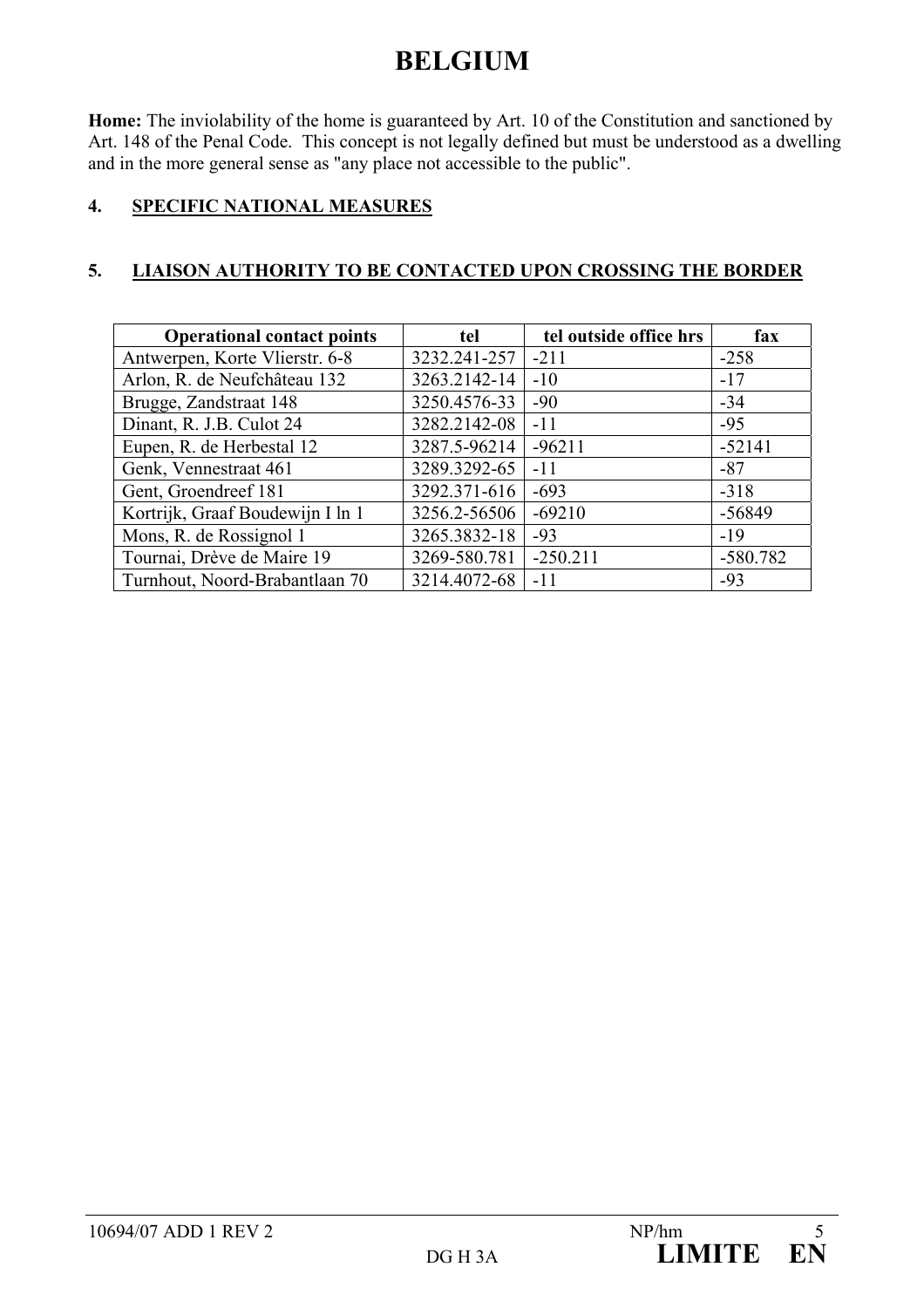# BELGIUM

**Home:** The inviolability of the home is guaranteed by Art. 10 of the Constitution and sanctioned by Art. 148 of the Penal Code. This concept is not legally defined but must be understood as a dwelling and in the more general sense as "any place not accessible to the public".

## 4. SPECIFIC NATIONAL MEASURES

## 5. LIAISON AUTHORITY TO BE CONTACTED UPON CROSSING THE BORDER

| Operational contact points | tel | tel outside office hrs | fax |
|---|---|---|---|
| Antwerpen, Korte Vlierstr. 6-8 | 3232.241-257 | -211 | -258 |
| Arlon, R. de Neufchâteau 132 | 3263.2142-14 | -10 | -17 |
| Brugge, Zandstraat 148 | 3250.4576-33 | -90 | -34 |
| Dinant, R. J.B. Culot 24 | 3282.2142-08 | -11 | -95 |
| Eupen, R. de Herbestal 12 | 3287.5-96214 | -96211 | -52141 |
| Genk, Vennestraat 461 | 3289.3292-65 | -11 | -87 |
| Gent, Groendreef 181 | 3292.371-616 | -693 | -318 |
| Kortrijk, Graaf Boudewijn I ln 1 | 3256.2-56506 | -69210 | -56849 |
| Mons, R. de Rossignol 1 | 3265.3832-18 | -93 | -19 |
| Tournai, Drève de Maire 19 | 3269-580.781 | -250.211 | -580.782 |
| Turnhout, Noord-Brabantlaan 70 | 3214.4072-68 | -11 | -93 |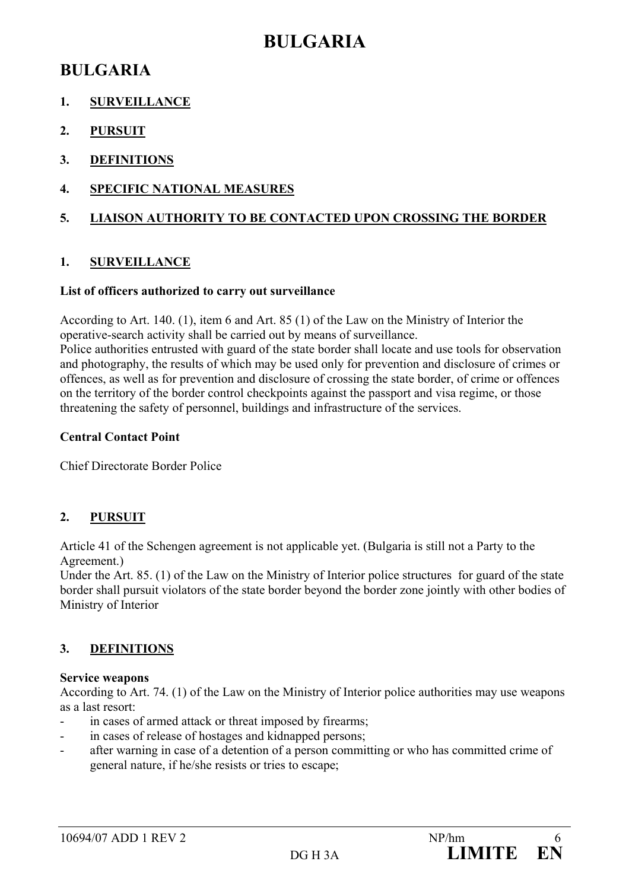# BULGARIA

## BULGARIA

1. **SURVEILLANCE**
2. **PURSUIT**
3. **DEFINITIONS**
4. **SPECIFIC NATIONAL MEASURES**
5. **LIAISON AUTHORITY TO BE CONTACTED UPON CROSSING THE BORDER**

### 1. SURVEILLANCE

**List of officers authorized to carry out surveillance**

According to Art. 140. (1), item 6 and Art. 85 (1) of the Law on the Ministry of Interior the operative-search activity shall be carried out by means of surveillance.
Police authorities entrusted with guard of the state border shall locate and use tools for observation and photography, the results of which may be used only for prevention and disclosure of crimes or offences, as well as for prevention and disclosure of crossing the state border, of crime or offences on the territory of the border control checkpoints against the passport and visa regime, or those threatening the safety of personnel, buildings and infrastructure of the services.

**Central Contact Point**

Chief Directorate Border Police

### 2. PURSUIT

Article 41 of the Schengen agreement is not applicable yet. (Bulgaria is still not a Party to the Agreement.)
Under the Art. 85. (1) of the Law on the Ministry of Interior police structures for guard of the state border shall pursuit violators of the state border beyond the border zone jointly with other bodies of Ministry of Interior

### 3. DEFINITIONS

**Service weapons**
According to Art. 74. (1) of the Law on the Ministry of Interior police authorities may use weapons as a last resort:

- in cases of armed attack or threat imposed by firearms;
- in cases of release of hostages and kidnapped persons;
- after warning in case of a detention of a person committing or who has committed crime of general nature, if he/she resists or tries to escape;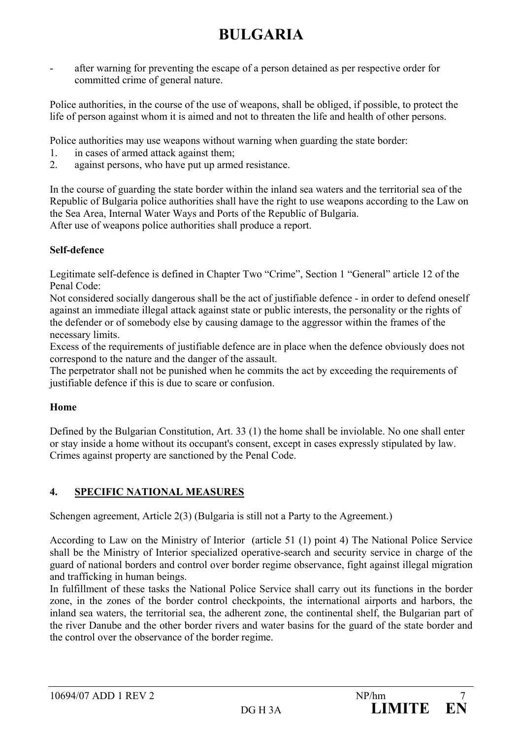# BULGARIA

- after warning for preventing the escape of a person detained as per respective order for committed crime of general nature.

Police authorities, in the course of the use of weapons, shall be obliged, if possible, to protect the life of person against whom it is aimed and not to threaten the life and health of other persons.

Police authorities may use weapons without warning when guarding the state border:

1. in cases of armed attack against them;
2. against persons, who have put up armed resistance.

In the course of guarding the state border within the inland sea waters and the territorial sea of the Republic of Bulgaria police authorities shall have the right to use weapons according to the Law on the Sea Area, Internal Water Ways and Ports of the Republic of Bulgaria.
After use of weapons police authorities shall produce a report.

**Self-defence**

Legitimate self-defence is defined in Chapter Two "Crime", Section 1 "General" article 12 of the Penal Code:
Not considered socially dangerous shall be the act of justifiable defence - in order to defend oneself against an immediate illegal attack against state or public interests, the personality or the rights of the defender or of somebody else by causing damage to the aggressor within the frames of the necessary limits.
Excess of the requirements of justifiable defence are in place when the defence obviously does not correspond to the nature and the danger of the assault.
The perpetrator shall not be punished when he commits the act by exceeding the requirements of justifiable defence if this is due to scare or confusion.

**Home**

Defined by the Bulgarian Constitution, Art. 33 (1) the home shall be inviolable. No one shall enter or stay inside a home without its occupant's consent, except in cases expressly stipulated by law. Crimes against property are sanctioned by the Penal Code.

## 4. SPECIFIC NATIONAL MEASURES

Schengen agreement, Article 2(3) (Bulgaria is still not a Party to the Agreement.)

According to Law on the Ministry of Interior (article 51 (1) point 4) The National Police Service shall be the Ministry of Interior specialized operative-search and security service in charge of the guard of national borders and control over border regime observance, fight against illegal migration and trafficking in human beings.
In fulfillment of these tasks the National Police Service shall carry out its functions in the border zone, in the zones of the border control checkpoints, the international airports and harbors, the inland sea waters, the territorial sea, the adherent zone, the continental shelf, the Bulgarian part of the river Danube and the other border rivers and water basins for the guard of the state border and the control over the observance of the border regime.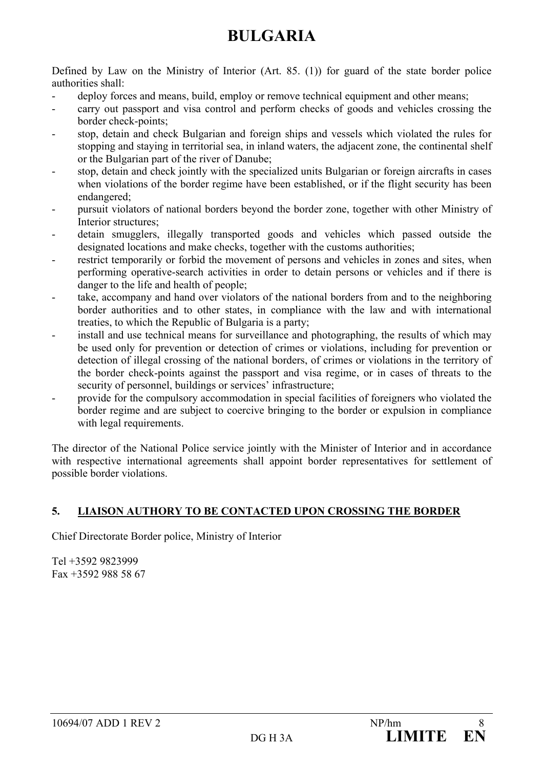# BULGARIA

Defined by Law on the Ministry of Interior (Art. 85. (1)) for guard of the state border police authorities shall:

- deploy forces and means, build, employ or remove technical equipment and other means;
- carry out passport and visa control and perform checks of goods and vehicles crossing the border check-points;
- stop, detain and check Bulgarian and foreign ships and vessels which violated the rules for stopping and staying in territorial sea, in inland waters, the adjacent zone, the continental shelf or the Bulgarian part of the river of Danube;
- stop, detain and check jointly with the specialized units Bulgarian or foreign aircrafts in cases when violations of the border regime have been established, or if the flight security has been endangered;
- pursuit violators of national borders beyond the border zone, together with other Ministry of Interior structures;
- detain smugglers, illegally transported goods and vehicles which passed outside the designated locations and make checks, together with the customs authorities;
- restrict temporarily or forbid the movement of persons and vehicles in zones and sites, when performing operative-search activities in order to detain persons or vehicles and if there is danger to the life and health of people;
- take, accompany and hand over violators of the national borders from and to the neighboring border authorities and to other states, in compliance with the law and with international treaties, to which the Republic of Bulgaria is a party;
- install and use technical means for surveillance and photographing, the results of which may be used only for prevention or detection of crimes or violations, including for prevention or detection of illegal crossing of the national borders, of crimes or violations in the territory of the border check-points against the passport and visa regime, or in cases of threats to the security of personnel, buildings or services' infrastructure;
- provide for the compulsory accommodation in special facilities of foreigners who violated the border regime and are subject to coercive bringing to the border or expulsion in compliance with legal requirements.

The director of the National Police service jointly with the Minister of Interior and in accordance with respective international agreements shall appoint border representatives for settlement of possible border violations.

## 5. LIAISON AUTHORY TO BE CONTACTED UPON CROSSING THE BORDER

Chief Directorate Border police, Ministry of Interior

Tel +3592 9823999
Fax +3592 988 58 67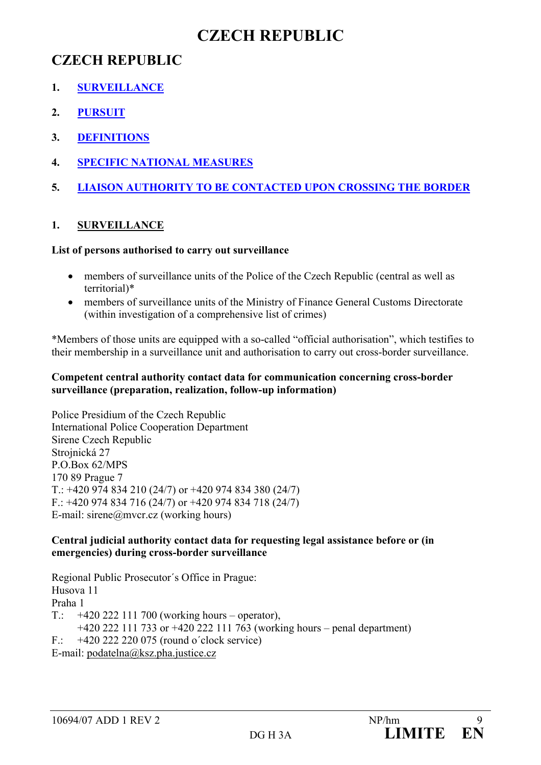# CZECH REPUBLIC

## CZECH REPUBLIC

1. **SURVEILLANCE**
2. **PURSUIT**
3. **DEFINITIONS**
4. **SPECIFIC NATIONAL MEASURES**
5. **LIAISON AUTHORITY TO BE CONTACTED UPON CROSSING THE BORDER**

### 1. SURVEILLANCE

**List of persons authorised to carry out surveillance**

- members of surveillance units of the Police of the Czech Republic (central as well as territorial)*
- members of surveillance units of the Ministry of Finance General Customs Directorate (within investigation of a comprehensive list of crimes)

*Members of those units are equipped with a so-called "official authorisation", which testifies to their membership in a surveillance unit and authorisation to carry out cross-border surveillance.

**Competent central authority contact data for communication concerning cross-border surveillance (preparation, realization, follow-up information)**

Police Presidium of the Czech Republic
International Police Cooperation Department
Sirene Czech Republic
Strojnická 27
P.O.Box 62/MPS
170 89 Prague 7
T.: +420 974 834 210 (24/7) or +420 974 834 380 (24/7)
F.: +420 974 834 716 (24/7) or +420 974 834 718 (24/7)
E-mail: sirene@mvcr.cz (working hours)

**Central judicial authority contact data for requesting legal assistance before or (in emergencies) during cross-border surveillance**

Regional Public Prosecutor´s Office in Prague:
Husova 11
Praha 1
T.: +420 222 111 700 (working hours – operator),
+420 222 111 733 or +420 222 111 763 (working hours – penal department)
F.: +420 222 220 075 (round o´clock service)
E-mail: podatelna@ksz.pha.justice.cz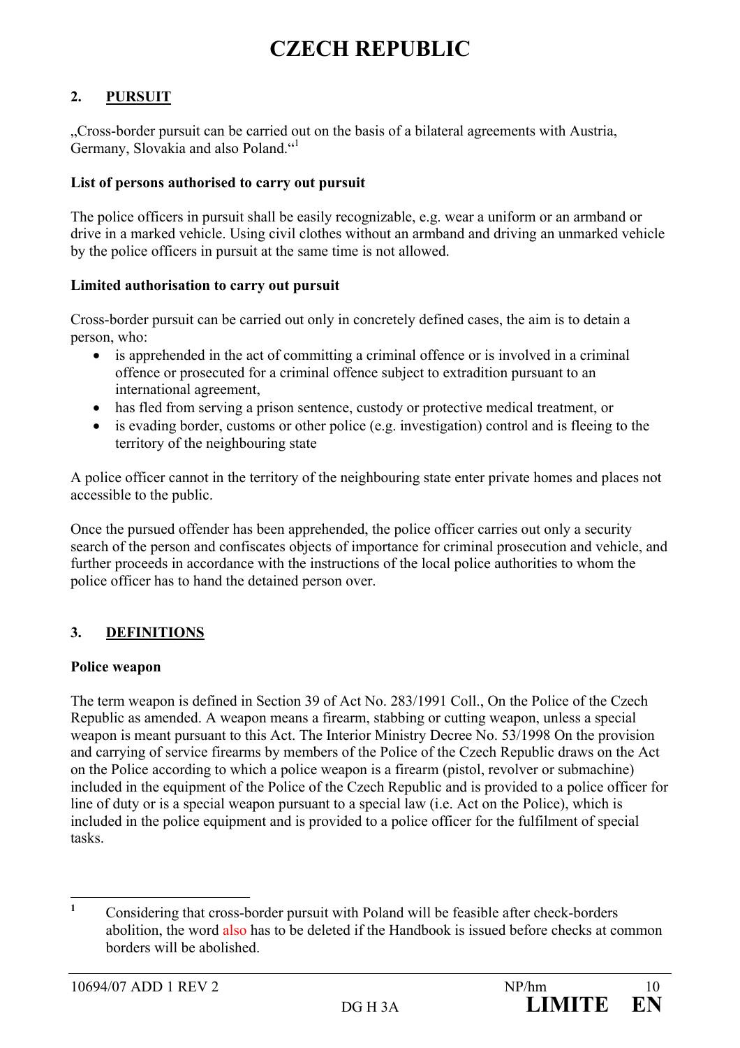# CZECH REPUBLIC

## 2. PURSUIT

„Cross-border pursuit can be carried out on the basis of a bilateral agreements with Austria, Germany, Slovakia and also Poland.“[1]

**List of persons authorised to carry out pursuit**

The police officers in pursuit shall be easily recognizable, e.g. wear a uniform or an armband or drive in a marked vehicle. Using civil clothes without an armband and driving an unmarked vehicle by the police officers in pursuit at the same time is not allowed.

**Limited authorisation to carry out pursuit**

Cross-border pursuit can be carried out only in concretely defined cases, the aim is to detain a person, who:

- is apprehended in the act of committing a criminal offence or is involved in a criminal offence or prosecuted for a criminal offence subject to extradition pursuant to an international agreement,
- has fled from serving a prison sentence, custody or protective medical treatment, or
- is evading border, customs or other police (e.g. investigation) control and is fleeing to the territory of the neighbouring state

A police officer cannot in the territory of the neighbouring state enter private homes and places not accessible to the public.

Once the pursued offender has been apprehended, the police officer carries out only a security search of the person and confiscates objects of importance for criminal prosecution and vehicle, and further proceeds in accordance with the instructions of the local police authorities to whom the police officer has to hand the detained person over.

## 3. DEFINITIONS

**Police weapon**

The term weapon is defined in Section 39 of Act No. 283/1991 Coll., On the Police of the Czech Republic as amended. A weapon means a firearm, stabbing or cutting weapon, unless a special weapon is meant pursuant to this Act. The Interior Ministry Decree No. 53/1998 On the provision and carrying of service firearms by members of the Police of the Czech Republic draws on the Act on the Police according to which a police weapon is a firearm (pistol, revolver or submachine) included in the equipment of the Police of the Czech Republic and is provided to a police officer for line of duty or is a special weapon pursuant to a special law (i.e. Act on the Police), which is included in the police equipment and is provided to a police officer for the fulfilment of special tasks.

---

[1] Considering that cross-border pursuit with Poland will be feasible after check-borders abolition, the word also has to be deleted if the Handbook is issued before checks at common borders will be abolished.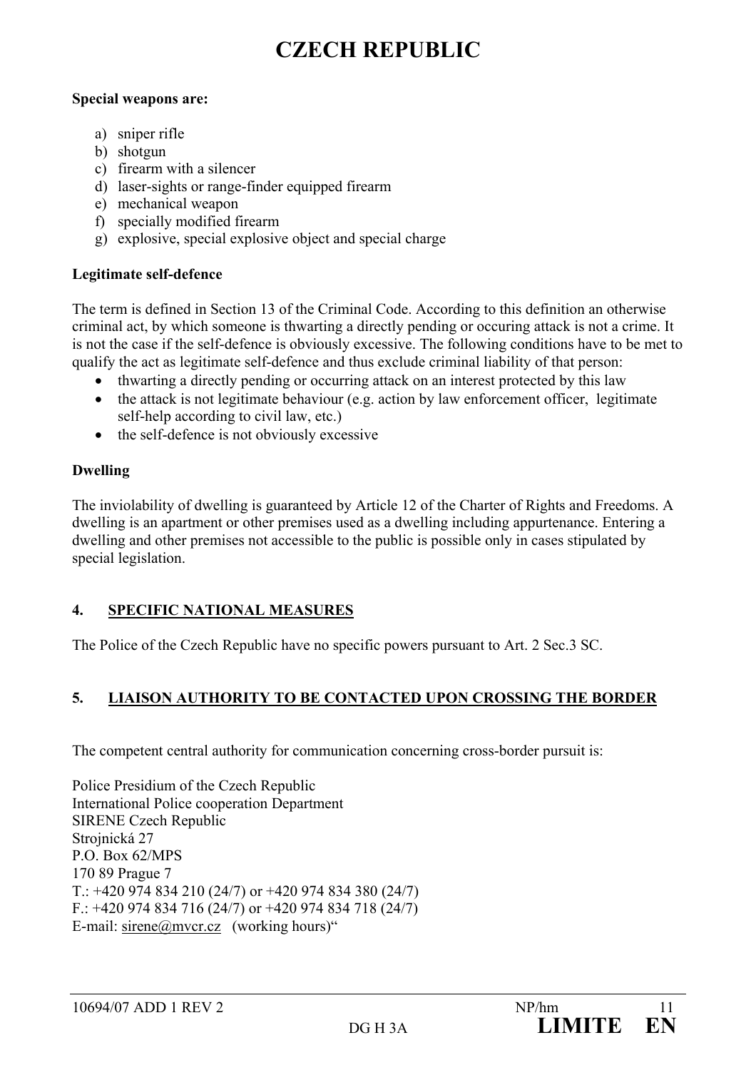# CZECH REPUBLIC

**Special weapons are:**

a) sniper rifle
b) shotgun
c) firearm with a silencer
d) laser-sights or range-finder equipped firearm
e) mechanical weapon
f) specially modified firearm
g) explosive, special explosive object and special charge

**Legitimate self-defence**

The term is defined in Section 13 of the Criminal Code. According to this definition an otherwise criminal act, by which someone is thwarting a directly pending or occuring attack is not a crime. It is not the case if the self-defence is obviously excessive. The following conditions have to be met to qualify the act as legitimate self-defence and thus exclude criminal liability of that person:

- thwarting a directly pending or occurring attack on an interest protected by this law
- the attack is not legitimate behaviour (e.g. action by law enforcement officer, legitimate self-help according to civil law, etc.)
- the self-defence is not obviously excessive

**Dwelling**

The inviolability of dwelling is guaranteed by Article 12 of the Charter of Rights and Freedoms. A dwelling is an apartment or other premises used as a dwelling including appurtenance. Entering a dwelling and other premises not accessible to the public is possible only in cases stipulated by special legislation.

## 4. SPECIFIC NATIONAL MEASURES

The Police of the Czech Republic have no specific powers pursuant to Art. 2 Sec.3 SC.

## 5. LIAISON AUTHORITY TO BE CONTACTED UPON CROSSING THE BORDER

The competent central authority for communication concerning cross-border pursuit is:

Police Presidium of the Czech Republic
International Police cooperation Department
SIRENE Czech Republic
Strojnická 27
P.O. Box 62/MPS
170 89 Prague 7
T.: +420 974 834 210 (24/7) or +420 974 834 380 (24/7)
F.: +420 974 834 716 (24/7) or +420 974 834 718 (24/7)
E-mail: sirene@mvcr.cz (working hours)“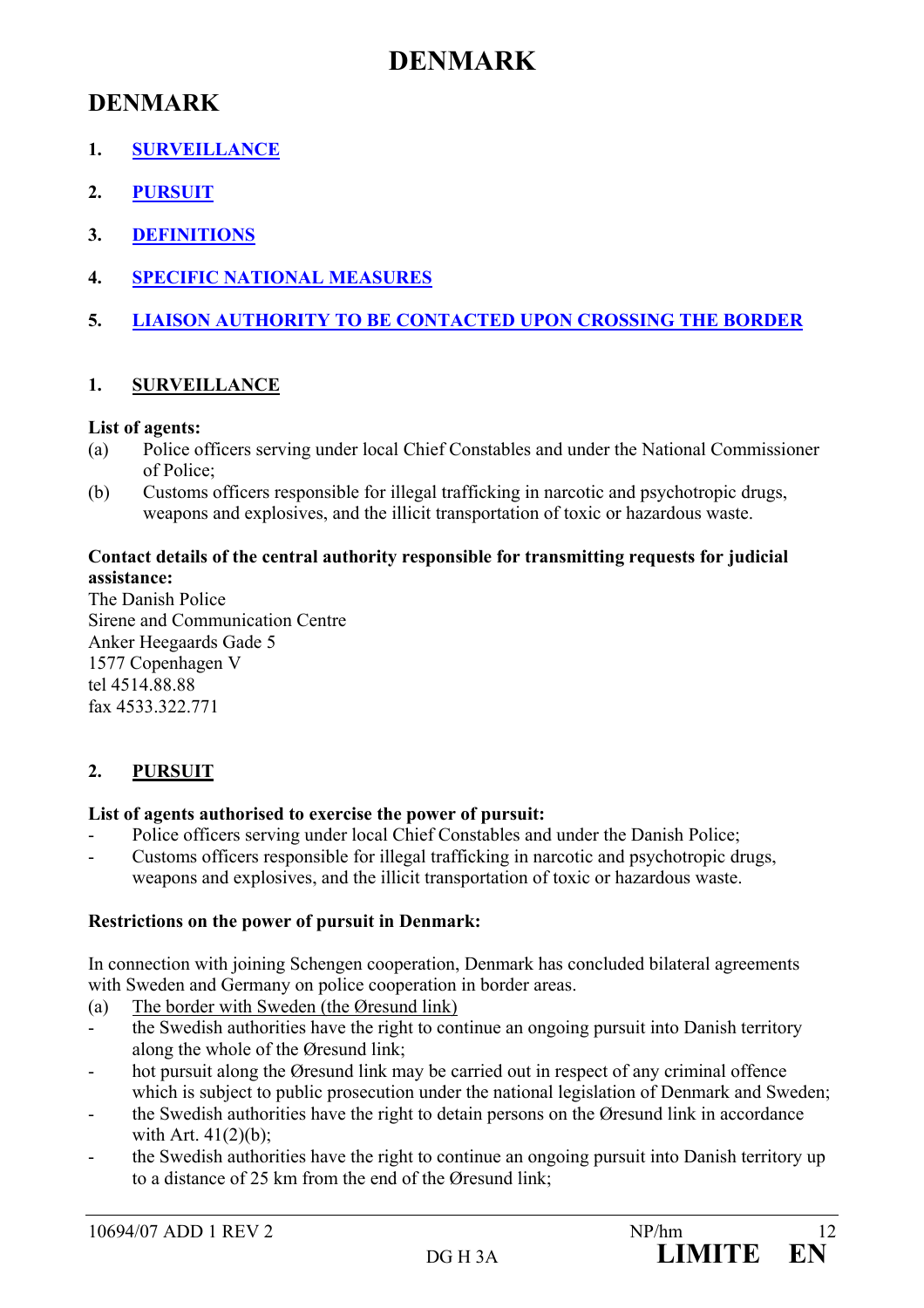# DENMARK

## DENMARK

1. SURVEILLANCE
2. PURSUIT
3. DEFINITIONS
4. SPECIFIC NATIONAL MEASURES
5. LIAISON AUTHORITY TO BE CONTACTED UPON CROSSING THE BORDER

### 1. SURVEILLANCE

**List of agents:**

(a) Police officers serving under local Chief Constables and under the National Commissioner of Police;

(b) Customs officers responsible for illegal trafficking in narcotic and psychotropic drugs, weapons and explosives, and the illicit transportation of toxic or hazardous waste.

**Contact details of the central authority responsible for transmitting requests for judicial assistance:**

The Danish Police
Sirene and Communication Centre
Anker Heegaards Gade 5
1577 Copenhagen V
tel 4514.88.88
fax 4533.322.771

### 2. PURSUIT

**List of agents authorised to exercise the power of pursuit:**

- Police officers serving under local Chief Constables and under the Danish Police;
- Customs officers responsible for illegal trafficking in narcotic and psychotropic drugs, weapons and explosives, and the illicit transportation of toxic or hazardous waste.

**Restrictions on the power of pursuit in Denmark:**

In connection with joining Schengen cooperation, Denmark has concluded bilateral agreements with Sweden and Germany on police cooperation in border areas.

(a) The border with Sweden (the Øresund link)

- the Swedish authorities have the right to continue an ongoing pursuit into Danish territory along the whole of the Øresund link;
- hot pursuit along the Øresund link may be carried out in respect of any criminal offence which is subject to public prosecution under the national legislation of Denmark and Sweden;
- the Swedish authorities have the right to detain persons on the Øresund link in accordance with Art. 41(2)(b);
- the Swedish authorities have the right to continue an ongoing pursuit into Danish territory up to a distance of 25 km from the end of the Øresund link;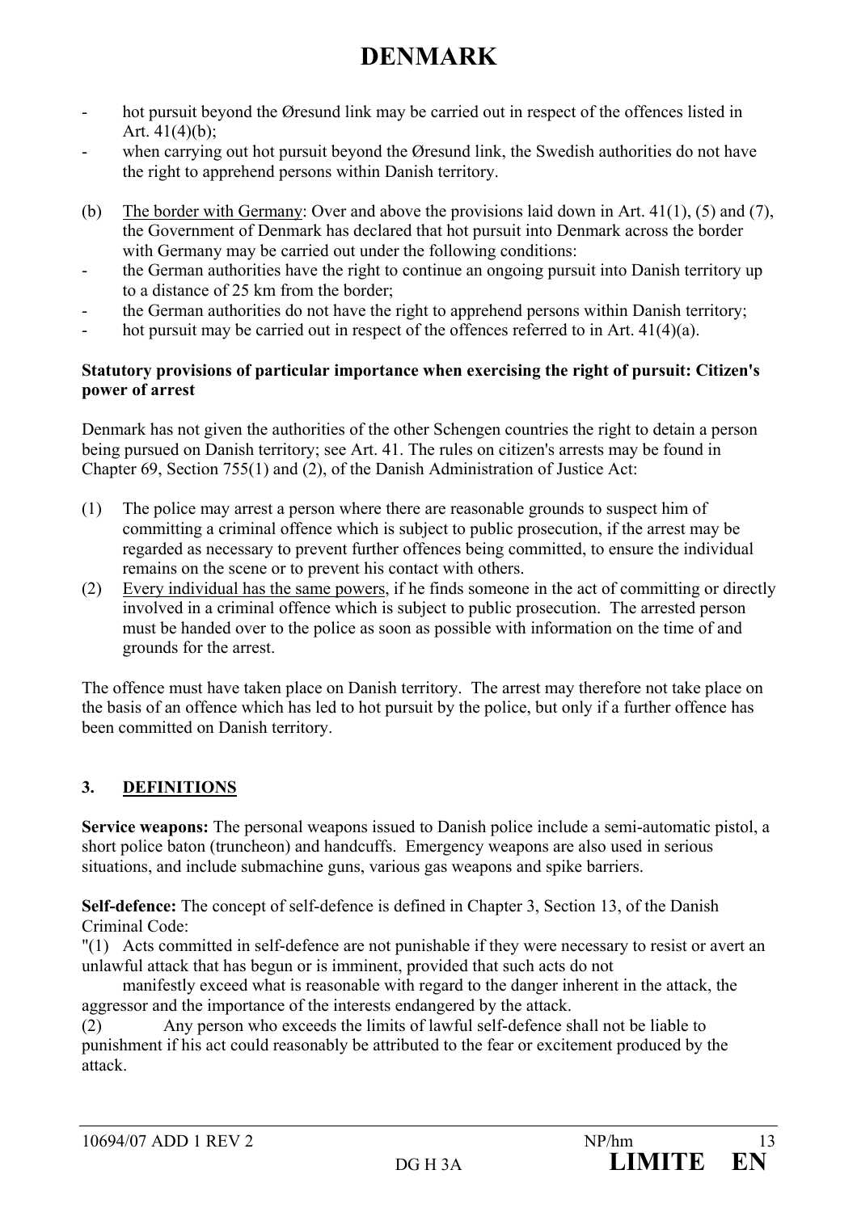# DENMARK

- hot pursuit beyond the Øresund link may be carried out in respect of the offences listed in Art. 41(4)(b);
- when carrying out hot pursuit beyond the Øresund link, the Swedish authorities do not have the right to apprehend persons within Danish territory.

(b) The border with Germany: Over and above the provisions laid down in Art. 41(1), (5) and (7), the Government of Denmark has declared that hot pursuit into Denmark across the border with Germany may be carried out under the following conditions:

- the German authorities have the right to continue an ongoing pursuit into Danish territory up to a distance of 25 km from the border;
- the German authorities do not have the right to apprehend persons within Danish territory;
- hot pursuit may be carried out in respect of the offences referred to in Art. 41(4)(a).

**Statutory provisions of particular importance when exercising the right of pursuit: Citizen's power of arrest**

Denmark has not given the authorities of the other Schengen countries the right to detain a person being pursued on Danish territory; see Art. 41. The rules on citizen's arrests may be found in Chapter 69, Section 755(1) and (2), of the Danish Administration of Justice Act:

(1) The police may arrest a person where there are reasonable grounds to suspect him of committing a criminal offence which is subject to public prosecution, if the arrest may be regarded as necessary to prevent further offences being committed, to ensure the individual remains on the scene or to prevent his contact with others.

(2) Every individual has the same powers, if he finds someone in the act of committing or directly involved in a criminal offence which is subject to public prosecution. The arrested person must be handed over to the police as soon as possible with information on the time of and grounds for the arrest.

The offence must have taken place on Danish territory. The arrest may therefore not take place on the basis of an offence which has led to hot pursuit by the police, but only if a further offence has been committed on Danish territory.

## 3. DEFINITIONS

**Service weapons:** The personal weapons issued to Danish police include a semi-automatic pistol, a short police baton (truncheon) and handcuffs. Emergency weapons are also used in serious situations, and include submachine guns, various gas weapons and spike barriers.

**Self-defence:** The concept of self-defence is defined in Chapter 3, Section 13, of the Danish Criminal Code:

"(1) Acts committed in self-defence are not punishable if they were necessary to resist or avert an unlawful attack that has begun or is imminent, provided that such acts do not manifestly exceed what is reasonable with regard to the danger inherent in the attack, the aggressor and the importance of the interests endangered by the attack.

(2) Any person who exceeds the limits of lawful self-defence shall not be liable to punishment if his act could reasonably be attributed to the fear or excitement produced by the attack.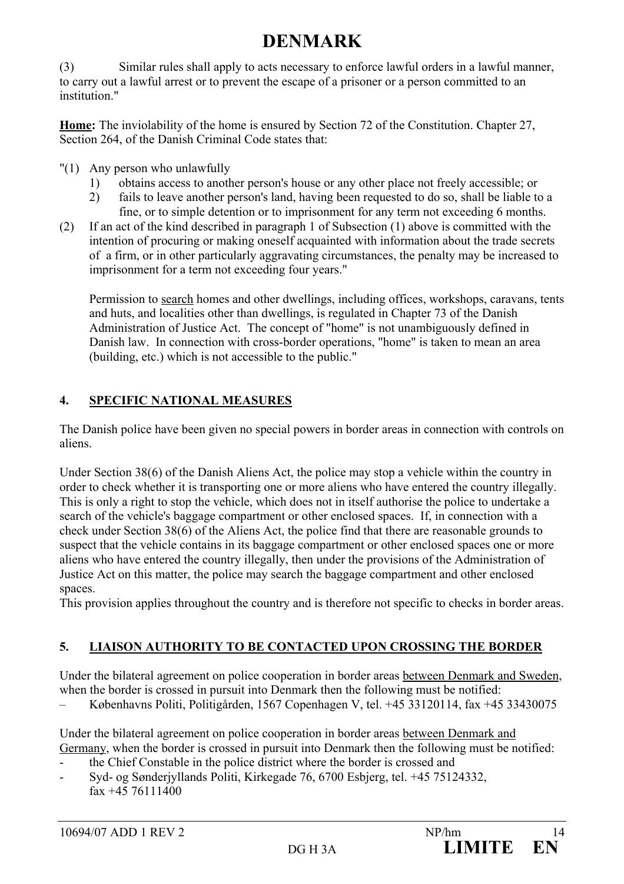# DENMARK

(3) Similar rules shall apply to acts necessary to enforce lawful orders in a lawful manner, to carry out a lawful arrest or to prevent the escape of a prisoner or a person committed to an institution."

**Home:** The inviolability of the home is ensured by Section 72 of the Constitution. Chapter 27, Section 264, of the Danish Criminal Code states that:

"(1) Any person who unlawfully
   1) obtains access to another person's house or any other place not freely accessible; or
   2) fails to leave another person's land, having been requested to do so, shall be liable to a fine, or to simple detention or to imprisonment for any term not exceeding 6 months.

(2) If an act of the kind described in paragraph 1 of Subsection (1) above is committed with the intention of procuring or making oneself acquainted with information about the trade secrets of a firm, or in other particularly aggravating circumstances, the penalty may be increased to imprisonment for a term not exceeding four years."

Permission to search homes and other dwellings, including offices, workshops, caravans, tents and huts, and localities other than dwellings, is regulated in Chapter 73 of the Danish Administration of Justice Act. The concept of "home" is not unambiguously defined in Danish law. In connection with cross-border operations, "home" is taken to mean an area (building, etc.) which is not accessible to the public."

## 4. SPECIFIC NATIONAL MEASURES

The Danish police have been given no special powers in border areas in connection with controls on aliens.

Under Section 38(6) of the Danish Aliens Act, the police may stop a vehicle within the country in order to check whether it is transporting one or more aliens who have entered the country illegally. This is only a right to stop the vehicle, which does not in itself authorise the police to undertake a search of the vehicle's baggage compartment or other enclosed spaces. If, in connection with a check under Section 38(6) of the Aliens Act, the police find that there are reasonable grounds to suspect that the vehicle contains in its baggage compartment or other enclosed spaces one or more aliens who have entered the country illegally, then under the provisions of the Administration of Justice Act on this matter, the police may search the baggage compartment and other enclosed spaces.

This provision applies throughout the country and is therefore not specific to checks in border areas.

## 5. LIAISON AUTHORITY TO BE CONTACTED UPON CROSSING THE BORDER

Under the bilateral agreement on police cooperation in border areas between Denmark and Sweden, when the border is crossed in pursuit into Denmark then the following must be notified:

– Københavns Politi, Politigården, 1567 Copenhagen V, tel. +45 33120114, fax +45 33430075

Under the bilateral agreement on police cooperation in border areas between Denmark and Germany, when the border is crossed in pursuit into Denmark then the following must be notified:

- the Chief Constable in the police district where the border is crossed and
- Syd- og Sønderjyllands Politi, Kirkegade 76, 6700 Esbjerg, tel. +45 75124332, fax +45 76111400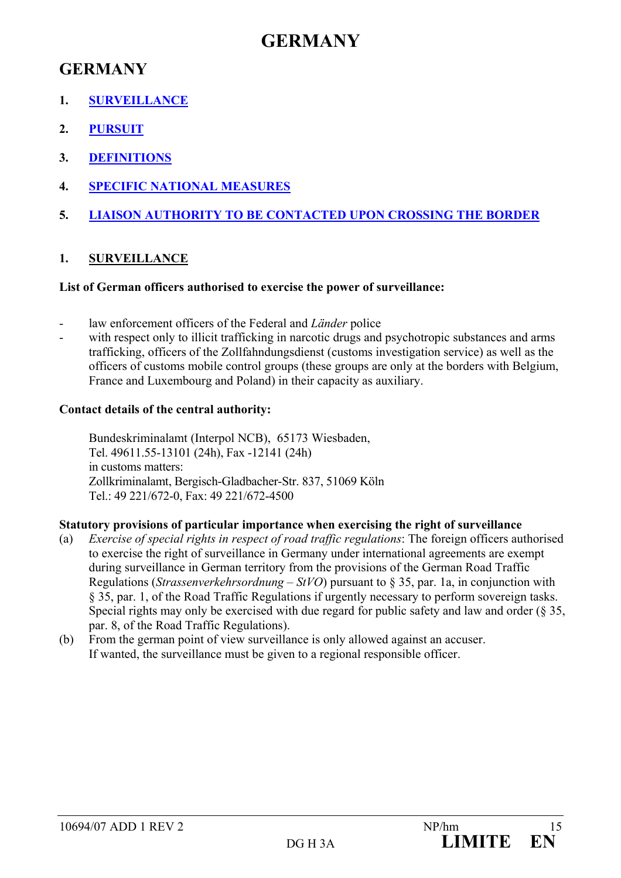# GERMANY

## GERMANY

1. **SURVEILLANCE**
2. **PURSUIT**
3. **DEFINITIONS**
4. **SPECIFIC NATIONAL MEASURES**
5. **LIAISON AUTHORITY TO BE CONTACTED UPON CROSSING THE BORDER**

### 1. SURVEILLANCE

**List of German officers authorised to exercise the power of surveillance:**

- law enforcement officers of the Federal and *Länder* police
- with respect only to illicit trafficking in narcotic drugs and psychotropic substances and arms trafficking, officers of the Zollfahndungsdienst (customs investigation service) as well as the officers of customs mobile control groups (these groups are only at the borders with Belgium, France and Luxembourg and Poland) in their capacity as auxiliary.

**Contact details of the central authority:**

Bundeskriminalamt (Interpol NCB), 65173 Wiesbaden,
Tel. 49611.55-13101 (24h), Fax -12141 (24h)
in customs matters:
Zollkriminalamt, Bergisch-Gladbacher-Str. 837, 51069 Köln
Tel.: 49 221/672-0, Fax: 49 221/672-4500

**Statutory provisions of particular importance when exercising the right of surveillance**

(a) *Exercise of special rights in respect of road traffic regulations*: The foreign officers authorised to exercise the right of surveillance in Germany under international agreements are exempt during surveillance in German territory from the provisions of the German Road Traffic Regulations (*Strassenverkehrsordnung – StVO*) pursuant to § 35, par. 1a, in conjunction with § 35, par. 1, of the Road Traffic Regulations if urgently necessary to perform sovereign tasks. Special rights may only be exercised with due regard for public safety and law and order (§ 35, par. 8, of the Road Traffic Regulations).

(b) From the german point of view surveillance is only allowed against an accuser.
If wanted, the surveillance must be given to a regional responsible officer.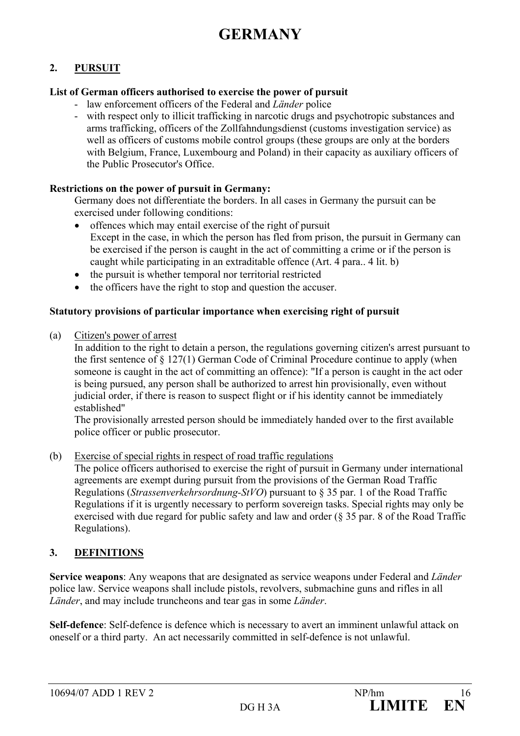# GERMANY

## 2. PURSUIT

**List of German officers authorised to exercise the power of pursuit**

- law enforcement officers of the Federal and *Länder* police
- with respect only to illicit trafficking in narcotic drugs and psychotropic substances and arms trafficking, officers of the Zollfahndungsdienst (customs investigation service) as well as officers of customs mobile control groups (these groups are only at the borders with Belgium, France, Luxembourg and Poland) in their capacity as auxiliary officers of the Public Prosecutor's Office.

**Restrictions on the power of pursuit in Germany:**

Germany does not differentiate the borders. In all cases in Germany the pursuit can be exercised under following conditions:

- offences which may entail exercise of the right of pursuit
  Except in the case, in which the person has fled from prison, the pursuit in Germany can be exercised if the person is caught in the act of committing a crime or if the person is caught while participating in an extraditable offence (Art. 4 para.. 4 lit. b)
- the pursuit is whether temporal nor territorial restricted
- the officers have the right to stop and question the accuser.

**Statutory provisions of particular importance when exercising right of pursuit**

(a) Citizen's power of arrest

In addition to the right to detain a person, the regulations governing citizen's arrest pursuant to the first sentence of § 127(1) German Code of Criminal Procedure continue to apply (when someone is caught in the act of committing an offence): "If a person is caught in the act oder is being pursued, any person shall be authorized to arrest hin provisionally, even without judicial order, if there is reason to suspect flight or if his identity cannot be immediately established"

The provisionally arrested person should be immediately handed over to the first available police officer or public prosecutor.

(b) Exercise of special rights in respect of road traffic regulations

The police officers authorised to exercise the right of pursuit in Germany under international agreements are exempt during pursuit from the provisions of the German Road Traffic Regulations (*Strassenverkehrsordnung-StVO*) pursuant to § 35 par. 1 of the Road Traffic Regulations if it is urgently necessary to perform sovereign tasks. Special rights may only be exercised with due regard for public safety and law and order (§ 35 par. 8 of the Road Traffic Regulations).

## 3. DEFINITIONS

**Service weapons**: Any weapons that are designated as service weapons under Federal and *Länder* police law. Service weapons shall include pistols, revolvers, submachine guns and rifles in all *Länder*, and may include truncheons and tear gas in some *Länder*.

**Self-defence**: Self-defence is defence which is necessary to avert an imminent unlawful attack on oneself or a third party. An act necessarily committed in self-defence is not unlawful.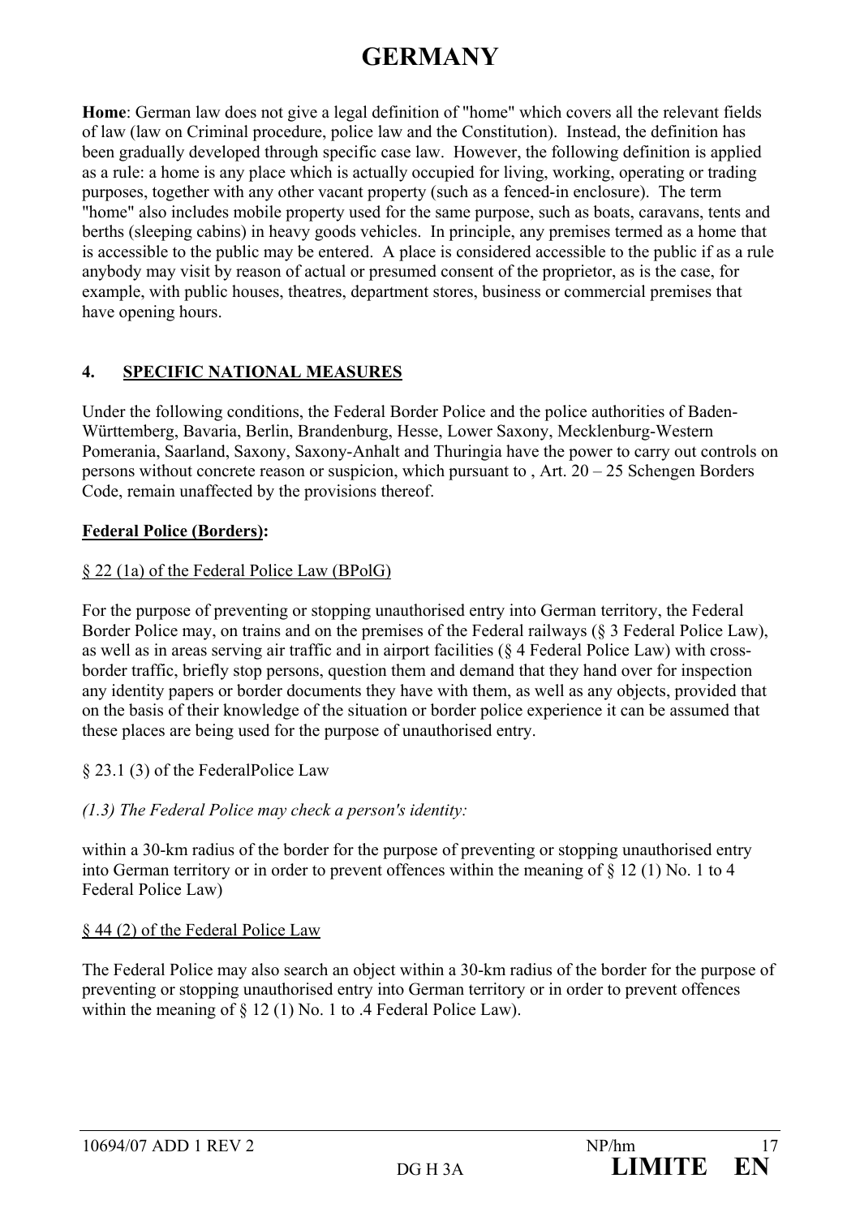# GERMANY

**Home**: German law does not give a legal definition of "home" which covers all the relevant fields of law (law on Criminal procedure, police law and the Constitution). Instead, the definition has been gradually developed through specific case law. However, the following definition is applied as a rule: a home is any place which is actually occupied for living, working, operating or trading purposes, together with any other vacant property (such as a fenced-in enclosure). The term "home" also includes mobile property used for the same purpose, such as boats, caravans, tents and berths (sleeping cabins) in heavy goods vehicles. In principle, any premises termed as a home that is accessible to the public may be entered. A place is considered accessible to the public if as a rule anybody may visit by reason of actual or presumed consent of the proprietor, as is the case, for example, with public houses, theatres, department stores, business or commercial premises that have opening hours.

## 4. SPECIFIC NATIONAL MEASURES

Under the following conditions, the Federal Border Police and the police authorities of Baden-Württemberg, Bavaria, Berlin, Brandenburg, Hesse, Lower Saxony, Mecklenburg-Western Pomerania, Saarland, Saxony, Saxony-Anhalt and Thuringia have the power to carry out controls on persons without concrete reason or suspicion, which pursuant to , Art. 20 – 25 Schengen Borders Code, remain unaffected by the provisions thereof.

**Federal Police (Borders):**

§ 22 (1a) of the Federal Police Law (BPolG)

For the purpose of preventing or stopping unauthorised entry into German territory, the Federal Border Police may, on trains and on the premises of the Federal railways (§ 3 Federal Police Law), as well as in areas serving air traffic and in airport facilities (§ 4 Federal Police Law) with cross-border traffic, briefly stop persons, question them and demand that they hand over for inspection any identity papers or border documents they have with them, as well as any objects, provided that on the basis of their knowledge of the situation or border police experience it can be assumed that these places are being used for the purpose of unauthorised entry.

§ 23.1 (3) of the FederalPolice Law

*(1.3) The Federal Police may check a person's identity:*

within a 30-km radius of the border for the purpose of preventing or stopping unauthorised entry into German territory or in order to prevent offences within the meaning of § 12 (1) No. 1 to 4 Federal Police Law)

§ 44 (2) of the Federal Police Law

The Federal Police may also search an object within a 30-km radius of the border for the purpose of preventing or stopping unauthorised entry into German territory or in order to prevent offences within the meaning of § 12 (1) No. 1 to .4 Federal Police Law).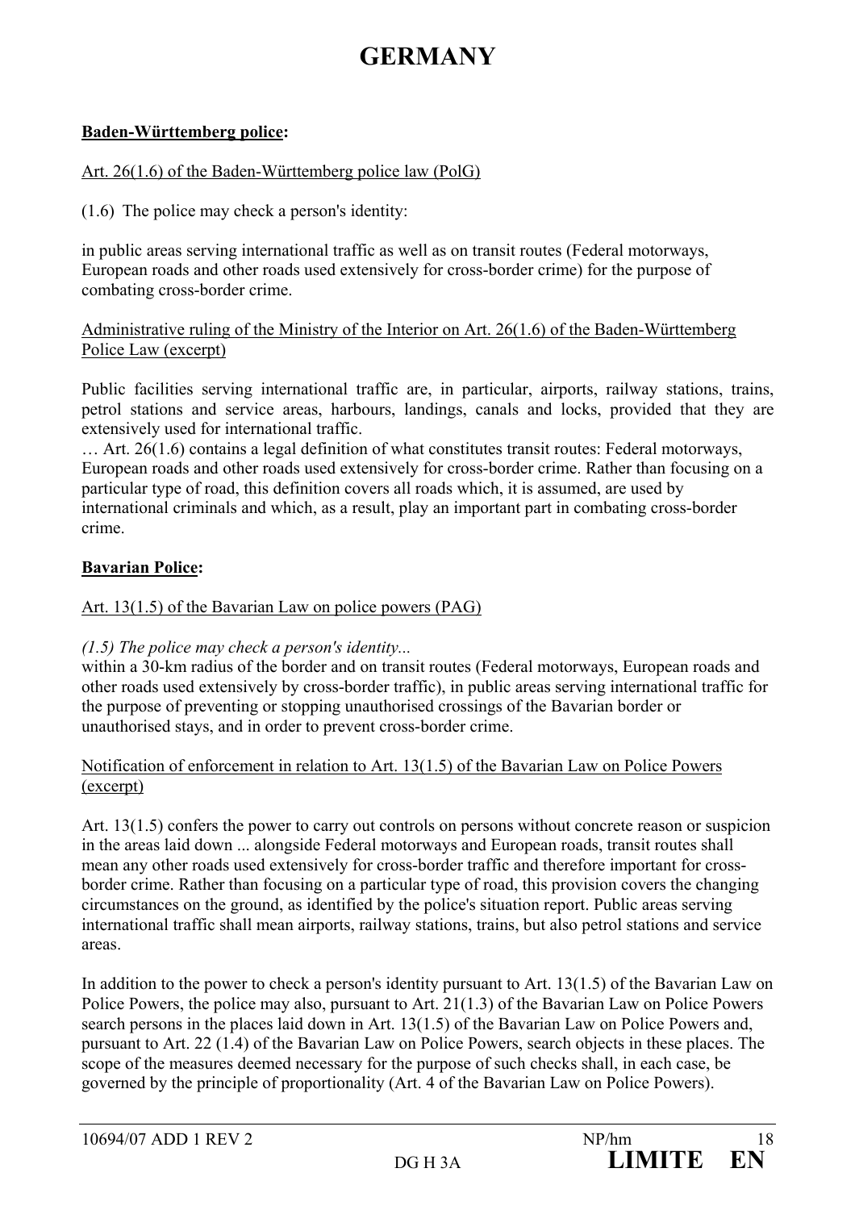# GERMANY

**Baden-Württemberg police:**

Art. 26(1.6) of the Baden-Württemberg police law (PolG)

(1.6) The police may check a person's identity:

in public areas serving international traffic as well as on transit routes (Federal motorways, European roads and other roads used extensively for cross-border crime) for the purpose of combating cross-border crime.

Administrative ruling of the Ministry of the Interior on Art. 26(1.6) of the Baden-Württemberg Police Law (excerpt)

Public facilities serving international traffic are, in particular, airports, railway stations, trains, petrol stations and service areas, harbours, landings, canals and locks, provided that they are extensively used for international traffic.

… Art. 26(1.6) contains a legal definition of what constitutes transit routes: Federal motorways, European roads and other roads used extensively for cross-border crime. Rather than focusing on a particular type of road, this definition covers all roads which, it is assumed, are used by international criminals and which, as a result, play an important part in combating cross-border crime.

**Bavarian Police:**

Art. 13(1.5) of the Bavarian Law on police powers (PAG)

*(1.5) The police may check a person's identity...*
within a 30-km radius of the border and on transit routes (Federal motorways, European roads and other roads used extensively by cross-border traffic), in public areas serving international traffic for the purpose of preventing or stopping unauthorised crossings of the Bavarian border or unauthorised stays, and in order to prevent cross-border crime.

Notification of enforcement in relation to Art. 13(1.5) of the Bavarian Law on Police Powers (excerpt)

Art. 13(1.5) confers the power to carry out controls on persons without concrete reason or suspicion in the areas laid down ... alongside Federal motorways and European roads, transit routes shall mean any other roads used extensively for cross-border traffic and therefore important for cross-border crime. Rather than focusing on a particular type of road, this provision covers the changing circumstances on the ground, as identified by the police's situation report. Public areas serving international traffic shall mean airports, railway stations, trains, but also petrol stations and service areas.

In addition to the power to check a person's identity pursuant to Art. 13(1.5) of the Bavarian Law on Police Powers, the police may also, pursuant to Art. 21(1.3) of the Bavarian Law on Police Powers search persons in the places laid down in Art. 13(1.5) of the Bavarian Law on Police Powers and, pursuant to Art. 22 (1.4) of the Bavarian Law on Police Powers, search objects in these places. The scope of the measures deemed necessary for the purpose of such checks shall, in each case, be governed by the principle of proportionality (Art. 4 of the Bavarian Law on Police Powers).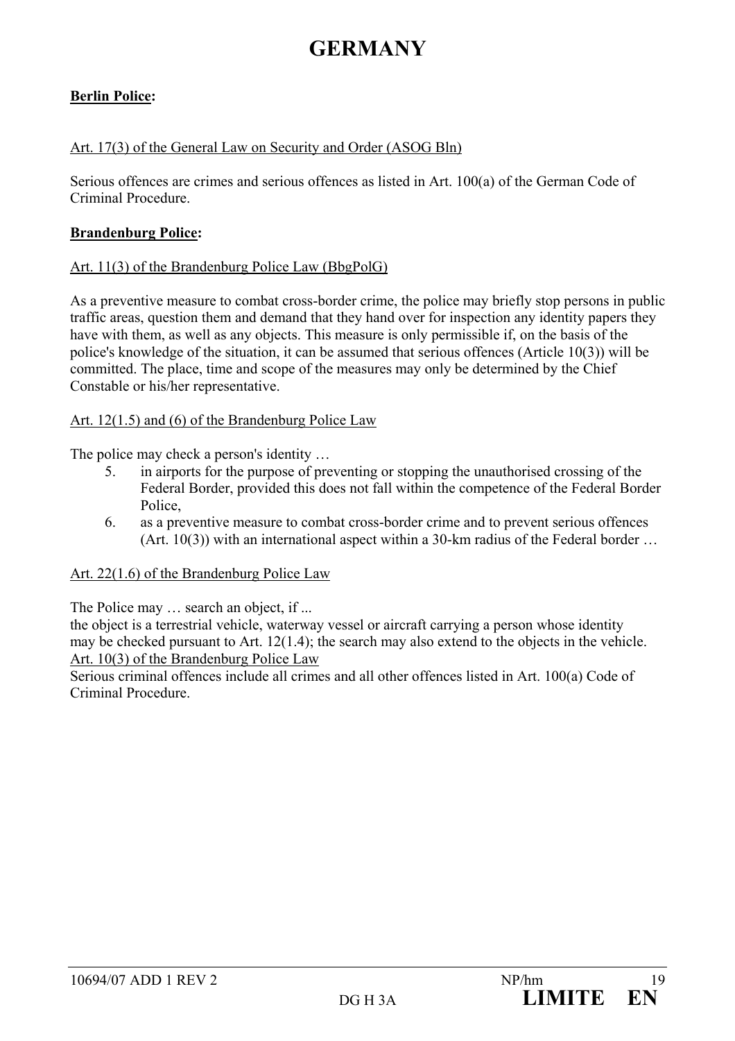# GERMANY

**Berlin Police:**

Art. 17(3) of the General Law on Security and Order (ASOG Bln)

Serious offences are crimes and serious offences as listed in Art. 100(a) of the German Code of Criminal Procedure.

**Brandenburg Police:**

Art. 11(3) of the Brandenburg Police Law (BbgPolG)

As a preventive measure to combat cross-border crime, the police may briefly stop persons in public traffic areas, question them and demand that they hand over for inspection any identity papers they have with them, as well as any objects. This measure is only permissible if, on the basis of the police's knowledge of the situation, it can be assumed that serious offences (Article 10(3)) will be committed. The place, time and scope of the measures may only be determined by the Chief Constable or his/her representative.

Art. 12(1.5) and (6) of the Brandenburg Police Law

The police may check a person's identity …

5. in airports for the purpose of preventing or stopping the unauthorised crossing of the Federal Border, provided this does not fall within the competence of the Federal Border Police,
6. as a preventive measure to combat cross-border crime and to prevent serious offences (Art. 10(3)) with an international aspect within a 30-km radius of the Federal border …

Art. 22(1.6) of the Brandenburg Police Law

The Police may … search an object, if ...
the object is a terrestrial vehicle, waterway vessel or aircraft carrying a person whose identity may be checked pursuant to Art. 12(1.4); the search may also extend to the objects in the vehicle.

Art. 10(3) of the Brandenburg Police Law

Serious criminal offences include all crimes and all other offences listed in Art. 100(a) Code of Criminal Procedure.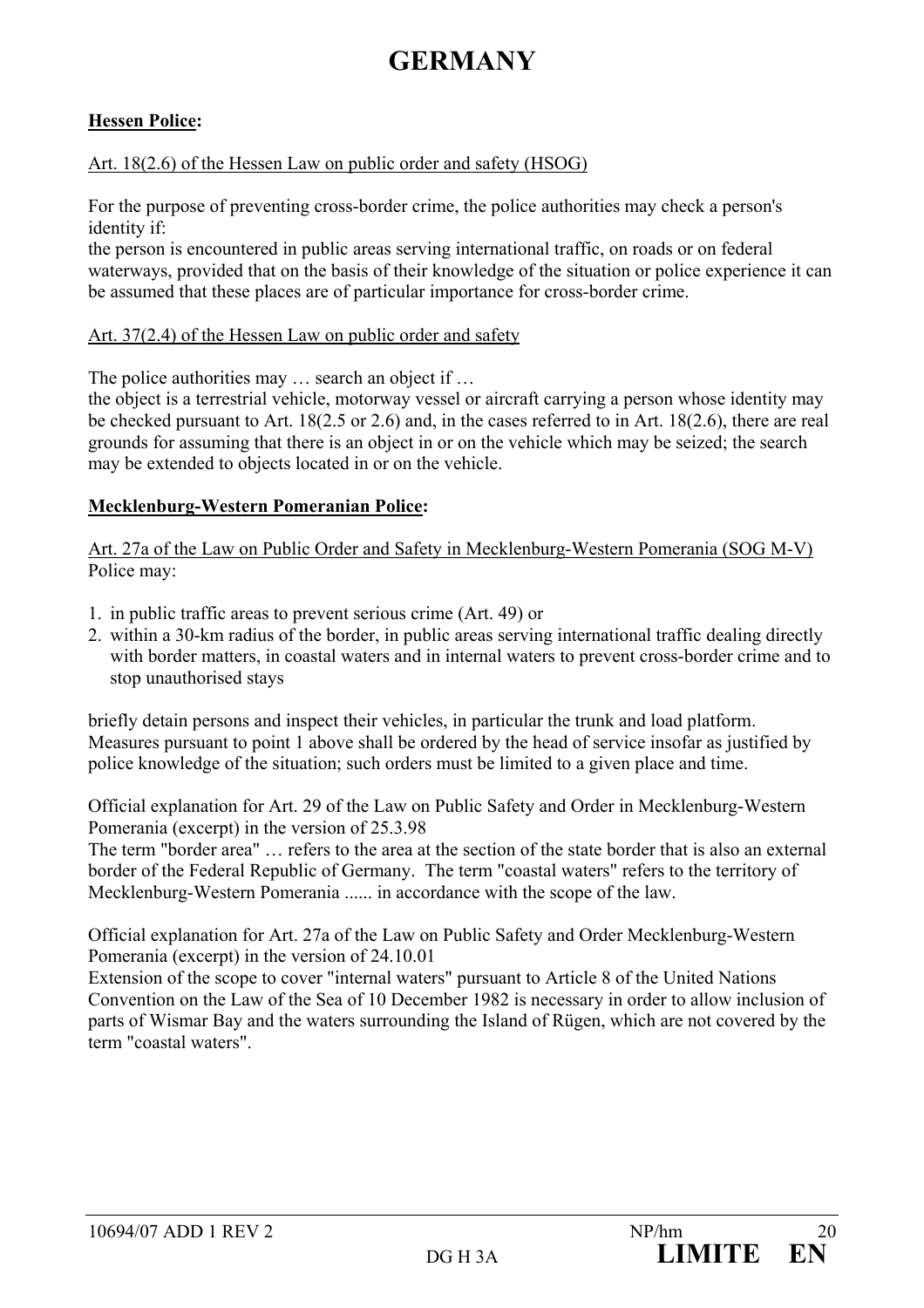# GERMANY

**Hessen Police:**

Art. 18(2.6) of the Hessen Law on public order and safety (HSOG)

For the purpose of preventing cross-border crime, the police authorities may check a person's identity if:
the person is encountered in public areas serving international traffic, on roads or on federal waterways, provided that on the basis of their knowledge of the situation or police experience it can be assumed that these places are of particular importance for cross-border crime.

Art. 37(2.4) of the Hessen Law on public order and safety

The police authorities may … search an object if …
the object is a terrestrial vehicle, motorway vessel or aircraft carrying a person whose identity may be checked pursuant to Art. 18(2.5 or 2.6) and, in the cases referred to in Art. 18(2.6), there are real grounds for assuming that there is an object in or on the vehicle which may be seized; the search may be extended to objects located in or on the vehicle.

**Mecklenburg-Western Pomeranian Police:**

Art. 27a of the Law on Public Order and Safety in Mecklenburg-Western Pomerania (SOG M-V)
Police may:

1. in public traffic areas to prevent serious crime (Art. 49) or
2. within a 30-km radius of the border, in public areas serving international traffic dealing directly with border matters, in coastal waters and in internal waters to prevent cross-border crime and to stop unauthorised stays

briefly detain persons and inspect their vehicles, in particular the trunk and load platform. Measures pursuant to point 1 above shall be ordered by the head of service insofar as justified by police knowledge of the situation; such orders must be limited to a given place and time.

Official explanation for Art. 29 of the Law on Public Safety and Order in Mecklenburg-Western Pomerania (excerpt) in the version of 25.3.98
The term "border area" … refers to the area at the section of the state border that is also an external border of the Federal Republic of Germany. The term "coastal waters" refers to the territory of Mecklenburg-Western Pomerania ...... in accordance with the scope of the law.

Official explanation for Art. 27a of the Law on Public Safety and Order Mecklenburg-Western Pomerania (excerpt) in the version of 24.10.01
Extension of the scope to cover "internal waters" pursuant to Article 8 of the United Nations Convention on the Law of the Sea of 10 December 1982 is necessary in order to allow inclusion of parts of Wismar Bay and the waters surrounding the Island of Rügen, which are not covered by the term "coastal waters".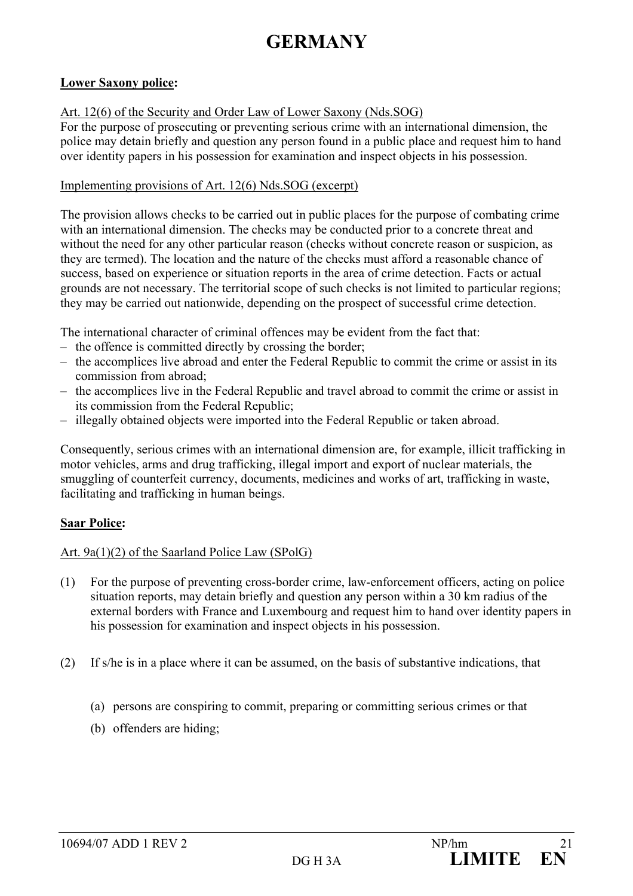# GERMANY

**Lower Saxony police:**

Art. 12(6) of the Security and Order Law of Lower Saxony (Nds.SOG)

For the purpose of prosecuting or preventing serious crime with an international dimension, the police may detain briefly and question any person found in a public place and request him to hand over identity papers in his possession for examination and inspect objects in his possession.

Implementing provisions of Art. 12(6) Nds.SOG (excerpt)

The provision allows checks to be carried out in public places for the purpose of combating crime with an international dimension. The checks may be conducted prior to a concrete threat and without the need for any other particular reason (checks without concrete reason or suspicion, as they are termed). The location and the nature of the checks must afford a reasonable chance of success, based on experience or situation reports in the area of crime detection. Facts or actual grounds are not necessary. The territorial scope of such checks is not limited to particular regions; they may be carried out nationwide, depending on the prospect of successful crime detection.

The international character of criminal offences may be evident from the fact that:

- the offence is committed directly by crossing the border;
- the accomplices live abroad and enter the Federal Republic to commit the crime or assist in its commission from abroad;
- the accomplices live in the Federal Republic and travel abroad to commit the crime or assist in its commission from the Federal Republic;
- illegally obtained objects were imported into the Federal Republic or taken abroad.

Consequently, serious crimes with an international dimension are, for example, illicit trafficking in motor vehicles, arms and drug trafficking, illegal import and export of nuclear materials, the smuggling of counterfeit currency, documents, medicines and works of art, trafficking in waste, facilitating and trafficking in human beings.

**Saar Police:**

Art. 9a(1)(2) of the Saarland Police Law (SPolG)

(1) For the purpose of preventing cross-border crime, law-enforcement officers, acting on police situation reports, may detain briefly and question any person within a 30 km radius of the external borders with France and Luxembourg and request him to hand over identity papers in his possession for examination and inspect objects in his possession.

(2) If s/he is in a place where it can be assumed, on the basis of substantive indications, that

(a) persons are conspiring to commit, preparing or committing serious crimes or that

(b) offenders are hiding;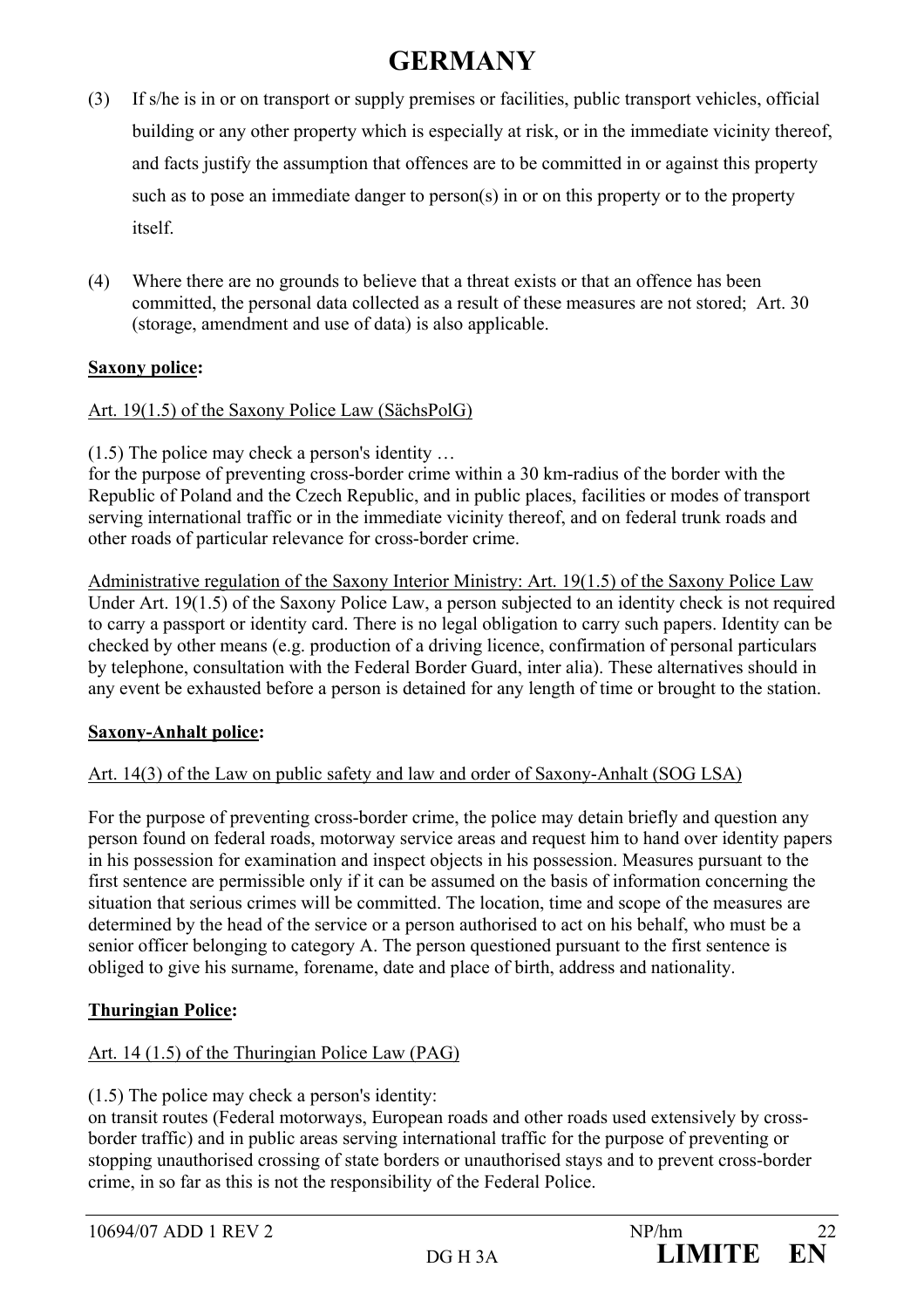# GERMANY

(3) If s/he is in or on transport or supply premises or facilities, public transport vehicles, official building or any other property which is especially at risk, or in the immediate vicinity thereof, and facts justify the assumption that offences are to be committed in or against this property such as to pose an immediate danger to person(s) in or on this property or to the property itself.

(4) Where there are no grounds to believe that a threat exists or that an offence has been committed, the personal data collected as a result of these measures are not stored; Art. 30 (storage, amendment and use of data) is also applicable.

**Saxony police:**

Art. 19(1.5) of the Saxony Police Law (SächsPolG)

(1.5) The police may check a person's identity …
for the purpose of preventing cross-border crime within a 30 km-radius of the border with the Republic of Poland and the Czech Republic, and in public places, facilities or modes of transport serving international traffic or in the immediate vicinity thereof, and on federal trunk roads and other roads of particular relevance for cross-border crime.

Administrative regulation of the Saxony Interior Ministry: Art. 19(1.5) of the Saxony Police Law
Under Art. 19(1.5) of the Saxony Police Law, a person subjected to an identity check is not required to carry a passport or identity card. There is no legal obligation to carry such papers. Identity can be checked by other means (e.g. production of a driving licence, confirmation of personal particulars by telephone, consultation with the Federal Border Guard, inter alia). These alternatives should in any event be exhausted before a person is detained for any length of time or brought to the station.

**Saxony-Anhalt police:**

Art. 14(3) of the Law on public safety and law and order of Saxony-Anhalt (SOG LSA)

For the purpose of preventing cross-border crime, the police may detain briefly and question any person found on federal roads, motorway service areas and request him to hand over identity papers in his possession for examination and inspect objects in his possession. Measures pursuant to the first sentence are permissible only if it can be assumed on the basis of information concerning the situation that serious crimes will be committed. The location, time and scope of the measures are determined by the head of the service or a person authorised to act on his behalf, who must be a senior officer belonging to category A. The person questioned pursuant to the first sentence is obliged to give his surname, forename, date and place of birth, address and nationality.

**Thuringian Police:**

Art. 14 (1.5) of the Thuringian Police Law (PAG)

(1.5) The police may check a person's identity:
on transit routes (Federal motorways, European roads and other roads used extensively by cross-border traffic) and in public areas serving international traffic for the purpose of preventing or stopping unauthorised crossing of state borders or unauthorised stays and to prevent cross-border crime, in so far as this is not the responsibility of the Federal Police.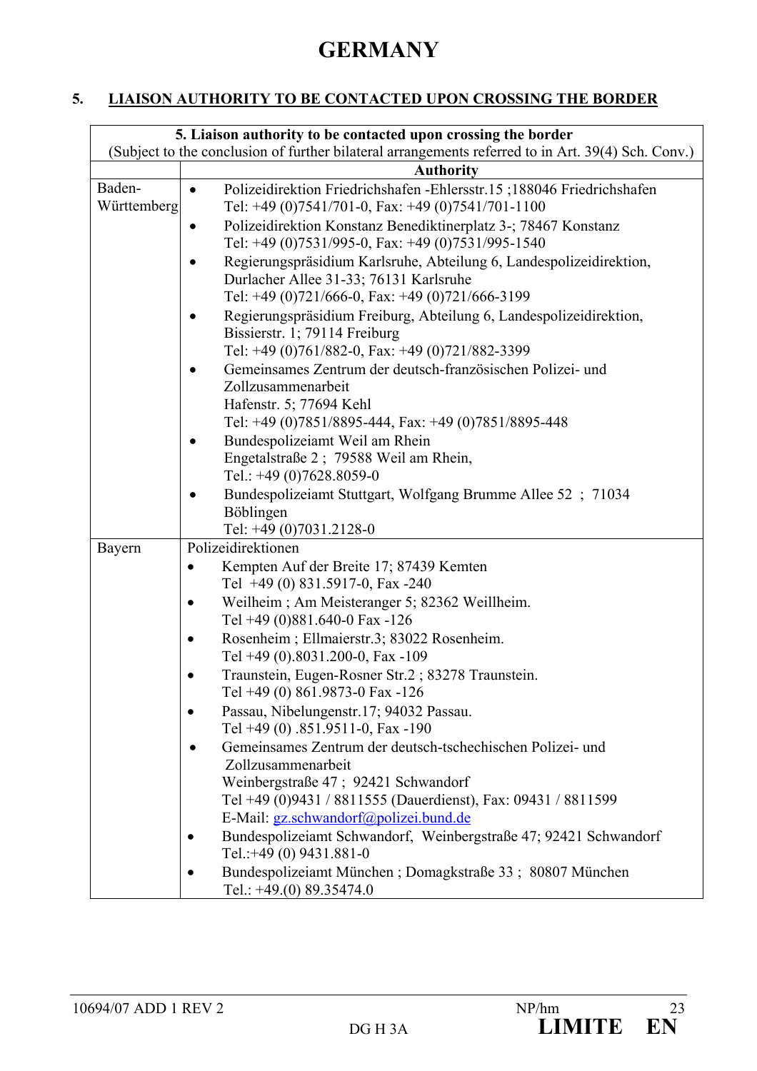# GERMANY

## 5. LIAISON AUTHORITY TO BE CONTACTED UPON CROSSING THE BORDER

| **5. Liaison authority to be contacted upon crossing the border** (Subject to the conclusion of further bilateral arrangements referred to in Art. 39(4) Sch. Conv.) | |
|---|---|
| | **Authority** |
| Baden-Württemberg | • Polizeidirektion Friedrichshafen -Ehlersstr.15 ;188046 Friedrichshafen Tel: +49 (0)7541/701-0, Fax: +49 (0)7541/701-1100<br>• Polizeidirektion Konstanz Benediktinerplatz 3-; 78467 Konstanz Tel: +49 (0)7531/995-0, Fax: +49 (0)7531/995-1540<br>• Regierungspräsidium Karlsruhe, Abteilung 6, Landespolizeidirektion, Durlacher Allee 31-33; 76131 Karlsruhe Tel: +49 (0)721/666-0, Fax: +49 (0)721/666-3199<br>• Regierungspräsidium Freiburg, Abteilung 6, Landespolizeidirektion, Bissierstr. 1; 79114 Freiburg Tel: +49 (0)761/882-0, Fax: +49 (0)721/882-3399<br>• Gemeinsames Zentrum der deutsch-französischen Polizei- und Zollzusammenarbeit Hafenstr. 5; 77694 Kehl Tel: +49 (0)7851/8895-444, Fax: +49 (0)7851/8895-448<br>• Bundespolizeiamt Weil am Rhein Engetalstraße 2 ; 79588 Weil am Rhein, Tel.: +49 (0)7628.8059-0<br>• Bundespolizeiamt Stuttgart, Wolfgang Brumme Allee 52 ; 71034 Böblingen Tel: +49 (0)7031.2128-0 |
| Bayern | Polizeidirektionen<br>• Kempten Auf der Breite 17; 87439 Kemten Tel +49 (0) 831.5917-0, Fax -240<br>• Weilheim ; Am Meisteranger 5; 82362 Weillheim. Tel +49 (0)881.640-0 Fax -126<br>• Rosenheim ; Ellmaierstr.3; 83022 Rosenheim. Tel +49 (0).8031.200-0, Fax -109<br>• Traunstein, Eugen-Rosner Str.2 ; 83278 Traunstein. Tel +49 (0) 861.9873-0 Fax -126<br>• Passau, Nibelungenstr.17; 94032 Passau. Tel +49 (0) .851.9511-0, Fax -190<br>• Gemeinsames Zentrum der deutsch-tschechischen Polizei- und Zollzusammenarbeit Weinbergstraße 47 ; 92421 Schwandorf Tel +49 (0)9431 / 8811555 (Dauerdienst), Fax: 09431 / 8811599 E-Mail: gz.schwandorf@polizei.bund.de<br>• Bundespolizeiamt Schwandorf, Weinbergstraße 47; 92421 Schwandorf Tel.:+49 (0) 9431.881-0<br>• Bundespolizeiamt München ; Domagkstraße 33 ; 80807 München Tel.: +49.(0) 89.35474.0 |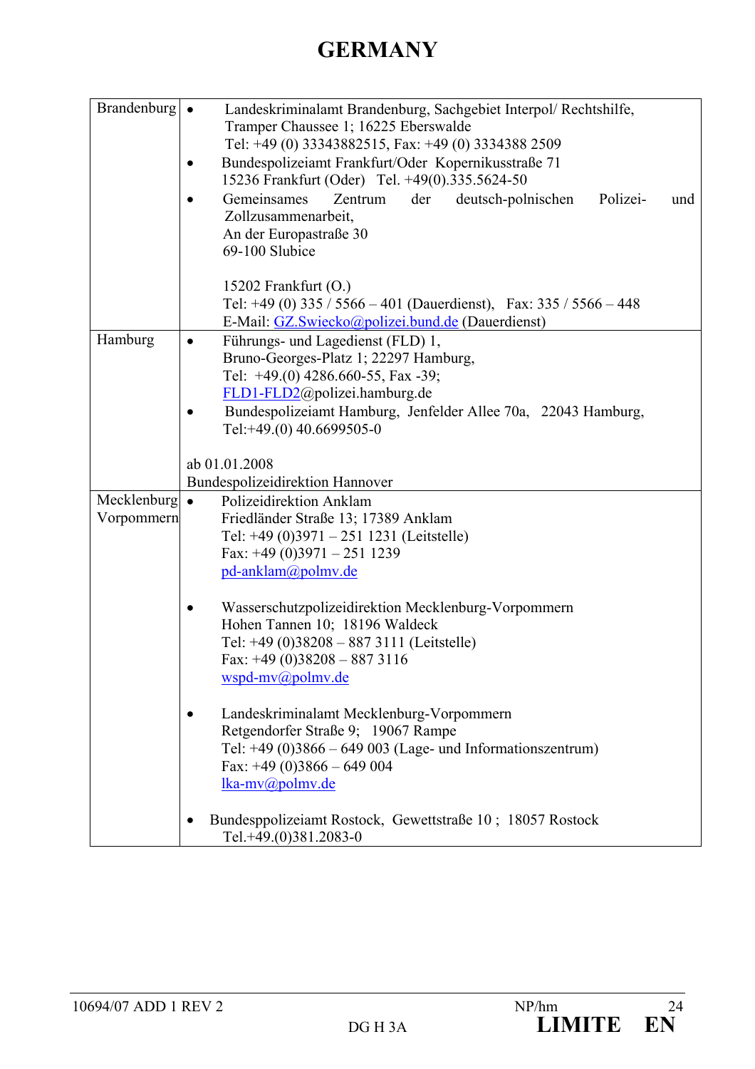# GERMANY

| | |
|---|---|
| Brandenburg | • Landeskriminalamt Brandenburg, Sachgebiet Interpol/ Rechtshilfe, Tramper Chaussee 1; 16225 Eberswalde Tel: +49 (0) 33343882515, Fax: +49 (0) 3334388 2509<br>• Bundespolizeiamt Frankfurt/Oder Kopernikusstraße 71 15236 Frankfurt (Oder) Tel. +49(0).335.5624-50<br>• Gemeinsames Zentrum der deutsch-polnischen Polizei- und Zollzusammenarbeit, An der Europastraße 30 69-100 Slubice<br><br>15202 Frankfurt (O.)<br>Tel: +49 (0) 335 / 5566 – 401 (Dauerdienst), Fax: 335 / 5566 – 448<br>E-Mail: GZ.Swiecko@polizei.bund.de (Dauerdienst) |
| Hamburg | • Führungs- und Lagedienst (FLD) 1, Bruno-Georges-Platz 1; 22297 Hamburg, Tel: +49.(0) 4286.660-55, Fax -39; FLD1-FLD2@polizei.hamburg.de<br>• Bundespolizeiamt Hamburg, Jenfelder Allee 70a, 22043 Hamburg, Tel:+49.(0) 40.6699505-0<br><br>ab 01.01.2008<br>Bundespolizeidirektion Hannover |
| Mecklenburg Vorpommern | • Polizeidirektion Anklam Friedländer Straße 13; 17389 Anklam Tel: +49 (0)3971 – 251 1231 (Leitstelle) Fax: +49 (0)3971 – 251 1239 pd-anklam@polmv.de<br><br>• Wasserschutzpolizeidirektion Mecklenburg-Vorpommern Hohen Tannen 10; 18196 Waldeck Tel: +49 (0)38208 – 887 3111 (Leitstelle) Fax: +49 (0)38208 – 887 3116 wspd-mv@polmv.de<br><br>• Landeskriminalamt Mecklenburg-Vorpommern Retgendorfer Straße 9; 19067 Rampe Tel: +49 (0)3866 – 649 003 (Lage- und Informationszentrum) Fax: +49 (0)3866 – 649 004 lka-mv@polmv.de<br><br>• Bundesppolizeiamt Rostock, Gewettstraße 10 ; 18057 Rostock Tel.+49.(0)381.2083-0 |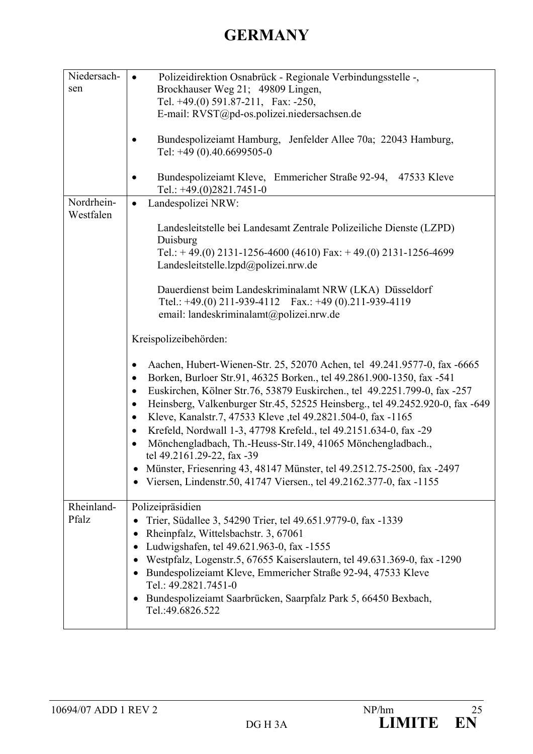# GERMANY

| | |
|---|---|
| Niedersachsen | • Polizeidirektion Osnabrück - Regionale Verbindungsstelle -, Brockhauser Weg 21; 49809 Lingen, Tel. +49.(0) 591.87-211, Fax: -250, E-mail: RVST@pd-os.polizei.niedersachsen.de<br><br>• Bundespolizeiamt Hamburg, Jenfelder Allee 70a; 22043 Hamburg, Tel: +49 (0).40.6699505-0<br><br>• Bundespolizeiamt Kleve, Emmericher Straße 92-94, 47533 Kleve Tel.: +49.(0)2821.7451-0 |
| Nordrhein-Westfalen | • Landespolizei NRW:<br><br>Landesleitstelle bei Landesamt Zentrale Polizeiliche Dienste (LZPD) Duisburg<br>Tel.: + 49.(0) 2131-1256-4600 (4610) Fax: + 49.(0) 2131-1256-4699<br>Landesleitstelle.lzpd@polizei.nrw.de<br><br>Dauerdienst beim Landeskriminalamt NRW (LKA) Düsseldorf<br>Ttel.: +49.(0) 211-939-4112 Fax.: +49 (0).211-939-4119<br>email: landeskriminalamt@polizei.nrw.de<br><br>Kreispolizeibehörden:<br><br>• Aachen, Hubert-Wienen-Str. 25, 52070 Achen, tel 49.241.9577-0, fax -6665<br>• Borken, Burloer Str.91, 46325 Borken., tel 49.2861.900-1350, fax -541<br>• Euskirchen, Kölner Str.76, 53879 Euskirchen., tel 49.2251.799-0, fax -257<br>• Heinsberg, Valkenburger Str.45, 52525 Heinsberg., tel 49.2452.920-0, fax -649<br>• Kleve, Kanalstr.7, 47533 Kleve ,tel 49.2821.504-0, fax -1165<br>• Krefeld, Nordwall 1-3, 47798 Krefeld., tel 49.2151.634-0, fax -29<br>• Mönchengladbach, Th.-Heuss-Str.149, 41065 Mönchengladbach., tel 49.2161.29-22, fax -39<br>• Münster, Friesenring 43, 48147 Münster, tel 49.2512.75-2500, fax -2497<br>• Viersen, Lindenstr.50, 41747 Viersen., tel 49.2162.377-0, fax -1155 |
| Rheinland-Pfalz | Polizeipräsidien<br>• Trier, Südallee 3, 54290 Trier, tel 49.651.9779-0, fax -1339<br>• Rheinpfalz, Wittelsbachstr. 3, 67061<br>• Ludwigshafen, tel 49.621.963-0, fax -1555<br>• Westpfalz, Logenstr.5, 67655 Kaiserslautern, tel 49.631.369-0, fax -1290<br>• Bundespolizeiamt Kleve, Emmericher Straße 92-94, 47533 Kleve Tel.: 49.2821.7451-0<br>• Bundespolizeiamt Saarbrücken, Saarpfalz Park 5, 66450 Bexbach, Tel.:49.6826.522 |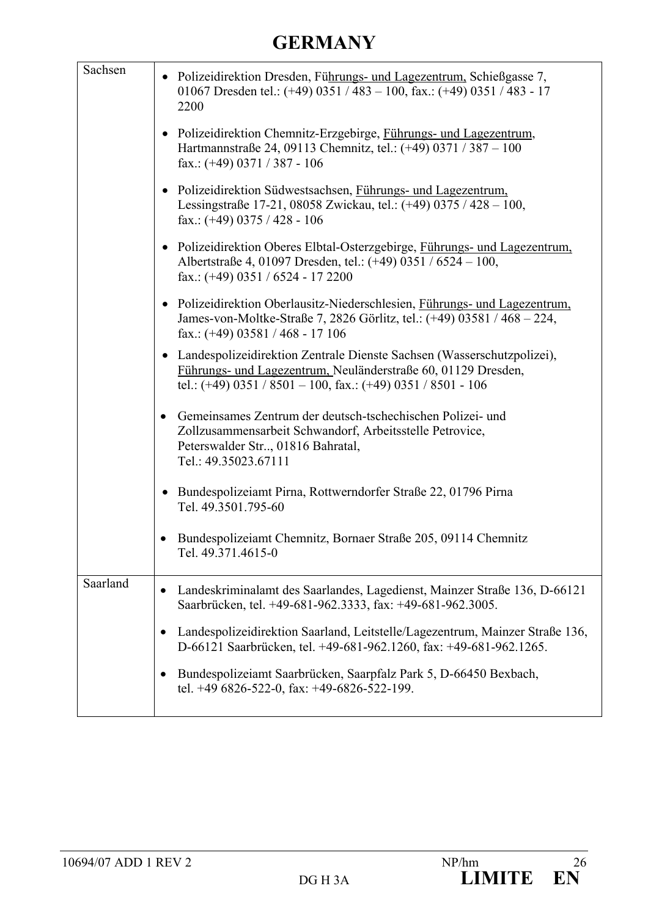# GERMANY

| | |
|---|---|
| Sachsen | • Polizeidirektion Dresden, Führungs- und Lagezentrum, Schießgasse 7, 01067 Dresden tel.: (+49) 0351 / 483 – 100, fax.: (+49) 0351 / 483 - 17 2200<br><br>• Polizeidirektion Chemnitz-Erzgebirge, Führungs- und Lagezentrum, Hartmannstraße 24, 09113 Chemnitz, tel.: (+49) 0371 / 387 – 100 fax.: (+49) 0371 / 387 - 106<br><br>• Polizeidirektion Südwestsachsen, Führungs- und Lagezentrum, Lessingstraße 17-21, 08058 Zwickau, tel.: (+49) 0375 / 428 – 100, fax.: (+49) 0375 / 428 - 106<br><br>• Polizeidirektion Oberes Elbtal-Osterzgebirge, Führungs- und Lagezentrum, Albertstraße 4, 01097 Dresden, tel.: (+49) 0351 / 6524 – 100, fax.: (+49) 0351 / 6524 - 17 2200<br><br>• Polizeidirektion Oberlausitz-Niederschlesien, Führungs- und Lagezentrum, James-von-Moltke-Straße 7, 2826 Görlitz, tel.: (+49) 03581 / 468 – 224, fax.: (+49) 03581 / 468 - 17 106<br><br>• Landespolizeidirektion Zentrale Dienste Sachsen (Wasserschutzpolizei), Führungs- und Lagezentrum, Neuländerstraße 60, 01129 Dresden, tel.: (+49) 0351 / 8501 – 100, fax.: (+49) 0351 / 8501 - 106<br><br>• Gemeinsames Zentrum der deutsch-tschechischen Polizei- und Zollzusammensarbeit Schwandorf, Arbeitsstelle Petrovice, Peterswalder Str.., 01816 Bahratal, Tel.: 49.35023.67111<br><br>• Bundespolizeiamt Pirna, Rottwerndorfer Straße 22, 01796 Pirna Tel. 49.3501.795-60<br><br>• Bundespolizeiamt Chemnitz, Bornaer Straße 205, 09114 Chemnitz Tel. 49.371.4615-0 |
| Saarland | • Landeskriminalamt des Saarlandes, Lagedienst, Mainzer Straße 136, D-66121 Saarbrücken, tel. +49-681-962.3333, fax: +49-681-962.3005.<br><br>• Landespolizeidirektion Saarland, Leitstelle/Lagezentrum, Mainzer Straße 136, D-66121 Saarbrücken, tel. +49-681-962.1260, fax: +49-681-962.1265.<br><br>• Bundespolizeiamt Saarbrücken, Saarpfalz Park 5, D-66450 Bexbach, tel. +49 6826-522-0, fax: +49-6826-522-199. |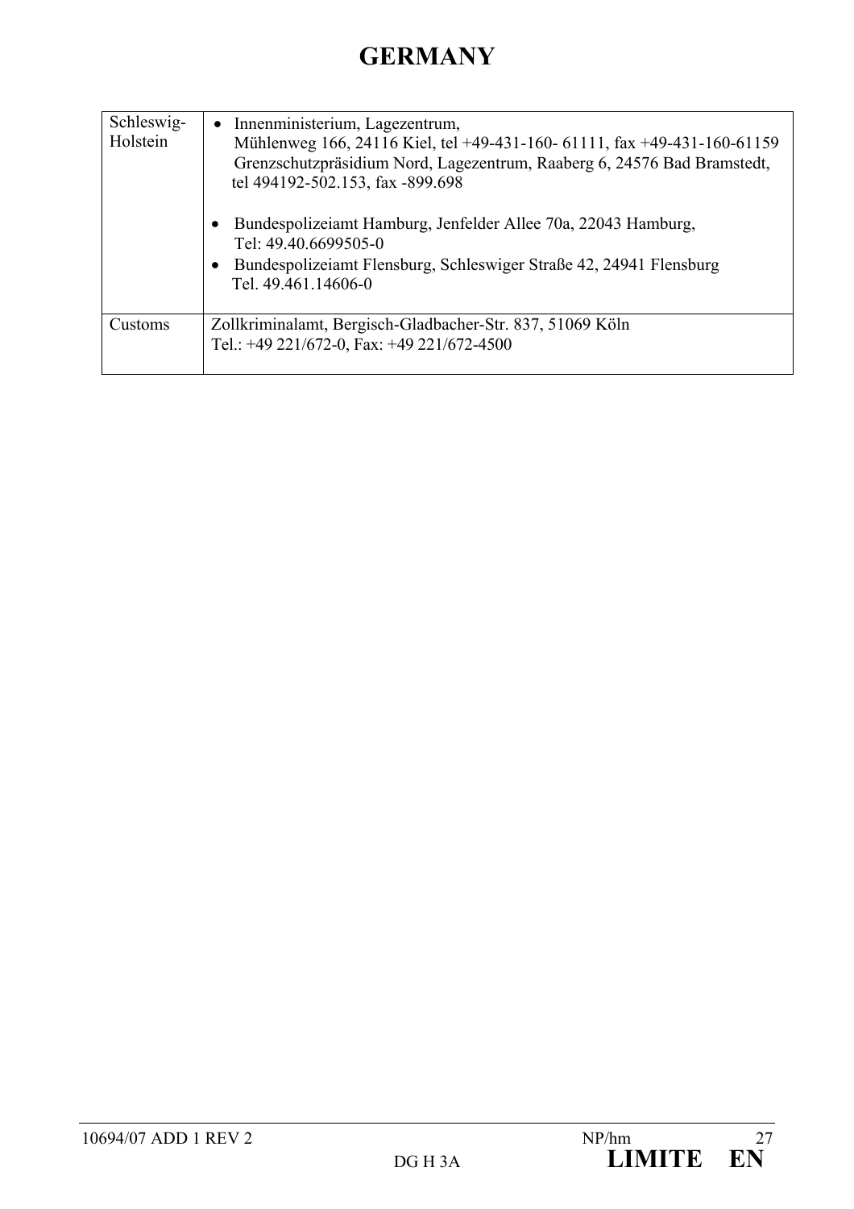# GERMANY

| | |
|---|---|
| Schleswig-Holstein | • Innenministerium, Lagezentrum, Mühlenweg 166, 24116 Kiel, tel +49-431-160- 61111, fax +49-431-160-61159 Grenzschutzpräsidium Nord, Lagezentrum, Raaberg 6, 24576 Bad Bramstedt, tel 494192-502.153, fax -899.698<br><br>• Bundespolizeiamt Hamburg, Jenfelder Allee 70a, 22043 Hamburg, Tel: 49.40.6699505-0<br>• Bundespolizeiamt Flensburg, Schleswiger Straße 42, 24941 Flensburg Tel. 49.461.14606-0 |
| Customs | Zollkriminalamt, Bergisch-Gladbacher-Str. 837, 51069 Köln<br>Tel.: +49 221/672-0, Fax: +49 221/672-4500 |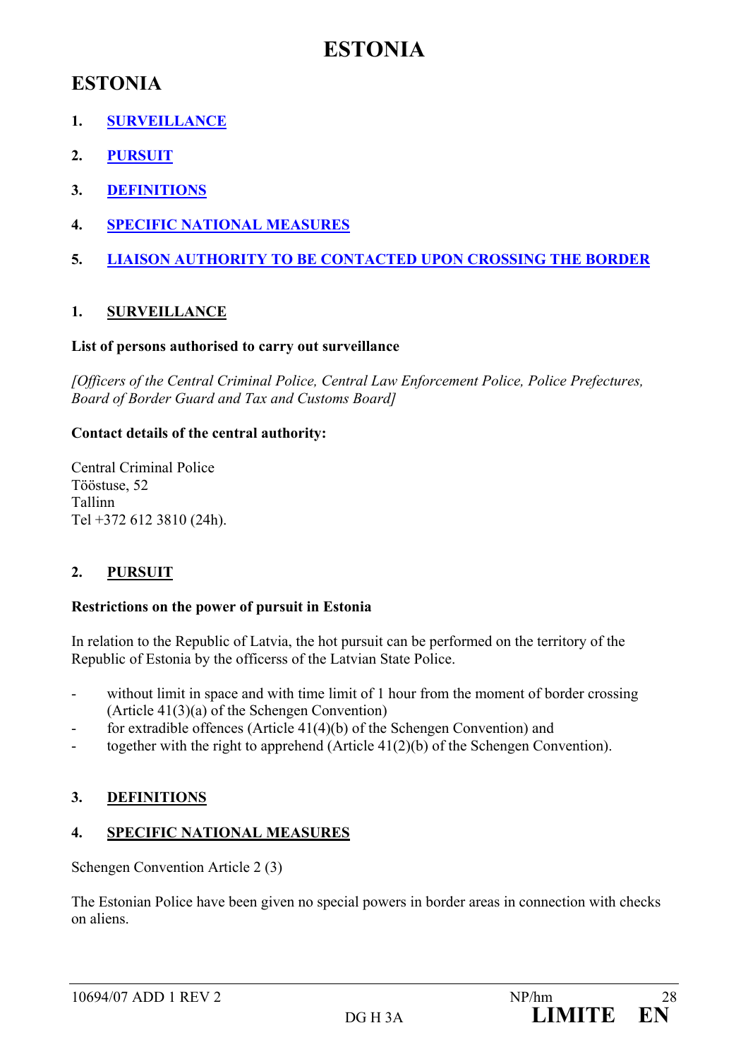# ESTONIA

## ESTONIA

1. **SURVEILLANCE**
2. **PURSUIT**
3. **DEFINITIONS**
4. **SPECIFIC NATIONAL MEASURES**
5. **LIAISON AUTHORITY TO BE CONTACTED UPON CROSSING THE BORDER**

### 1. SURVEILLANCE

**List of persons authorised to carry out surveillance**

*[Officers of the Central Criminal Police, Central Law Enforcement Police, Police Prefectures, Board of Border Guard and Tax and Customs Board]*

**Contact details of the central authority:**

Central Criminal Police
Tööstuse, 52
Tallinn
Tel +372 612 3810 (24h).

### 2. PURSUIT

**Restrictions on the power of pursuit in Estonia**

In relation to the Republic of Latvia, the hot pursuit can be performed on the territory of the Republic of Estonia by the officerss of the Latvian State Police.

- without limit in space and with time limit of 1 hour from the moment of border crossing (Article 41(3)(a) of the Schengen Convention)
- for extradible offences (Article 41(4)(b) of the Schengen Convention) and
- together with the right to apprehend (Article 41(2)(b) of the Schengen Convention).

### 3. DEFINITIONS

### 4. SPECIFIC NATIONAL MEASURES

Schengen Convention Article 2 (3)

The Estonian Police have been given no special powers in border areas in connection with checks on aliens.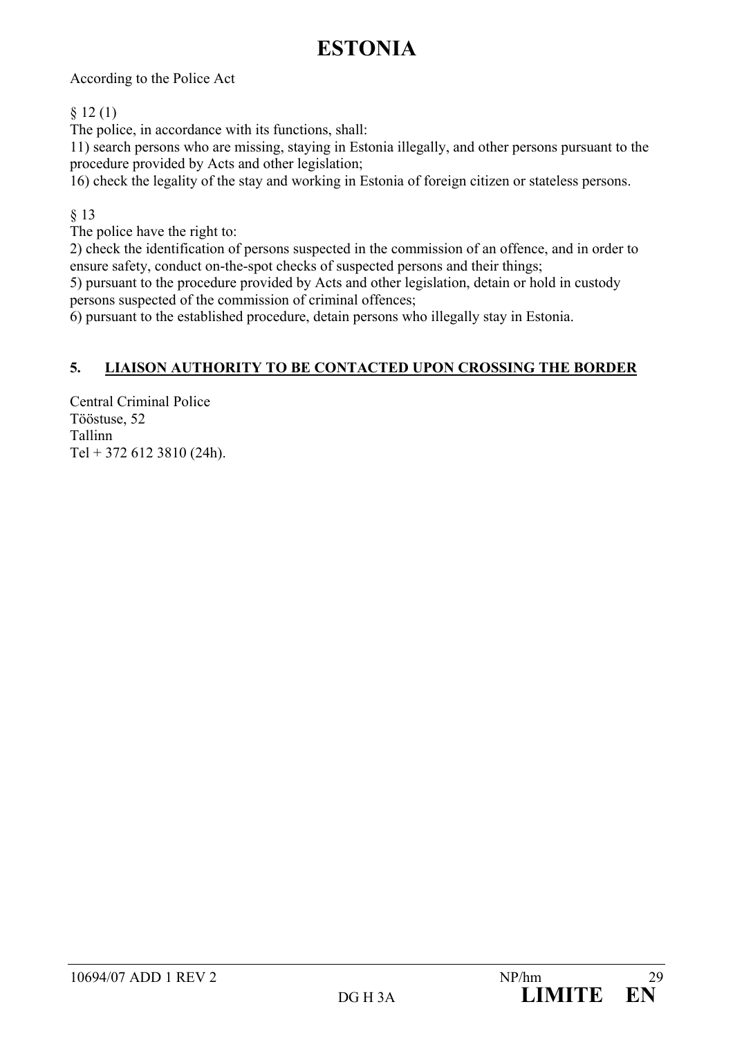# ESTONIA

According to the Police Act

§ 12 (1)
The police, in accordance with its functions, shall:
11) search persons who are missing, staying in Estonia illegally, and other persons pursuant to the procedure provided by Acts and other legislation;
16) check the legality of the stay and working in Estonia of foreign citizen or stateless persons.

§ 13
The police have the right to:
2) check the identification of persons suspected in the commission of an offence, and in order to ensure safety, conduct on-the-spot checks of suspected persons and their things;
5) pursuant to the procedure provided by Acts and other legislation, detain or hold in custody persons suspected of the commission of criminal offences;
6) pursuant to the established procedure, detain persons who illegally stay in Estonia.

## 5. <u>LIAISON AUTHORITY TO BE CONTACTED UPON CROSSING THE BORDER</u>

Central Criminal Police
Tööstuse, 52
Tallinn
Tel + 372 612 3810 (24h).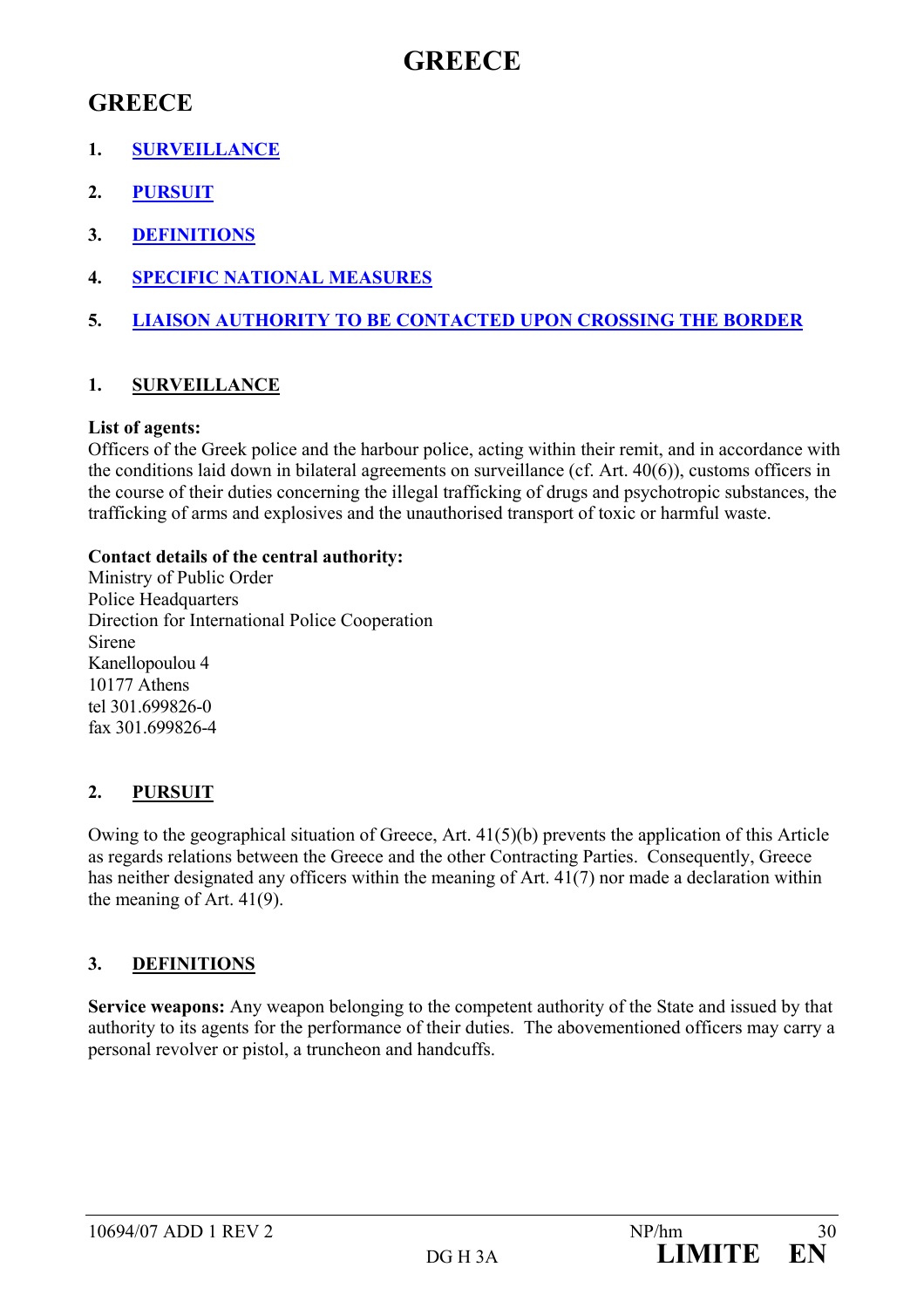# GREECE

## GREECE

1. SURVEILLANCE
2. PURSUIT
3. DEFINITIONS
4. SPECIFIC NATIONAL MEASURES
5. LIAISON AUTHORITY TO BE CONTACTED UPON CROSSING THE BORDER

### 1. SURVEILLANCE

**List of agents:**
Officers of the Greek police and the harbour police, acting within their remit, and in accordance with the conditions laid down in bilateral agreements on surveillance (cf. Art. 40(6)), customs officers in the course of their duties concerning the illegal trafficking of drugs and psychotropic substances, the trafficking of arms and explosives and the unauthorised transport of toxic or harmful waste.

**Contact details of the central authority:**
Ministry of Public Order
Police Headquarters
Direction for International Police Cooperation
Sirene
Kanellopoulou 4
10177 Athens
tel 301.699826-0
fax 301.699826-4

### 2. PURSUIT

Owing to the geographical situation of Greece, Art. 41(5)(b) prevents the application of this Article as regards relations between the Greece and the other Contracting Parties. Consequently, Greece has neither designated any officers within the meaning of Art. 41(7) nor made a declaration within the meaning of Art. 41(9).

### 3. DEFINITIONS

**Service weapons:** Any weapon belonging to the competent authority of the State and issued by that authority to its agents for the performance of their duties. The abovementioned officers may carry a personal revolver or pistol, a truncheon and handcuffs.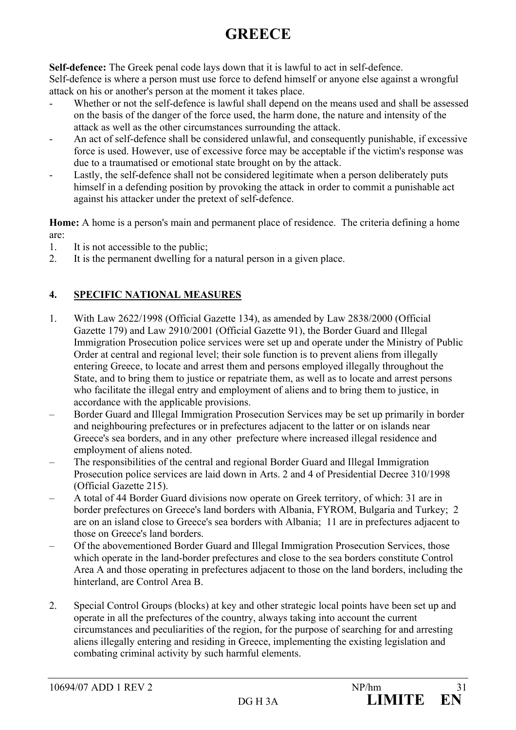# GREECE

**Self-defence:** The Greek penal code lays down that it is lawful to act in self-defence.
Self-defence is where a person must use force to defend himself or anyone else against a wrongful attack on his or another's person at the moment it takes place.

- Whether or not the self-defence is lawful shall depend on the means used and shall be assessed on the basis of the danger of the force used, the harm done, the nature and intensity of the attack as well as the other circumstances surrounding the attack.
- An act of self-defence shall be considered unlawful, and consequently punishable, if excessive force is used. However, use of excessive force may be acceptable if the victim's response was due to a traumatised or emotional state brought on by the attack.
- Lastly, the self-defence shall not be considered legitimate when a person deliberately puts himself in a defending position by provoking the attack in order to commit a punishable act against his attacker under the pretext of self-defence.

**Home:** A home is a person's main and permanent place of residence. The criteria defining a home are:

1. It is not accessible to the public;
2. It is the permanent dwelling for a natural person in a given place.

## 4. SPECIFIC NATIONAL MEASURES

1. With Law 2622/1998 (Official Gazette 134), as amended by Law 2838/2000 (Official Gazette 179) and Law 2910/2001 (Official Gazette 91), the Border Guard and Illegal Immigration Prosecution police services were set up and operate under the Ministry of Public Order at central and regional level; their sole function is to prevent aliens from illegally entering Greece, to locate and arrest them and persons employed illegally throughout the State, and to bring them to justice or repatriate them, as well as to locate and arrest persons who facilitate the illegal entry and employment of aliens and to bring them to justice, in accordance with the applicable provisions.
   - Border Guard and Illegal Immigration Prosecution Services may be set up primarily in border and neighbouring prefectures or in prefectures adjacent to the latter or on islands near Greece's sea borders, and in any other prefecture where increased illegal residence and employment of aliens noted.
   - The responsibilities of the central and regional Border Guard and Illegal Immigration Prosecution police services are laid down in Arts. 2 and 4 of Presidential Decree 310/1998 (Official Gazette 215).
   - A total of 44 Border Guard divisions now operate on Greek territory, of which: 31 are in border prefectures on Greece's land borders with Albania, FYROM, Bulgaria and Turkey; 2 are on an island close to Greece's sea borders with Albania; 11 are in prefectures adjacent to those on Greece's land borders.
   - Of the abovementioned Border Guard and Illegal Immigration Prosecution Services, those which operate in the land-border prefectures and close to the sea borders constitute Control Area A and those operating in prefectures adjacent to those on the land borders, including the hinterland, are Control Area B.

2. Special Control Groups (blocks) at key and other strategic local points have been set up and operate in all the prefectures of the country, always taking into account the current circumstances and peculiarities of the region, for the purpose of searching for and arresting aliens illegally entering and residing in Greece, implementing the existing legislation and combating criminal activity by such harmful elements.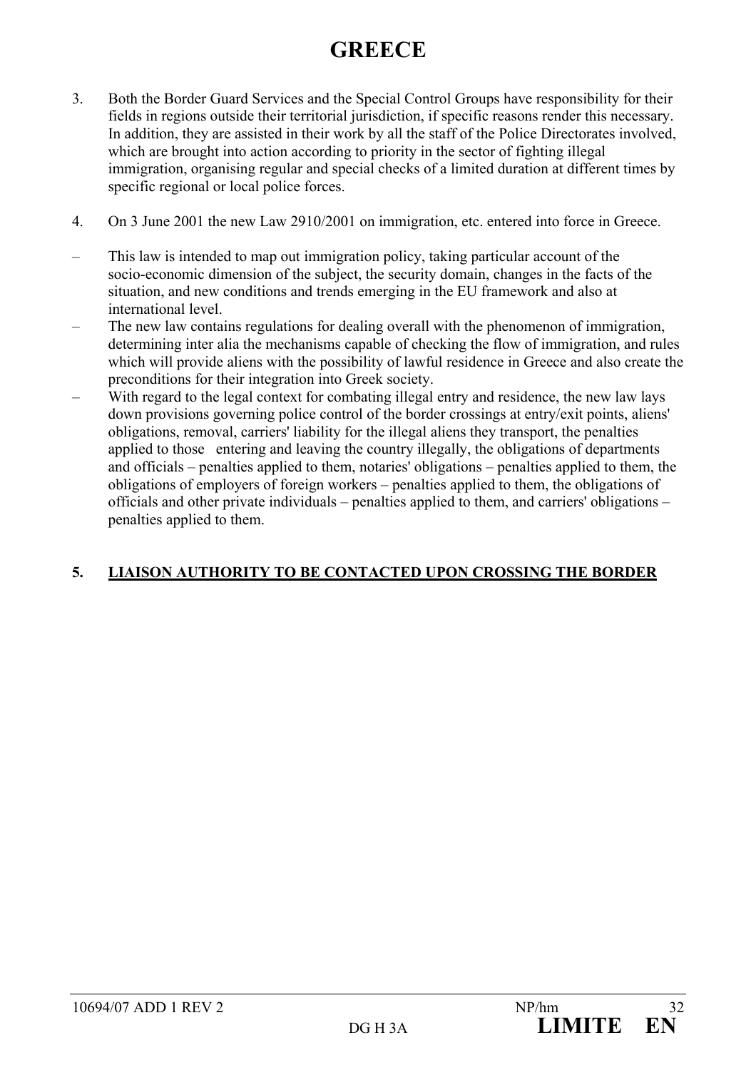# GREECE

3. Both the Border Guard Services and the Special Control Groups have responsibility for their fields in regions outside their territorial jurisdiction, if specific reasons render this necessary. In addition, they are assisted in their work by all the staff of the Police Directorates involved, which are brought into action according to priority in the sector of fighting illegal immigration, organising regular and special checks of a limited duration at different times by specific regional or local police forces.

4. On 3 June 2001 the new Law 2910/2001 on immigration, etc. entered into force in Greece.

– This law is intended to map out immigration policy, taking particular account of the socio-economic dimension of the subject, the security domain, changes in the facts of the situation, and new conditions and trends emerging in the EU framework and also at international level.
– The new law contains regulations for dealing overall with the phenomenon of immigration, determining inter alia the mechanisms capable of checking the flow of immigration, and rules which will provide aliens with the possibility of lawful residence in Greece and also create the preconditions for their integration into Greek society.
– With regard to the legal context for combating illegal entry and residence, the new law lays down provisions governing police control of the border crossings at entry/exit points, aliens' obligations, removal, carriers' liability for the illegal aliens they transport, the penalties applied to those entering and leaving the country illegally, the obligations of departments and officials – penalties applied to them, notaries' obligations – penalties applied to them, the obligations of employers of foreign workers – penalties applied to them, the obligations of officials and other private individuals – penalties applied to them, and carriers' obligations – penalties applied to them.

## 5. LIAISON AUTHORITY TO BE CONTACTED UPON CROSSING THE BORDER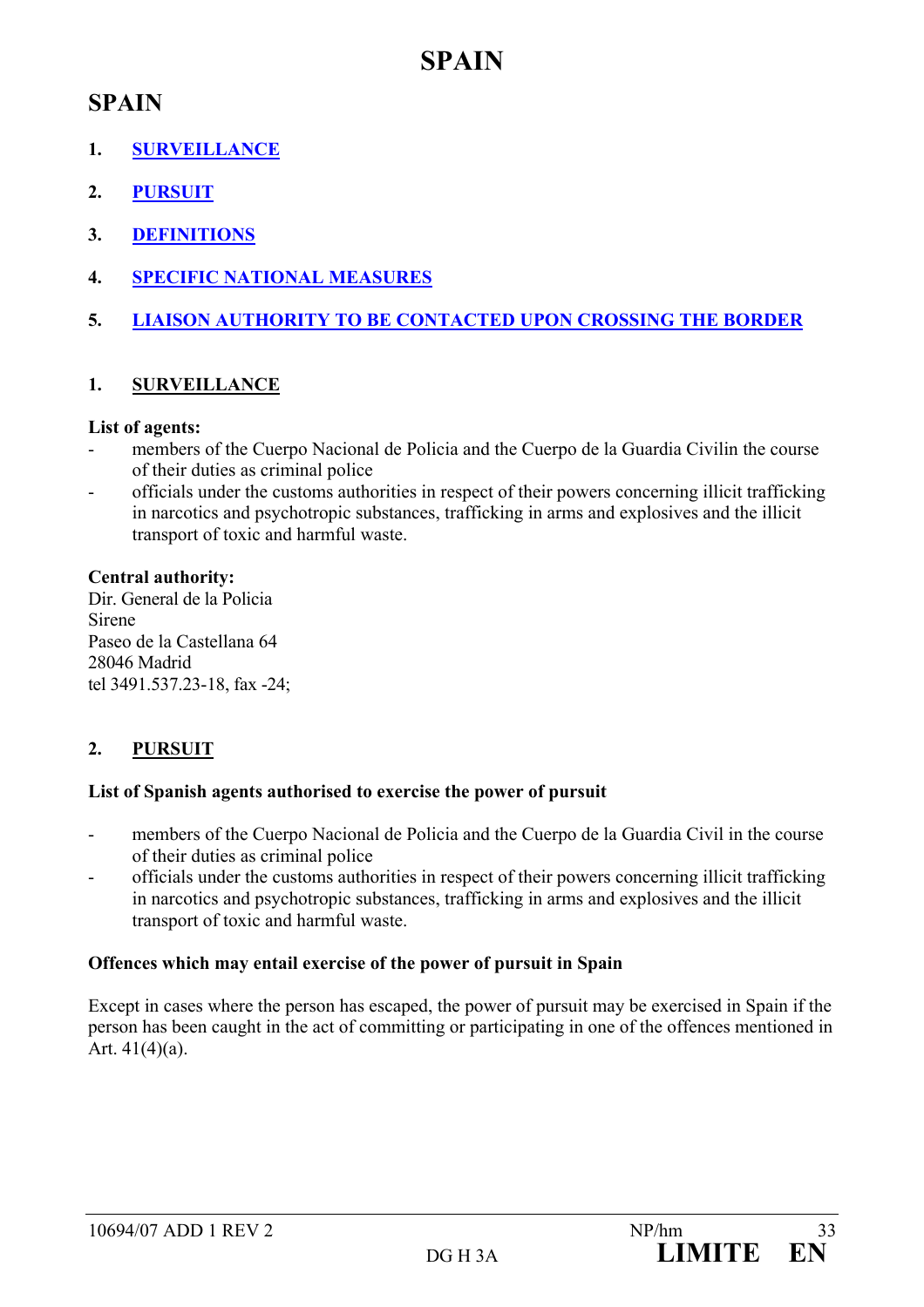# SPAIN

## SPAIN

1. **SURVEILLANCE**
2. **PURSUIT**
3. **DEFINITIONS**
4. **SPECIFIC NATIONAL MEASURES**
5. **LIAISON AUTHORITY TO BE CONTACTED UPON CROSSING THE BORDER**

### 1. SURVEILLANCE

**List of agents:**

- members of the Cuerpo Nacional de Policia and the Cuerpo de la Guardia Civilin the course of their duties as criminal police
- officials under the customs authorities in respect of their powers concerning illicit trafficking in narcotics and psychotropic substances, trafficking in arms and explosives and the illicit transport of toxic and harmful waste.

**Central authority:**
Dir. General de la Policia
Sirene
Paseo de la Castellana 64
28046 Madrid
tel 3491.537.23-18, fax -24;

### 2. PURSUIT

**List of Spanish agents authorised to exercise the power of pursuit**

- members of the Cuerpo Nacional de Policia and the Cuerpo de la Guardia Civil in the course of their duties as criminal police
- officials under the customs authorities in respect of their powers concerning illicit trafficking in narcotics and psychotropic substances, trafficking in arms and explosives and the illicit transport of toxic and harmful waste.

**Offences which may entail exercise of the power of pursuit in Spain**

Except in cases where the person has escaped, the power of pursuit may be exercised in Spain if the person has been caught in the act of committing or participating in one of the offences mentioned in Art. 41(4)(a).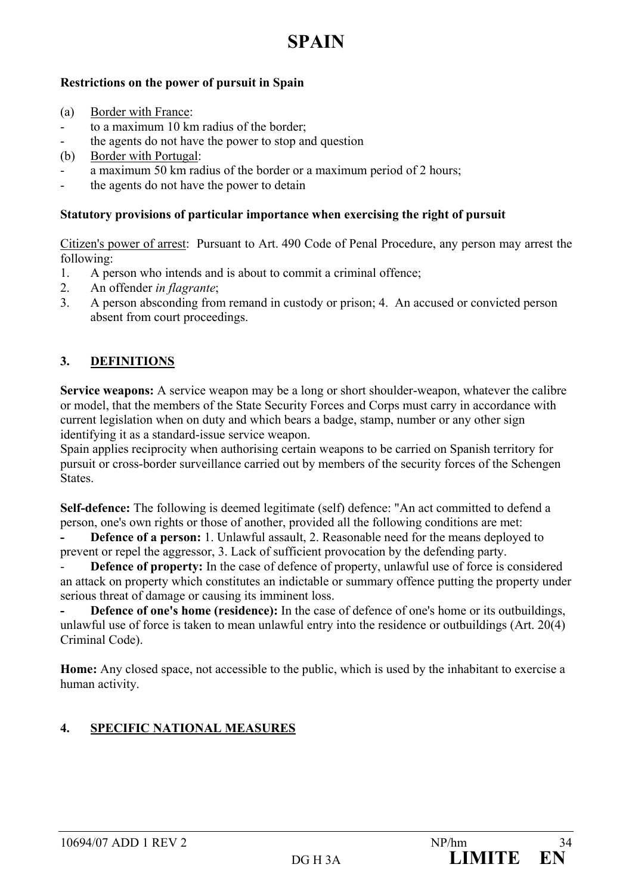# SPAIN

**Restrictions on the power of pursuit in Spain**

(a) Border with France:
- to a maximum 10 km radius of the border;
- the agents do not have the power to stop and question

(b) Border with Portugal:
- a maximum 50 km radius of the border or a maximum period of 2 hours;
- the agents do not have the power to detain

**Statutory provisions of particular importance when exercising the right of pursuit**

Citizen's power of arrest: Pursuant to Art. 490 Code of Penal Procedure, any person may arrest the following:

1. A person who intends and is about to commit a criminal offence;
2. An offender *in flagrante*;
3. A person absconding from remand in custody or prison; 4. An accused or convicted person absent from court proceedings.

## 3. DEFINITIONS

**Service weapons:** A service weapon may be a long or short shoulder-weapon, whatever the calibre or model, that the members of the State Security Forces and Corps must carry in accordance with current legislation when on duty and which bears a badge, stamp, number or any other sign identifying it as a standard-issue service weapon.
Spain applies reciprocity when authorising certain weapons to be carried on Spanish territory for pursuit or cross-border surveillance carried out by members of the security forces of the Schengen States.

**Self-defence:** The following is deemed legitimate (self) defence: "An act committed to defend a person, one's own rights or those of another, provided all the following conditions are met:

- **Defence of a person:** 1. Unlawful assault, 2. Reasonable need for the means deployed to prevent or repel the aggressor, 3. Lack of sufficient provocation by the defending party.
- **Defence of property:** In the case of defence of property, unlawful use of force is considered an attack on property which constitutes an indictable or summary offence putting the property under serious threat of damage or causing its imminent loss.
- **Defence of one's home (residence):** In the case of defence of one's home or its outbuildings, unlawful use of force is taken to mean unlawful entry into the residence or outbuildings (Art. 20(4) Criminal Code).

**Home:** Any closed space, not accessible to the public, which is used by the inhabitant to exercise a human activity.

## 4. SPECIFIC NATIONAL MEASURES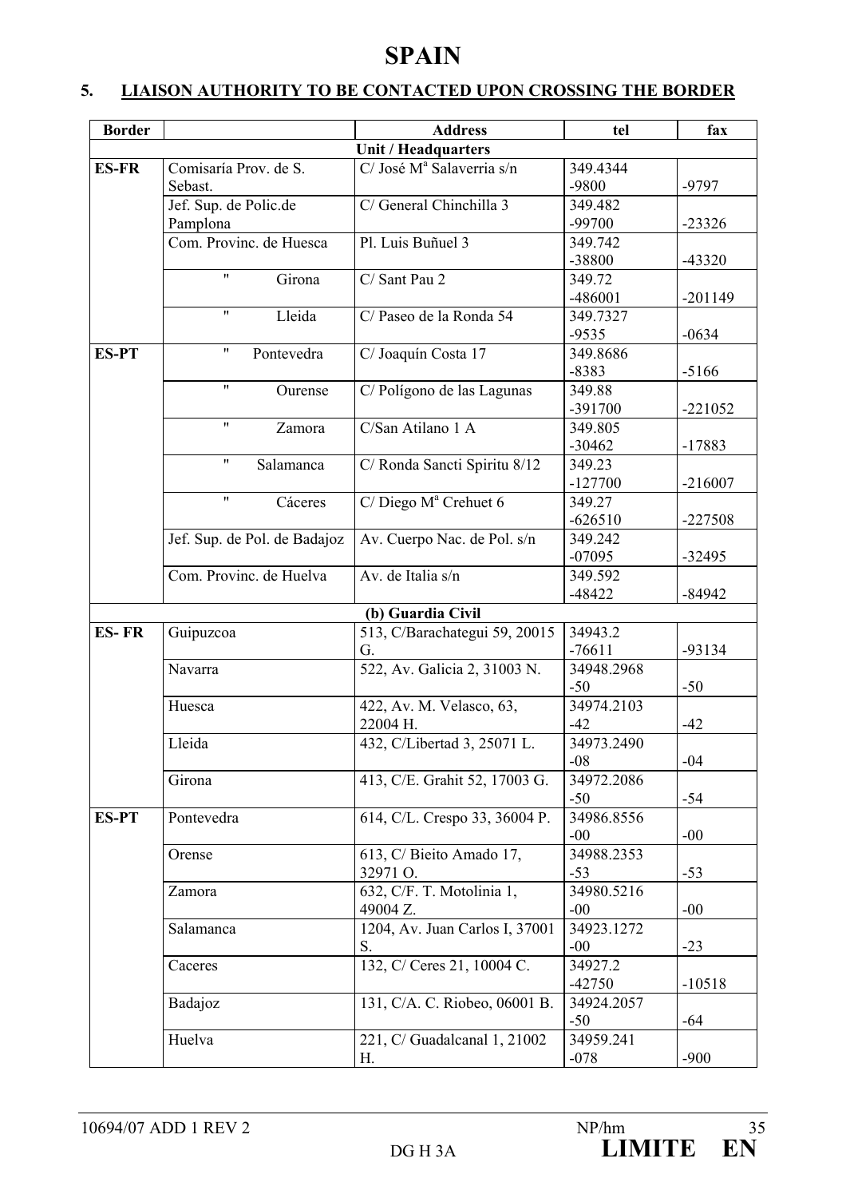# SPAIN

## 5. LIAISON AUTHORITY TO BE CONTACTED UPON CROSSING THE BORDER

| Border | | Address | tel | fax |
|---|---|---|---|---|
| | | Unit / Headquarters | | |
| ES-FR | Comisaría Prov. de S. Sebast. | C/ José Mª Salaverria s/n | 349.4344 -9800 | -9797 |
| | Jef. Sup. de Polic.de Pamplona | C/ General Chinchilla 3 | 349.482 -99700 | -23326 |
| | Com. Provinc. de Huesca | Pl. Luis Buñuel 3 | 349.742 -38800 | -43320 |
| | " Girona | C/ Sant Pau 2 | 349.72 -486001 | -201149 |
| | " Lleida | C/ Paseo de la Ronda 54 | 349.7327 -9535 | -0634 |
| ES-PT | " Pontevedra | C/ Joaquín Costa 17 | 349.8686 -8383 | -5166 |
| | " Ourense | C/ Polígono de las Lagunas | 349.88 -391700 | -221052 |
| | " Zamora | C/San Atilano 1 A | 349.805 -30462 | -17883 |
| | " Salamanca | C/ Ronda Sancti Spiritu 8/12 | 349.23 -127700 | -216007 |
| | " Cáceres | C/ Diego Mª Crehuet 6 | 349.27 -626510 | -227508 |
| | Jef. Sup. de Pol. de Badajoz | Av. Cuerpo Nac. de Pol. s/n | 349.242 -07095 | -32495 |
| | Com. Provinc. de Huelva | Av. de Italia s/n | 349.592 -48422 | -84942 |
| | | (b) Guardia Civil | | |
| ES- FR | Guipuzcoa | 513, C/Barachategui 59, 20015 G. | 34943.2 -76611 | -93134 |
| | Navarra | 522, Av. Galicia 2, 31003 N. | 34948.2968 -50 | -50 |
| | Huesca | 422, Av. M. Velasco, 63, 22004 H. | 34974.2103 -42 | -42 |
| | Lleida | 432, C/Libertad 3, 25071 L. | 34973.2490 -08 | -04 |
| | Girona | 413, C/E. Grahit 52, 17003 G. | 34972.2086 -50 | -54 |
| ES-PT | Pontevedra | 614, C/L. Crespo 33, 36004 P. | 34986.8556 -00 | -00 |
| | Orense | 613, C/ Bieito Amado 17, 32971 O. | 34988.2353 -53 | -53 |
| | Zamora | 632, C/F. T. Motolinia 1, 49004 Z. | 34980.5216 -00 | -00 |
| | Salamanca | 1204, Av. Juan Carlos I, 37001 S. | 34923.1272 -00 | -23 |
| | Caceres | 132, C/ Ceres 21, 10004 C. | 34927.2 -42750 | -10518 |
| | Badajoz | 131, C/A. C. Riobeo, 06001 B. | 34924.2057 -50 | -64 |
| | Huelva | 221, C/ Guadalcanal 1, 21002 H. | 34959.241 -078 | -900 |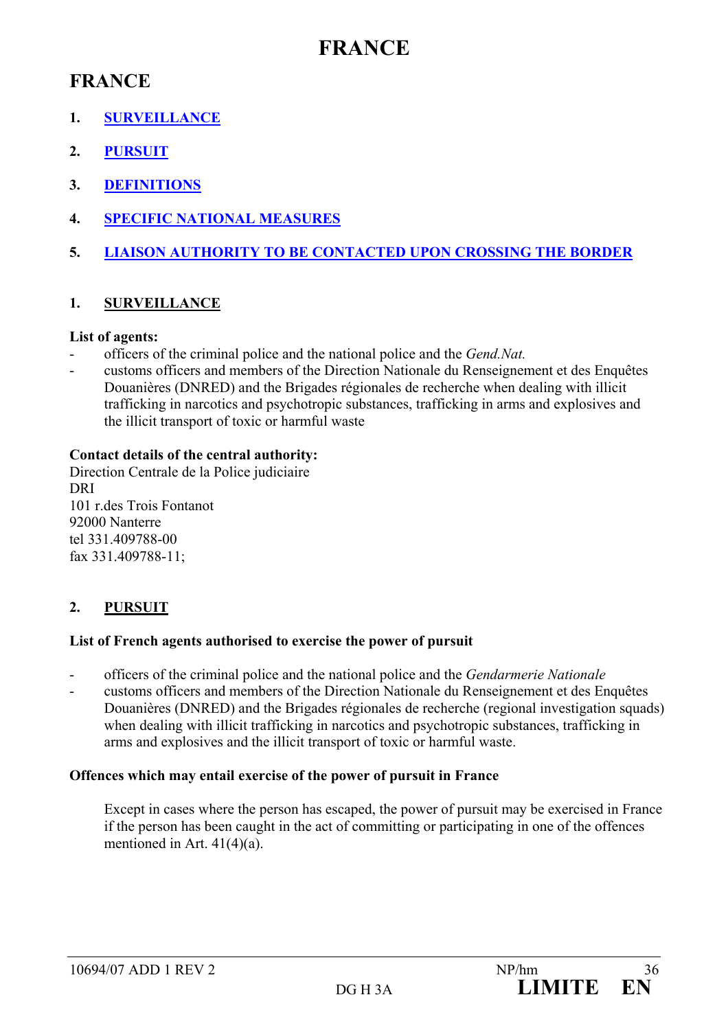# FRANCE

## FRANCE

1. SURVEILLANCE
2. PURSUIT
3. DEFINITIONS
4. SPECIFIC NATIONAL MEASURES
5. LIAISON AUTHORITY TO BE CONTACTED UPON CROSSING THE BORDER

### 1. SURVEILLANCE

**List of agents:**

- officers of the criminal police and the national police and the *Gend.Nat.*
- customs officers and members of the Direction Nationale du Renseignement et des Enquêtes Douanières (DNRED) and the Brigades régionales de recherche when dealing with illicit trafficking in narcotics and psychotropic substances, trafficking in arms and explosives and the illicit transport of toxic or harmful waste

**Contact details of the central authority:**

Direction Centrale de la Police judiciaire
DRI
101 r.des Trois Fontanot
92000 Nanterre
tel 331.409788-00
fax 331.409788-11;

### 2. PURSUIT

**List of French agents authorised to exercise the power of pursuit**

- officers of the criminal police and the national police and the *Gendarmerie Nationale*
- customs officers and members of the Direction Nationale du Renseignement et des Enquêtes Douanières (DNRED) and the Brigades régionales de recherche (regional investigation squads) when dealing with illicit trafficking in narcotics and psychotropic substances, trafficking in arms and explosives and the illicit transport of toxic or harmful waste.

**Offences which may entail exercise of the power of pursuit in France**

Except in cases where the person has escaped, the power of pursuit may be exercised in France if the person has been caught in the act of committing or participating in one of the offences mentioned in Art. 41(4)(a).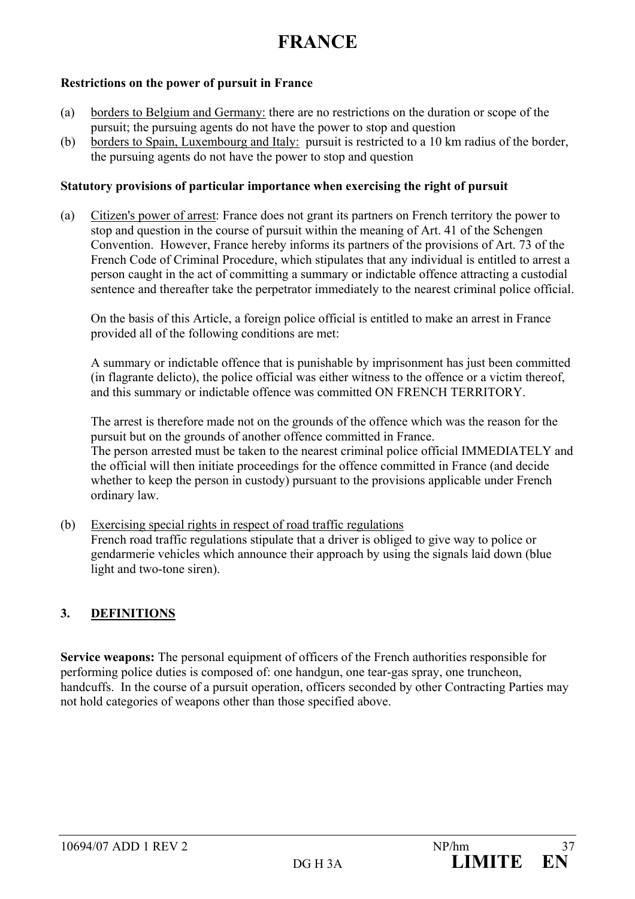# FRANCE

**Restrictions on the power of pursuit in France**

(a) borders to Belgium and Germany: there are no restrictions on the duration or scope of the pursuit; the pursuing agents do not have the power to stop and question

(b) borders to Spain, Luxembourg and Italy: pursuit is restricted to a 10 km radius of the border, the pursuing agents do not have the power to stop and question

**Statutory provisions of particular importance when exercising the right of pursuit**

(a) Citizen's power of arrest: France does not grant its partners on French territory the power to stop and question in the course of pursuit within the meaning of Art. 41 of the Schengen Convention. However, France hereby informs its partners of the provisions of Art. 73 of the French Code of Criminal Procedure, which stipulates that any individual is entitled to arrest a person caught in the act of committing a summary or indictable offence attracting a custodial sentence and thereafter take the perpetrator immediately to the nearest criminal police official.

On the basis of this Article, a foreign police official is entitled to make an arrest in France provided all of the following conditions are met:

A summary or indictable offence that is punishable by imprisonment has just been committed (in flagrante delicto), the police official was either witness to the offence or a victim thereof, and this summary or indictable offence was committed ON FRENCH TERRITORY.

The arrest is therefore made not on the grounds of the offence which was the reason for the pursuit but on the grounds of another offence committed in France.
The person arrested must be taken to the nearest criminal police official IMMEDIATELY and the official will then initiate proceedings for the offence committed in France (and decide whether to keep the person in custody) pursuant to the provisions applicable under French ordinary law.

(b) Exercising special rights in respect of road traffic regulations
French road traffic regulations stipulate that a driver is obliged to give way to police or gendarmerie vehicles which announce their approach by using the signals laid down (blue light and two-tone siren).

## 3. DEFINITIONS

**Service weapons:** The personal equipment of officers of the French authorities responsible for performing police duties is composed of: one handgun, one tear-gas spray, one truncheon, handcuffs. In the course of a pursuit operation, officers seconded by other Contracting Parties may not hold categories of weapons other than those specified above.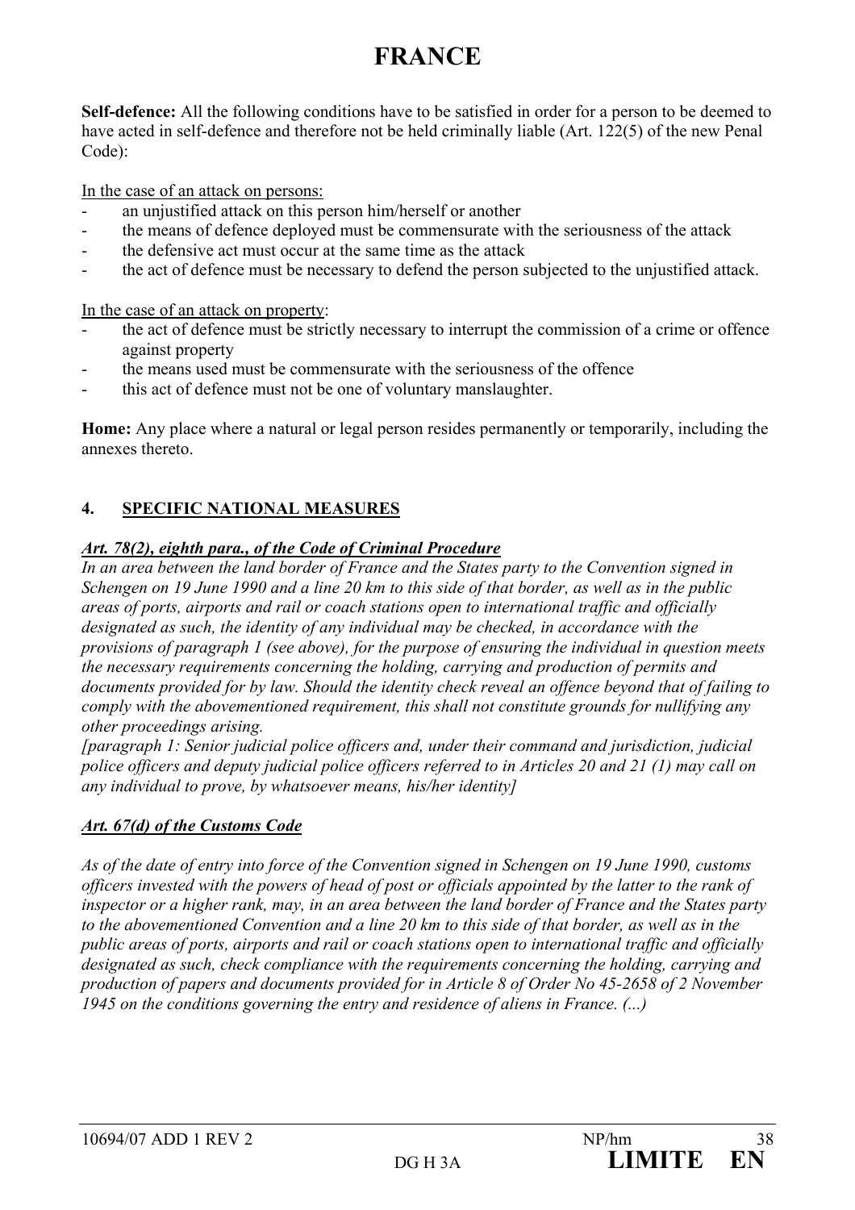# FRANCE

**Self-defence:** All the following conditions have to be satisfied in order for a person to be deemed to have acted in self-defence and therefore not be held criminally liable (Art. 122(5) of the new Penal Code):

In the case of an attack on persons:

- an unjustified attack on this person him/herself or another
- the means of defence deployed must be commensurate with the seriousness of the attack
- the defensive act must occur at the same time as the attack
- the act of defence must be necessary to defend the person subjected to the unjustified attack.

In the case of an attack on property:

- the act of defence must be strictly necessary to interrupt the commission of a crime or offence against property
- the means used must be commensurate with the seriousness of the offence
- this act of defence must not be one of voluntary manslaughter.

**Home:** Any place where a natural or legal person resides permanently or temporarily, including the annexes thereto.

## 4. SPECIFIC NATIONAL MEASURES

***Art. 78(2), eighth para., of the Code of Criminal Procedure***

*In an area between the land border of France and the States party to the Convention signed in Schengen on 19 June 1990 and a line 20 km to this side of that border, as well as in the public areas of ports, airports and rail or coach stations open to international traffic and officially designated as such, the identity of any individual may be checked, in accordance with the provisions of paragraph 1 (see above), for the purpose of ensuring the individual in question meets the necessary requirements concerning the holding, carrying and production of permits and documents provided for by law. Should the identity check reveal an offence beyond that of failing to comply with the abovementioned requirement, this shall not constitute grounds for nullifying any other proceedings arising.*

*[paragraph 1: Senior judicial police officers and, under their command and jurisdiction, judicial police officers and deputy judicial police officers referred to in Articles 20 and 21 (1) may call on any individual to prove, by whatsoever means, his/her identity]*

***Art. 67(d) of the Customs Code***

*As of the date of entry into force of the Convention signed in Schengen on 19 June 1990, customs officers invested with the powers of head of post or officials appointed by the latter to the rank of inspector or a higher rank, may, in an area between the land border of France and the States party to the abovementioned Convention and a line 20 km to this side of that border, as well as in the public areas of ports, airports and rail or coach stations open to international traffic and officially designated as such, check compliance with the requirements concerning the holding, carrying and production of papers and documents provided for in Article 8 of Order No 45-2658 of 2 November 1945 on the conditions governing the entry and residence of aliens in France. (...)*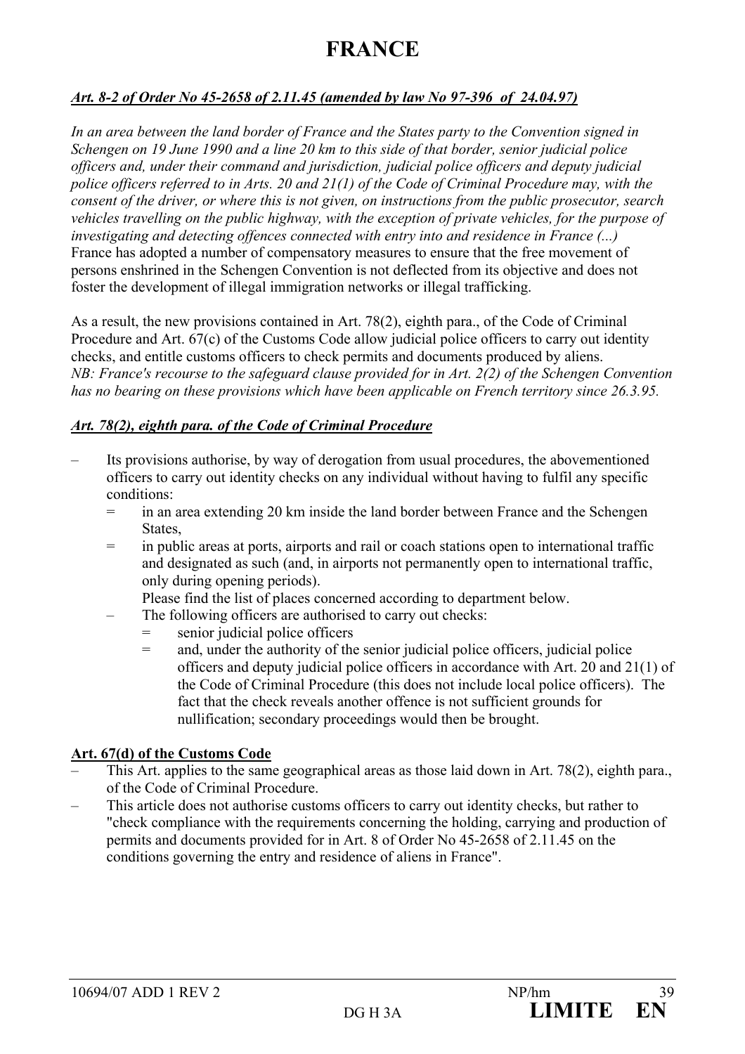# FRANCE

***Art. 8-2 of Order No 45-2658 of 2.11.45 (amended by law No 97-396 of 24.04.97)***

*In an area between the land border of France and the States party to the Convention signed in Schengen on 19 June 1990 and a line 20 km to this side of that border, senior judicial police officers and, under their command and jurisdiction, judicial police officers and deputy judicial police officers referred to in Arts. 20 and 21(1) of the Code of Criminal Procedure may, with the consent of the driver, or where this is not given, on instructions from the public prosecutor, search vehicles travelling on the public highway, with the exception of private vehicles, for the purpose of investigating and detecting offences connected with entry into and residence in France (...)*
France has adopted a number of compensatory measures to ensure that the free movement of persons enshrined in the Schengen Convention is not deflected from its objective and does not foster the development of illegal immigration networks or illegal trafficking.

As a result, the new provisions contained in Art. 78(2), eighth para., of the Code of Criminal Procedure and Art. 67(c) of the Customs Code allow judicial police officers to carry out identity checks, and entitle customs officers to check permits and documents produced by aliens.
*NB: France's recourse to the safeguard clause provided for in Art. 2(2) of the Schengen Convention has no bearing on these provisions which have been applicable on French territory since 26.3.95.*

***Art. 78(2), eighth para. of the Code of Criminal Procedure***

– Its provisions authorise, by way of derogation from usual procedures, the abovementioned officers to carry out identity checks on any individual without having to fulfil any specific conditions:
  = in an area extending 20 km inside the land border between France and the Schengen States,
  = in public areas at ports, airports and rail or coach stations open to international traffic and designated as such (and, in airports not permanently open to international traffic, only during opening periods).
  Please find the list of places concerned according to department below.
  – The following officers are authorised to carry out checks:
    = senior judicial police officers
    = and, under the authority of the senior judicial police officers, judicial police officers and deputy judicial police officers in accordance with Art. 20 and 21(1) of the Code of Criminal Procedure (this does not include local police officers). The fact that the check reveals another offence is not sufficient grounds for nullification; secondary proceedings would then be brought.

**Art. 67(d) of the Customs Code**

– This Art. applies to the same geographical areas as those laid down in Art. 78(2), eighth para., of the Code of Criminal Procedure.
– This article does not authorise customs officers to carry out identity checks, but rather to "check compliance with the requirements concerning the holding, carrying and production of permits and documents provided for in Art. 8 of Order No 45-2658 of 2.11.45 on the conditions governing the entry and residence of aliens in France".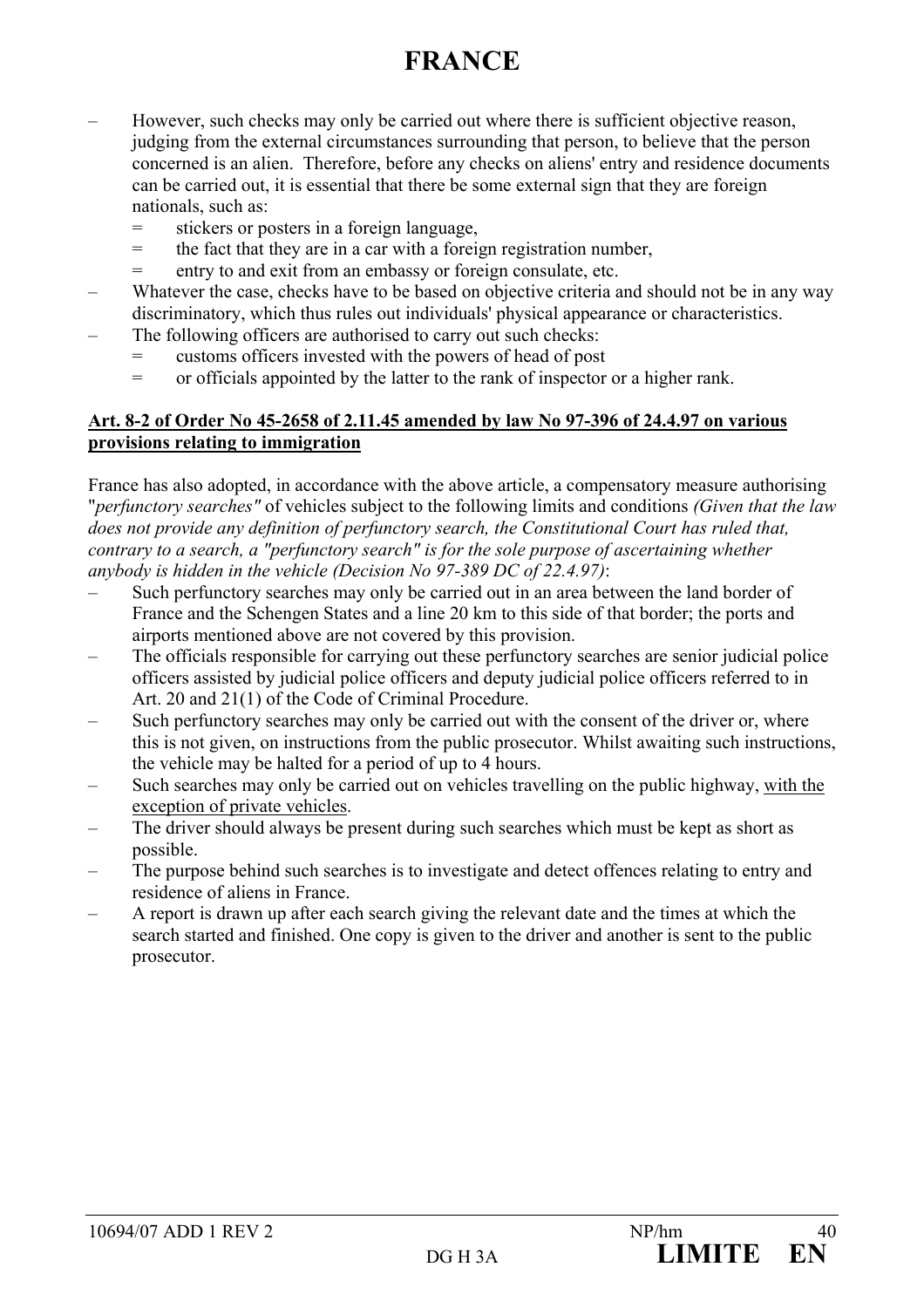# FRANCE

- However, such checks may only be carried out where there is sufficient objective reason, judging from the external circumstances surrounding that person, to believe that the person concerned is an alien. Therefore, before any checks on aliens' entry and residence documents can be carried out, it is essential that there be some external sign that they are foreign nationals, such as:
  - = stickers or posters in a foreign language,
  - = the fact that they are in a car with a foreign registration number,
  - = entry to and exit from an embassy or foreign consulate, etc.
- Whatever the case, checks have to be based on objective criteria and should not be in any way discriminatory, which thus rules out individuals' physical appearance or characteristics.
- The following officers are authorised to carry out such checks:
  - = customs officers invested with the powers of head of post
  - = or officials appointed by the latter to the rank of inspector or a higher rank.

**Art. 8-2 of Order No 45-2658 of 2.11.45 amended by law No 97-396 of 24.4.97 on various provisions relating to immigration**

France has also adopted, in accordance with the above article, a compensatory measure authorising "*perfunctory searches"* of vehicles subject to the following limits and conditions *(Given that the law does not provide any definition of perfunctory search, the Constitutional Court has ruled that, contrary to a search, a "perfunctory search" is for the sole purpose of ascertaining whether anybody is hidden in the vehicle (Decision No 97-389 DC of 22.4.97)*:

- Such perfunctory searches may only be carried out in an area between the land border of France and the Schengen States and a line 20 km to this side of that border; the ports and airports mentioned above are not covered by this provision.
- The officials responsible for carrying out these perfunctory searches are senior judicial police officers assisted by judicial police officers and deputy judicial police officers referred to in Art. 20 and 21(1) of the Code of Criminal Procedure.
- Such perfunctory searches may only be carried out with the consent of the driver or, where this is not given, on instructions from the public prosecutor. Whilst awaiting such instructions, the vehicle may be halted for a period of up to 4 hours.
- Such searches may only be carried out on vehicles travelling on the public highway, <u>with the exception of private vehicles</u>.
- The driver should always be present during such searches which must be kept as short as possible.
- The purpose behind such searches is to investigate and detect offences relating to entry and residence of aliens in France.
- A report is drawn up after each search giving the relevant date and the times at which the search started and finished. One copy is given to the driver and another is sent to the public prosecutor.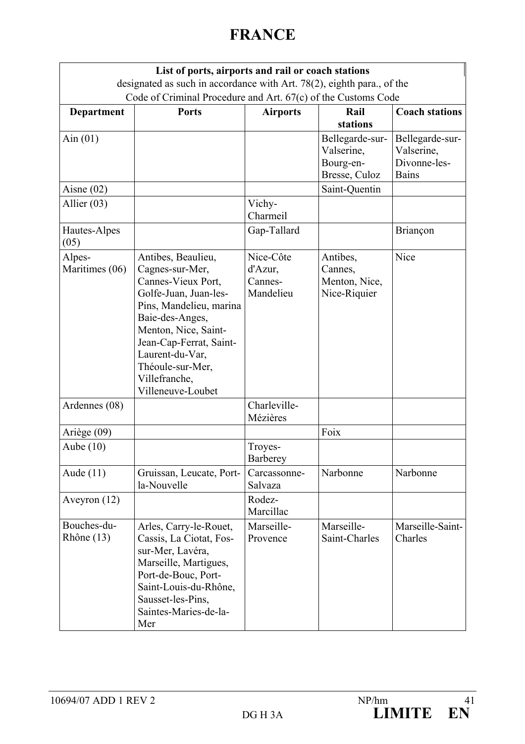# FRANCE

| List of ports, airports and rail or coach stations designated as such in accordance with Art. 78(2), eighth para., of the Code of Criminal Procedure and Art. 67(c) of the Customs Code | | | | |
|---|---|---|---|---|
| **Department** | **Ports** | **Airports** | **Rail stations** | **Coach stations** |
| Ain (01) | | | Bellegarde-sur-Valserine, Bourg-en-Bresse, Culoz | Bellegarde-sur-Valserine, Divonne-les-Bains |
| Aisne (02) | | | Saint-Quentin | |
| Allier (03) | | Vichy-Charmeil | | |
| Hautes-Alpes (05) | | Gap-Tallard | | Briançon |
| Alpes-Maritimes (06) | Antibes, Beaulieu, Cagnes-sur-Mer, Cannes-Vieux Port, Golfe-Juan, Juan-les-Pins, Mandelieu, marina Baie-des-Anges, Menton, Nice, Saint-Jean-Cap-Ferrat, Saint-Laurent-du-Var, Théoule-sur-Mer, Villefranche, Villeneuve-Loubet | Nice-Côte d'Azur, Cannes-Mandelieu | Antibes, Cannes, Menton, Nice, Nice-Riquier | Nice |
| Ardennes (08) | | Charleville-Mézières | | |
| Ariège (09) | | | Foix | |
| Aube (10) | | Troyes-Barberey | | |
| Aude (11) | Gruissan, Leucate, Port-la-Nouvelle | Carcassonne-Salvaza | Narbonne | Narbonne |
| Aveyron (12) | | Rodez-Marcillac | | |
| Bouches-du-Rhône (13) | Arles, Carry-le-Rouet, Cassis, La Ciotat, Fos-sur-Mer, Lavéra, Marseille, Martigues, Port-de-Bouc, Port-Saint-Louis-du-Rhône, Sausset-les-Pins, Saintes-Maries-de-la-Mer | Marseille-Provence | Marseille-Saint-Charles | Marseille-Saint-Charles |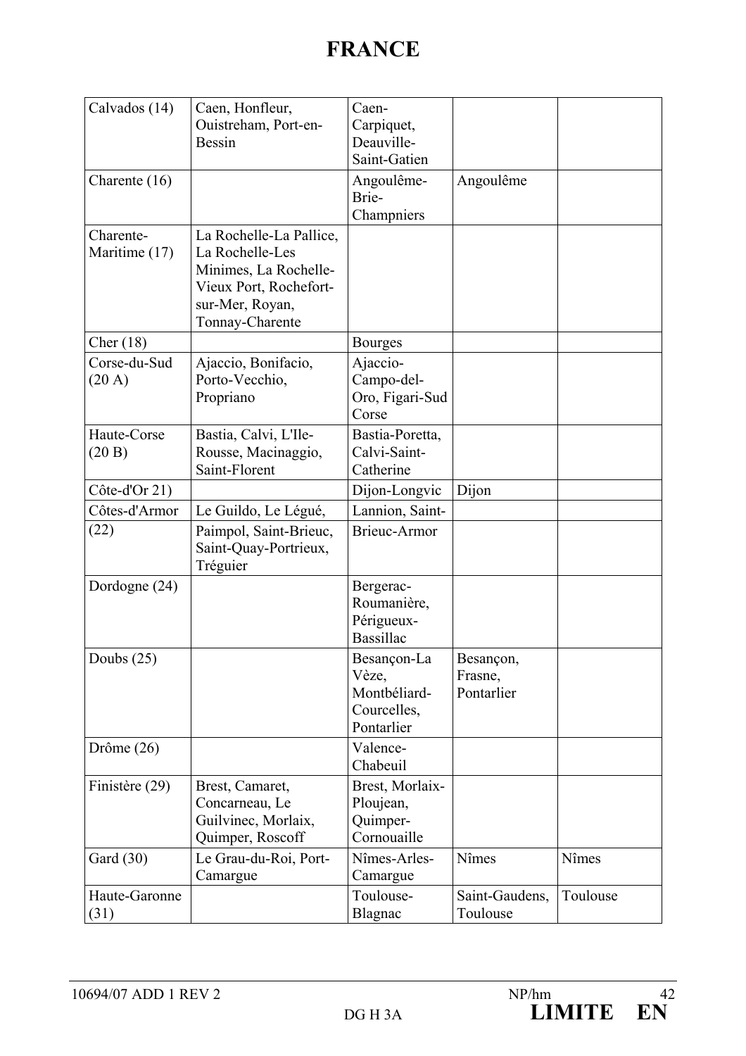# FRANCE

| | | | | |
|---|---|---|---|---|
| Calvados (14) | Caen, Honfleur, Ouistreham, Port-en-Bessin | Caen-Carpiquet, Deauville-Saint-Gatien | | |
| Charente (16) | | Angoulême-Brie-Champniers | Angoulême | |
| Charente-Maritime (17) | La Rochelle-La Pallice, La Rochelle-Les Minimes, La Rochelle-Vieux Port, Rochefort-sur-Mer, Royan, Tonnay-Charente | | | |
| Cher (18) | | Bourges | | |
| Corse-du-Sud (20 A) | Ajaccio, Bonifacio, Porto-Vecchio, Propriano | Ajaccio-Campo-del-Oro, Figari-Sud Corse | | |
| Haute-Corse (20 B) | Bastia, Calvi, L'Ile-Rousse, Macinaggio, Saint-Florent | Bastia-Poretta, Calvi-Saint-Catherine | | |
| Côte-d'Or 21) | | Dijon-Longvic | Dijon | |
| Côtes-d'Armor (22) | Le Guildo, Le Légué, Paimpol, Saint-Brieuc, Saint-Quay-Portrieux, Tréguier | Lannion, Saint-Brieuc-Armor | | |
| Dordogne (24) | | Bergerac-Roumanière, Périgueux-Bassillac | | |
| Doubs (25) | | Besançon-La Vèze, Montbéliard-Courcelles, Pontarlier | Besançon, Frasne, Pontarlier | |
| Drôme (26) | | Valence-Chabeuil | | |
| Finistère (29) | Brest, Camaret, Concarneau, Le Guilvinec, Morlaix, Quimper, Roscoff | Brest, Morlaix-Ploujean, Quimper-Cornouaille | | |
| Gard (30) | Le Grau-du-Roi, Port-Camargue | Nîmes-Arles-Camargue | Nîmes | Nîmes |
| Haute-Garonne (31) | | Toulouse-Blagnac | Saint-Gaudens, Toulouse | Toulouse |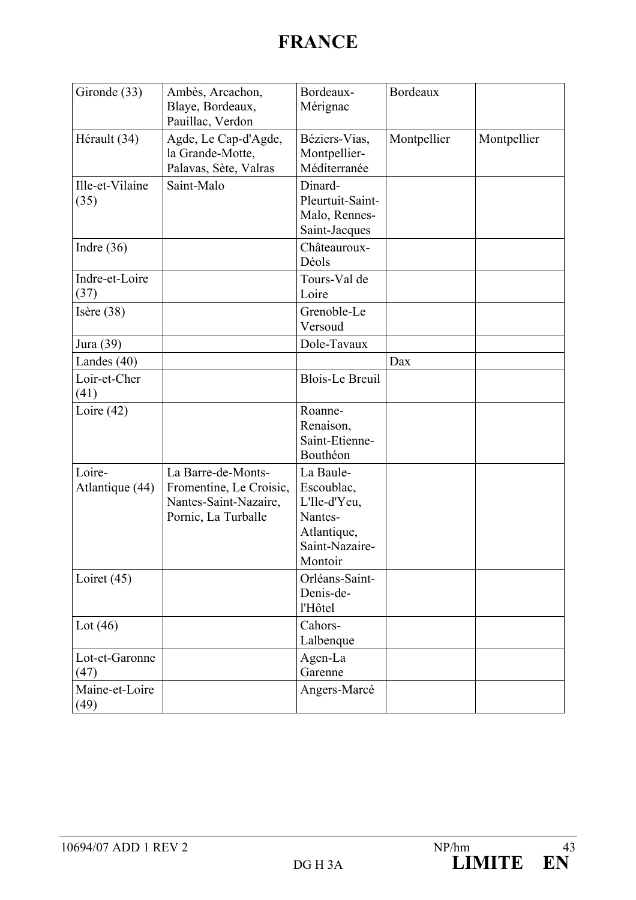# FRANCE

| | | | | |
|---|---|---|---|---|
| Gironde (33) | Ambès, Arcachon, Blaye, Bordeaux, Pauillac, Verdon | Bordeaux-Mérignac | Bordeaux | |
| Hérault (34) | Agde, Le Cap-d'Agde, la Grande-Motte, Palavas, Sète, Valras | Béziers-Vias, Montpellier-Méditerranée | Montpellier | Montpellier |
| Ille-et-Vilaine (35) | Saint-Malo | Dinard-Pleurtuit-Saint-Malo, Rennes-Saint-Jacques | | |
| Indre (36) | | Châteauroux-Déols | | |
| Indre-et-Loire (37) | | Tours-Val de Loire | | |
| Isère (38) | | Grenoble-Le Versoud | | |
| Jura (39) | | Dole-Tavaux | | |
| Landes (40) | | | Dax | |
| Loir-et-Cher (41) | | Blois-Le Breuil | | |
| Loire (42) | | Roanne-Renaison, Saint-Etienne-Bouthéon | | |
| Loire-Atlantique (44) | La Barre-de-Monts-Fromentine, Le Croisic, Nantes-Saint-Nazaire, Pornic, La Turballe | La Baule-Escoublac, L'Ile-d'Yeu, Nantes-Atlantique, Saint-Nazaire-Montoir | | |
| Loiret (45) | | Orléans-Saint-Denis-de-l'Hôtel | | |
| Lot (46) | | Cahors-Lalbenque | | |
| Lot-et-Garonne (47) | | Agen-La Garenne | | |
| Maine-et-Loire (49) | | Angers-Marcé | | |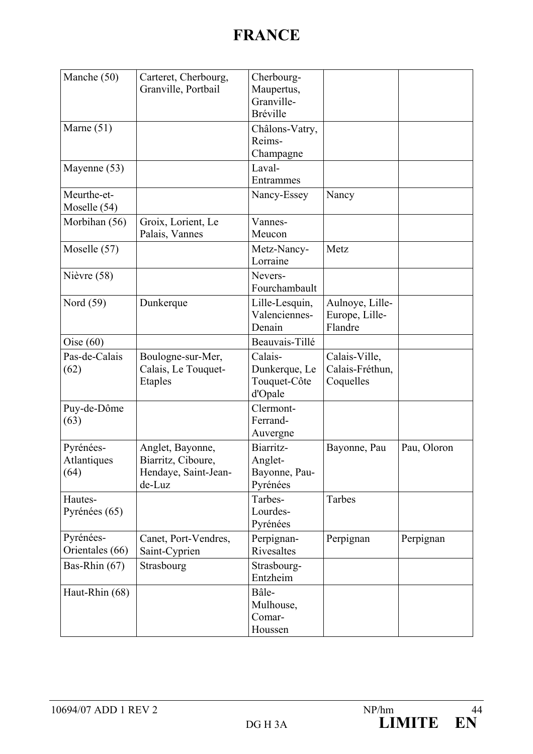# FRANCE

| | | | | |
|---|---|---|---|---|
| Manche (50) | Carteret, Cherbourg, Granville, Portbail | Cherbourg-Maupertus, Granville-Bréville | | |
| Marne (51) | | Châlons-Vatry, Reims-Champagne | | |
| Mayenne (53) | | Laval-Entrammes | | |
| Meurthe-et-Moselle (54) | | Nancy-Essey | Nancy | |
| Morbihan (56) | Groix, Lorient, Le Palais, Vannes | Vannes-Meucon | | |
| Moselle (57) | | Metz-Nancy-Lorraine | Metz | |
| Nièvre (58) | | Nevers-Fourchambault | | |
| Nord (59) | Dunkerque | Lille-Lesquin, Valenciennes-Denain | Aulnoye, Lille-Europe, Lille-Flandre | |
| Oise (60) | | Beauvais-Tillé | | |
| Pas-de-Calais (62) | Boulogne-sur-Mer, Calais, Le Touquet-Etaples | Calais-Dunkerque, Le Touquet-Côte d'Opale | Calais-Ville, Calais-Fréthun, Coquelles | |
| Puy-de-Dôme (63) | | Clermont-Ferrand-Auvergne | | |
| Pyrénées-Atlantiques (64) | Anglet, Bayonne, Biarritz, Ciboure, Hendaye, Saint-Jean-de-Luz | Biarritz-Anglet-Bayonne, Pau-Pyrénées | Bayonne, Pau | Pau, Oloron |
| Hautes-Pyrénées (65) | | Tarbes-Lourdes-Pyrénées | Tarbes | |
| Pyrénées-Orientales (66) | Canet, Port-Vendres, Saint-Cyprien | Perpignan-Rivesaltes | Perpignan | Perpignan |
| Bas-Rhin (67) | Strasbourg | Strasbourg-Entzheim | | |
| Haut-Rhin (68) | | Bâle-Mulhouse, Comar-Houssen | | |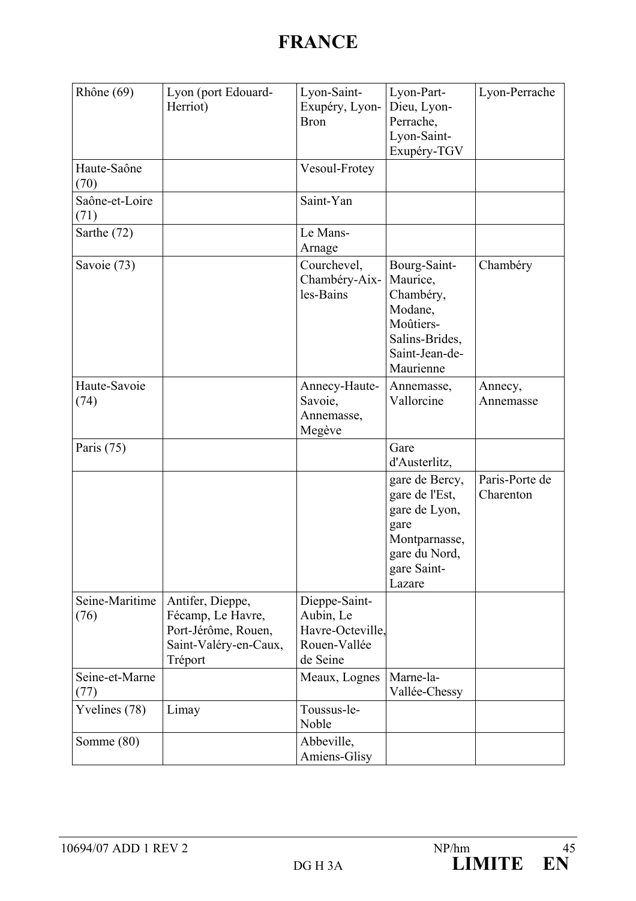# FRANCE

| | | | | |
|---|---|---|---|---|
| Rhône (69) | Lyon (port Edouard-Herriot) | Lyon-Saint-Exupéry, Lyon-Bron | Lyon-Part-Dieu, Lyon-Perrache, Lyon-Saint-Exupéry-TGV | Lyon-Perrache |
| Haute-Saône (70) | | Vesoul-Frotey | | |
| Saône-et-Loire (71) | | Saint-Yan | | |
| Sarthe (72) | | Le Mans-Arnage | | |
| Savoie (73) | | Courchevel, Chambéry-Aix-les-Bains | Bourg-Saint-Maurice, Chambéry, Modane, Moûtiers-Salins-Brides, Saint-Jean-de-Maurienne | Chambéry |
| Haute-Savoie (74) | | Annecy-Haute-Savoie, Annemasse, Megève | Annemasse, Vallorcine | Annecy, Annemasse |
| Paris (75) | | | Gare d'Austerlitz, | |
| | | | gare de Bercy, gare de l'Est, gare de Lyon, gare Montparnasse, gare du Nord, gare Saint-Lazare | Paris-Porte de Charenton |
| Seine-Maritime (76) | Antifer, Dieppe, Fécamp, Le Havre, Port-Jérôme, Rouen, Saint-Valéry-en-Caux, Tréport | Dieppe-Saint-Aubin, Le Havre-Octeville, Rouen-Vallée de Seine | | |
| Seine-et-Marne (77) | | Meaux, Lognes | Marne-la-Vallée-Chessy | |
| Yvelines (78) | Limay | Toussus-le-Noble | | |
| Somme (80) | | Abbeville, Amiens-Glisy | | |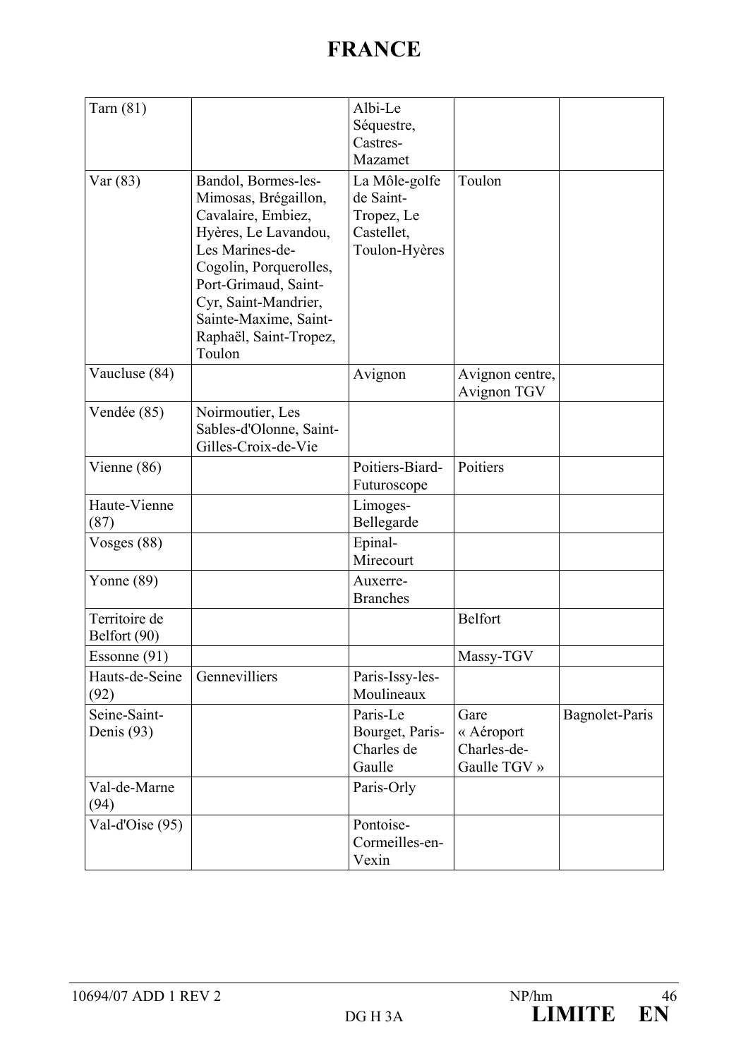# FRANCE

| | | | | |
|---|---|---|---|---|
| Tarn (81) | | Albi-Le Séquestre, Castres-Mazamet | | |
| Var (83) | Bandol, Bormes-les-Mimosas, Brégaillon, Cavalaire, Embiez, Hyères, Le Lavandou, Les Marines-de-Cogolin, Porquerolles, Port-Grimaud, Saint-Cyr, Saint-Mandrier, Sainte-Maxime, Saint-Raphaël, Saint-Tropez, Toulon | La Môle-golfe de Saint-Tropez, Le Castellet, Toulon-Hyères | Toulon | |
| Vaucluse (84) | | Avignon | Avignon centre, Avignon TGV | |
| Vendée (85) | Noirmoutier, Les Sables-d'Olonne, Saint-Gilles-Croix-de-Vie | | | |
| Vienne (86) | | Poitiers-Biard-Futuroscope | Poitiers | |
| Haute-Vienne (87) | | Limoges-Bellegarde | | |
| Vosges (88) | | Epinal-Mirecourt | | |
| Yonne (89) | | Auxerre-Branches | | |
| Territoire de Belfort (90) | | | Belfort | |
| Essonne (91) | | | Massy-TGV | |
| Hauts-de-Seine (92) | Gennevilliers | Paris-Issy-les-Moulineaux | | |
| Seine-Saint-Denis (93) | | Paris-Le Bourget, Paris-Charles de Gaulle | Gare « Aéroport Charles-de-Gaulle TGV » | Bagnolet-Paris |
| Val-de-Marne (94) | | Paris-Orly | | |
| Val-d'Oise (95) | | Pontoise-Cormeilles-en-Vexin | | |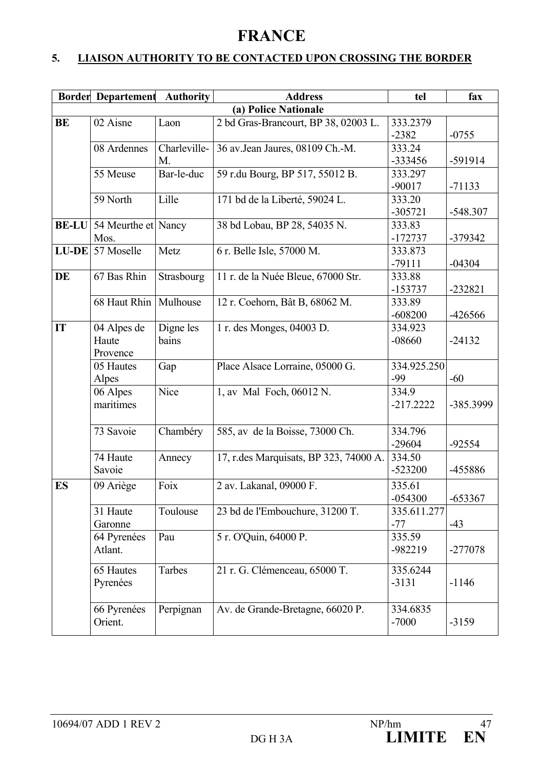# FRANCE

## 5. LIAISON AUTHORITY TO BE CONTACTED UPON CROSSING THE BORDER

| Border | Departement | Authority | Address | tel | fax |
|---|---|---|---|---|---|
| (a) Police Nationale | | | | | |
| BE | 02 Aisne | Laon | 2 bd Gras-Brancourt, BP 38, 02003 L. | 333.2379 -2382 | -0755 |
| | 08 Ardennes | Charleville-M. | 36 av.Jean Jaures, 08109 Ch.-M. | 333.24 -333456 | -591914 |
| | 55 Meuse | Bar-le-duc | 59 r.du Bourg, BP 517, 55012 B. | 333.297 -90017 | -71133 |
| | 59 North | Lille | 171 bd de la Liberté, 59024 L. | 333.20 -305721 | -548.307 |
| BE-LU | 54 Meurthe et Mos. | Nancy | 38 bd Lobau, BP 28, 54035 N. | 333.83 -172737 | -379342 |
| LU-DE | 57 Moselle | Metz | 6 r. Belle Isle, 57000 M. | 333.873 -79111 | -04304 |
| DE | 67 Bas Rhin | Strasbourg | 11 r. de la Nuée Bleue, 67000 Str. | 333.88 -153737 | -232821 |
| | 68 Haut Rhin | Mulhouse | 12 r. Coehorn, Bât B, 68062 M. | 333.89 -608200 | -426566 |
| IT | 04 Alpes de Haute Provence | Digne les bains | 1 r. des Monges, 04003 D. | 334.923 -08660 | -24132 |
| | 05 Hautes Alpes | Gap | Place Alsace Lorraine, 05000 G. | 334.925.250 -99 | -60 |
| | 06 Alpes maritimes | Nice | 1, av Mal Foch, 06012 N. | 334.9 -217.2222 | -385.3999 |
| | 73 Savoie | Chambéry | 585, av de la Boisse, 73000 Ch. | 334.796 -29604 | -92554 |
| | 74 Haute Savoie | Annecy | 17, r.des Marquisats, BP 323, 74000 A. | 334.50 -523200 | -455886 |
| ES | 09 Ariège | Foix | 2 av. Lakanal, 09000 F. | 335.61 -054300 | -653367 |
| | 31 Haute Garonne | Toulouse | 23 bd de l'Embouchure, 31200 T. | 335.611.277 -77 | -43 |
| | 64 Pyrenées Atlant. | Pau | 5 r. O'Quin, 64000 P. | 335.59 -982219 | -277078 |
| | 65 Hautes Pyrenées | Tarbes | 21 r. G. Clémenceau, 65000 T. | 335.6244 -3131 | -1146 |
| | 66 Pyrenées Orient. | Perpignan | Av. de Grande-Bretagne, 66020 P. | 334.6835 -7000 | -3159 |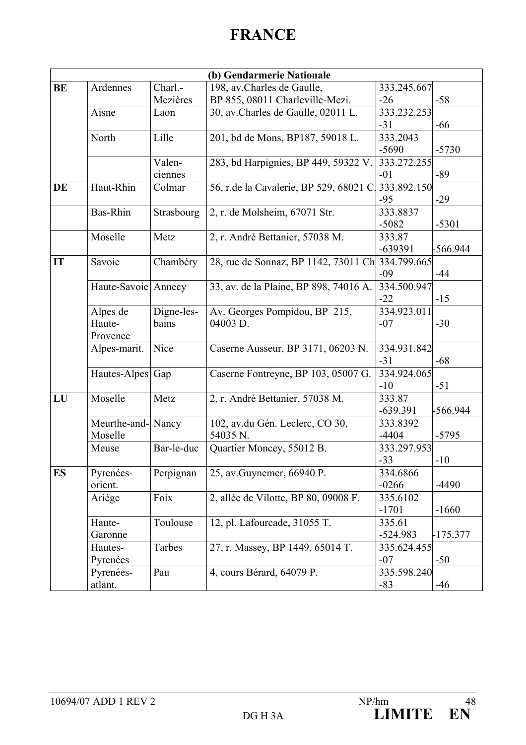# FRANCE

| (b) Gendarmerie Nationale | | | | | |
|---|---|---|---|---|---|
| **BE** | Ardennes | Charl.-Mezières | 198, av.Charles de Gaulle, BP 855, 08011 Charleville-Mezi. | 333.245.667-26 | -58 |
| | Aisne | Laon | 30, av.Charles de Gaulle, 02011 L. | 333.232.253-31 | -66 |
| | North | Lille | 201, bd de Mons, BP187, 59018 L. | 333.2043-5690 | -5730 |
| | | Valen-ciennes | 283, bd Harpignies, BP 449, 59322 V. | 333.272.255-01 | -89 |
| **DE** | Haut-Rhin | Colmar | 56, r.de la Cavalerie, BP 529, 68021 C. | 333.892.150-95 | -29 |
| | Bas-Rhin | Strasbourg | 2, r. de Molsheim, 67071 Str. | 333.8837-5082 | -5301 |
| | Moselle | Metz | 2, r. André Bettanier, 57038 M. | 333.87-639391 | -566.944 |
| **IT** | Savoie | Chambéry | 28, rue de Sonnaz, BP 1142, 73011 Ch | 334.799.665-09 | -44 |
| | Haute-Savoie | Annecy | 33, av. de la Plaine, BP 898, 74016 A. | 334.500.947-22 | -15 |
| | Alpes de Haute-Provence | Digne-les-bains | Av. Georges Pompidou, BP 215, 04003 D. | 334.923.011-07 | -30 |
| | Alpes-marit. | Nice | Caserne Ausseur, BP 3171, 06203 N. | 334.931.842-31 | -68 |
| | Hautes-Alpes | Gap | Caserne Fontreyne, BP 103, 05007 G. | 334.924.065-10 | -51 |
| **LU** | Moselle | Metz | 2, r. André Bettanier, 57038 M. | 333.87-639.391 | -566.944 |
| | Meurthe-and-Moselle | Nancy | 102, av.du Gén. Leclerc, CO 30, 54035 N. | 333.8392-4404 | -5795 |
| | Meuse | Bar-le-duc | Quartier Moncey, 55012 B. | 333.297.953-33 | -10 |
| **ES** | Pyrenées-orient. | Perpignan | 25, av.Guynemer, 66940 P. | 334.6866-0266 | -4490 |
| | Ariège | Foix | 2, allée de Vilotte, BP 80, 09008 F. | 335.6102-1701 | -1660 |
| | Haute-Garonne | Toulouse | 12, pl. Lafourcade, 31055 T. | 335.61-524.983 | -175.377 |
| | Hautes-Pyrenées | Tarbes | 27, r. Massey, BP 1449, 65014 T. | 335.624.455-07 | -50 |
| | Pyrenées-atlant. | Pau | 4, cours Bérard, 64079 P. | 335.598.240-83 | -46 |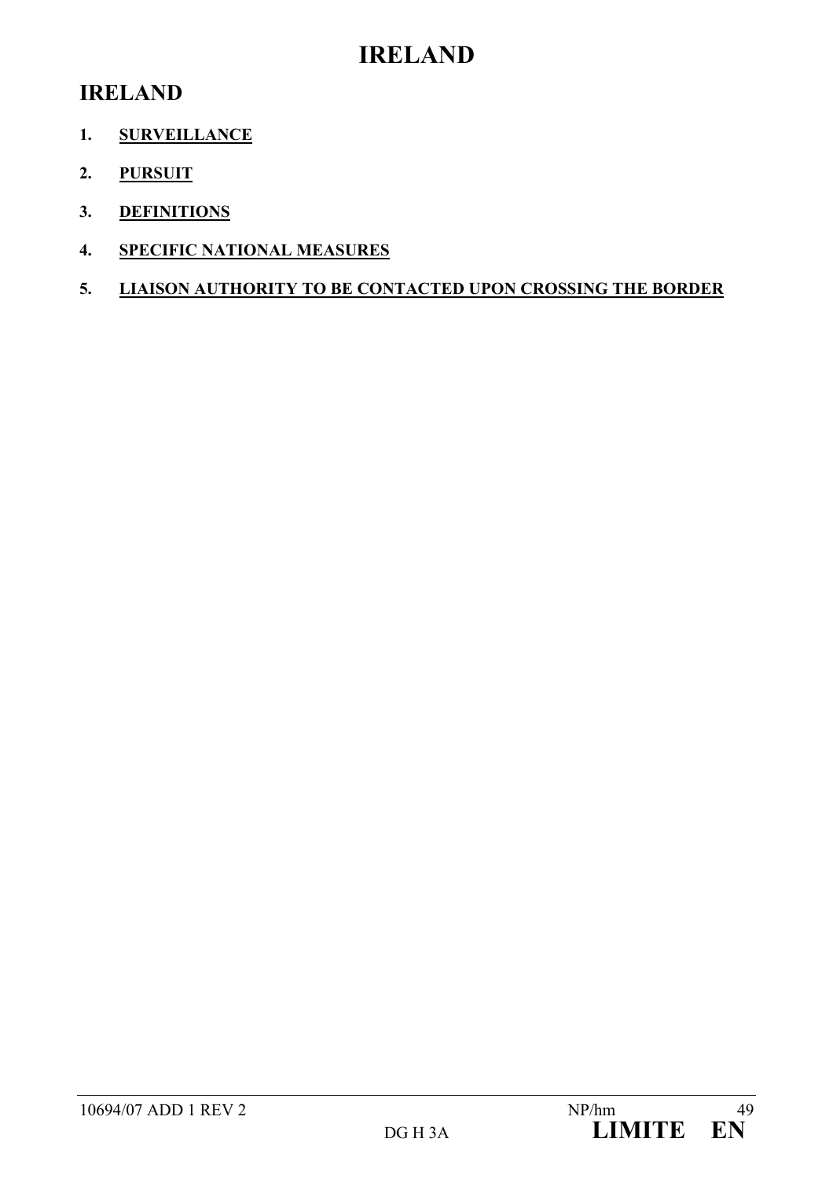# IRELAND

## IRELAND

1. **SURVEILLANCE**
2. **PURSUIT**
3. **DEFINITIONS**
4. **SPECIFIC NATIONAL MEASURES**
5. **LIAISON AUTHORITY TO BE CONTACTED UPON CROSSING THE BORDER**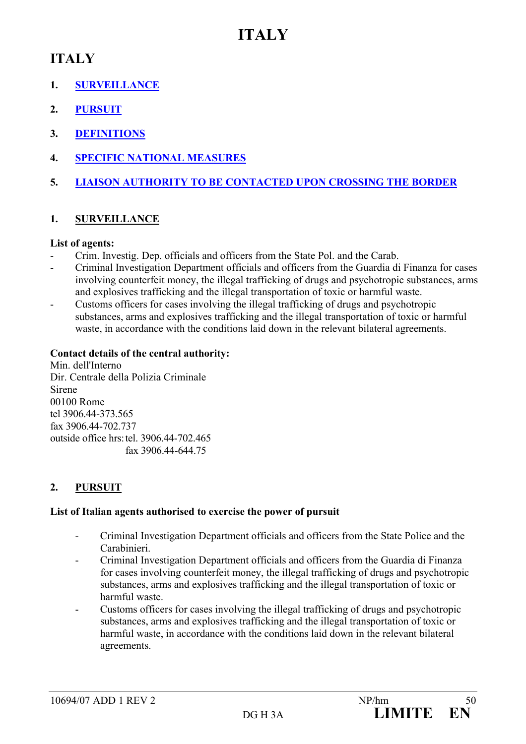# ITALY

## ITALY

1. **SURVEILLANCE**
2. **PURSUIT**
3. **DEFINITIONS**
4. **SPECIFIC NATIONAL MEASURES**
5. **LIAISON AUTHORITY TO BE CONTACTED UPON CROSSING THE BORDER**

### 1. SURVEILLANCE

**List of agents:**

- Crim. Investig. Dep. officials and officers from the State Pol. and the Carab.
- Criminal Investigation Department officials and officers from the Guardia di Finanza for cases involving counterfeit money, the illegal trafficking of drugs and psychotropic substances, arms and explosives trafficking and the illegal transportation of toxic or harmful waste.
- Customs officers for cases involving the illegal trafficking of drugs and psychotropic substances, arms and explosives trafficking and the illegal transportation of toxic or harmful waste, in accordance with the conditions laid down in the relevant bilateral agreements.

**Contact details of the central authority:**

Min. dell'Interno
Dir. Centrale della Polizia Criminale
Sirene
00100 Rome
tel 3906.44-373.565
fax 3906.44-702.737
outside office hrs: tel. 3906.44-702.465
fax 3906.44-644.75

### 2. PURSUIT

**List of Italian agents authorised to exercise the power of pursuit**

- Criminal Investigation Department officials and officers from the State Police and the Carabinieri.
- Criminal Investigation Department officials and officers from the Guardia di Finanza for cases involving counterfeit money, the illegal trafficking of drugs and psychotropic substances, arms and explosives trafficking and the illegal transportation of toxic or harmful waste.
- Customs officers for cases involving the illegal trafficking of drugs and psychotropic substances, arms and explosives trafficking and the illegal transportation of toxic or harmful waste, in accordance with the conditions laid down in the relevant bilateral agreements.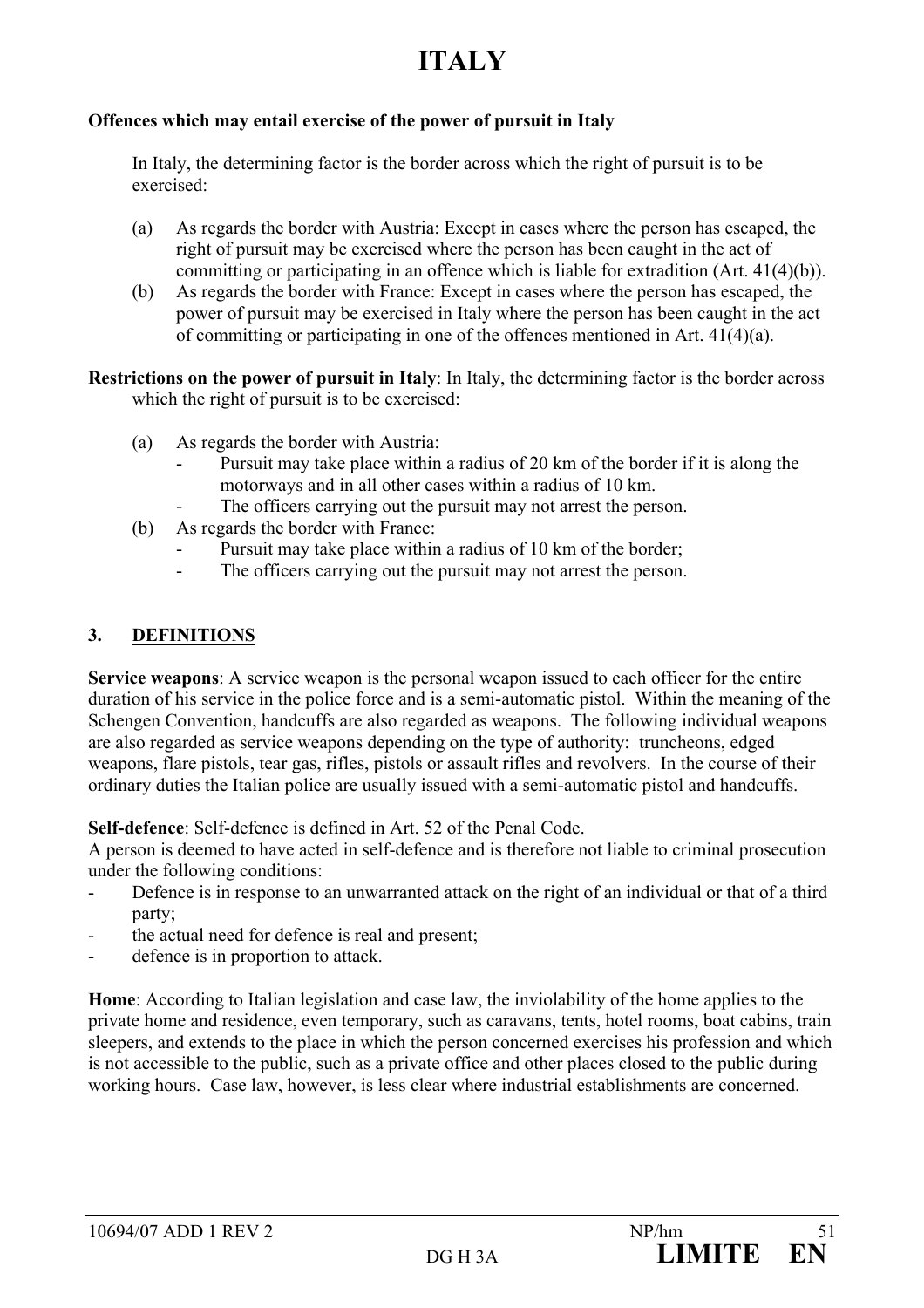# ITALY

**Offences which may entail exercise of the power of pursuit in Italy**

In Italy, the determining factor is the border across which the right of pursuit is to be exercised:

(a) As regards the border with Austria: Except in cases where the person has escaped, the right of pursuit may be exercised where the person has been caught in the act of committing or participating in an offence which is liable for extradition (Art. 41(4)(b)).

(b) As regards the border with France: Except in cases where the person has escaped, the power of pursuit may be exercised in Italy where the person has been caught in the act of committing or participating in one of the offences mentioned in Art. 41(4)(a).

**Restrictions on the power of pursuit in Italy**: In Italy, the determining factor is the border across which the right of pursuit is to be exercised:

(a) As regards the border with Austria:
- Pursuit may take place within a radius of 20 km of the border if it is along the motorways and in all other cases within a radius of 10 km.
- The officers carrying out the pursuit may not arrest the person.

(b) As regards the border with France:
- Pursuit may take place within a radius of 10 km of the border;
- The officers carrying out the pursuit may not arrest the person.

## 3. DEFINITIONS

**Service weapons**: A service weapon is the personal weapon issued to each officer for the entire duration of his service in the police force and is a semi-automatic pistol. Within the meaning of the Schengen Convention, handcuffs are also regarded as weapons. The following individual weapons are also regarded as service weapons depending on the type of authority: truncheons, edged weapons, flare pistols, tear gas, rifles, pistols or assault rifles and revolvers. In the course of their ordinary duties the Italian police are usually issued with a semi-automatic pistol and handcuffs.

**Self-defence**: Self-defence is defined in Art. 52 of the Penal Code.
A person is deemed to have acted in self-defence and is therefore not liable to criminal prosecution under the following conditions:
- Defence is in response to an unwarranted attack on the right of an individual or that of a third party;
- the actual need for defence is real and present;
- defence is in proportion to attack.

**Home**: According to Italian legislation and case law, the inviolability of the home applies to the private home and residence, even temporary, such as caravans, tents, hotel rooms, boat cabins, train sleepers, and extends to the place in which the person concerned exercises his profession and which is not accessible to the public, such as a private office and other places closed to the public during working hours. Case law, however, is less clear where industrial establishments are concerned.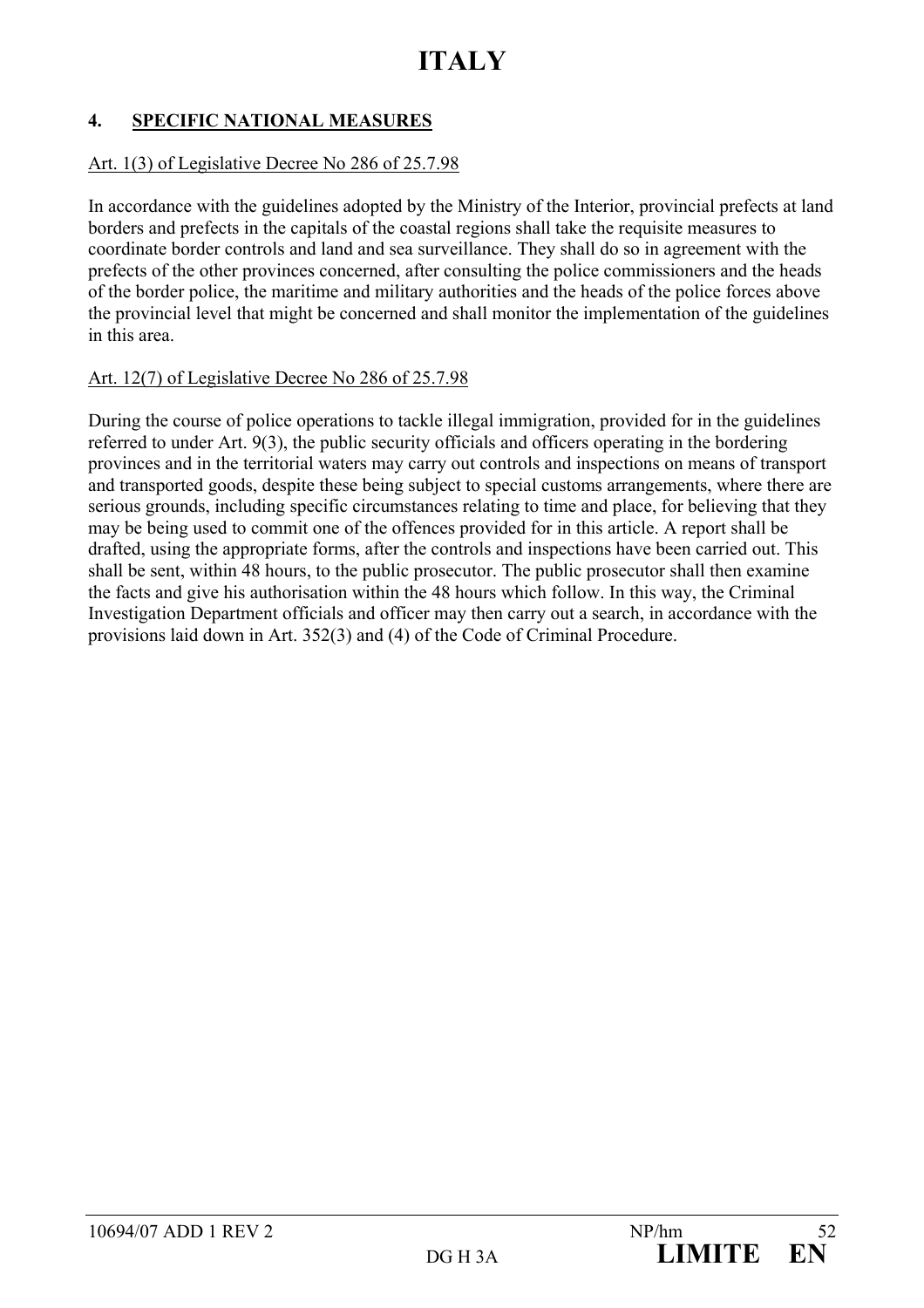# ITALY

## 4. SPECIFIC NATIONAL MEASURES

Art. 1(3) of Legislative Decree No 286 of 25.7.98

In accordance with the guidelines adopted by the Ministry of the Interior, provincial prefects at land borders and prefects in the capitals of the coastal regions shall take the requisite measures to coordinate border controls and land and sea surveillance. They shall do so in agreement with the prefects of the other provinces concerned, after consulting the police commissioners and the heads of the border police, the maritime and military authorities and the heads of the police forces above the provincial level that might be concerned and shall monitor the implementation of the guidelines in this area.

Art. 12(7) of Legislative Decree No 286 of 25.7.98

During the course of police operations to tackle illegal immigration, provided for in the guidelines referred to under Art. 9(3), the public security officials and officers operating in the bordering provinces and in the territorial waters may carry out controls and inspections on means of transport and transported goods, despite these being subject to special customs arrangements, where there are serious grounds, including specific circumstances relating to time and place, for believing that they may be being used to commit one of the offences provided for in this article. A report shall be drafted, using the appropriate forms, after the controls and inspections have been carried out. This shall be sent, within 48 hours, to the public prosecutor. The public prosecutor shall then examine the facts and give his authorisation within the 48 hours which follow. In this way, the Criminal Investigation Department officials and officer may then carry out a search, in accordance with the provisions laid down in Art. 352(3) and (4) of the Code of Criminal Procedure.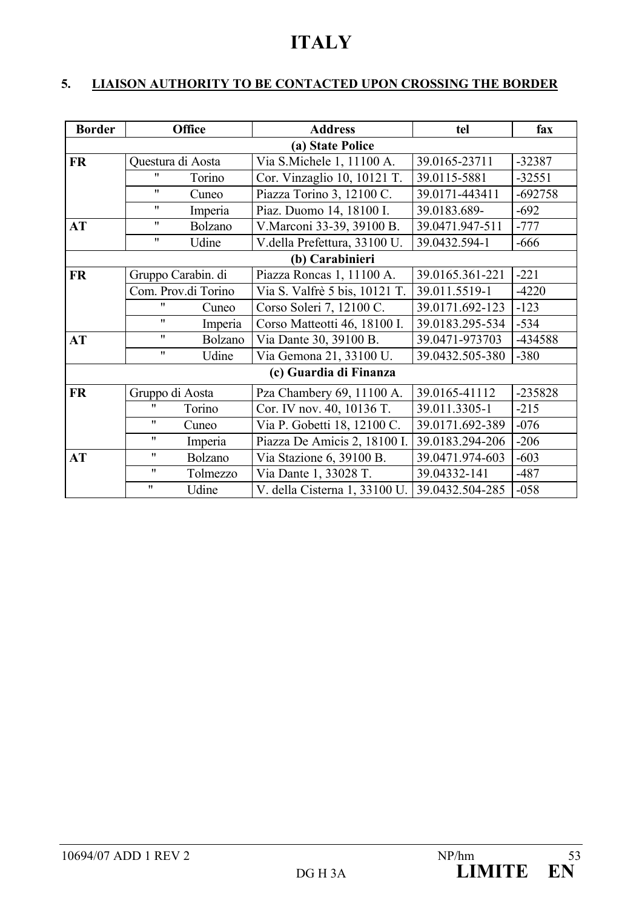# ITALY

## 5. LIAISON AUTHORITY TO BE CONTACTED UPON CROSSING THE BORDER

| Border | Office | Address | tel | fax |
|---|---|---|---|---|
| | | (a) State Police | | |
| FR | Questura di Aosta | Via S.Michele 1, 11100 A. | 39.0165-23711 | -32387 |
| | " Torino | Cor. Vinzaglio 10, 10121 T. | 39.0115-5881 | -32551 |
| | " Cuneo | Piazza Torino 3, 12100 C. | 39.0171-443411 | -692758 |
| | " Imperia | Piaz. Duomo 14, 18100 I. | 39.0183.689- | -692 |
| AT | " Bolzano | V.Marconi 33-39, 39100 B. | 39.0471.947-511 | -777 |
| | " Udine | V.della Prefettura, 33100 U. | 39.0432.594-1 | -666 |
| | | (b) Carabinieri | | |
| FR | Gruppo Carabin. di | Piazza Roncas 1, 11100 A. | 39.0165.361-221 | -221 |
| | Com. Prov.di Torino | Via S. Valfrè 5 bis, 10121 T. | 39.011.5519-1 | -4220 |
| | " Cuneo | Corso Soleri 7, 12100 C. | 39.0171.692-123 | -123 |
| | " Imperia | Corso Matteotti 46, 18100 I. | 39.0183.295-534 | -534 |
| AT | " Bolzano | Via Dante 30, 39100 B. | 39.0471-973703 | -434588 |
| | " Udine | Via Gemona 21, 33100 U. | 39.0432.505-380 | -380 |
| | | (c) Guardia di Finanza | | |
| FR | Gruppo di Aosta | Pza Chambery 69, 11100 A. | 39.0165-41112 | -235828 |
| | " Torino | Cor. IV nov. 40, 10136 T. | 39.011.3305-1 | -215 |
| | " Cuneo | Via P. Gobetti 18, 12100 C. | 39.0171.692-389 | -076 |
| | " Imperia | Piazza De Amicis 2, 18100 I. | 39.0183.294-206 | -206 |
| AT | " Bolzano | Via Stazione 6, 39100 B. | 39.0471.974-603 | -603 |
| | " Tolmezzo | Via Dante 1, 33028 T. | 39.04332-141 | -487 |
| | " Udine | V. della Cisterna 1, 33100 U. | 39.0432.504-285 | -058 |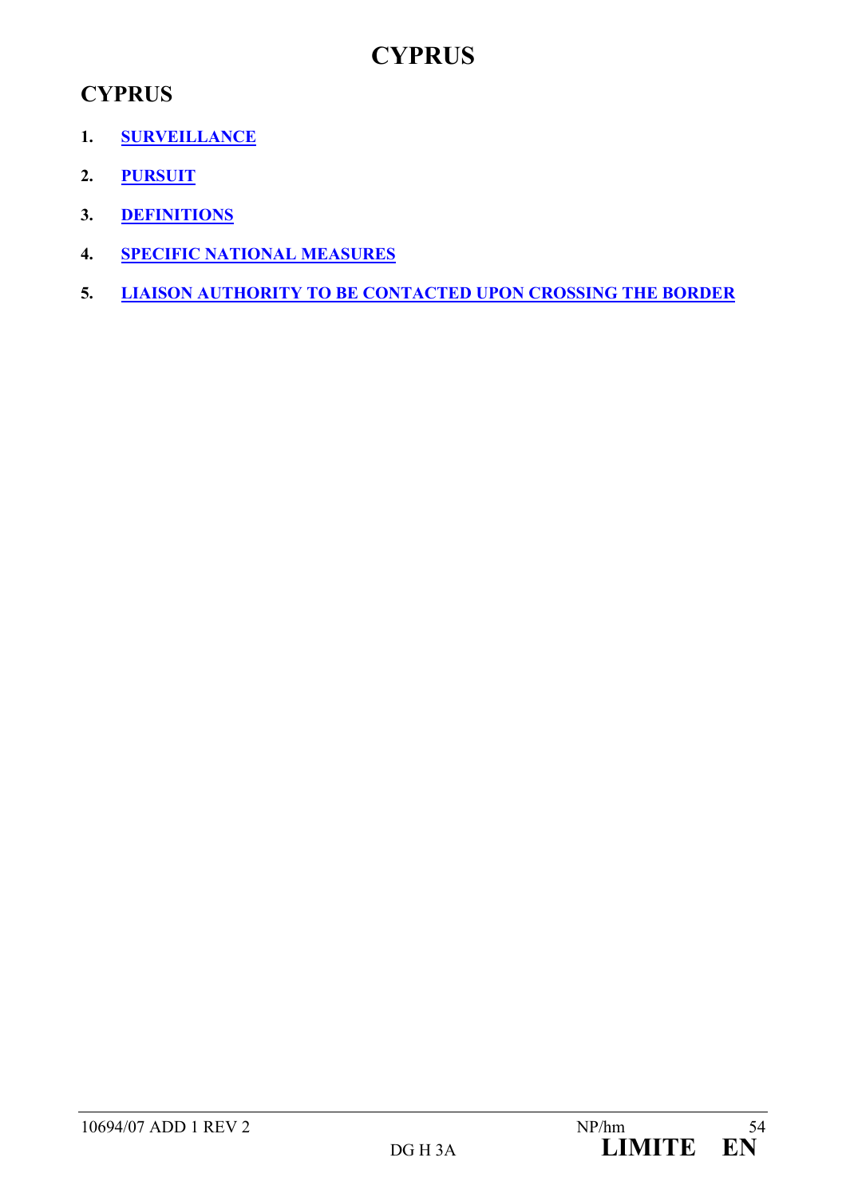# CYPRUS

## CYPRUS

1. **SURVEILLANCE**
2. **PURSUIT**
3. **DEFINITIONS**
4. **SPECIFIC NATIONAL MEASURES**
5. **LIAISON AUTHORITY TO BE CONTACTED UPON CROSSING THE BORDER**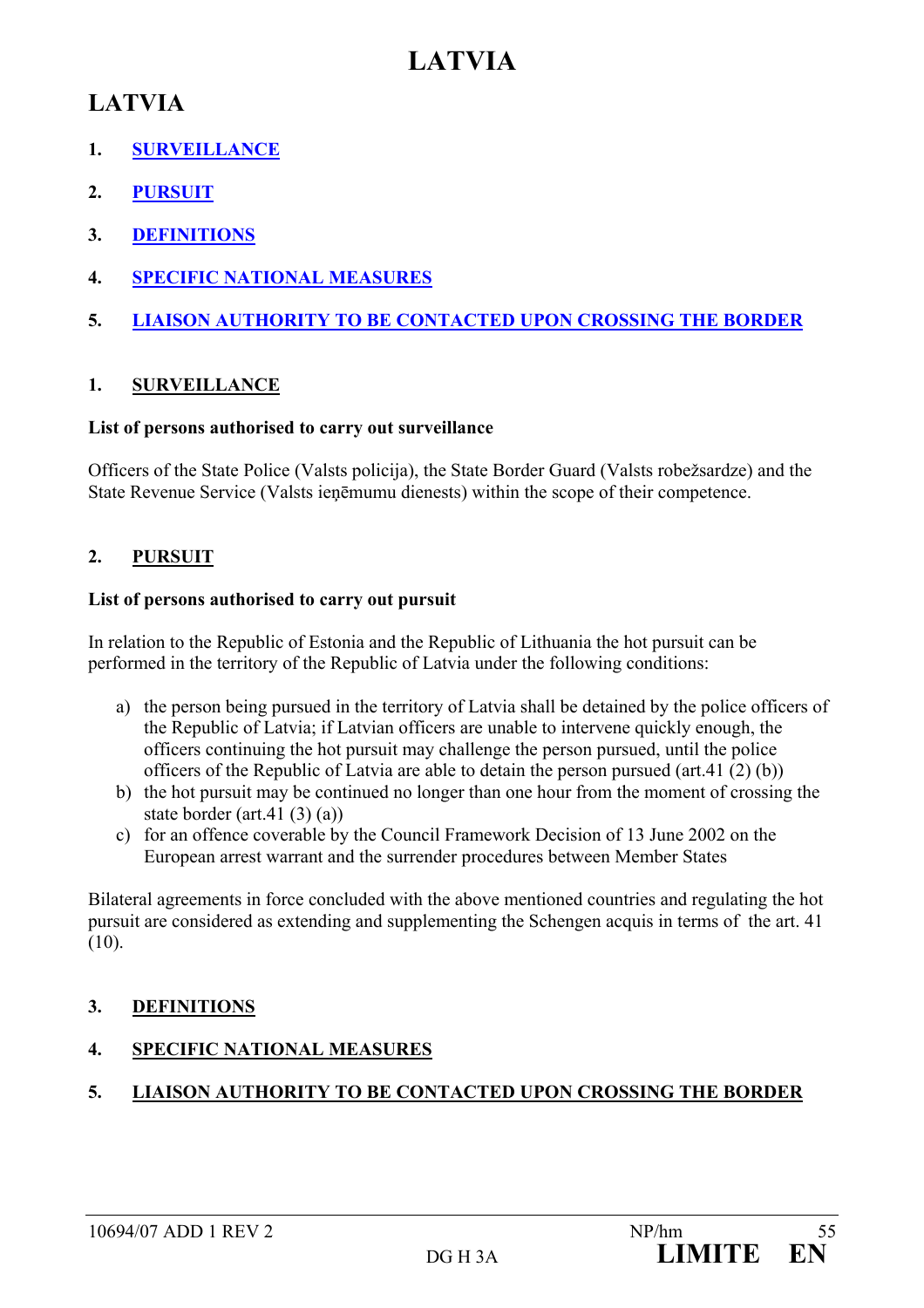# LATVIA

## LATVIA

1. SURVEILLANCE
2. PURSUIT
3. DEFINITIONS
4. SPECIFIC NATIONAL MEASURES
5. LIAISON AUTHORITY TO BE CONTACTED UPON CROSSING THE BORDER

### 1. SURVEILLANCE

**List of persons authorised to carry out surveillance**

Officers of the State Police (Valsts policija), the State Border Guard (Valsts robežsardze) and the State Revenue Service (Valsts ieņēmumu dienests) within the scope of their competence.

### 2. PURSUIT

**List of persons authorised to carry out pursuit**

In relation to the Republic of Estonia and the Republic of Lithuania the hot pursuit can be performed in the territory of the Republic of Latvia under the following conditions:

a) the person being pursued in the territory of Latvia shall be detained by the police officers of the Republic of Latvia; if Latvian officers are unable to intervene quickly enough, the officers continuing the hot pursuit may challenge the person pursued, until the police officers of the Republic of Latvia are able to detain the person pursued (art.41 (2) (b))
b) the hot pursuit may be continued no longer than one hour from the moment of crossing the state border (art.41 (3) (a))
c) for an offence coverable by the Council Framework Decision of 13 June 2002 on the European arrest warrant and the surrender procedures between Member States

Bilateral agreements in force concluded with the above mentioned countries and regulating the hot pursuit are considered as extending and supplementing the Schengen acquis in terms of the art. 41 (10).

### 3. DEFINITIONS

### 4. SPECIFIC NATIONAL MEASURES

### 5. LIAISON AUTHORITY TO BE CONTACTED UPON CROSSING THE BORDER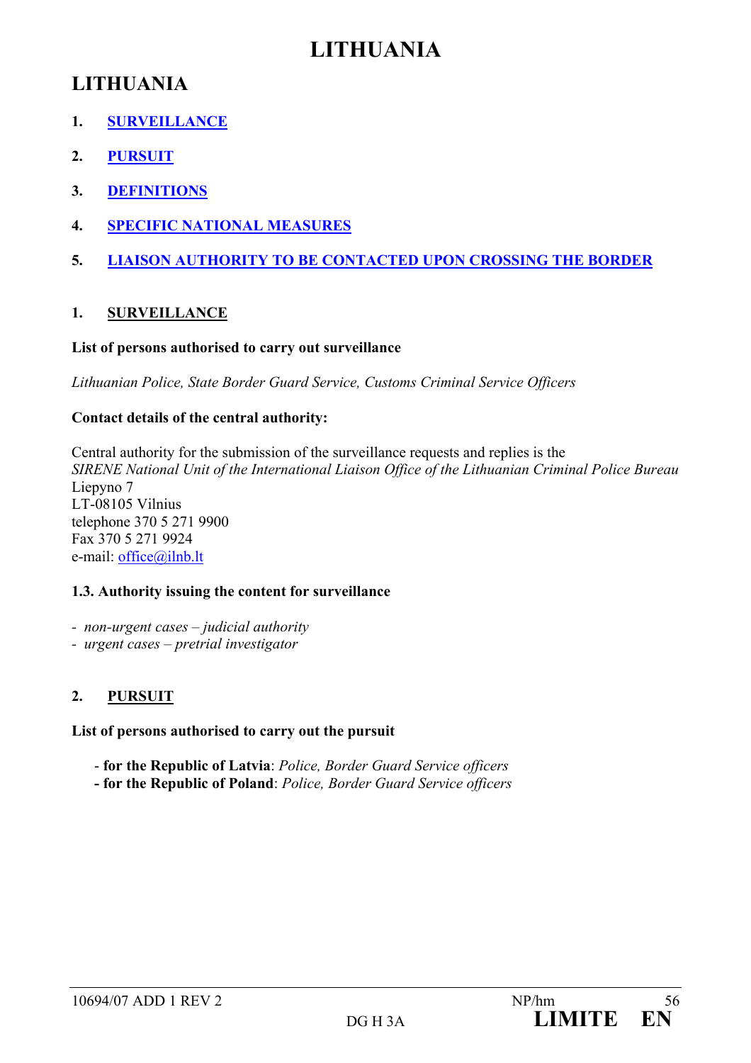# LITHUANIA

## LITHUANIA

1. SURVEILLANCE

2. PURSUIT

3. DEFINITIONS

4. SPECIFIC NATIONAL MEASURES

5. LIAISON AUTHORITY TO BE CONTACTED UPON CROSSING THE BORDER

### 1. SURVEILLANCE

**List of persons authorised to carry out surveillance**

*Lithuanian Police, State Border Guard Service, Customs Criminal Service Officers*

**Contact details of the central authority:**

Central authority for the submission of the surveillance requests and replies is the
*SIRENE National Unit of the International Liaison Office of the Lithuanian Criminal Police Bureau*
Liepyno 7
LT-08105 Vilnius
telephone 370 5 271 9900
Fax 370 5 271 9924
e-mail: office@ilnb.lt

**1.3. Authority issuing the content for surveillance**

- *non-urgent cases – judicial authority*
- *urgent cases – pretrial investigator*

### 2. PURSUIT

**List of persons authorised to carry out the pursuit**

- **for the Republic of Latvia**: *Police, Border Guard Service officers*
- **for the Republic of Poland**: *Police, Border Guard Service officers*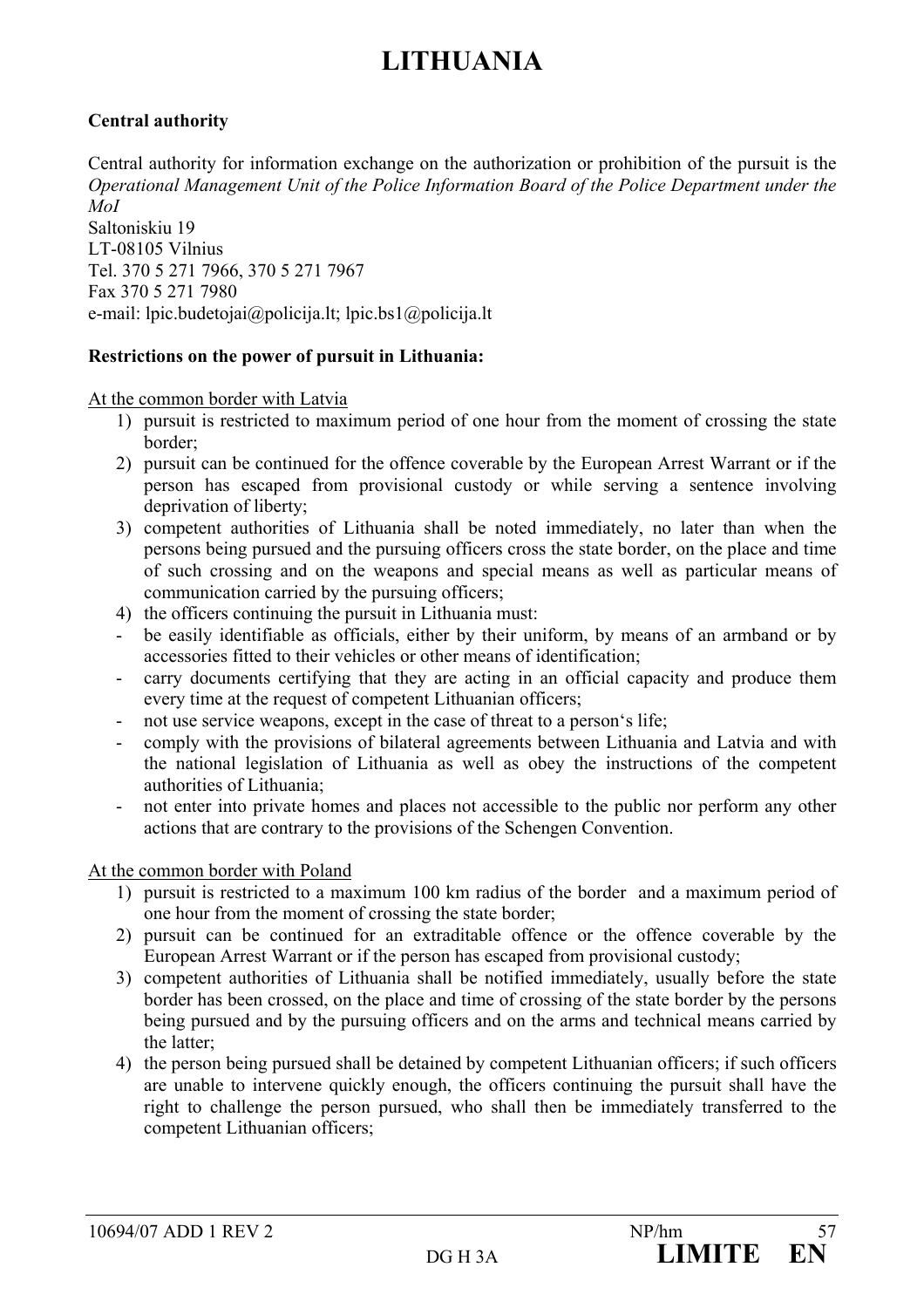# LITHUANIA

**Central authority**

Central authority for information exchange on the authorization or prohibition of the pursuit is the *Operational Management Unit of the Police Information Board of the Police Department under the MoI*
Saltoniskiu 19
LT-08105 Vilnius
Tel. 370 5 271 7966, 370 5 271 7967
Fax 370 5 271 7980
e-mail: lpic.budetojai@policija.lt; lpic.bs1@policija.lt

**Restrictions on the power of pursuit in Lithuania:**

At the common border with Latvia

1) pursuit is restricted to maximum period of one hour from the moment of crossing the state border;
2) pursuit can be continued for the offence coverable by the European Arrest Warrant or if the person has escaped from provisional custody or while serving a sentence involving deprivation of liberty;
3) competent authorities of Lithuania shall be noted immediately, no later than when the persons being pursued and the pursuing officers cross the state border, on the place and time of such crossing and on the weapons and special means as well as particular means of communication carried by the pursuing officers;
4) the officers continuing the pursuit in Lithuania must:
- be easily identifiable as officials, either by their uniform, by means of an armband or by accessories fitted to their vehicles or other means of identification;
- carry documents certifying that they are acting in an official capacity and produce them every time at the request of competent Lithuanian officers;
- not use service weapons, except in the case of threat to a person's life;
- comply with the provisions of bilateral agreements between Lithuania and Latvia and with the national legislation of Lithuania as well as obey the instructions of the competent authorities of Lithuania;
- not enter into private homes and places not accessible to the public nor perform any other actions that are contrary to the provisions of the Schengen Convention.

At the common border with Poland

1) pursuit is restricted to a maximum 100 km radius of the border and a maximum period of one hour from the moment of crossing the state border;
2) pursuit can be continued for an extraditable offence or the offence coverable by the European Arrest Warrant or if the person has escaped from provisional custody;
3) competent authorities of Lithuania shall be notified immediately, usually before the state border has been crossed, on the place and time of crossing of the state border by the persons being pursued and by the pursuing officers and on the arms and technical means carried by the latter;
4) the person being pursued shall be detained by competent Lithuanian officers; if such officers are unable to intervene quickly enough, the officers continuing the pursuit shall have the right to challenge the person pursued, who shall then be immediately transferred to the competent Lithuanian officers;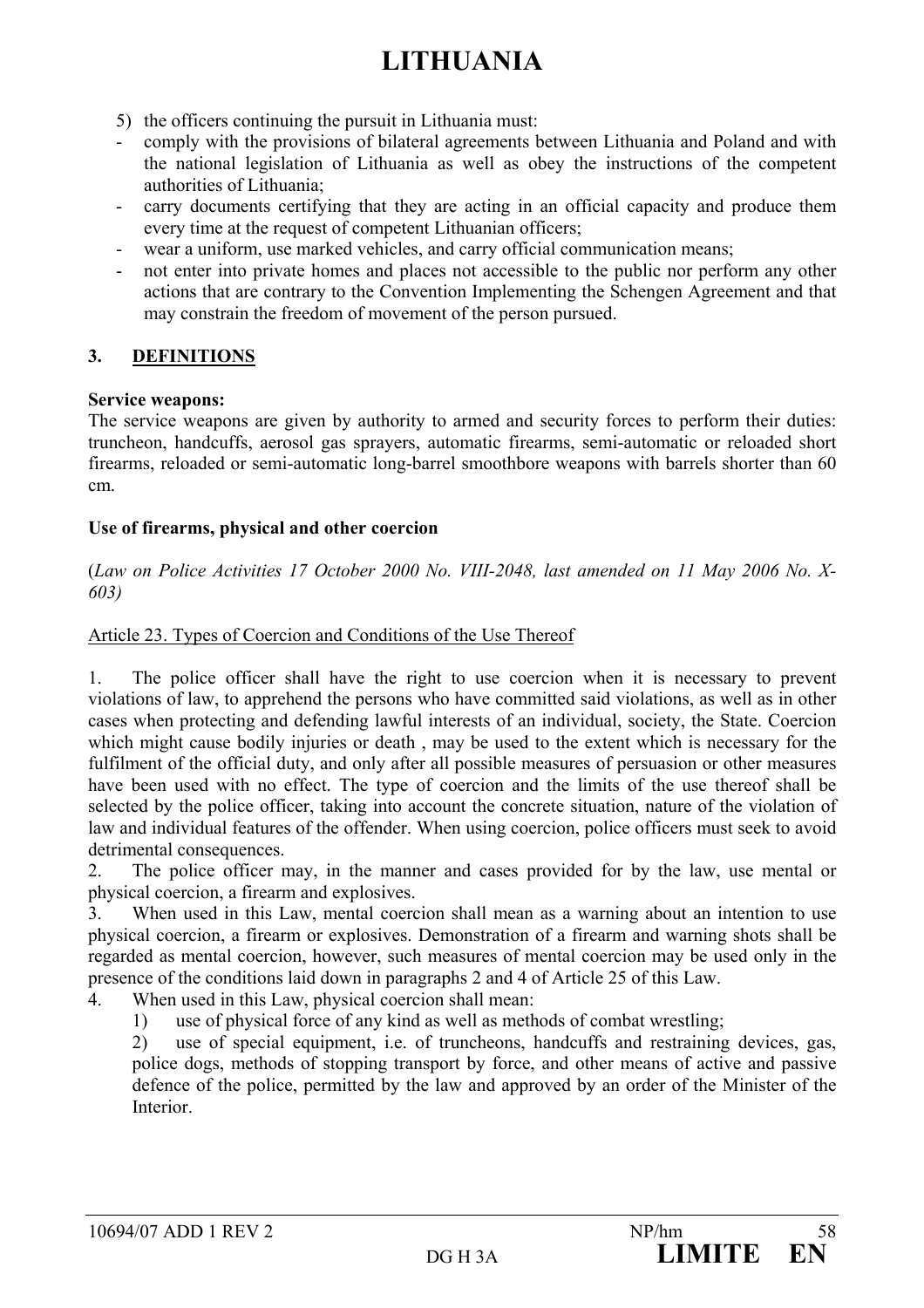# LITHUANIA

5) the officers continuing the pursuit in Lithuania must:

- comply with the provisions of bilateral agreements between Lithuania and Poland and with the national legislation of Lithuania as well as obey the instructions of the competent authorities of Lithuania;
- carry documents certifying that they are acting in an official capacity and produce them every time at the request of competent Lithuanian officers;
- wear a uniform, use marked vehicles, and carry official communication means;
- not enter into private homes and places not accessible to the public nor perform any other actions that are contrary to the Convention Implementing the Schengen Agreement and that may constrain the freedom of movement of the person pursued.

## 3. DEFINITIONS

**Service weapons:**

The service weapons are given by authority to armed and security forces to perform their duties: truncheon, handcuffs, aerosol gas sprayers, automatic firearms, semi-automatic or reloaded short firearms, reloaded or semi-automatic long-barrel smoothbore weapons with barrels shorter than 60 cm.

**Use of firearms, physical and other coercion**

(*Law on Police Activities 17 October 2000 No. VIII-2048, last amended on 11 May 2006 No. X-603)*

Article 23. Types of Coercion and Conditions of the Use Thereof

1. The police officer shall have the right to use coercion when it is necessary to prevent violations of law, to apprehend the persons who have committed said violations, as well as in other cases when protecting and defending lawful interests of an individual, society, the State. Coercion which might cause bodily injuries or death , may be used to the extent which is necessary for the fulfilment of the official duty, and only after all possible measures of persuasion or other measures have been used with no effect. The type of coercion and the limits of the use thereof shall be selected by the police officer, taking into account the concrete situation, nature of the violation of law and individual features of the offender. When using coercion, police officers must seek to avoid detrimental consequences.
2. The police officer may, in the manner and cases provided for by the law, use mental or physical coercion, a firearm and explosives.
3. When used in this Law, mental coercion shall mean as a warning about an intention to use physical coercion, a firearm or explosives. Demonstration of a firearm and warning shots shall be regarded as mental coercion, however, such measures of mental coercion may be used only in the presence of the conditions laid down in paragraphs 2 and 4 of Article 25 of this Law.
4. When used in this Law, physical coercion shall mean:
   1) use of physical force of any kind as well as methods of combat wrestling;
   2) use of special equipment, i.e. of truncheons, handcuffs and restraining devices, gas, police dogs, methods of stopping transport by force, and other means of active and passive defence of the police, permitted by the law and approved by an order of the Minister of the Interior.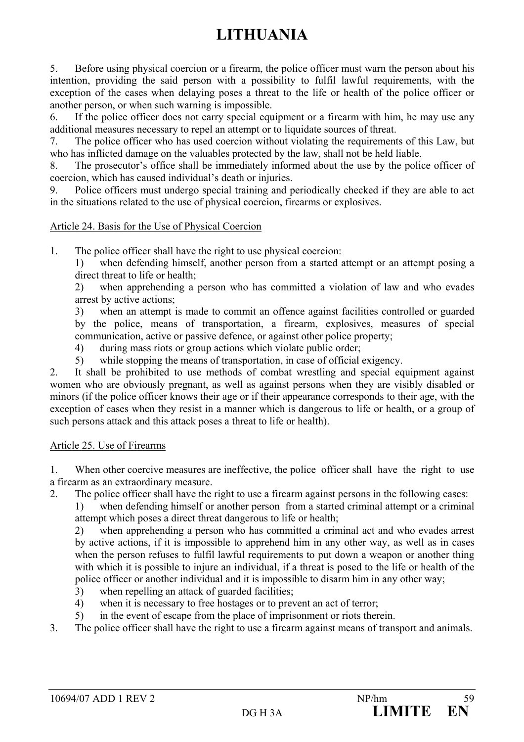# LITHUANIA

5. Before using physical coercion or a firearm, the police officer must warn the person about his intention, providing the said person with a possibility to fulfil lawful requirements, with the exception of the cases when delaying poses a threat to the life or health of the police officer or another person, or when such warning is impossible.

6. If the police officer does not carry special equipment or a firearm with him, he may use any additional measures necessary to repel an attempt or to liquidate sources of threat.

7. The police officer who has used coercion without violating the requirements of this Law, but who has inflicted damage on the valuables protected by the law, shall not be held liable.

8. The prosecutor's office shall be immediately informed about the use by the police officer of coercion, which has caused individual's death or injuries.

9. Police officers must undergo special training and periodically checked if they are able to act in the situations related to the use of physical coercion, firearms or explosives.

Article 24. Basis for the Use of Physical Coercion

1. The police officer shall have the right to use physical coercion:
   1) when defending himself, another person from a started attempt or an attempt posing a direct threat to life or health;
   2) when apprehending a person who has committed a violation of law and who evades arrest by active actions;
   3) when an attempt is made to commit an offence against facilities controlled or guarded by the police, means of transportation, a firearm, explosives, measures of special communication, active or passive defence, or against other police property;
   4) during mass riots or group actions which violate public order;
   5) while stopping the means of transportation, in case of official exigency.
2. It shall be prohibited to use methods of combat wrestling and special equipment against women who are obviously pregnant, as well as against persons when they are visibly disabled or minors (if the police officer knows their age or if their appearance corresponds to their age, with the exception of cases when they resist in a manner which is dangerous to life or health, or a group of such persons attack and this attack poses a threat to life or health).

Article 25. Use of Firearms

1. When other coercive measures are ineffective, the police officer shall have the right to use a firearm as an extraordinary measure.
2. The police officer shall have the right to use a firearm against persons in the following cases:
   1) when defending himself or another person from a started criminal attempt or a criminal attempt which poses a direct threat dangerous to life or health;
   2) when apprehending a person who has committed a criminal act and who evades arrest by active actions, if it is impossible to apprehend him in any other way, as well as in cases when the person refuses to fulfil lawful requirements to put down a weapon or another thing with which it is possible to injure an individual, if a threat is posed to the life or health of the police officer or another individual and it is impossible to disarm him in any other way;
   3) when repelling an attack of guarded facilities;
   4) when it is necessary to free hostages or to prevent an act of terror;
   5) in the event of escape from the place of imprisonment or riots therein.
3. The police officer shall have the right to use a firearm against means of transport and animals.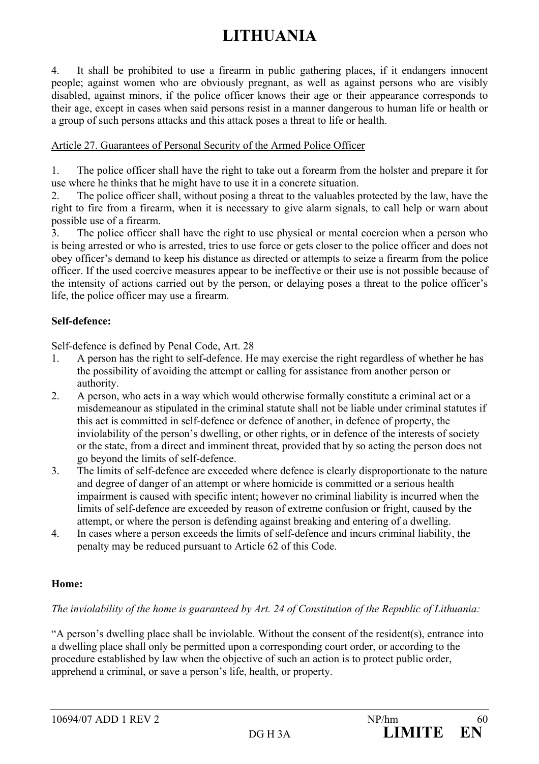# LITHUANIA

4. It shall be prohibited to use a firearm in public gathering places, if it endangers innocent people; against women who are obviously pregnant, as well as against persons who are visibly disabled, against minors, if the police officer knows their age or their appearance corresponds to their age, except in cases when said persons resist in a manner dangerous to human life or health or a group of such persons attacks and this attack poses a threat to life or health.

Article 27. Guarantees of Personal Security of the Armed Police Officer

1. The police officer shall have the right to take out a forearm from the holster and prepare it for use where he thinks that he might have to use it in a concrete situation.
2. The police officer shall, without posing a threat to the valuables protected by the law, have the right to fire from a firearm, when it is necessary to give alarm signals, to call help or warn about possible use of a firearm.
3. The police officer shall have the right to use physical or mental coercion when a person who is being arrested or who is arrested, tries to use force or gets closer to the police officer and does not obey officer's demand to keep his distance as directed or attempts to seize a firearm from the police officer. If the used coercive measures appear to be ineffective or their use is not possible because of the intensity of actions carried out by the person, or delaying poses a threat to the police officer's life, the police officer may use a firearm.

**Self-defence:**

Self-defence is defined by Penal Code, Art. 28

1. A person has the right to self-defence. He may exercise the right regardless of whether he has the possibility of avoiding the attempt or calling for assistance from another person or authority.
2. A person, who acts in a way which would otherwise formally constitute a criminal act or a misdemeanour as stipulated in the criminal statute shall not be liable under criminal statutes if this act is committed in self-defence or defence of another, in defence of property, the inviolability of the person's dwelling, or other rights, or in defence of the interests of society or the state, from a direct and imminent threat, provided that by so acting the person does not go beyond the limits of self-defence.
3. The limits of self-defence are exceeded where defence is clearly disproportionate to the nature and degree of danger of an attempt or where homicide is committed or a serious health impairment is caused with specific intent; however no criminal liability is incurred when the limits of self-defence are exceeded by reason of extreme confusion or fright, caused by the attempt, or where the person is defending against breaking and entering of a dwelling.
4. In cases where a person exceeds the limits of self-defence and incurs criminal liability, the penalty may be reduced pursuant to Article 62 of this Code.

**Home:**

*The inviolability of the home is guaranteed by Art. 24 of Constitution of the Republic of Lithuania:*

"A person's dwelling place shall be inviolable. Without the consent of the resident(s), entrance into a dwelling place shall only be permitted upon a corresponding court order, or according to the procedure established by law when the objective of such an action is to protect public order, apprehend a criminal, or save a person's life, health, or property.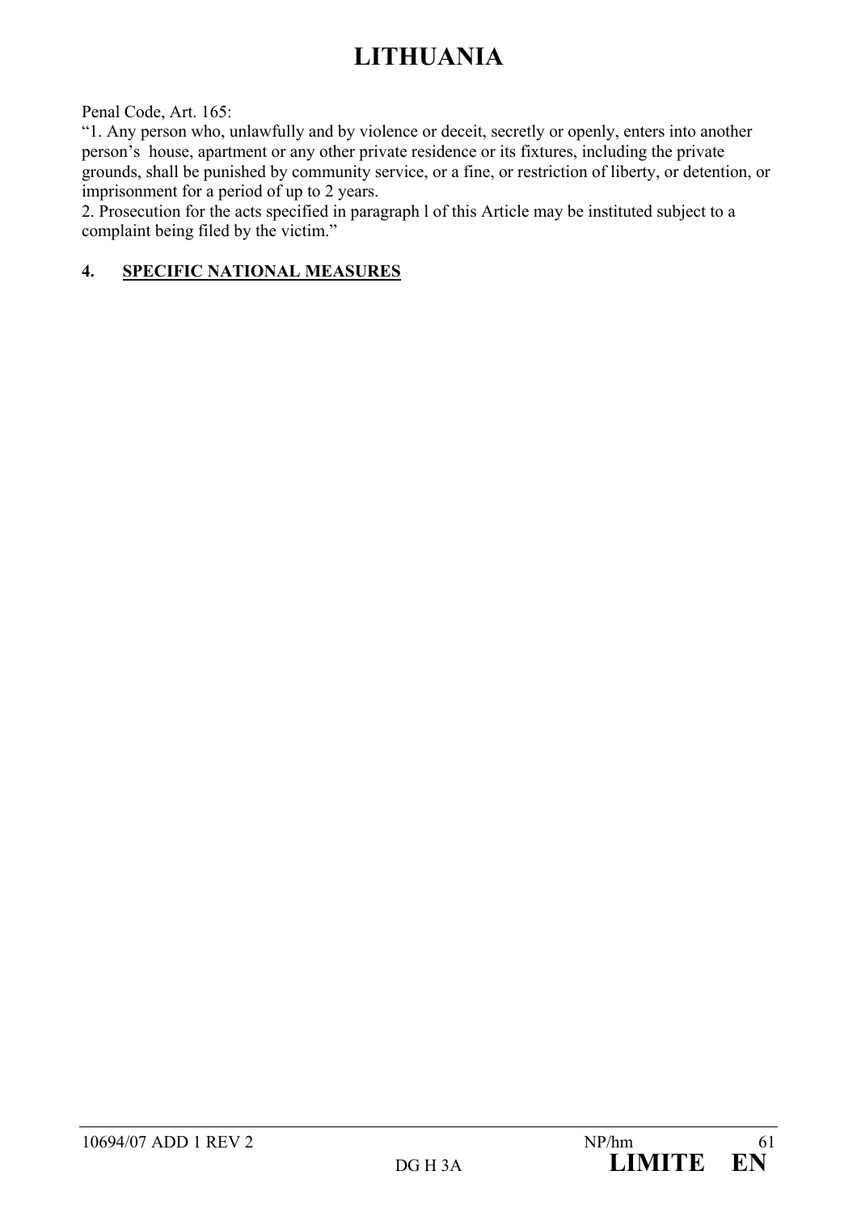# LITHUANIA

Penal Code, Art. 165:

"1. Any person who, unlawfully and by violence or deceit, secretly or openly, enters into another person's house, apartment or any other private residence or its fixtures, including the private grounds, shall be punished by community service, or a fine, or restriction of liberty, or detention, or imprisonment for a period of up to 2 years.

2. Prosecution for the acts specified in paragraph l of this Article may be instituted subject to a complaint being filed by the victim."

## 4. SPECIFIC NATIONAL MEASURES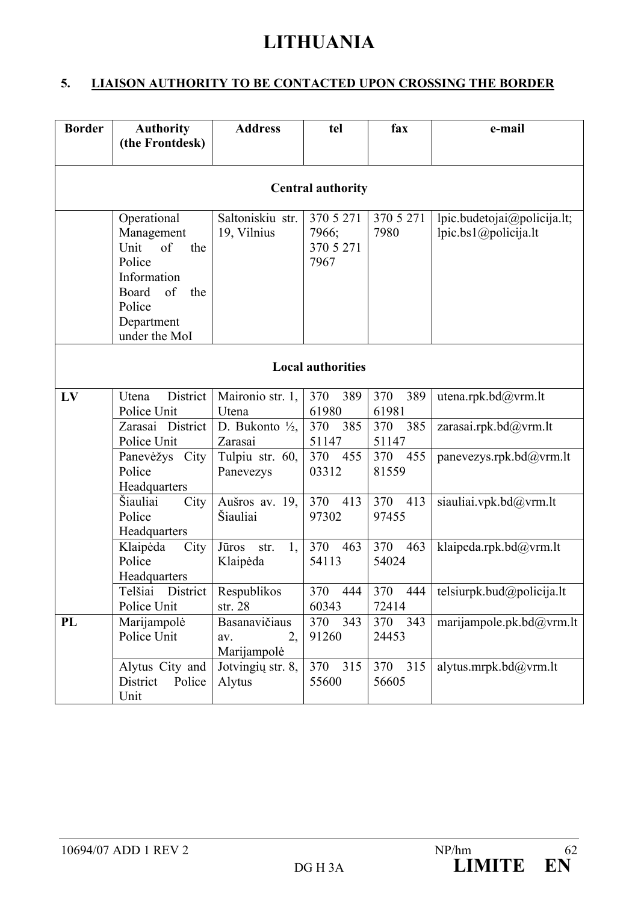# LITHUANIA

## 5. LIAISON AUTHORITY TO BE CONTACTED UPON CROSSING THE BORDER

| Border | Authority (the Frontdesk) | Address | tel | fax | e-mail |
|---|---|---|---|---|---|
| **Central authority** | | | | | |
| | Operational Management Unit of the Police Information Board of the Police Department under the MoI | Saltoniskiu str. 19, Vilnius | 370 5 271 7966; 370 5 271 7967 | 370 5 271 7980 | lpic.budetojai@policija.lt; lpic.bs1@policija.lt |
| **Local authorities** | | | | | |
| **LV** | Utena District Police Unit | Maironio str. 1, Utena | 370 389 61980 | 370 389 61981 | utena.rpk.bd@vrm.lt |
| | Zarasai District Police Unit | D. Bukonto ½, Zarasai | 370 385 51147 | 370 385 51147 | zarasai.rpk.bd@vrm.lt |
| | Panevėžys City Police Headquarters | Tulpiu str. 60, Panevezys | 370 455 03312 | 370 455 81559 | panevezys.rpk.bd@vrm.lt |
| | Šiauliai City Police Headquarters | Aušros av. 19, Šiauliai | 370 413 97302 | 370 413 97455 | siauliai.vpk.bd@vrm.lt |
| | Klaipėda City Police Headquarters | Jūros str. 1, Klaipėda | 370 463 54113 | 370 463 54024 | klaipeda.rpk.bd@vrm.lt |
| | Telšiai District Police Unit | Respublikos str. 28 | 370 444 60343 | 370 444 72414 | telsiurpk.bud@policija.lt |
| **PL** | Marijampolė Police Unit | Basanavičiaus av. 2, Marijampolė | 370 343 91260 | 370 343 24453 | marijampole.pk.bd@vrm.lt |
| | Alytus City and District Police Unit | Jotvingių str. 8, Alytus | 370 315 55600 | 370 315 56605 | alytus.mrpk.bd@vrm.lt |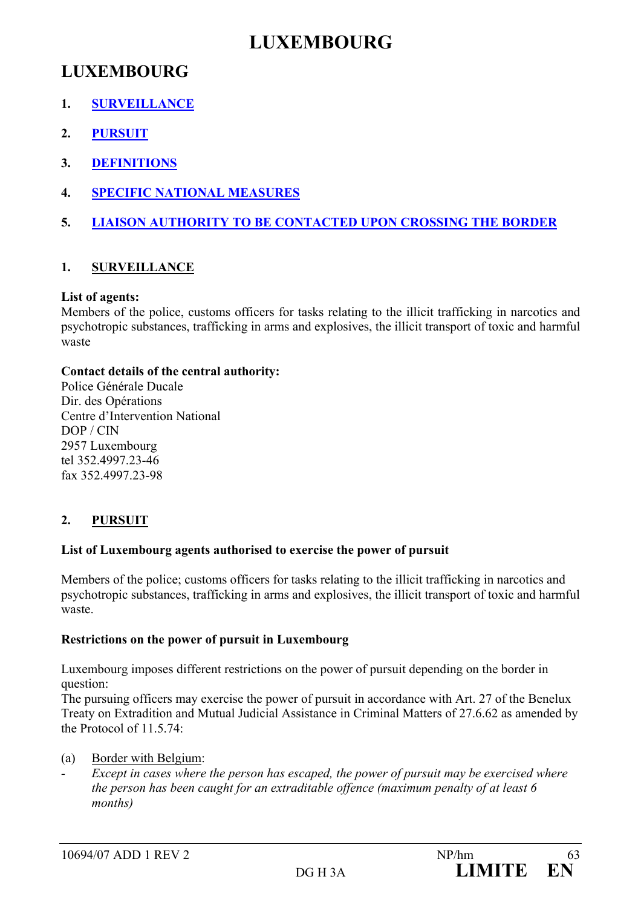# LUXEMBOURG

## LUXEMBOURG

1. SURVEILLANCE
2. PURSUIT
3. DEFINITIONS
4. SPECIFIC NATIONAL MEASURES
5. LIAISON AUTHORITY TO BE CONTACTED UPON CROSSING THE BORDER

### 1. SURVEILLANCE

**List of agents:**
Members of the police, customs officers for tasks relating to the illicit trafficking in narcotics and psychotropic substances, trafficking in arms and explosives, the illicit transport of toxic and harmful waste

**Contact details of the central authority:**
Police Générale Ducale
Dir. des Opérations
Centre d'Intervention National
DOP / CIN
2957 Luxembourg
tel 352.4997.23-46
fax 352.4997.23-98

### 2. PURSUIT

**List of Luxembourg agents authorised to exercise the power of pursuit**

Members of the police; customs officers for tasks relating to the illicit trafficking in narcotics and psychotropic substances, trafficking in arms and explosives, the illicit transport of toxic and harmful waste.

**Restrictions on the power of pursuit in Luxembourg**

Luxembourg imposes different restrictions on the power of pursuit depending on the border in question:
The pursuing officers may exercise the power of pursuit in accordance with Art. 27 of the Benelux Treaty on Extradition and Mutual Judicial Assistance in Criminal Matters of 27.6.62 as amended by the Protocol of 11.5.74:

(a) Border with Belgium:

- *Except in cases where the person has escaped, the power of pursuit may be exercised where the person has been caught for an extraditable offence (maximum penalty of at least 6 months)*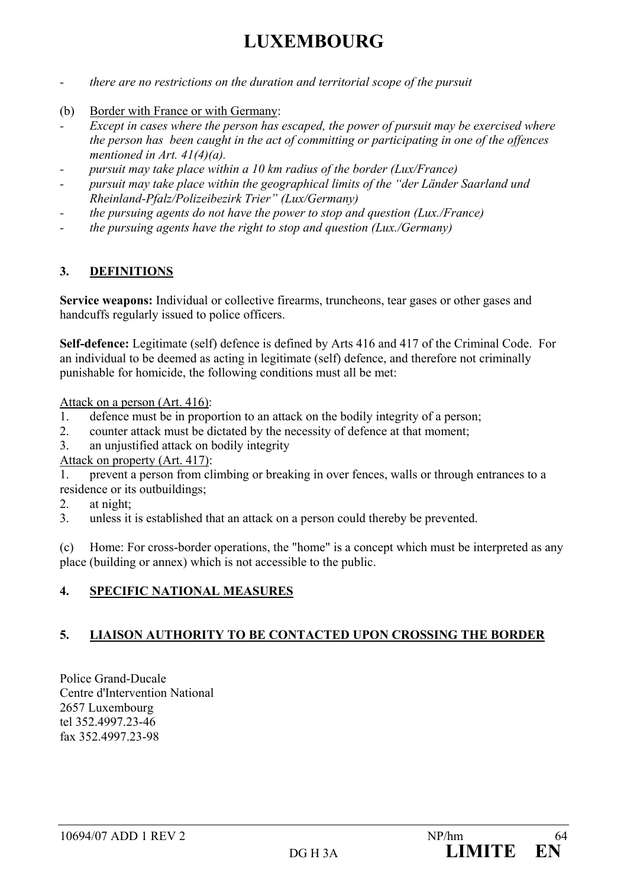# LUXEMBOURG

- *there are no restrictions on the duration and territorial scope of the pursuit*

(b) Border with France or with Germany:

- *Except in cases where the person has escaped, the power of pursuit may be exercised where the person has been caught in the act of committing or participating in one of the offences mentioned in Art. 41(4)(a).*
- *pursuit may take place within a 10 km radius of the border (Lux/France)*
- *pursuit may take place within the geographical limits of the "der Länder Saarland und Rheinland-Pfalz/Polizeibezirk Trier" (Lux/Germany)*
- *the pursuing agents do not have the power to stop and question (Lux./France)*
- *the pursuing agents have the right to stop and question (Lux./Germany)*

## 3. DEFINITIONS

**Service weapons:** Individual or collective firearms, truncheons, tear gases or other gases and handcuffs regularly issued to police officers.

**Self-defence:** Legitimate (self) defence is defined by Arts 416 and 417 of the Criminal Code. For an individual to be deemed as acting in legitimate (self) defence, and therefore not criminally punishable for homicide, the following conditions must all be met:

Attack on a person (Art. 416):

1. defence must be in proportion to an attack on the bodily integrity of a person;
2. counter attack must be dictated by the necessity of defence at that moment;
3. an unjustified attack on bodily integrity

Attack on property (Art. 417):

1. prevent a person from climbing or breaking in over fences, walls or through entrances to a residence or its outbuildings;
2. at night;
3. unless it is established that an attack on a person could thereby be prevented.

(c) Home: For cross-border operations, the "home" is a concept which must be interpreted as any place (building or annex) which is not accessible to the public.

## 4. SPECIFIC NATIONAL MEASURES

## 5. LIAISON AUTHORITY TO BE CONTACTED UPON CROSSING THE BORDER

Police Grand-Ducale
Centre d'Intervention National
2657 Luxembourg
tel 352.4997.23-46
fax 352.4997.23-98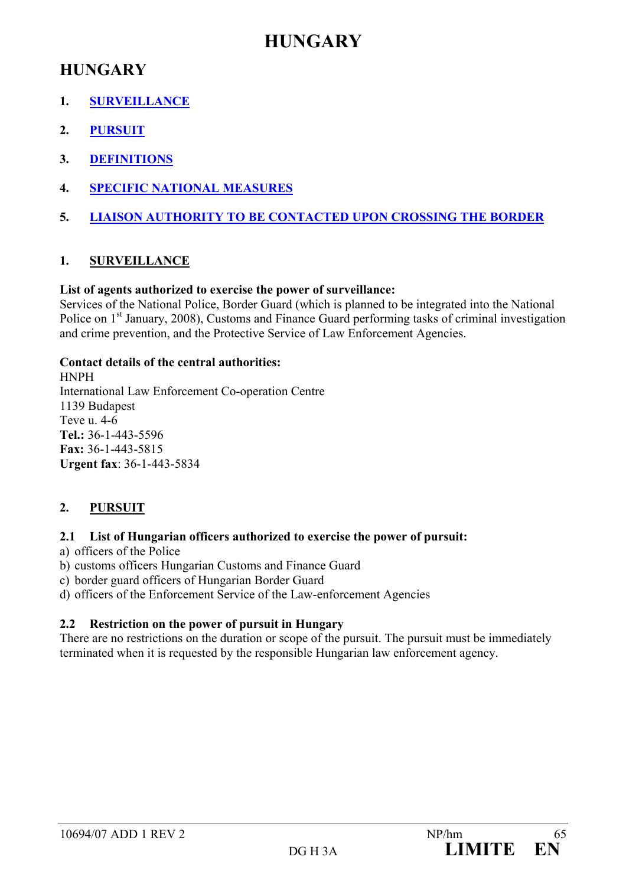# HUNGARY

## HUNGARY

1. SURVEILLANCE
2. PURSUIT
3. DEFINITIONS
4. SPECIFIC NATIONAL MEASURES
5. LIAISON AUTHORITY TO BE CONTACTED UPON CROSSING THE BORDER

### 1. SURVEILLANCE

**List of agents authorized to exercise the power of surveillance:**
Services of the National Police, Border Guard (which is planned to be integrated into the National Police on 1st January, 2008), Customs and Finance Guard performing tasks of criminal investigation and crime prevention, and the Protective Service of Law Enforcement Agencies.

**Contact details of the central authorities:**
HNPH
International Law Enforcement Co-operation Centre
1139 Budapest
Teve u. 4-6
**Tel.:** 36-1-443-5596
**Fax:** 36-1-443-5815
**Urgent fax**: 36-1-443-5834

### 2. PURSUIT

#### 2.1 List of Hungarian officers authorized to exercise the power of pursuit:

a) officers of the Police
b) customs officers Hungarian Customs and Finance Guard
c) border guard officers of Hungarian Border Guard
d) officers of the Enforcement Service of the Law-enforcement Agencies

#### 2.2 Restriction on the power of pursuit in Hungary

There are no restrictions on the duration or scope of the pursuit. The pursuit must be immediately terminated when it is requested by the responsible Hungarian law enforcement agency.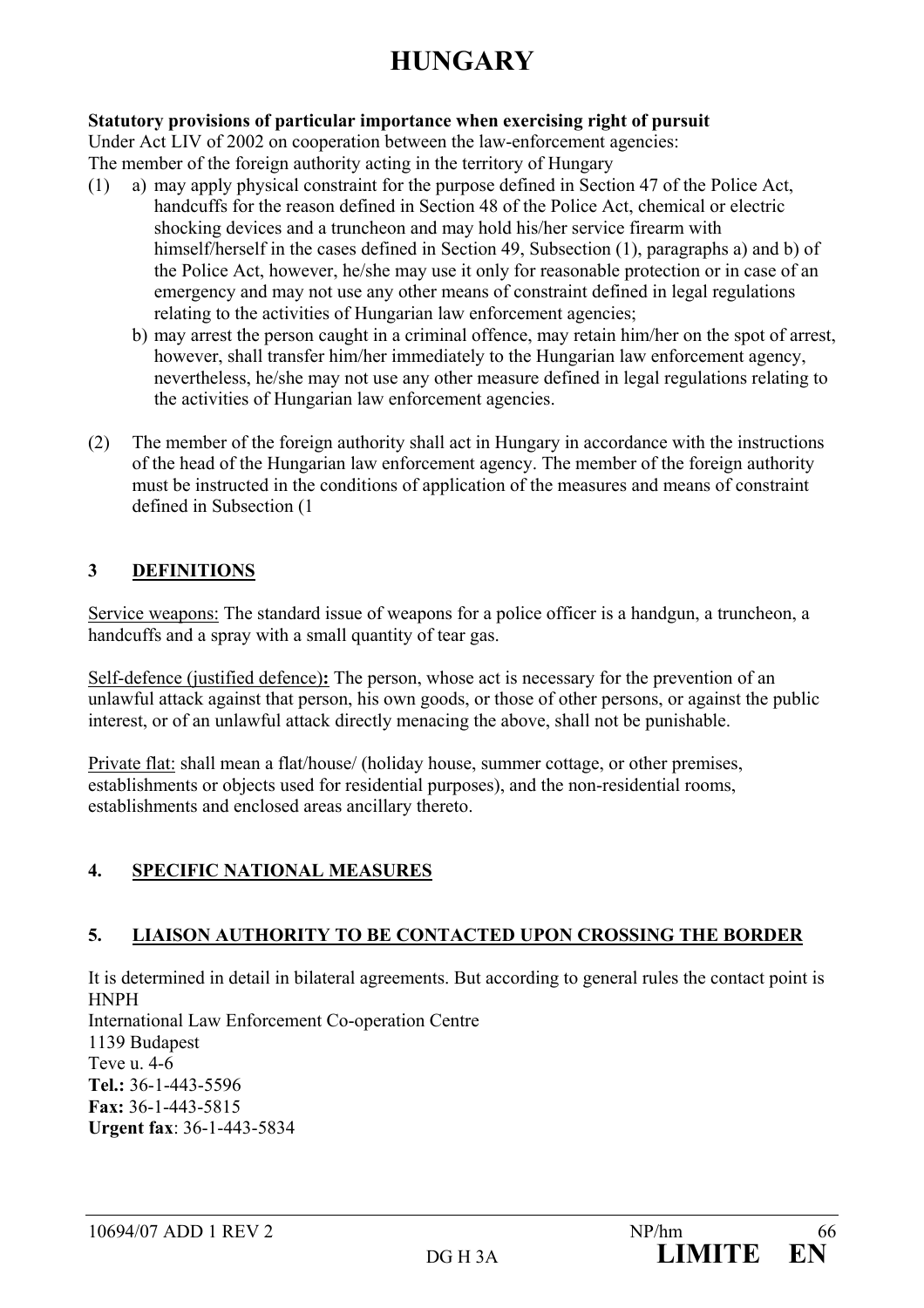# HUNGARY

**Statutory provisions of particular importance when exercising right of pursuit**

Under Act LIV of 2002 on cooperation between the law-enforcement agencies:

The member of the foreign authority acting in the territory of Hungary

(1) a) may apply physical constraint for the purpose defined in Section 47 of the Police Act, handcuffs for the reason defined in Section 48 of the Police Act, chemical or electric shocking devices and a truncheon and may hold his/her service firearm with himself/herself in the cases defined in Section 49, Subsection (1), paragraphs a) and b) of the Police Act, however, he/she may use it only for reasonable protection or in case of an emergency and may not use any other means of constraint defined in legal regulations relating to the activities of Hungarian law enforcement agencies;

b) may arrest the person caught in a criminal offence, may retain him/her on the spot of arrest, however, shall transfer him/her immediately to the Hungarian law enforcement agency, nevertheless, he/she may not use any other measure defined in legal regulations relating to the activities of Hungarian law enforcement agencies.

(2) The member of the foreign authority shall act in Hungary in accordance with the instructions of the head of the Hungarian law enforcement agency. The member of the foreign authority must be instructed in the conditions of application of the measures and means of constraint defined in Subsection (1

## 3 DEFINITIONS

Service weapons: The standard issue of weapons for a police officer is a handgun, a truncheon, a handcuffs and a spray with a small quantity of tear gas.

Self-defence (justified defence)**:** The person, whose act is necessary for the prevention of an unlawful attack against that person, his own goods, or those of other persons, or against the public interest, or of an unlawful attack directly menacing the above, shall not be punishable.

Private flat: shall mean a flat/house/ (holiday house, summer cottage, or other premises, establishments or objects used for residential purposes), and the non-residential rooms, establishments and enclosed areas ancillary thereto.

## 4. SPECIFIC NATIONAL MEASURES

## 5. LIAISON AUTHORITY TO BE CONTACTED UPON CROSSING THE BORDER

It is determined in detail in bilateral agreements. But according to general rules the contact point is HNPH
International Law Enforcement Co-operation Centre
1139 Budapest
Teve u. 4-6
**Tel.:** 36-1-443-5596
**Fax:** 36-1-443-5815
**Urgent fax**: 36-1-443-5834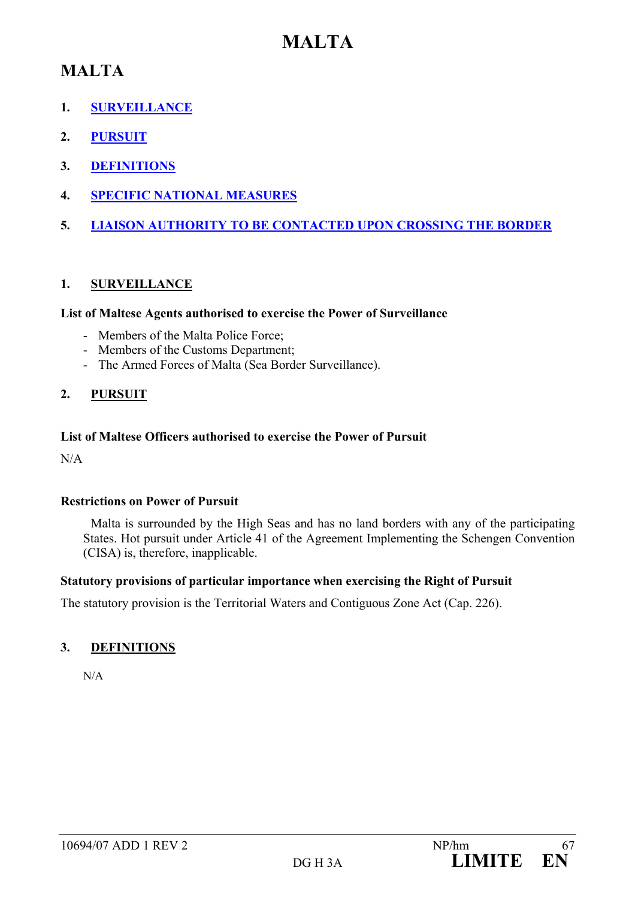# MALTA

## MALTA

1. SURVEILLANCE
2. PURSUIT
3. DEFINITIONS
4. SPECIFIC NATIONAL MEASURES
5. LIAISON AUTHORITY TO BE CONTACTED UPON CROSSING THE BORDER

### 1. SURVEILLANCE

**List of Maltese Agents authorised to exercise the Power of Surveillance**

- Members of the Malta Police Force;
- Members of the Customs Department;
- The Armed Forces of Malta (Sea Border Surveillance).

### 2. PURSUIT

**List of Maltese Officers authorised to exercise the Power of Pursuit**

N/A

**Restrictions on Power of Pursuit**

Malta is surrounded by the High Seas and has no land borders with any of the participating States. Hot pursuit under Article 41 of the Agreement Implementing the Schengen Convention (CISA) is, therefore, inapplicable.

**Statutory provisions of particular importance when exercising the Right of Pursuit**

The statutory provision is the Territorial Waters and Contiguous Zone Act (Cap. 226).

### 3. DEFINITIONS

N/A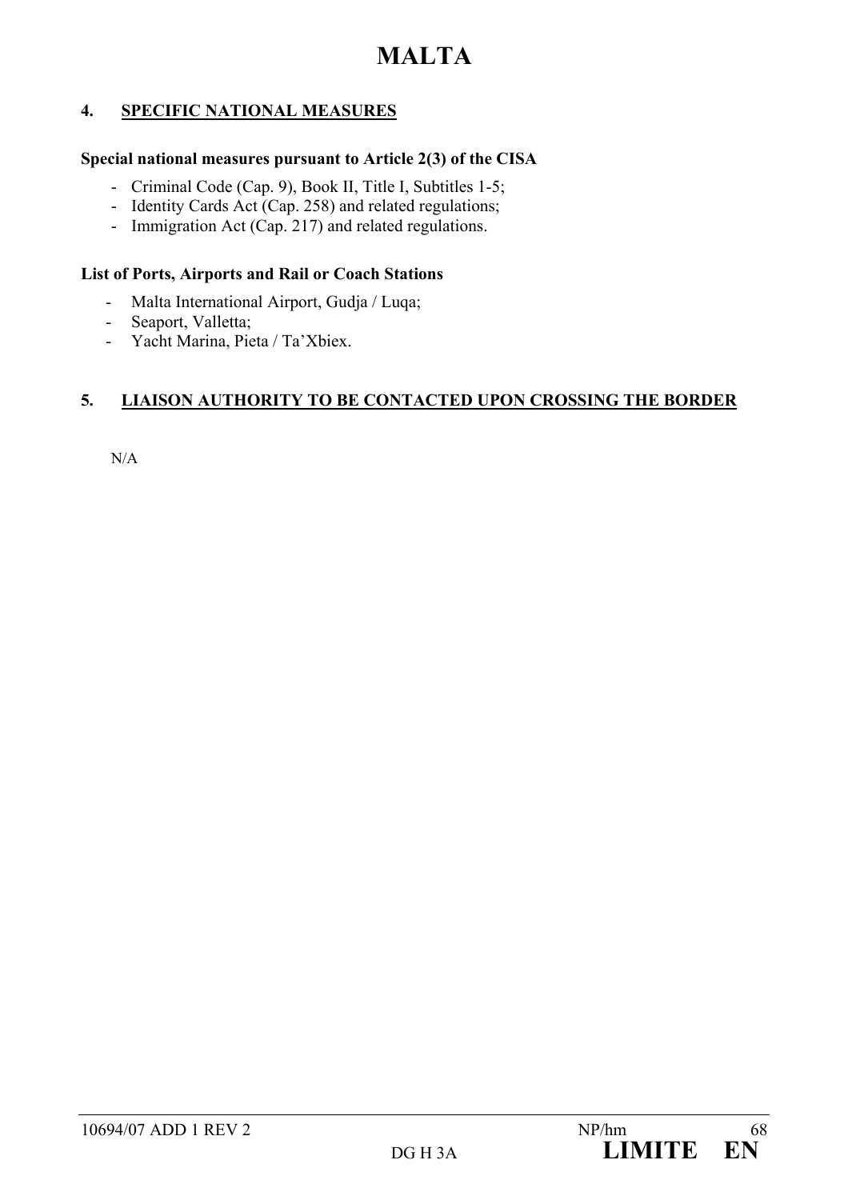# MALTA

## 4. SPECIFIC NATIONAL MEASURES

**Special national measures pursuant to Article 2(3) of the CISA**

- Criminal Code (Cap. 9), Book II, Title I, Subtitles 1-5;
- Identity Cards Act (Cap. 258) and related regulations;
- Immigration Act (Cap. 217) and related regulations.

**List of Ports, Airports and Rail or Coach Stations**

- Malta International Airport, Gudja / Luqa;
- Seaport, Valletta;
- Yacht Marina, Pieta / Ta'Xbiex.

## 5. LIAISON AUTHORITY TO BE CONTACTED UPON CROSSING THE BORDER

N/A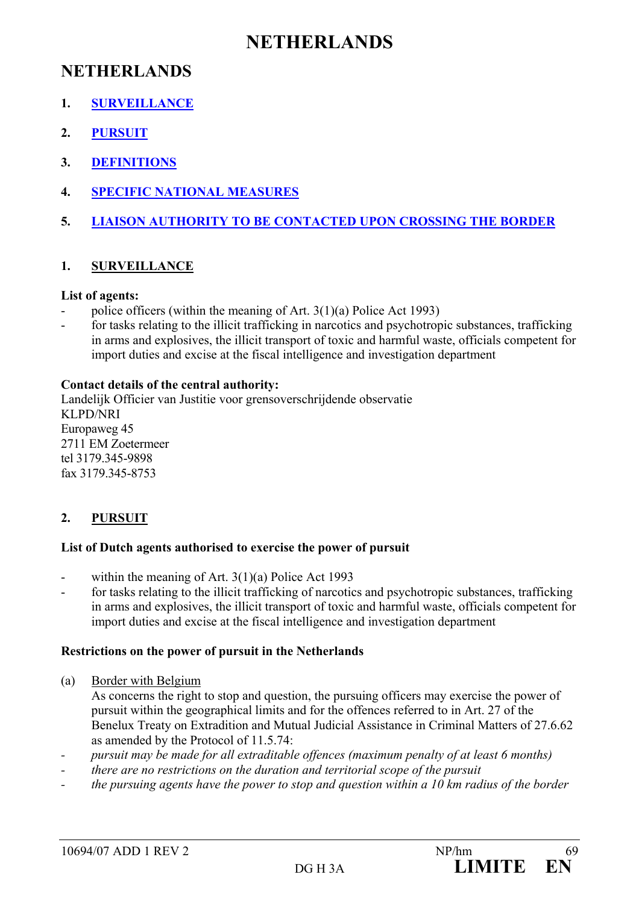# NETHERLANDS

## NETHERLANDS

1. **SURVEILLANCE**
2. **PURSUIT**
3. **DEFINITIONS**
4. **SPECIFIC NATIONAL MEASURES**
5. **LIAISON AUTHORITY TO BE CONTACTED UPON CROSSING THE BORDER**

### 1. SURVEILLANCE

**List of agents:**

- police officers (within the meaning of Art. 3(1)(a) Police Act 1993)
- for tasks relating to the illicit trafficking in narcotics and psychotropic substances, trafficking in arms and explosives, the illicit transport of toxic and harmful waste, officials competent for import duties and excise at the fiscal intelligence and investigation department

**Contact details of the central authority:**

Landelijk Officier van Justitie voor grensoverschrijdende observatie
KLPD/NRI
Europaweg 45
2711 EM Zoetermeer
tel 3179.345-9898
fax 3179.345-8753

### 2. PURSUIT

**List of Dutch agents authorised to exercise the power of pursuit**

- within the meaning of Art. 3(1)(a) Police Act 1993
- for tasks relating to the illicit trafficking of narcotics and psychotropic substances, trafficking in arms and explosives, the illicit transport of toxic and harmful waste, officials competent for import duties and excise at the fiscal intelligence and investigation department

**Restrictions on the power of pursuit in the Netherlands**

(a) Border with Belgium

As concerns the right to stop and question, the pursuing officers may exercise the power of pursuit within the geographical limits and for the offences referred to in Art. 27 of the Benelux Treaty on Extradition and Mutual Judicial Assistance in Criminal Matters of 27.6.62 as amended by the Protocol of 11.5.74:

- *pursuit may be made for all extraditable offences (maximum penalty of at least 6 months)*
- *there are no restrictions on the duration and territorial scope of the pursuit*
- *the pursuing agents have the power to stop and question within a 10 km radius of the border*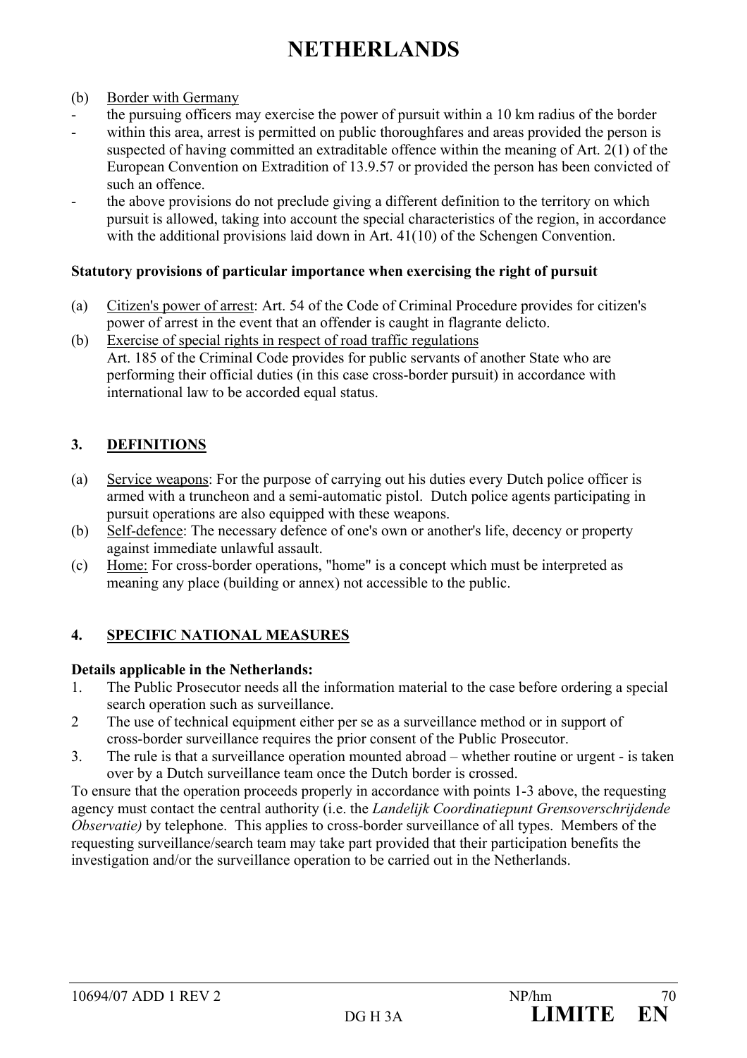# NETHERLANDS

(b) <u>Border with Germany</u>

- the pursuing officers may exercise the power of pursuit within a 10 km radius of the border
- within this area, arrest is permitted on public thoroughfares and areas provided the person is suspected of having committed an extraditable offence within the meaning of Art. 2(1) of the European Convention on Extradition of 13.9.57 or provided the person has been convicted of such an offence.
- the above provisions do not preclude giving a different definition to the territory on which pursuit is allowed, taking into account the special characteristics of the region, in accordance with the additional provisions laid down in Art. 41(10) of the Schengen Convention.

**Statutory provisions of particular importance when exercising the right of pursuit**

(a) <u>Citizen's power of arrest</u>: Art. 54 of the Code of Criminal Procedure provides for citizen's power of arrest in the event that an offender is caught in flagrante delicto.

(b) <u>Exercise of special rights in respect of road traffic regulations</u>
Art. 185 of the Criminal Code provides for public servants of another State who are performing their official duties (in this case cross-border pursuit) in accordance with international law to be accorded equal status.

## 3. <u>DEFINITIONS</u>

(a) <u>Service weapons</u>: For the purpose of carrying out his duties every Dutch police officer is armed with a truncheon and a semi-automatic pistol. Dutch police agents participating in pursuit operations are also equipped with these weapons.

(b) <u>Self-defence</u>: The necessary defence of one's own or another's life, decency or property against immediate unlawful assault.

(c) <u>Home:</u> For cross-border operations, "home" is a concept which must be interpreted as meaning any place (building or annex) not accessible to the public.

## 4. <u>SPECIFIC NATIONAL MEASURES</u>

**Details applicable in the Netherlands:**

1. The Public Prosecutor needs all the information material to the case before ordering a special search operation such as surveillance.
2. The use of technical equipment either per se as a surveillance method or in support of cross-border surveillance requires the prior consent of the Public Prosecutor.
3. The rule is that a surveillance operation mounted abroad – whether routine or urgent - is taken over by a Dutch surveillance team once the Dutch border is crossed.

To ensure that the operation proceeds properly in accordance with points 1-3 above, the requesting agency must contact the central authority (i.e. the *Landelijk Coordinatiepunt Grensoverschrijdende Observatie)* by telephone. This applies to cross-border surveillance of all types. Members of the requesting surveillance/search team may take part provided that their participation benefits the investigation and/or the surveillance operation to be carried out in the Netherlands.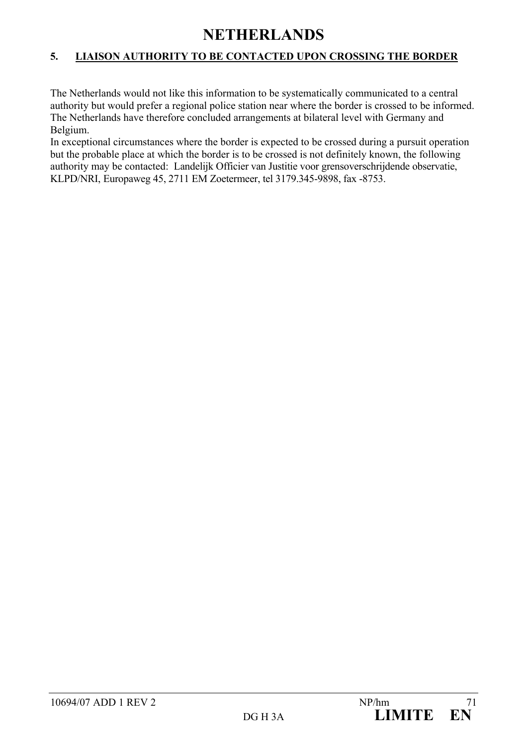# NETHERLANDS

## 5. LIAISON AUTHORITY TO BE CONTACTED UPON CROSSING THE BORDER

The Netherlands would not like this information to be systematically communicated to a central authority but would prefer a regional police station near where the border is crossed to be informed. The Netherlands have therefore concluded arrangements at bilateral level with Germany and Belgium.

In exceptional circumstances where the border is expected to be crossed during a pursuit operation but the probable place at which the border is to be crossed is not definitely known, the following authority may be contacted: Landelijk Officier van Justitie voor grensoverschrijdende observatie, KLPD/NRI, Europaweg 45, 2711 EM Zoetermeer, tel 3179.345-9898, fax -8753.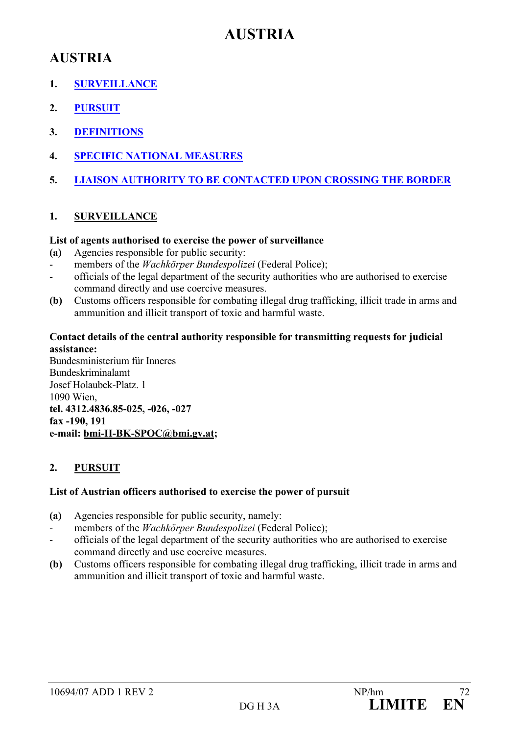# AUSTRIA

## AUSTRIA

1. **SURVEILLANCE**
2. **PURSUIT**
3. **DEFINITIONS**
4. **SPECIFIC NATIONAL MEASURES**
5. **LIAISON AUTHORITY TO BE CONTACTED UPON CROSSING THE BORDER**

### 1. SURVEILLANCE

**List of agents authorised to exercise the power of surveillance**

**(a)** Agencies responsible for public security:

- members of the *Wachkörper Bundespolizei* (Federal Police);
- officials of the legal department of the security authorities who are authorised to exercise command directly and use coercive measures.

**(b)** Customs officers responsible for combating illegal drug trafficking, illicit trade in arms and ammunition and illicit transport of toxic and harmful waste.

**Contact details of the central authority responsible for transmitting requests for judicial assistance:**

Bundesministerium für Inneres
Bundeskriminalamt
Josef Holaubek-Platz. 1
1090 Wien,
**tel. 4312.4836.85-025, -026, -027**
**fax -190, 191**
**e-mail: bmi-II-BK-SPOC@bmi.gv.at;**

### 2. PURSUIT

**List of Austrian officers authorised to exercise the power of pursuit**

**(a)** Agencies responsible for public security, namely:

- members of the *Wachkörper Bundespolizei* (Federal Police);
- officials of the legal department of the security authorities who are authorised to exercise command directly and use coercive measures.

**(b)** Customs officers responsible for combating illegal drug trafficking, illicit trade in arms and ammunition and illicit transport of toxic and harmful waste.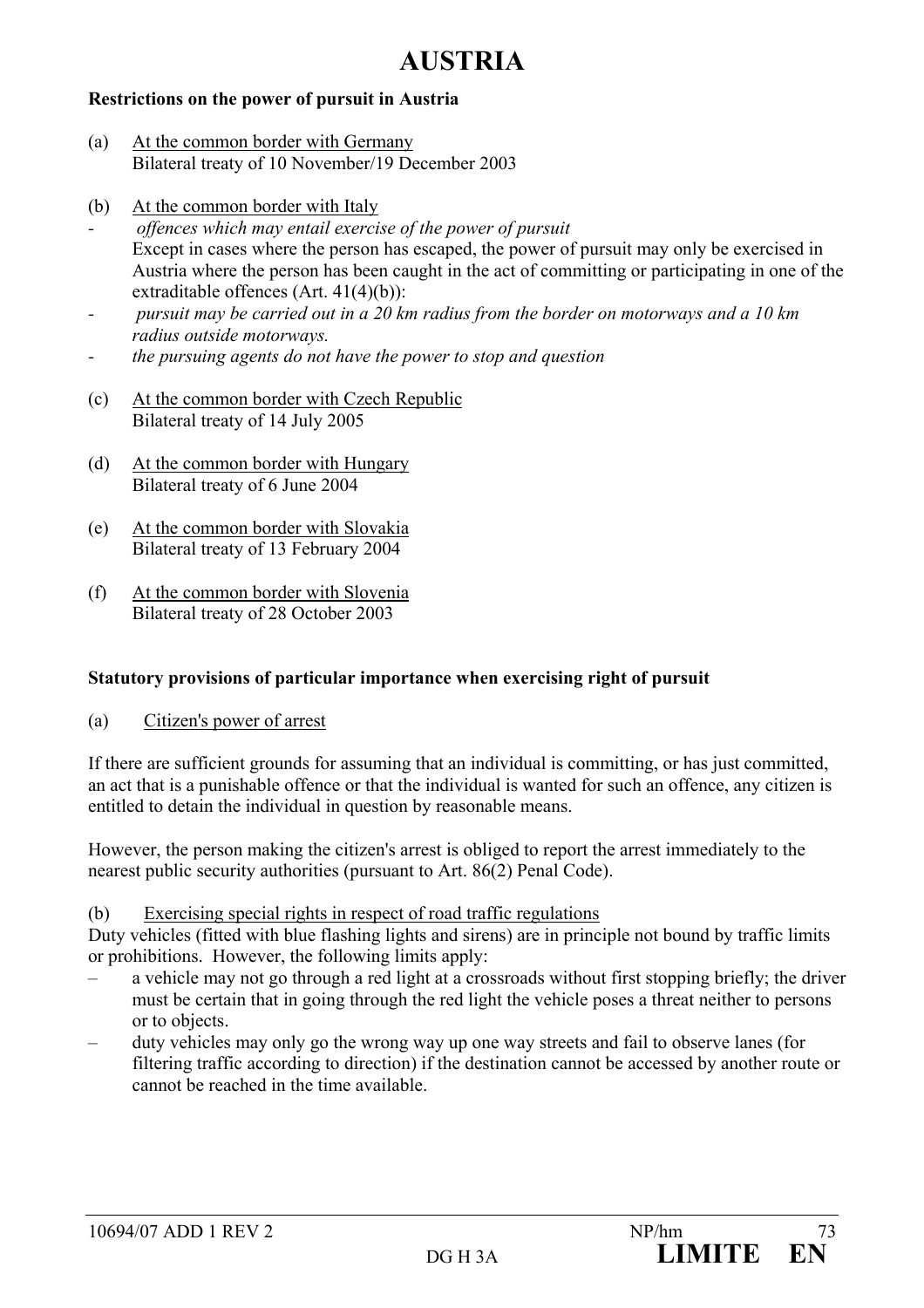# AUSTRIA

**Restrictions on the power of pursuit in Austria**

(a) At the common border with Germany
Bilateral treaty of 10 November/19 December 2003

(b) At the common border with Italy

- *offences which may entail exercise of the power of pursuit*
  Except in cases where the person has escaped, the power of pursuit may only be exercised in Austria where the person has been caught in the act of committing or participating in one of the extraditable offences (Art. 41(4)(b)):
- *pursuit may be carried out in a 20 km radius from the border on motorways and a 10 km radius outside motorways.*
- *the pursuing agents do not have the power to stop and question*

(c) At the common border with Czech Republic
Bilateral treaty of 14 July 2005

(d) At the common border with Hungary
Bilateral treaty of 6 June 2004

(e) At the common border with Slovakia
Bilateral treaty of 13 February 2004

(f) At the common border with Slovenia
Bilateral treaty of 28 October 2003

**Statutory provisions of particular importance when exercising right of pursuit**

(a) Citizen's power of arrest

If there are sufficient grounds for assuming that an individual is committing, or has just committed, an act that is a punishable offence or that the individual is wanted for such an offence, any citizen is entitled to detain the individual in question by reasonable means.

However, the person making the citizen's arrest is obliged to report the arrest immediately to the nearest public security authorities (pursuant to Art. 86(2) Penal Code).

(b) Exercising special rights in respect of road traffic regulations

Duty vehicles (fitted with blue flashing lights and sirens) are in principle not bound by traffic limits or prohibitions. However, the following limits apply:

- a vehicle may not go through a red light at a crossroads without first stopping briefly; the driver must be certain that in going through the red light the vehicle poses a threat neither to persons or to objects.
- duty vehicles may only go the wrong way up one way streets and fail to observe lanes (for filtering traffic according to direction) if the destination cannot be accessed by another route or cannot be reached in the time available.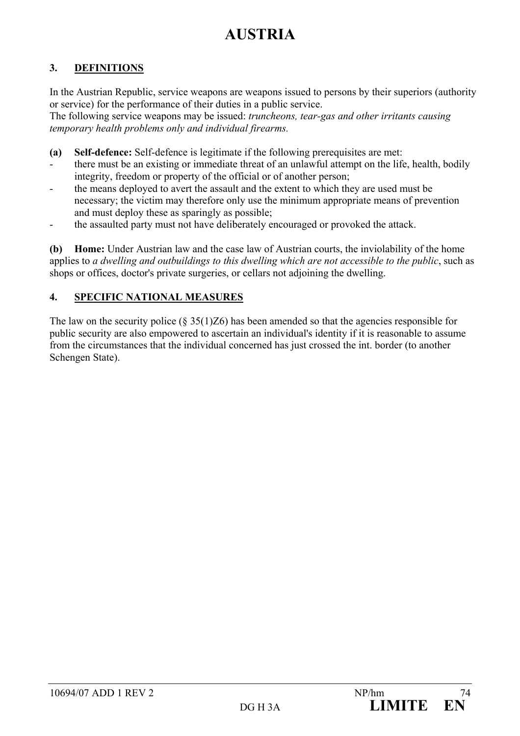# AUSTRIA

## 3. DEFINITIONS

In the Austrian Republic, service weapons are weapons issued to persons by their superiors (authority or service) for the performance of their duties in a public service.
The following service weapons may be issued: *truncheons, tear-gas and other irritants causing temporary health problems only and individual firearms.*

**(a) Self-defence:** Self-defence is legitimate if the following prerequisites are met:

- there must be an existing or immediate threat of an unlawful attempt on the life, health, bodily integrity, freedom or property of the official or of another person;
- the means deployed to avert the assault and the extent to which they are used must be necessary; the victim may therefore only use the minimum appropriate means of prevention and must deploy these as sparingly as possible;
- the assaulted party must not have deliberately encouraged or provoked the attack.

**(b) Home:** Under Austrian law and the case law of Austrian courts, the inviolability of the home applies to *a dwelling and outbuildings to this dwelling which are not accessible to the public*, such as shops or offices, doctor's private surgeries, or cellars not adjoining the dwelling.

## 4. SPECIFIC NATIONAL MEASURES

The law on the security police (§ 35(1)Z6) has been amended so that the agencies responsible for public security are also empowered to ascertain an individual's identity if it is reasonable to assume from the circumstances that the individual concerned has just crossed the int. border (to another Schengen State).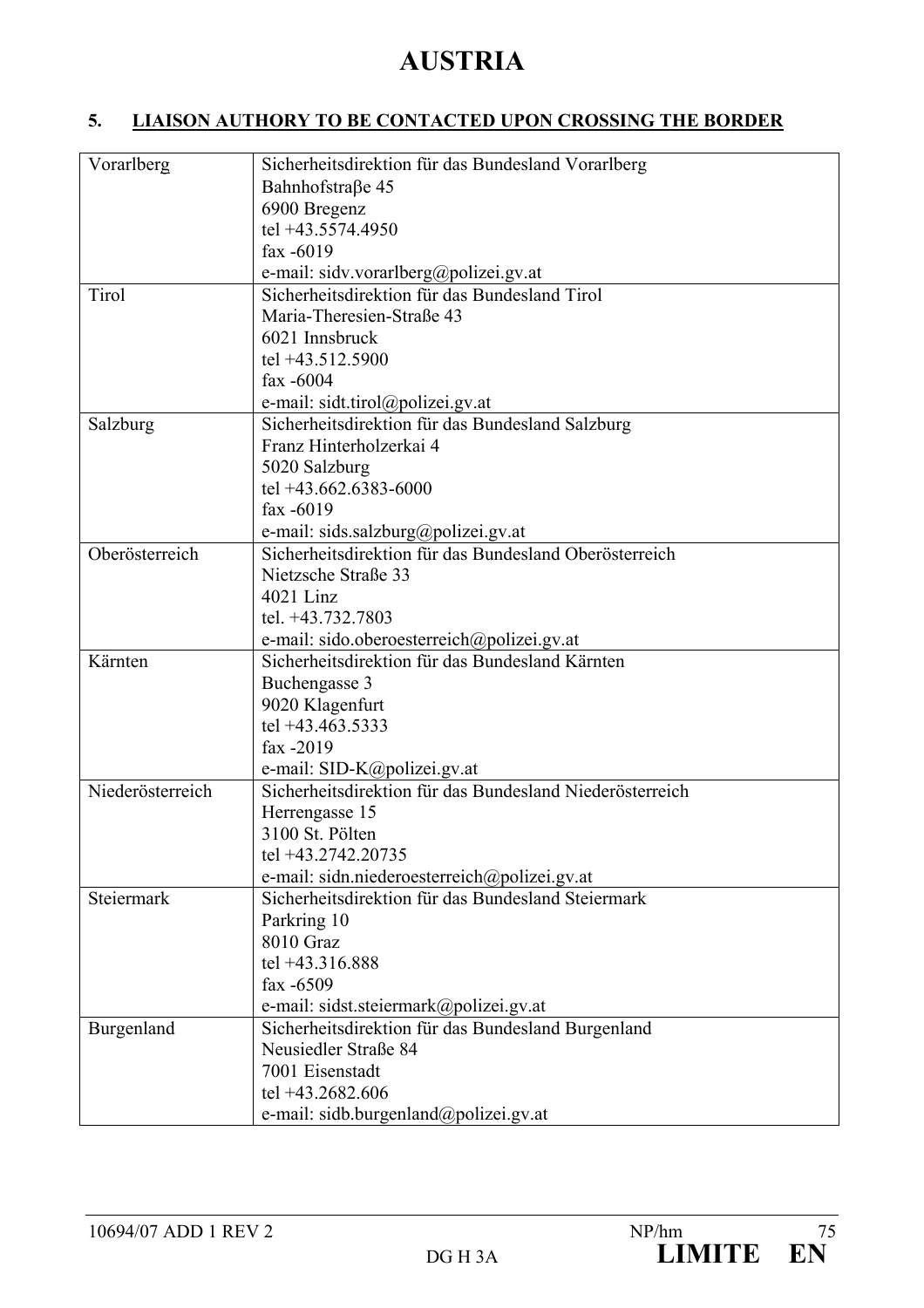# AUSTRIA

## 5. LIAISON AUTHORY TO BE CONTACTED UPON CROSSING THE BORDER

| | |
|---|---|
| Vorarlberg | Sicherheitsdirektion für das Bundesland Vorarlberg<br>Bahnhofstraβe 45<br>6900 Bregenz<br>tel +43.5574.4950<br>fax -6019<br>e-mail: sidv.vorarlberg@polizei.gv.at |
| Tirol | Sicherheitsdirektion für das Bundesland Tirol<br>Maria-Theresien-Straße 43<br>6021 Innsbruck<br>tel +43.512.5900<br>fax -6004<br>e-mail: sidt.tirol@polizei.gv.at |
| Salzburg | Sicherheitsdirektion für das Bundesland Salzburg<br>Franz Hinterholzerkai 4<br>5020 Salzburg<br>tel +43.662.6383-6000<br>fax -6019<br>e-mail: sids.salzburg@polizei.gv.at |
| Oberösterreich | Sicherheitsdirektion für das Bundesland Oberösterreich<br>Nietzsche Straße 33<br>4021 Linz<br>tel. +43.732.7803<br>e-mail: sido.oberoesterreich@polizei.gv.at |
| Kärnten | Sicherheitsdirektion für das Bundesland Kärnten<br>Buchengasse 3<br>9020 Klagenfurt<br>tel +43.463.5333<br>fax -2019<br>e-mail: SID-K@polizei.gv.at |
| Niederösterreich | Sicherheitsdirektion für das Bundesland Niederösterreich<br>Herrengasse 15<br>3100 St. Pölten<br>tel +43.2742.20735<br>e-mail: sidn.niederoesterreich@polizei.gv.at |
| Steiermark | Sicherheitsdirektion für das Bundesland Steiermark<br>Parkring 10<br>8010 Graz<br>tel +43.316.888<br>fax -6509<br>e-mail: sidst.steiermark@polizei.gv.at |
| Burgenland | Sicherheitsdirektion für das Bundesland Burgenland<br>Neusiedler Straße 84<br>7001 Eisenstadt<br>tel +43.2682.606<br>e-mail: sidb.burgenland@polizei.gv.at |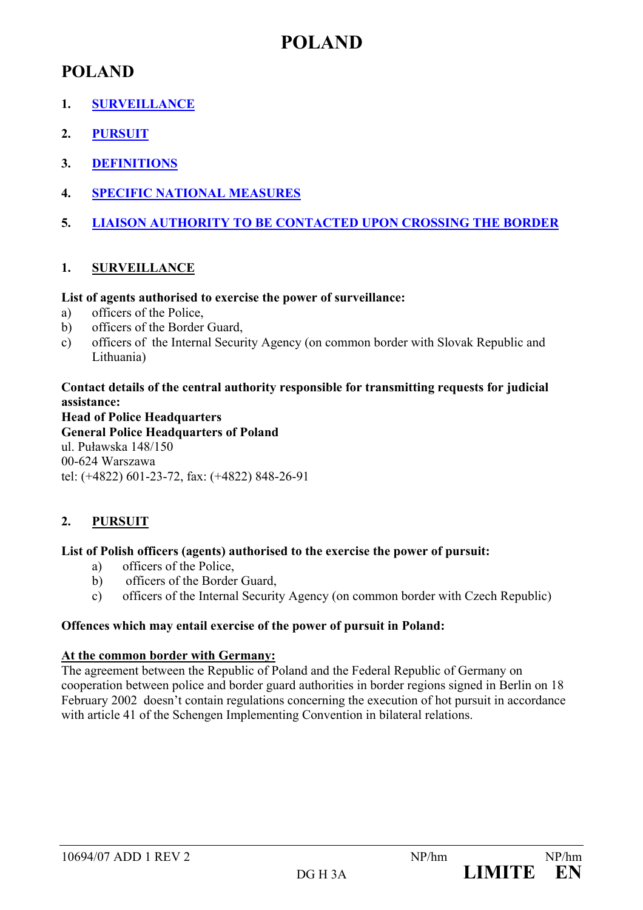// POLAND

## POLAND

1. SURVEILLANCE
2. PURSUIT
3. DEFINITIONS
4. SPECIFIC NATIONAL MEASURES
5. LIAISON AUTHORITY TO BE CONTACTED UPON CROSSING THE BORDER

### 1. SURVEILLANCE

**List of agents authorised to exercise the power of surveillance:**

a) officers of the Police,
b) officers of the Border Guard,
c) officers of the Internal Security Agency (on common border with Slovak Republic and Lithuania)

**Contact details of the central authority responsible for transmitting requests for judicial assistance:**
**Head of Police Headquarters**
**General Police Headquarters of Poland**
ul. Puławska 148/150
00-624 Warszawa
tel: (+4822) 601-23-72, fax: (+4822) 848-26-91

### 2. PURSUIT

**List of Polish officers (agents) authorised to the exercise the power of pursuit:**

a) officers of the Police,
b) officers of the Border Guard,
c) officers of the Internal Security Agency (on common border with Czech Republic)

**Offences which may entail exercise of the power of pursuit in Poland:**

**At the common border with Germany:**
The agreement between the Republic of Poland and the Federal Republic of Germany on cooperation between police and border guard authorities in border regions signed in Berlin on 18 February 2002 doesn't contain regulations concerning the execution of hot pursuit in accordance with article 41 of the Schengen Implementing Convention in bilateral relations.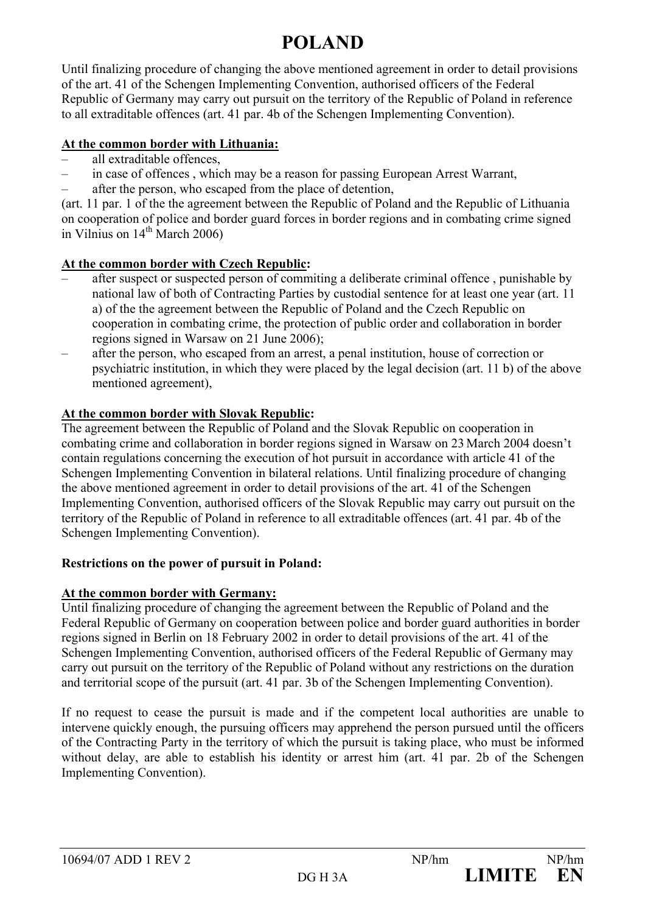# POLAND

Until finalizing procedure of changing the above mentioned agreement in order to detail provisions of the art. 41 of the Schengen Implementing Convention, authorised officers of the Federal Republic of Germany may carry out pursuit on the territory of the Republic of Poland in reference to all extraditable offences (art. 41 par. 4b of the Schengen Implementing Convention).

**At the common border with Lithuania:**

- all extraditable offences,
- in case of offences , which may be a reason for passing European Arrest Warrant,
- after the person, who escaped from the place of detention,

(art. 11 par. 1 of the the agreement between the Republic of Poland and the Republic of Lithuania on cooperation of police and border guard forces in border regions and in combating crime signed in Vilnius on 14th March 2006)

**At the common border with Czech Republic:**

- after suspect or suspected person of commiting a deliberate criminal offence , punishable by national law of both of Contracting Parties by custodial sentence for at least one year (art. 11 a) of the the agreement between the Republic of Poland and the Czech Republic on cooperation in combating crime, the protection of public order and collaboration in border regions signed in Warsaw on 21 June 2006);
- after the person, who escaped from an arrest, a penal institution, house of correction or psychiatric institution, in which they were placed by the legal decision (art. 11 b) of the above mentioned agreement),

**At the common border with Slovak Republic:**

The agreement between the Republic of Poland and the Slovak Republic on cooperation in combating crime and collaboration in border regions signed in Warsaw on 23 March 2004 doesn't contain regulations concerning the execution of hot pursuit in accordance with article 41 of the Schengen Implementing Convention in bilateral relations. Until finalizing procedure of changing the above mentioned agreement in order to detail provisions of the art. 41 of the Schengen Implementing Convention, authorised officers of the Slovak Republic may carry out pursuit on the territory of the Republic of Poland in reference to all extraditable offences (art. 41 par. 4b of the Schengen Implementing Convention).

**Restrictions on the power of pursuit in Poland:**

**At the common border with Germany:**

Until finalizing procedure of changing the agreement between the Republic of Poland and the Federal Republic of Germany on cooperation between police and border guard authorities in border regions signed in Berlin on 18 February 2002 in order to detail provisions of the art. 41 of the Schengen Implementing Convention, authorised officers of the Federal Republic of Germany may carry out pursuit on the territory of the Republic of Poland without any restrictions on the duration and territorial scope of the pursuit (art. 41 par. 3b of the Schengen Implementing Convention).

If no request to cease the pursuit is made and if the competent local authorities are unable to intervene quickly enough, the pursuing officers may apprehend the person pursued until the officers of the Contracting Party in the territory of which the pursuit is taking place, who must be informed without delay, are able to establish his identity or arrest him (art. 41 par. 2b of the Schengen Implementing Convention).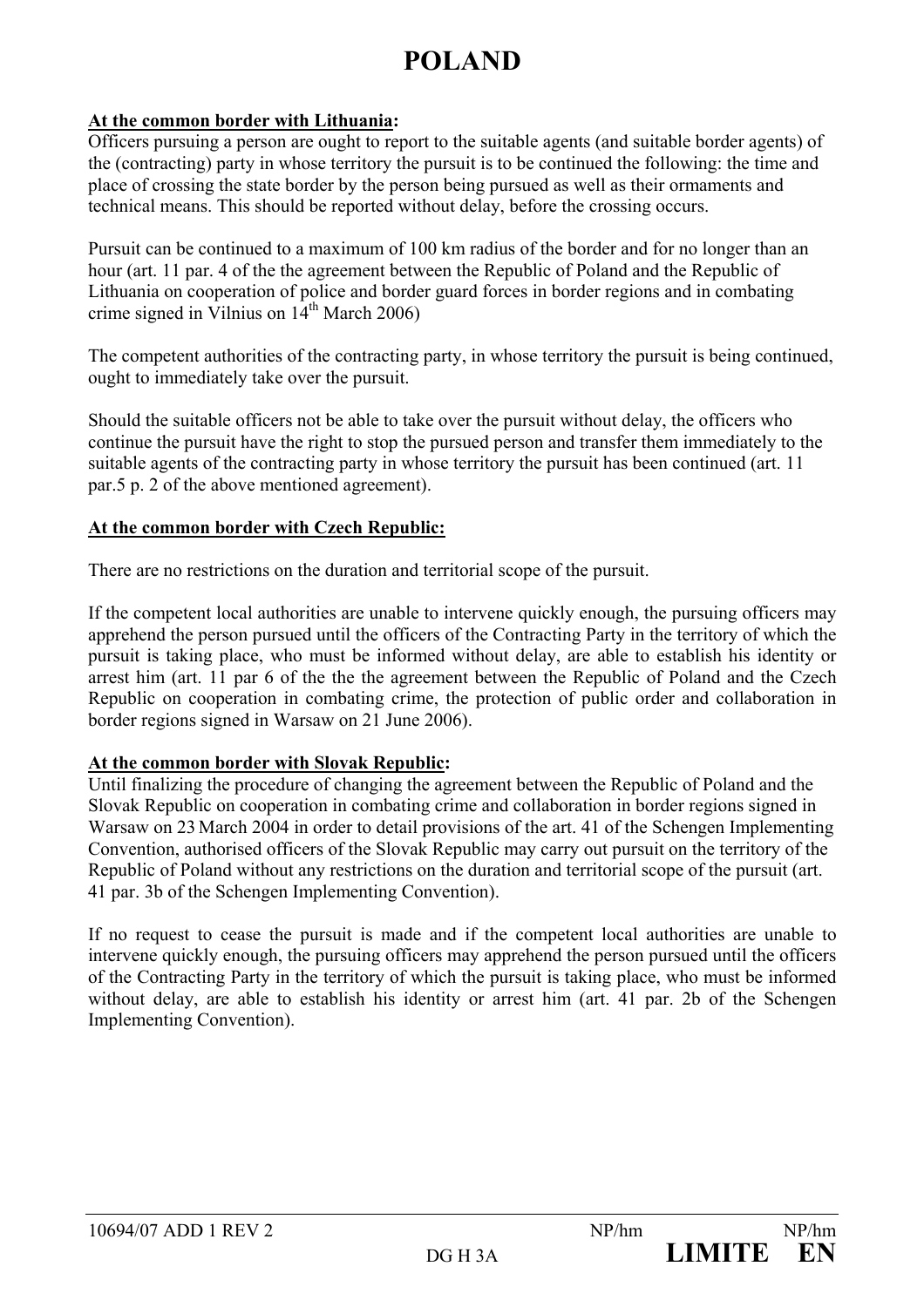# POLAND

**At the common border with Lithuania:**

Officers pursuing a person are ought to report to the suitable agents (and suitable border agents) of the (contracting) party in whose territory the pursuit is to be continued the following: the time and place of crossing the state border by the person being pursued as well as their ormaments and technical means. This should be reported without delay, before the crossing occurs.

Pursuit can be continued to a maximum of 100 km radius of the border and for no longer than an hour (art. 11 par. 4 of the the agreement between the Republic of Poland and the Republic of Lithuania on cooperation of police and border guard forces in border regions and in combating crime signed in Vilnius on 14th March 2006)

The competent authorities of the contracting party, in whose territory the pursuit is being continued, ought to immediately take over the pursuit.

Should the suitable officers not be able to take over the pursuit without delay, the officers who continue the pursuit have the right to stop the pursued person and transfer them immediately to the suitable agents of the contracting party in whose territory the pursuit has been continued (art. 11 par.5 p. 2 of the above mentioned agreement).

**At the common border with Czech Republic:**

There are no restrictions on the duration and territorial scope of the pursuit.

If the competent local authorities are unable to intervene quickly enough, the pursuing officers may apprehend the person pursued until the officers of the Contracting Party in the territory of which the pursuit is taking place, who must be informed without delay, are able to establish his identity or arrest him (art. 11 par 6 of the the the agreement between the Republic of Poland and the Czech Republic on cooperation in combating crime, the protection of public order and collaboration in border regions signed in Warsaw on 21 June 2006).

**At the common border with Slovak Republic:**

Until finalizing the procedure of changing the agreement between the Republic of Poland and the Slovak Republic on cooperation in combating crime and collaboration in border regions signed in Warsaw on 23 March 2004 in order to detail provisions of the art. 41 of the Schengen Implementing Convention, authorised officers of the Slovak Republic may carry out pursuit on the territory of the Republic of Poland without any restrictions on the duration and territorial scope of the pursuit (art. 41 par. 3b of the Schengen Implementing Convention).

If no request to cease the pursuit is made and if the competent local authorities are unable to intervene quickly enough, the pursuing officers may apprehend the person pursued until the officers of the Contracting Party in the territory of which the pursuit is taking place, who must be informed without delay, are able to establish his identity or arrest him (art. 41 par. 2b of the Schengen Implementing Convention).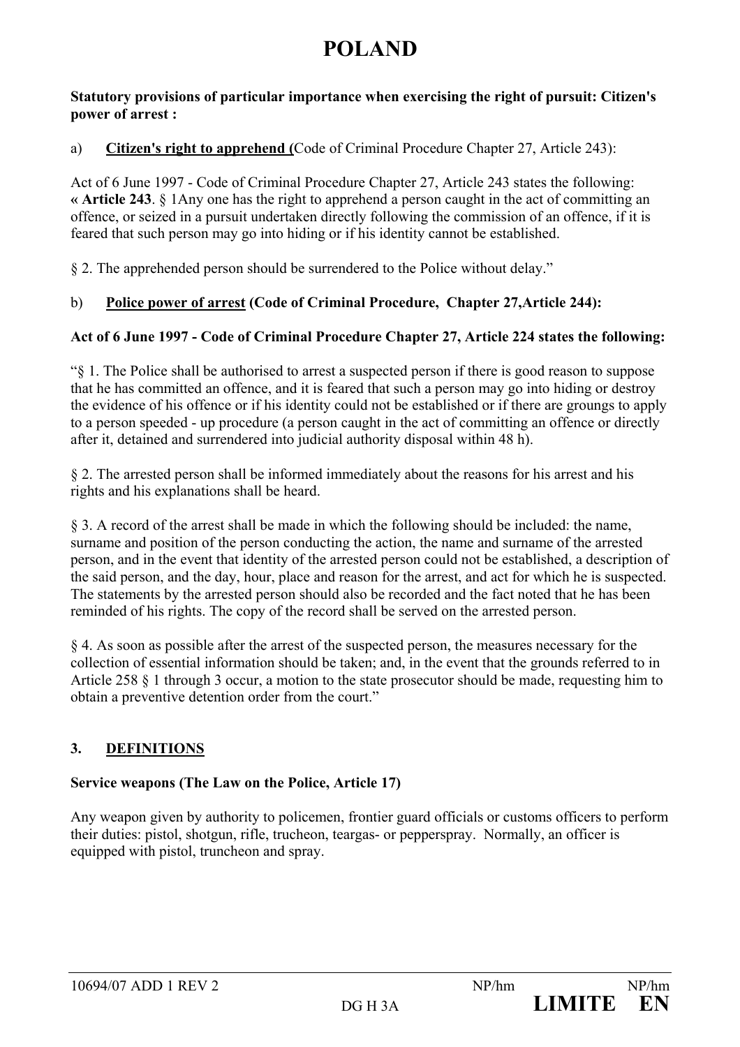# POLAND

**Statutory provisions of particular importance when exercising the right of pursuit: Citizen's power of arrest :**

a) **Citizen's right to apprehend (**Code of Criminal Procedure Chapter 27, Article 243):

Act of 6 June 1997 - Code of Criminal Procedure Chapter 27, Article 243 states the following: **« Article 243**. § 1Any one has the right to apprehend a person caught in the act of committing an offence, or seized in a pursuit undertaken directly following the commission of an offence, if it is feared that such person may go into hiding or if his identity cannot be established.

§ 2. The apprehended person should be surrendered to the Police without delay."

b) **Police power of arrest (Code of Criminal Procedure, Chapter 27,Article 244):**

**Act of 6 June 1997 - Code of Criminal Procedure Chapter 27, Article 224 states the following:**

"§ 1. The Police shall be authorised to arrest a suspected person if there is good reason to suppose that he has committed an offence, and it is feared that such a person may go into hiding or destroy the evidence of his offence or if his identity could not be established or if there are grounds to apply to a person speeded - up procedure (a person caught in the act of committing an offence or directly after it, detained and surrendered into judicial authority disposal within 48 h).

§ 2. The arrested person shall be informed immediately about the reasons for his arrest and his rights and his explanations shall be heard.

§ 3. A record of the arrest shall be made in which the following should be included: the name, surname and position of the person conducting the action, the name and surname of the arrested person, and in the event that identity of the arrested person could not be established, a description of the said person, and the day, hour, place and reason for the arrest, and act for which he is suspected. The statements by the arrested person should also be recorded and the fact noted that he has been reminded of his rights. The copy of the record shall be served on the arrested person.

§ 4. As soon as possible after the arrest of the suspected person, the measures necessary for the collection of essential information should be taken; and, in the event that the grounds referred to in Article 258 § 1 through 3 occur, a motion to the state prosecutor should be made, requesting him to obtain a preventive detention order from the court."

## 3. DEFINITIONS

**Service weapons (The Law on the Police, Article 17)**

Any weapon given by authority to policemen, frontier guard officials or customs officers to perform their duties: pistol, shotgun, rifle, trucheon, teargas- or pepperspray. Normally, an officer is equipped with pistol, truncheon and spray.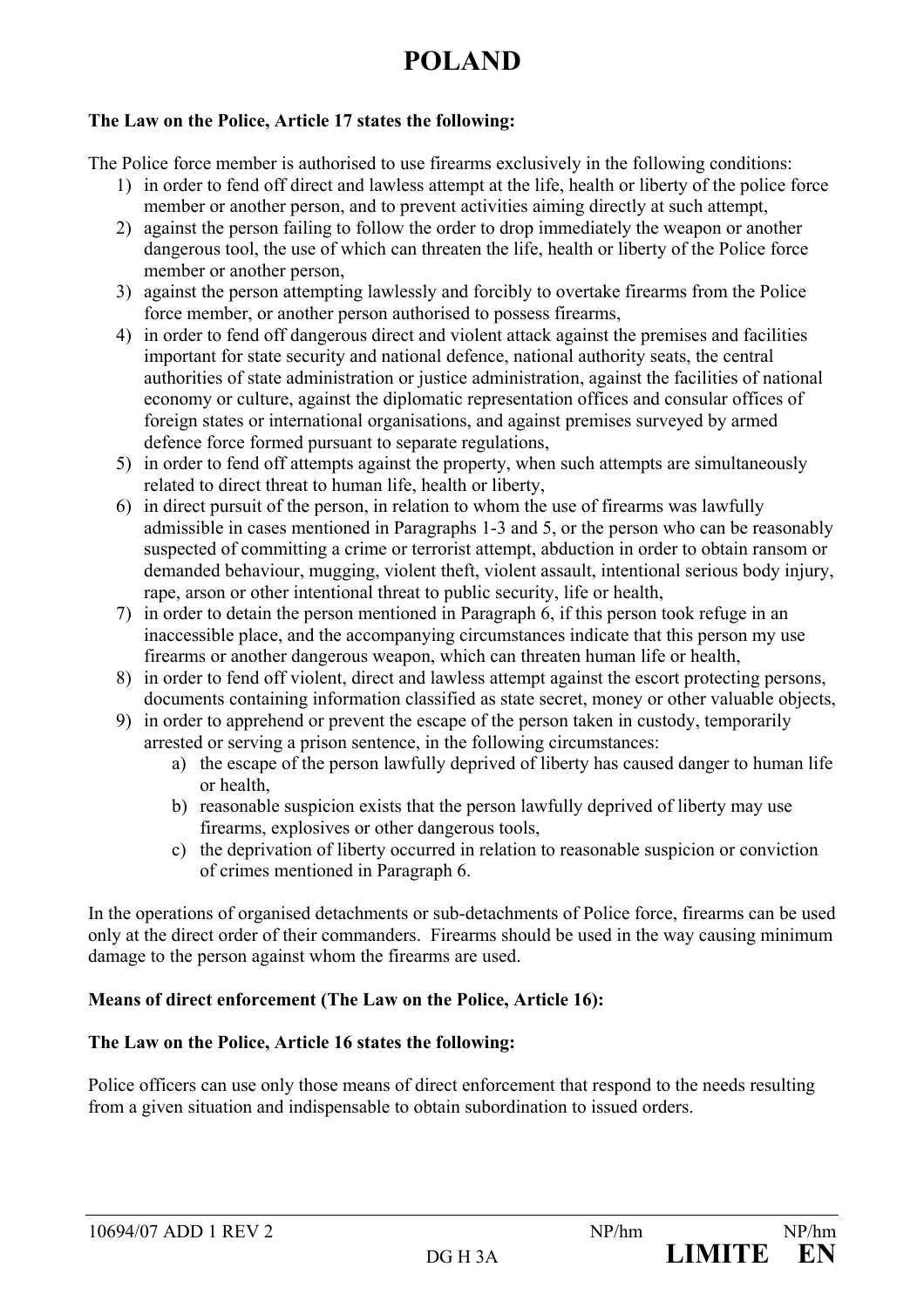# POLAND

**The Law on the Police, Article 17 states the following:**

The Police force member is authorised to use firearms exclusively in the following conditions:

1) in order to fend off direct and lawless attempt at the life, health or liberty of the police force member or another person, and to prevent activities aiming directly at such attempt,
2) against the person failing to follow the order to drop immediately the weapon or another dangerous tool, the use of which can threaten the life, health or liberty of the Police force member or another person,
3) against the person attempting lawlessly and forcibly to overtake firearms from the Police force member, or another person authorised to possess firearms,
4) in order to fend off dangerous direct and violent attack against the premises and facilities important for state security and national defence, national authority seats, the central authorities of state administration or justice administration, against the facilities of national economy or culture, against the diplomatic representation offices and consular offices of foreign states or international organisations, and against premises surveyed by armed defence force formed pursuant to separate regulations,
5) in order to fend off attempts against the property, when such attempts are simultaneously related to direct threat to human life, health or liberty,
6) in direct pursuit of the person, in relation to whom the use of firearms was lawfully admissible in cases mentioned in Paragraphs 1-3 and 5, or the person who can be reasonably suspected of committing a crime or terrorist attempt, abduction in order to obtain ransom or demanded behaviour, mugging, violent theft, violent assault, intentional serious body injury, rape, arson or other intentional threat to public security, life or health,
7) in order to detain the person mentioned in Paragraph 6, if this person took refuge in an inaccessible place, and the accompanying circumstances indicate that this person my use firearms or another dangerous weapon, which can threaten human life or health,
8) in order to fend off violent, direct and lawless attempt against the escort protecting persons, documents containing information classified as state secret, money or other valuable objects,
9) in order to apprehend or prevent the escape of the person taken in custody, temporarily arrested or serving a prison sentence, in the following circumstances:
   a) the escape of the person lawfully deprived of liberty has caused danger to human life or health,
   b) reasonable suspicion exists that the person lawfully deprived of liberty may use firearms, explosives or other dangerous tools,
   c) the deprivation of liberty occurred in relation to reasonable suspicion or conviction of crimes mentioned in Paragraph 6.

In the operations of organised detachments or sub-detachments of Police force, firearms can be used only at the direct order of their commanders. Firearms should be used in the way causing minimum damage to the person against whom the firearms are used.

**Means of direct enforcement (The Law on the Police, Article 16):**

**The Law on the Police, Article 16 states the following:**

Police officers can use only those means of direct enforcement that respond to the needs resulting from a given situation and indispensable to obtain subordination to issued orders.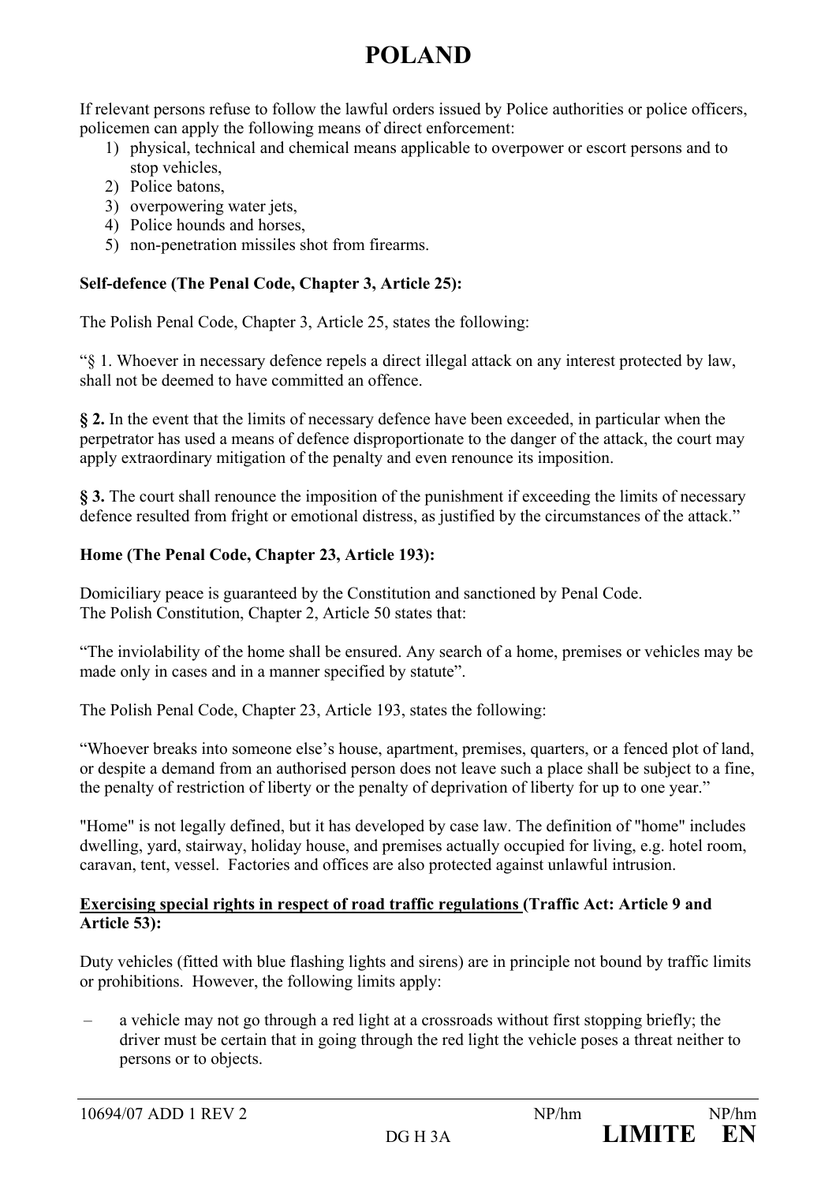# POLAND

If relevant persons refuse to follow the lawful orders issued by Police authorities or police officers, policemen can apply the following means of direct enforcement:

1) physical, technical and chemical means applicable to overpower or escort persons and to stop vehicles,
2) Police batons,
3) overpowering water jets,
4) Police hounds and horses,
5) non-penetration missiles shot from firearms.

**Self-defence (The Penal Code, Chapter 3, Article 25):**

The Polish Penal Code, Chapter 3, Article 25, states the following:

"§ 1. Whoever in necessary defence repels a direct illegal attack on any interest protected by law, shall not be deemed to have committed an offence.

**§ 2.** In the event that the limits of necessary defence have been exceeded, in particular when the perpetrator has used a means of defence disproportionate to the danger of the attack, the court may apply extraordinary mitigation of the penalty and even renounce its imposition.

**§ 3.** The court shall renounce the imposition of the punishment if exceeding the limits of necessary defence resulted from fright or emotional distress, as justified by the circumstances of the attack."

**Home (The Penal Code, Chapter 23, Article 193):**

Domiciliary peace is guaranteed by the Constitution and sanctioned by Penal Code.
The Polish Constitution, Chapter 2, Article 50 states that:

"The inviolability of the home shall be ensured. Any search of a home, premises or vehicles may be made only in cases and in a manner specified by statute".

The Polish Penal Code, Chapter 23, Article 193, states the following:

"Whoever breaks into someone else's house, apartment, premises, quarters, or a fenced plot of land, or despite a demand from an authorised person does not leave such a place shall be subject to a fine, the penalty of restriction of liberty or the penalty of deprivation of liberty for up to one year."

"Home" is not legally defined, but it has developed by case law. The definition of "home" includes dwelling, yard, stairway, holiday house, and premises actually occupied for living, e.g. hotel room, caravan, tent, vessel. Factories and offices are also protected against unlawful intrusion.

**<u>Exercising special rights in respect of road traffic regulations</u> (Traffic Act: Article 9 and Article 53):**

Duty vehicles (fitted with blue flashing lights and sirens) are in principle not bound by traffic limits or prohibitions. However, the following limits apply:

– a vehicle may not go through a red light at a crossroads without first stopping briefly; the driver must be certain that in going through the red light the vehicle poses a threat neither to persons or to objects.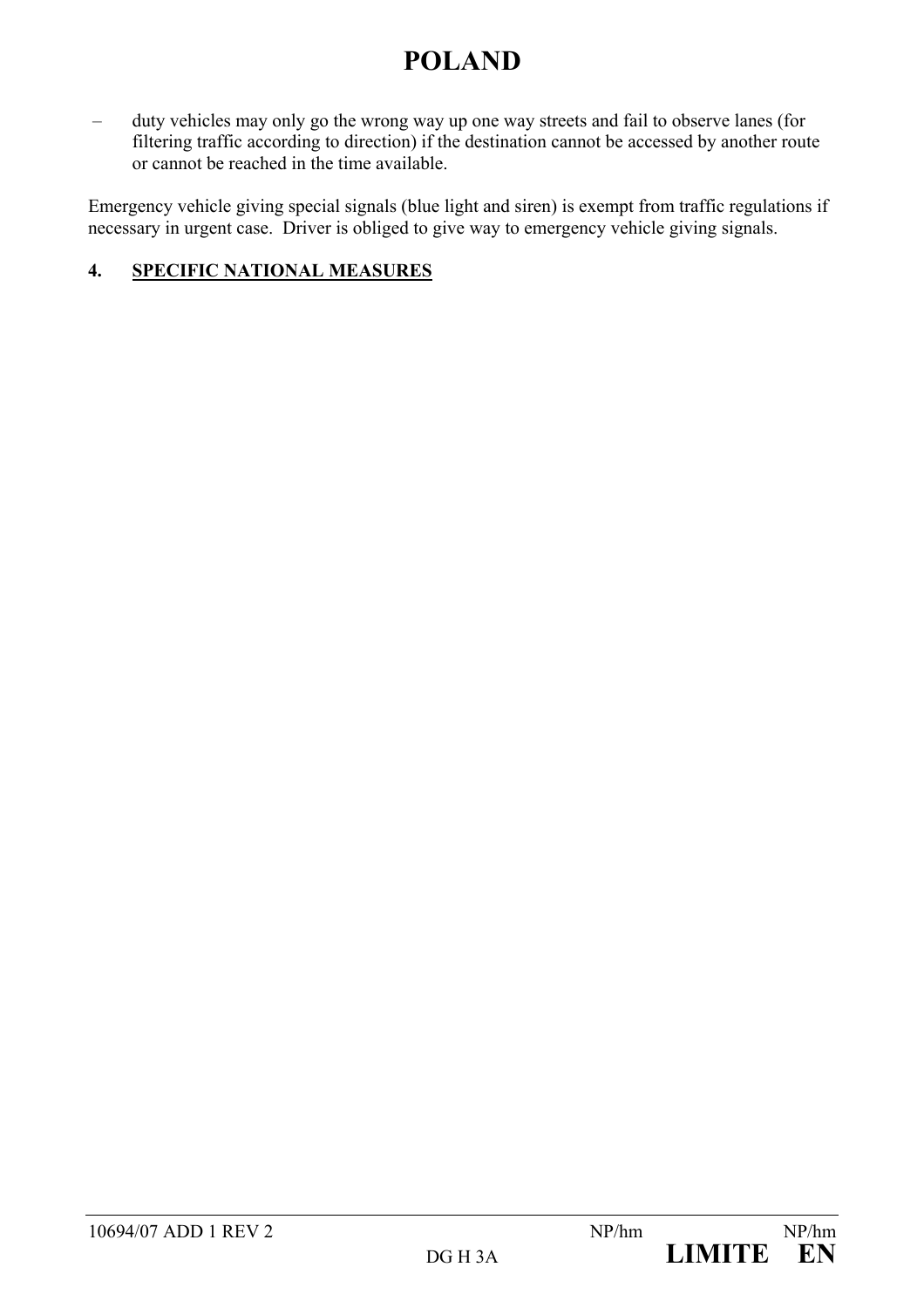# POLAND

- duty vehicles may only go the wrong way up one way streets and fail to observe lanes (for filtering traffic according to direction) if the destination cannot be accessed by another route or cannot be reached in the time available.

Emergency vehicle giving special signals (blue light and siren) is exempt from traffic regulations if necessary in urgent case. Driver is obliged to give way to emergency vehicle giving signals.

## 4. SPECIFIC NATIONAL MEASURES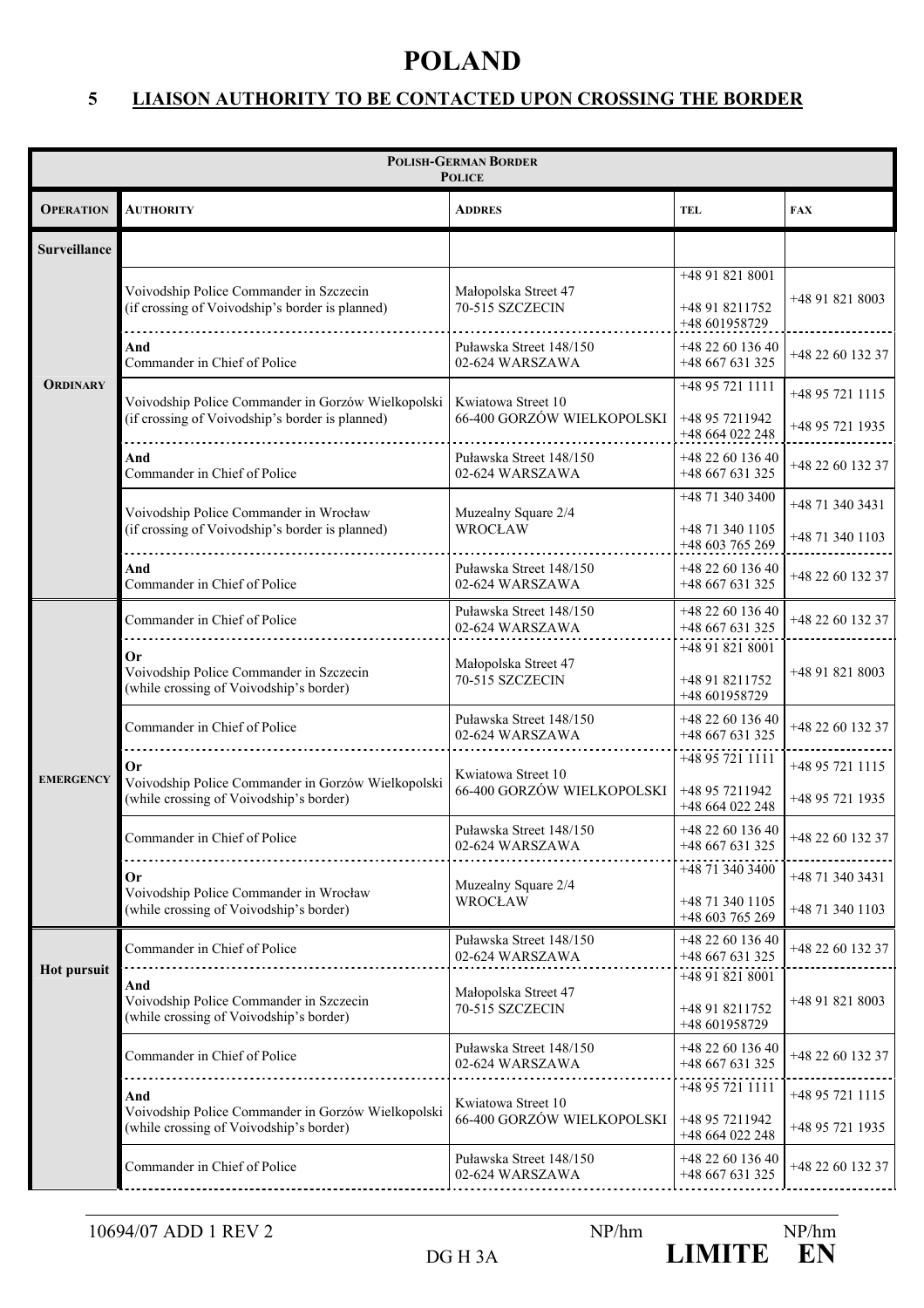# POLAND

## 5 LIAISON AUTHORITY TO BE CONTACTED UPON CROSSING THE BORDER

| POLISH-GERMAN BORDER<br>POLICE | | | | |
|---|---|---|---|---|
| **OPERATION** | **AUTHORITY** | **ADDRES** | **TEL** | **FAX** |
| **Surveillance** | | | | |
| **ORDINARY** | Voivodship Police Commander in Szczecin<br>(if crossing of Voivodship's border is planned) | Małopolska Street 47<br>70-515 SZCZECIN | +48 91 821 8001<br>+48 91 8211752<br>+48 601958729 | +48 91 821 8003 |
| | **And**<br>Commander in Chief of Police | Puławska Street 148/150<br>02-624 WARSZAWA | +48 22 60 136 40<br>+48 667 631 325 | +48 22 60 132 37 |
| | Voivodship Police Commander in Gorzów Wielkopolski<br>(if crossing of Voivodship's border is planned) | Kwiatowa Street 10<br>66-400 GORZÓW WIELKOPOLSKI | +48 95 721 1111<br>+48 95 7211942<br>+48 664 022 248 | +48 95 721 1115<br>+48 95 721 1935 |
| | **And**<br>Commander in Chief of Police | Puławska Street 148/150<br>02-624 WARSZAWA | +48 22 60 136 40<br>+48 667 631 325 | +48 22 60 132 37 |
| | Voivodship Police Commander in Wrocław<br>(if crossing of Voivodship's border is planned) | Muzealny Square 2/4<br>WROCŁAW | +48 71 340 3400<br>+48 71 340 1105<br>+48 603 765 269 | +48 71 340 3431<br>+48 71 340 1103 |
| | **And**<br>Commander in Chief of Police | Puławska Street 148/150<br>02-624 WARSZAWA | +48 22 60 136 40<br>+48 667 631 325 | +48 22 60 132 37 |
| **EMERGENCY** | Commander in Chief of Police | Puławska Street 148/150<br>02-624 WARSZAWA | +48 22 60 136 40<br>+48 667 631 325 | +48 22 60 132 37 |
| | **Or**<br>Voivodship Police Commander in Szczecin<br>(while crossing of Voivodship's border) | Małopolska Street 47<br>70-515 SZCZECIN | +48 91 821 8001<br>+48 91 8211752<br>+48 601958729 | +48 91 821 8003 |
| | Commander in Chief of Police | Puławska Street 148/150<br>02-624 WARSZAWA | +48 22 60 136 40<br>+48 667 631 325 | +48 22 60 132 37 |
| | **Or**<br>Voivodship Police Commander in Gorzów Wielkopolski<br>(while crossing of Voivodship's border) | Kwiatowa Street 10<br>66-400 GORZÓW WIELKOPOLSKI | +48 95 721 1111<br>+48 95 7211942<br>+48 664 022 248 | +48 95 721 1115<br>+48 95 721 1935 |
| | Commander in Chief of Police | Puławska Street 148/150<br>02-624 WARSZAWA | +48 22 60 136 40<br>+48 667 631 325 | +48 22 60 132 37 |
| | **Or**<br>Voivodship Police Commander in Wrocław<br>(while crossing of Voivodship's border) | Muzealny Square 2/4<br>WROCŁAW | +48 71 340 3400<br>+48 71 340 1105<br>+48 603 765 269 | +48 71 340 3431<br>+48 71 340 1103 |
| **Hot pursuit** | Commander in Chief of Police | Puławska Street 148/150<br>02-624 WARSZAWA | +48 22 60 136 40<br>+48 667 631 325 | +48 22 60 132 37 |
| | **And**<br>Voivodship Police Commander in Szczecin<br>(while crossing of Voivodship's border) | Małopolska Street 47<br>70-515 SZCZECIN | +48 91 821 8001<br>+48 91 8211752<br>+48 601958729 | +48 91 821 8003 |
| | Commander in Chief of Police | Puławska Street 148/150<br>02-624 WARSZAWA | +48 22 60 136 40<br>+48 667 631 325 | +48 22 60 132 37 |
| | **And**<br>Voivodship Police Commander in Gorzów Wielkopolski<br>(while crossing of Voivodship's border) | Kwiatowa Street 10<br>66-400 GORZÓW WIELKOPOLSKI | +48 95 721 1111<br>+48 95 7211942<br>+48 664 022 248 | +48 95 721 1115<br>+48 95 721 1935 |
| | Commander in Chief of Police | Puławska Street 148/150<br>02-624 WARSZAWA | +48 22 60 136 40<br>+48 667 631 325 | +48 22 60 132 37 |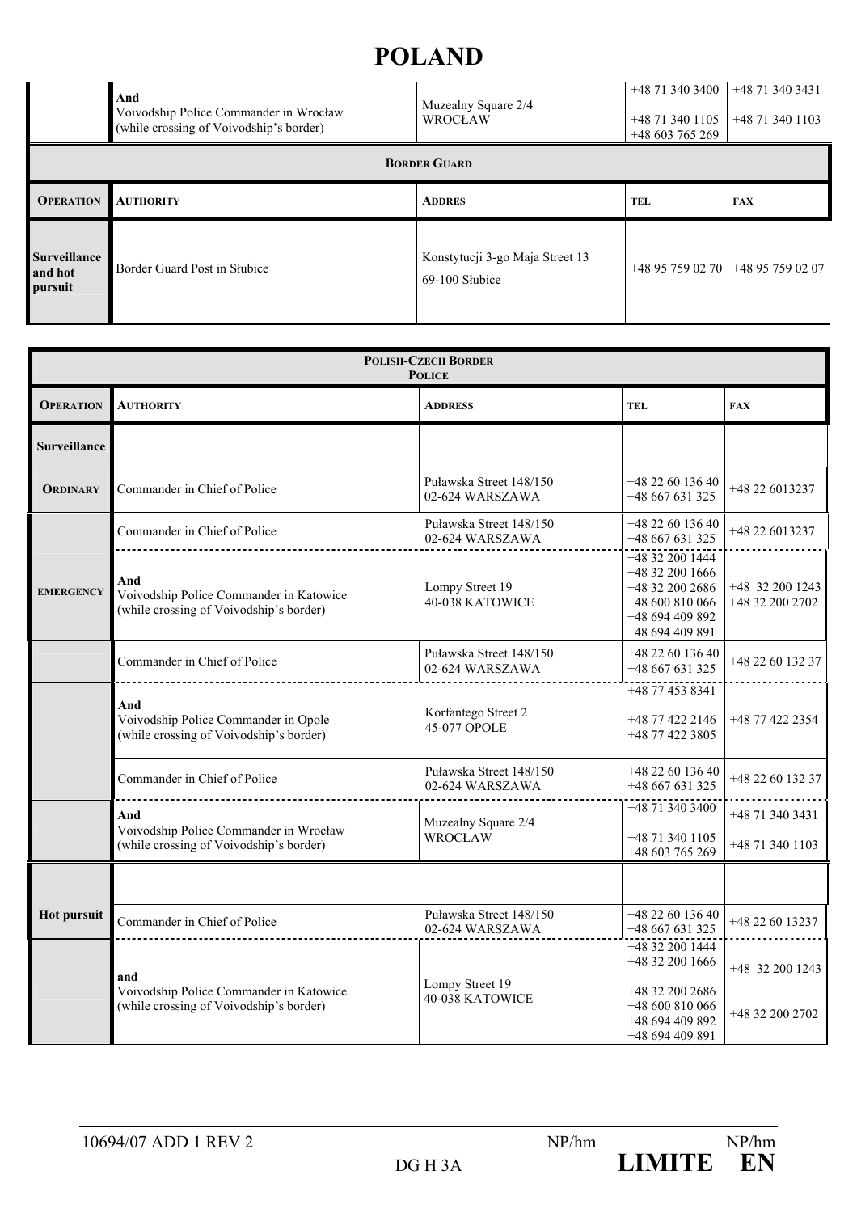# POLAND

| | | | | |
|---|---|---|---|---|
| | And<br>Voivodship Police Commander in Wrocław<br>(while crossing of Voivodship's border) | Muzealny Square 2/4<br>WROCŁAW | +48 71 340 3400<br>+48 71 340 1105<br>+48 603 765 269 | +48 71 340 3431<br>+48 71 340 1103 |

| **BORDER GUARD** | | | | |
|---|---|---|---|---|
| **OPERATION** | **AUTHORITY** | **ADDRES** | **TEL** | **FAX** |
| **Surveillance and hot pursuit** | Border Guard Post in Słubice | Konstytucji 3-go Maja Street 13<br>69-100 Słubice | +48 95 759 02 70 | +48 95 759 02 07 |

| **POLISH-CZECH BORDER**<br>**POLICE** | | | | |
|---|---|---|---|---|
| **OPERATION** | **AUTHORITY** | **ADDRESS** | **TEL** | **FAX** |
| **Surveillance** | | | | |
| **ORDINARY** | Commander in Chief of Police | Puławska Street 148/150<br>02-624 WARSZAWA | +48 22 60 136 40<br>+48 667 631 325 | +48 22 6013237 |
| **EMERGENCY** | Commander in Chief of Police | Puławska Street 148/150<br>02-624 WARSZAWA | +48 22 60 136 40<br>+48 667 631 325 | +48 22 6013237 |
| | And<br>Voivodship Police Commander in Katowice<br>(while crossing of Voivodship's border) | Lompy Street 19<br>40-038 KATOWICE | +48 32 200 1444<br>+48 32 200 1666<br>+48 32 200 2686<br>+48 600 810 066<br>+48 694 409 892<br>+48 694 409 891 | +48 32 200 1243<br>+48 32 200 2702 |
| | Commander in Chief of Police | Puławska Street 148/150<br>02-624 WARSZAWA | +48 22 60 136 40<br>+48 667 631 325 | +48 22 60 132 37 |
| | And<br>Voivodship Police Commander in Opole<br>(while crossing of Voivodship's border) | Korfantego Street 2<br>45-077 OPOLE | +48 77 453 8341<br>+48 77 422 2146<br>+48 77 422 3805 | +48 77 422 2354 |
| | Commander in Chief of Police | Puławska Street 148/150<br>02-624 WARSZAWA | +48 22 60 136 40<br>+48 667 631 325 | +48 22 60 132 37 |
| | And<br>Voivodship Police Commander in Wrocław<br>(while crossing of Voivodship's border) | Muzealny Square 2/4<br>WROCŁAW | +48 71 340 3400<br>+48 71 340 1105<br>+48 603 765 269 | +48 71 340 3431<br>+48 71 340 1103 |
| **Hot pursuit** | | | | |
| | Commander in Chief of Police | Puławska Street 148/150<br>02-624 WARSZAWA | +48 22 60 136 40<br>+48 667 631 325 | +48 22 60 13237 |
| | and<br>Voivodship Police Commander in Katowice<br>(while crossing of Voivodship's border) | Lompy Street 19<br>40-038 KATOWICE | +48 32 200 1444<br>+48 32 200 1666<br>+48 32 200 2686<br>+48 600 810 066<br>+48 694 409 892<br>+48 694 409 891 | +48 32 200 1243<br>+48 32 200 2702 |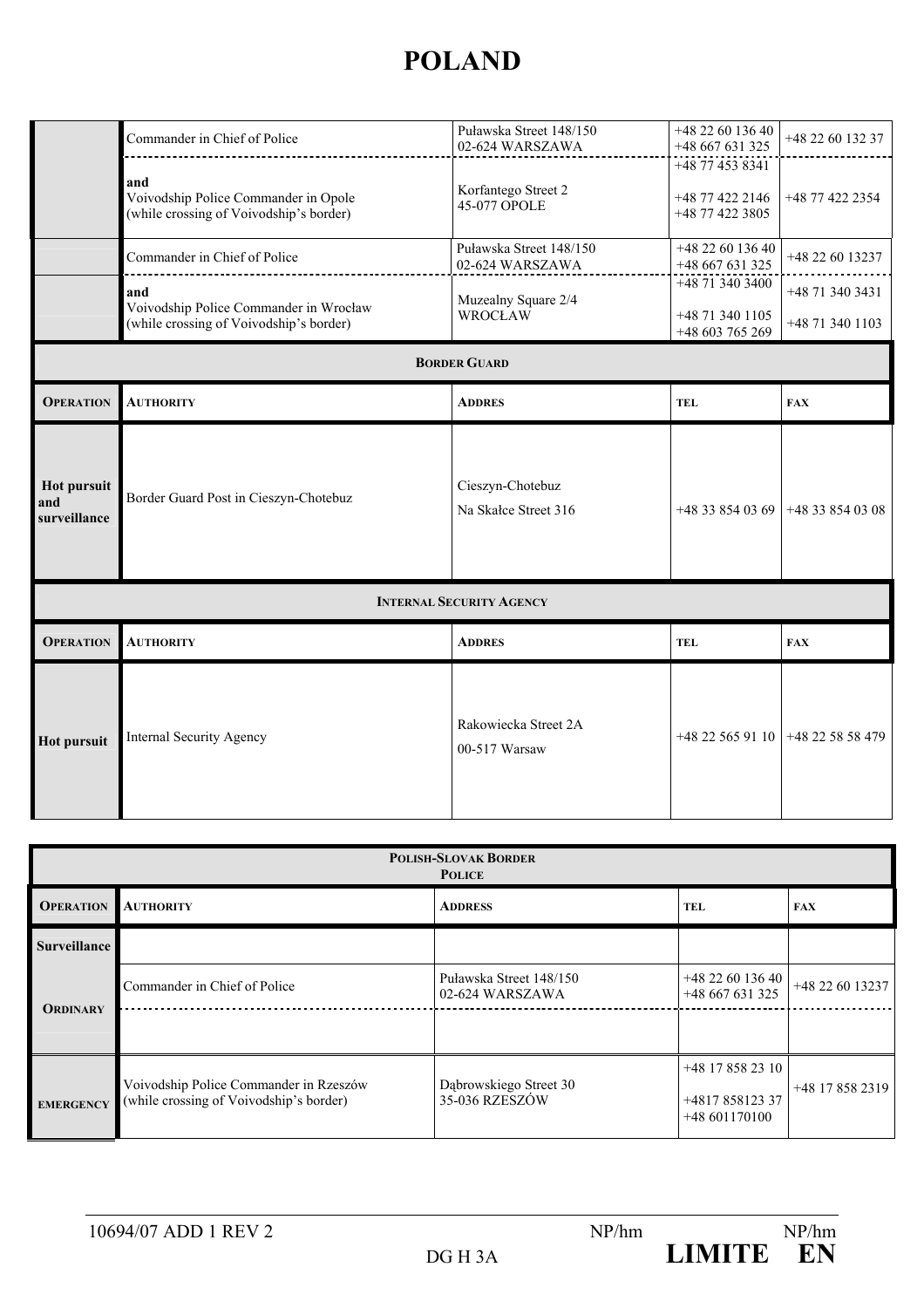# POLAND

| | | | | |
|---|---|---|---|---|
| | Commander in Chief of Police | Puławska Street 148/150<br>02-624 WARSZAWA | +48 22 60 136 40<br>+48 667 631 325 | +48 22 60 132 37 |
| | **and**<br>Voivodship Police Commander in Opole<br>(while crossing of Voivodship's border) | Korfantego Street 2<br>45-077 OPOLE | +48 77 453 8341<br>+48 77 422 2146<br>+48 77 422 3805 | +48 77 422 2354 |
| | Commander in Chief of Police | Puławska Street 148/150<br>02-624 WARSZAWA | +48 22 60 136 40<br>+48 667 631 325 | +48 22 60 13237 |
| | **and**<br>Voivodship Police Commander in Wrocław<br>(while crossing of Voivodship's border) | Muzealny Square 2/4<br>WROCŁAW | +48 71 340 3400<br>+48 71 340 1105<br>+48 603 765 269 | +48 71 340 3431<br>+48 71 340 1103 |

| **BORDER GUARD** | | | | |
|---|---|---|---|---|
| **OPERATION** | **AUTHORITY** | **ADDRES** | **TEL** | **FAX** |
| **Hot pursuit and surveillance** | Border Guard Post in Cieszyn-Chotebuz | Cieszyn-Chotebuz<br>Na Skałce Street 316 | +48 33 854 03 69 | +48 33 854 03 08 |

| **INTERNAL SECURITY AGENCY** | | | | |
|---|---|---|---|---|
| **OPERATION** | **AUTHORITY** | **ADDRES** | **TEL** | **FAX** |
| **Hot pursuit** | Internal Security Agency | Rakowiecka Street 2A<br>00-517 Warsaw | +48 22 565 91 10 | +48 22 58 58 479 |

| **POLISH-SLOVAK BORDER**<br>**POLICE** | | | | |
|---|---|---|---|---|
| **OPERATION** | **AUTHORITY** | **ADDRESS** | **TEL** | **FAX** |
| **Surveillance** | | | | |
| **ORDINARY** | Commander in Chief of Police | Puławska Street 148/150<br>02-624 WARSZAWA | +48 22 60 136 40<br>+48 667 631 325 | +48 22 60 13237 |
| | | | | |
| **EMERGENCY** | Voivodship Police Commander in Rzeszów<br>(while crossing of Voivodship's border) | Dąbrowskiego Street 30<br>35-036 RZESZÓW | +48 17 858 23 10<br>+4817 858123 37<br>+48 601170100 | +48 17 858 2319 |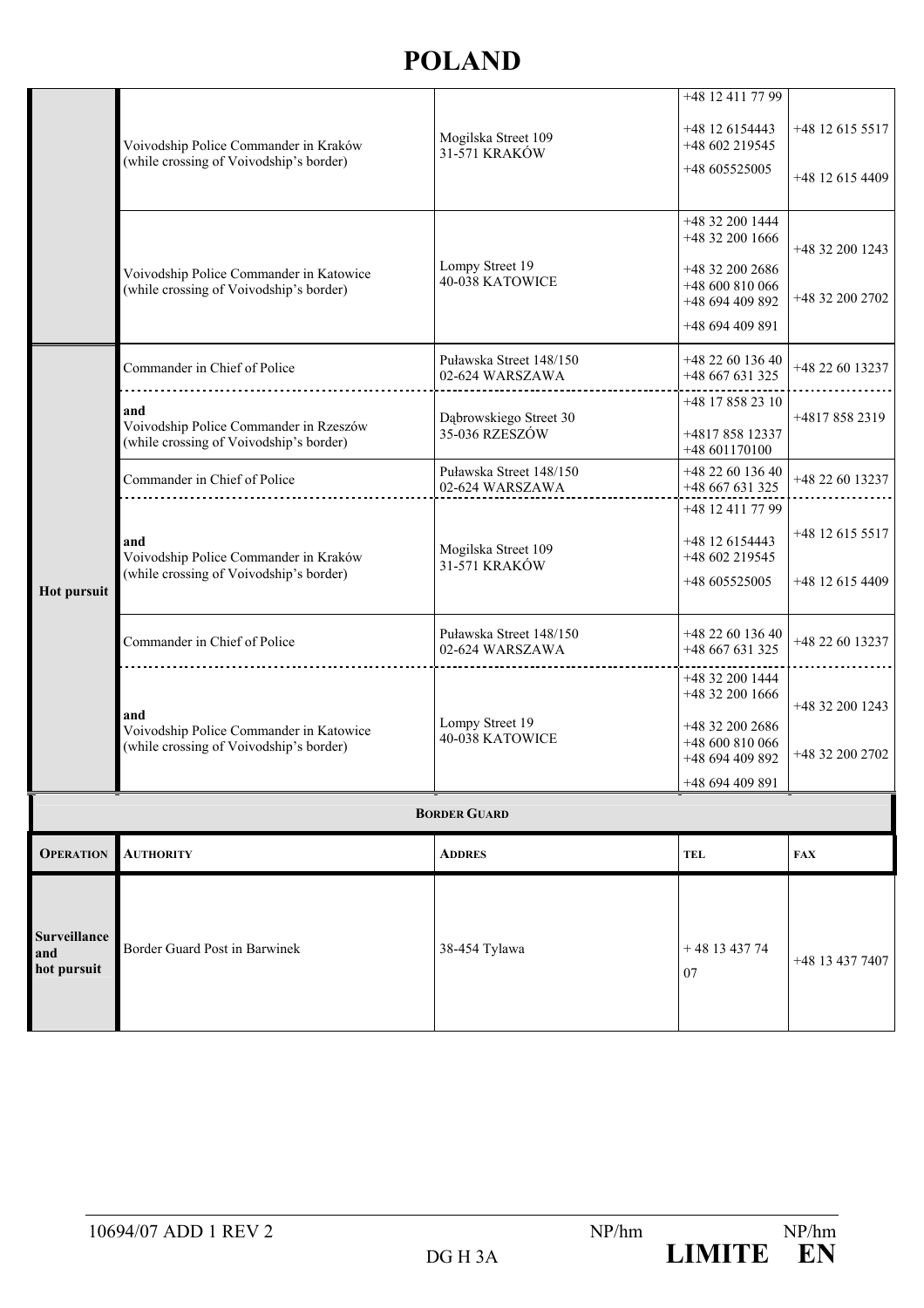# POLAND

| | | | | |
|---|---|---|---|---|
| | Voivodship Police Commander in Kraków (while crossing of Voivodship's border) | Mogilska Street 109 31-571 KRAKÓW | +48 12 411 77 99 +48 12 6154443 +48 602 219545 +48 605525005 | +48 12 615 5517 +48 12 615 4409 |
| | Voivodship Police Commander in Katowice (while crossing of Voivodship's border) | Lompy Street 19 40-038 KATOWICE | +48 32 200 1444 +48 32 200 1666 +48 32 200 2686 +48 600 810 066 +48 694 409 892 +48 694 409 891 | +48 32 200 1243 +48 32 200 2702 |
| Hot pursuit | Commander in Chief of Police | Puławska Street 148/150 02-624 WARSZAWA | +48 22 60 136 40 +48 667 631 325 | +48 22 60 13237 |
| | and Voivodship Police Commander in Rzeszów (while crossing of Voivodship's border) | Dąbrowskiego Street 30 35-036 RZESZÓW | +48 17 858 23 10 +4817 858 12337 +48 601170100 | +4817 858 2319 |
| | Commander in Chief of Police | Puławska Street 148/150 02-624 WARSZAWA | +48 22 60 136 40 +48 667 631 325 | +48 22 60 13237 |
| | and Voivodship Police Commander in Kraków (while crossing of Voivodship's border) | Mogilska Street 109 31-571 KRAKÓW | +48 12 411 77 99 +48 12 6154443 +48 602 219545 +48 605525005 | +48 12 615 5517 +48 12 615 4409 |
| | Commander in Chief of Police | Puławska Street 148/150 02-624 WARSZAWA | +48 22 60 136 40 +48 667 631 325 | +48 22 60 13237 |
| | and Voivodship Police Commander in Katowice (while crossing of Voivodship's border) | Lompy Street 19 40-038 KATOWICE | +48 32 200 1444 +48 32 200 1666 +48 32 200 2686 +48 600 810 066 +48 694 409 892 +48 694 409 891 | +48 32 200 1243 +48 32 200 2702 |

| BORDER GUARD | | | | |
|---|---|---|---|---|
| **OPERATION** | **AUTHORITY** | **ADDRES** | **TEL** | **FAX** |
| **Surveillance and hot pursuit** | Border Guard Post in Barwinek | 38-454 Tylawa | + 48 13 437 74 07 | +48 13 437 7407 |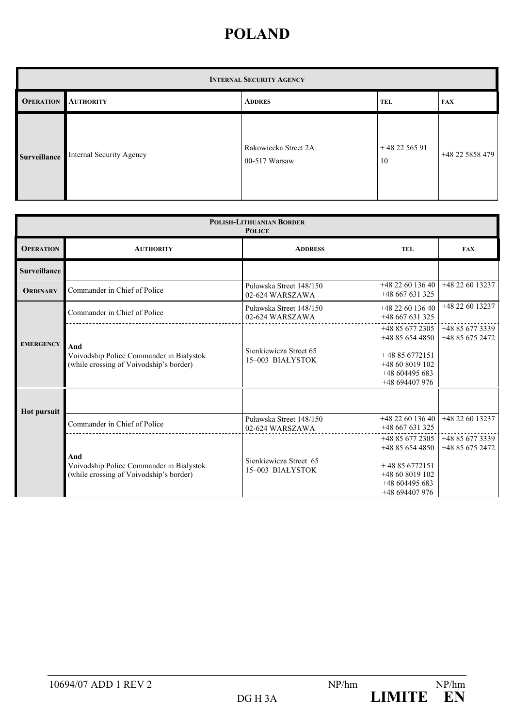# POLAND

| INTERNAL SECURITY AGENCY | | | | |
|---|---|---|---|---|
| **OPERATION** | **AUTHORITY** | **ADDRES** | **TEL** | **FAX** |
| **Surveillance** | Internal Security Agency | Rakowiecka Street 2A<br>00-517 Warsaw | + 48 22 565 91 10 | +48 22 5858 479 |

| POLISH-LITHUANIAN BORDER POLICE | | | | |
|---|---|---|---|---|
| **OPERATION** | **AUTHORITY** | **ADDRESS** | **TEL** | **FAX** |
| **Surveillance** | | | | |
| **ORDINARY** | Commander in Chief of Police | Puławska Street 148/150<br>02-624 WARSZAWA | +48 22 60 136 40<br>+48 667 631 325 | +48 22 60 13237 |
| **EMERGENCY** | Commander in Chief of Police | Puławska Street 148/150<br>02-624 WARSZAWA | +48 22 60 136 40<br>+48 667 631 325 | +48 22 60 13237 |
| | **And**<br>Voivodship Police Commander in Białystok (while crossing of Voivodship's border) | Sienkiewicza Street 65<br>15–003 BIAŁYSTOK | +48 85 677 2305<br>+48 85 654 4850<br>+ 48 85 6772151<br>+48 60 8019 102<br>+48 604495 683<br>+48 694407 976 | +48 85 677 3339<br>+48 85 675 2472 |
| **Hot pursuit** | | | | |
| | Commander in Chief of Police | Puławska Street 148/150<br>02-624 WARSZAWA | +48 22 60 136 40<br>+48 667 631 325 | +48 22 60 13237 |
| | **And**<br>Voivodship Police Commander in Białystok (while crossing of Voivodship's border) | Sienkiewicza Street 65<br>15–003 BIAŁYSTOK | +48 85 677 2305<br>+48 85 654 4850<br>+ 48 85 6772151<br>+48 60 8019 102<br>+48 604495 683<br>+48 694407 976 | +48 85 677 3339<br>+48 85 675 2472 |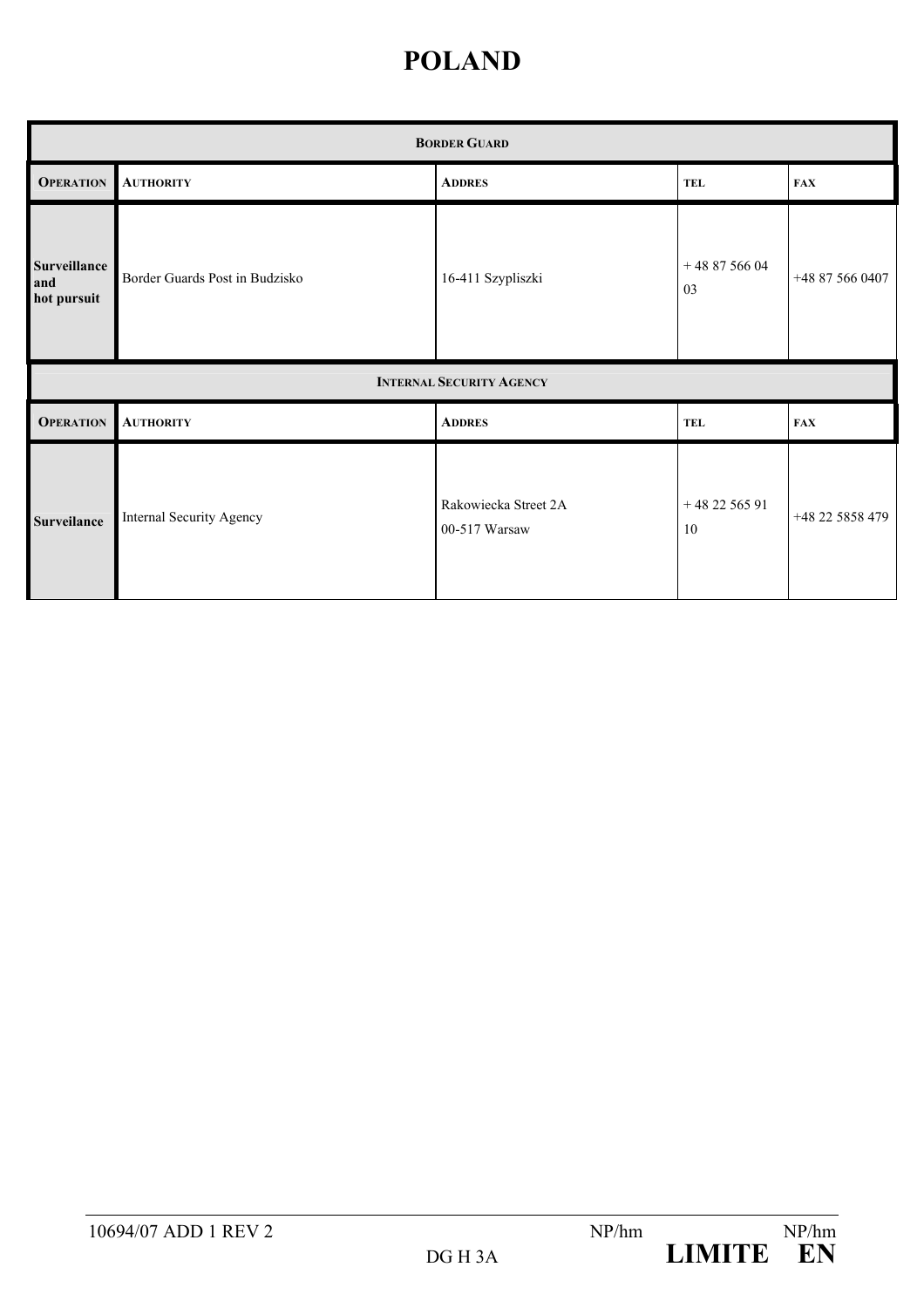# POLAND

| **BORDER GUARD** | | | | |
|---|---|---|---|---|
| **OPERATION** | **AUTHORITY** | **ADDRES** | **TEL** | **FAX** |
| **Surveillance and hot pursuit** | Border Guards Post in Budzisko | 16-411 Szypliszki | + 48 87 566 04 03 | +48 87 566 0407 |
| **INTERNAL SECURITY AGENCY** | | | | |
| **OPERATION** | **AUTHORITY** | **ADDRES** | **TEL** | **FAX** |
| **Surveilance** | Internal Security Agency | Rakowiecka Street 2A<br>00-517 Warsaw | + 48 22 565 91 10 | +48 22 5858 479 |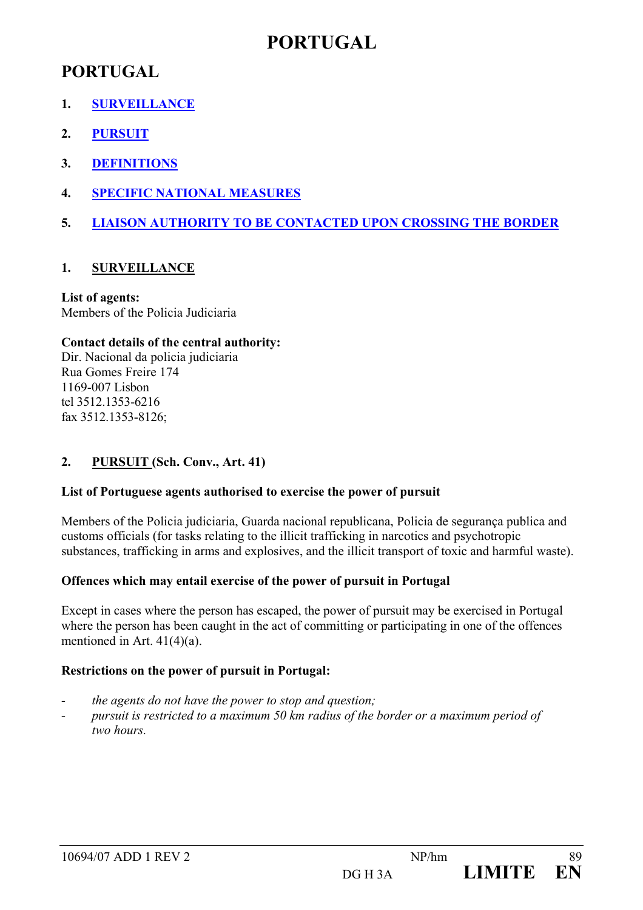// PORTUGAL

## PORTUGAL

1. **SURVEILLANCE**
2. **PURSUIT**
3. **DEFINITIONS**
4. **SPECIFIC NATIONAL MEASURES**
5. **LIAISON AUTHORITY TO BE CONTACTED UPON CROSSING THE BORDER**

### 1. SURVEILLANCE

**List of agents:**
Members of the Policia Judiciaria

**Contact details of the central authority:**
Dir. Nacional da policia judiciaria
Rua Gomes Freire 174
1169-007 Lisbon
tel 3512.1353-6216
fax 3512.1353-8126;

### 2. PURSUIT (Sch. Conv., Art. 41)

**List of Portuguese agents authorised to exercise the power of pursuit**

Members of the Policia judiciaria, Guarda nacional republicana, Policia de segurança publica and customs officials (for tasks relating to the illicit trafficking in narcotics and psychotropic substances, trafficking in arms and explosives, and the illicit transport of toxic and harmful waste).

**Offences which may entail exercise of the power of pursuit in Portugal**

Except in cases where the person has escaped, the power of pursuit may be exercised in Portugal where the person has been caught in the act of committing or participating in one of the offences mentioned in Art. 41(4)(a).

**Restrictions on the power of pursuit in Portugal:**

- *the agents do not have the power to stop and question;*
- *pursuit is restricted to a maximum 50 km radius of the border or a maximum period of two hours.*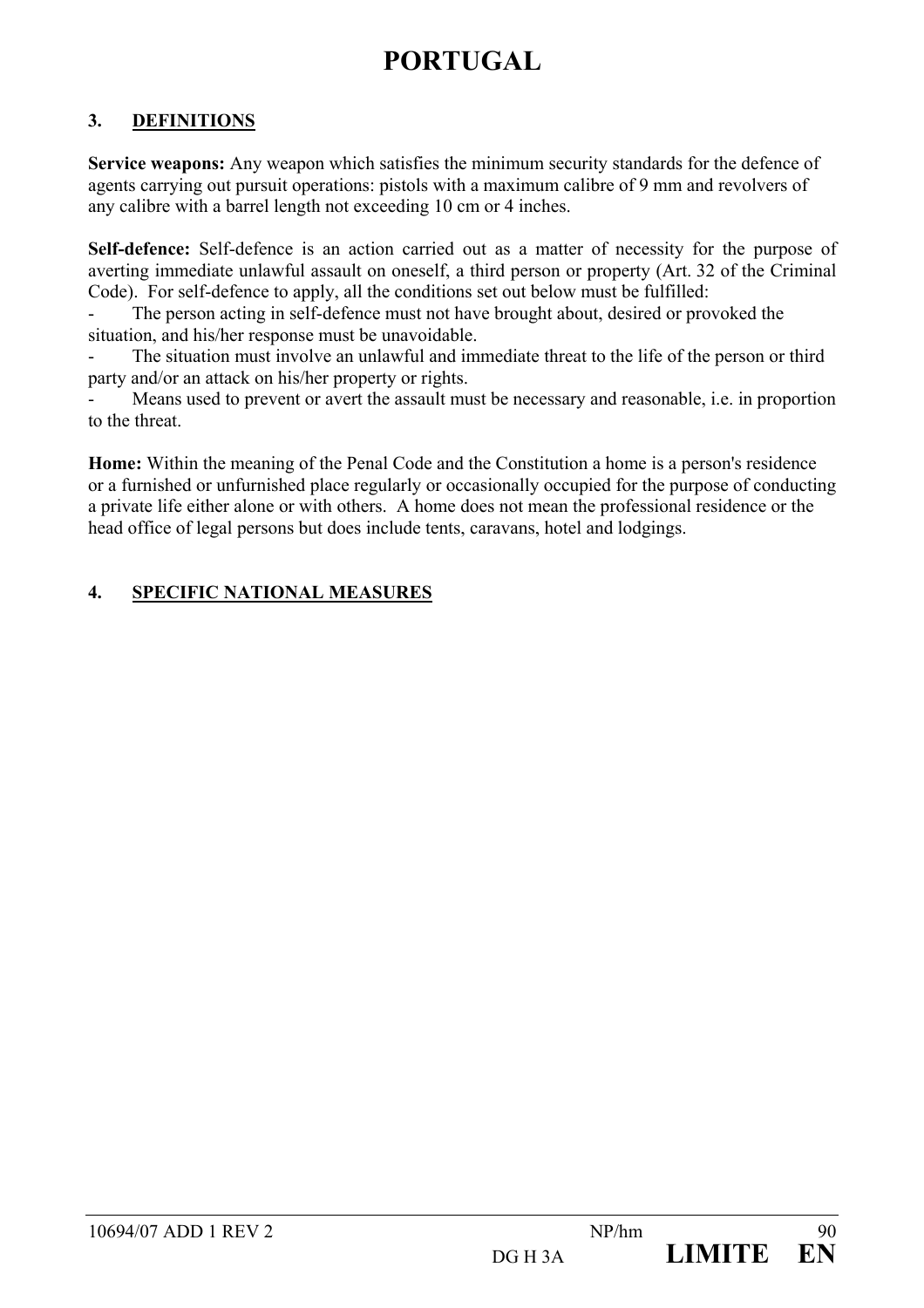# PORTUGAL

## 3. DEFINITIONS

**Service weapons:** Any weapon which satisfies the minimum security standards for the defence of agents carrying out pursuit operations: pistols with a maximum calibre of 9 mm and revolvers of any calibre with a barrel length not exceeding 10 cm or 4 inches.

**Self-defence:** Self-defence is an action carried out as a matter of necessity for the purpose of averting immediate unlawful assault on oneself, a third person or property (Art. 32 of the Criminal Code). For self-defence to apply, all the conditions set out below must be fulfilled:

- The person acting in self-defence must not have brought about, desired or provoked the situation, and his/her response must be unavoidable.
- The situation must involve an unlawful and immediate threat to the life of the person or third party and/or an attack on his/her property or rights.
- Means used to prevent or avert the assault must be necessary and reasonable, i.e. in proportion to the threat.

**Home:** Within the meaning of the Penal Code and the Constitution a home is a person's residence or a furnished or unfurnished place regularly or occasionally occupied for the purpose of conducting a private life either alone or with others. A home does not mean the professional residence or the head office of legal persons but does include tents, caravans, hotel and lodgings.

## 4. SPECIFIC NATIONAL MEASURES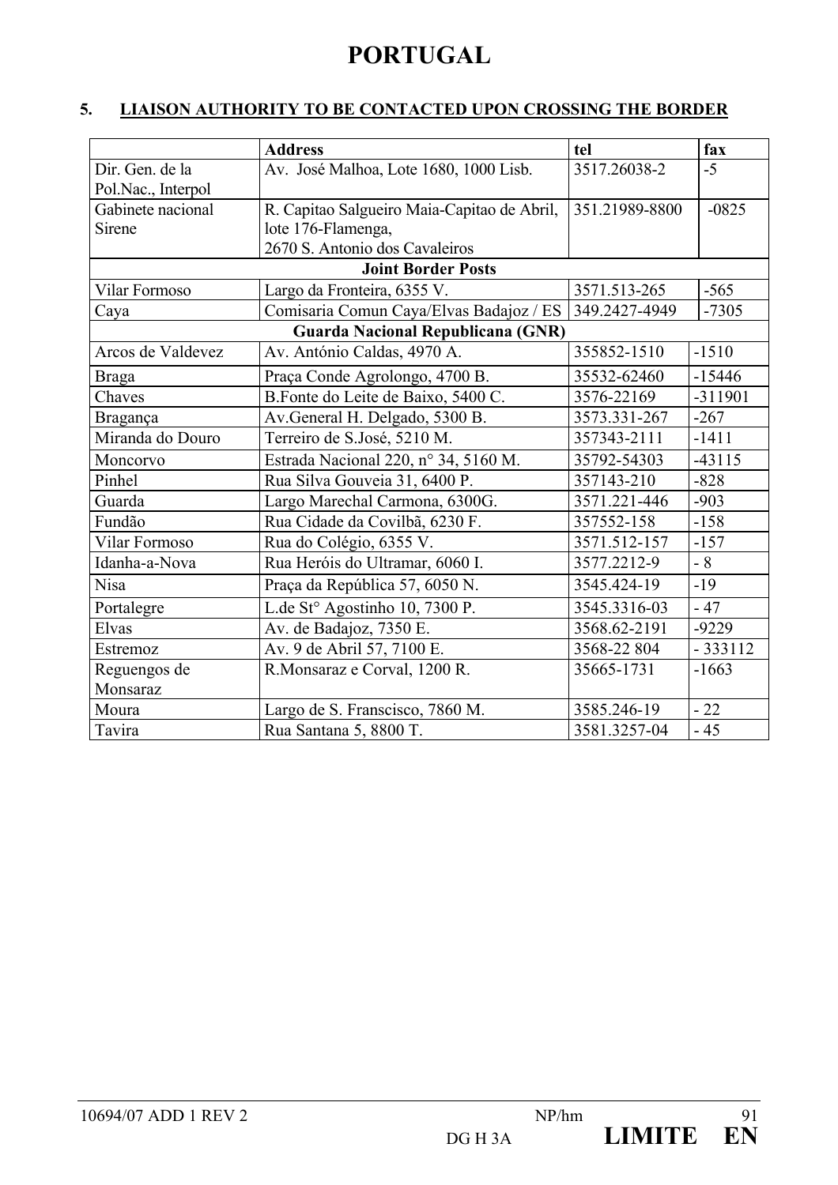# PORTUGAL

## 5. LIAISON AUTHORITY TO BE CONTACTED UPON CROSSING THE BORDER

| | Address | tel | fax |
|---|---|---|---|
| Dir. Gen. de la Pol.Nac., Interpol | Av. José Malhoa, Lote 1680, 1000 Lisb. | 3517.26038-2 | -5 |
| Gabinete nacional Sirene | R. Capitao Salgueiro Maia-Capitao de Abril, lote 176-Flamenga, 2670 S. Antonio dos Cavaleiros | 351.21989-8800 | -0825 |
| **Joint Border Posts** | | | |
| Vilar Formoso | Largo da Fronteira, 6355 V. | 3571.513-265 | -565 |
| Caya | Comisaria Comun Caya/Elvas Badajoz / ES | 349.2427-4949 | -7305 |
| **Guarda Nacional Republicana (GNR)** | | | |
| Arcos de Valdevez | Av. António Caldas, 4970 A. | 355852-1510 | -1510 |
| Braga | Praça Conde Agrolongo, 4700 B. | 35532-62460 | -15446 |
| Chaves | B.Fonte do Leite de Baixo, 5400 C. | 3576-22169 | -311901 |
| Bragança | Av.General H. Delgado, 5300 B. | 3573.331-267 | -267 |
| Miranda do Douro | Terreiro de S.José, 5210 M. | 357343-2111 | -1411 |
| Moncorvo | Estrada Nacional 220, n° 34, 5160 M. | 35792-54303 | -43115 |
| Pinhel | Rua Silva Gouveia 31, 6400 P. | 357143-210 | -828 |
| Guarda | Largo Marechal Carmona, 6300G. | 3571.221-446 | -903 |
| Fundão | Rua Cidade da Covilbã, 6230 F. | 357552-158 | -158 |
| Vilar Formoso | Rua do Colégio, 6355 V. | 3571.512-157 | -157 |
| Idanha-a-Nova | Rua Heróis do Ultramar, 6060 I. | 3577.2212-9 | - 8 |
| Nisa | Praça da República 57, 6050 N. | 3545.424-19 | -19 |
| Portalegre | L.de St° Agostinho 10, 7300 P. | 3545.3316-03 | - 47 |
| Elvas | Av. de Badajoz, 7350 E. | 3568.62-2191 | -9229 |
| Estremoz | Av. 9 de Abril 57, 7100 E. | 3568-22 804 | - 333112 |
| Reguengos de Monsaraz | R.Monsaraz e Corval, 1200 R. | 35665-1731 | -1663 |
| Moura | Largo de S. Franscisco, 7860 M. | 3585.246-19 | - 22 |
| Tavira | Rua Santana 5, 8800 T. | 3581.3257-04 | - 45 |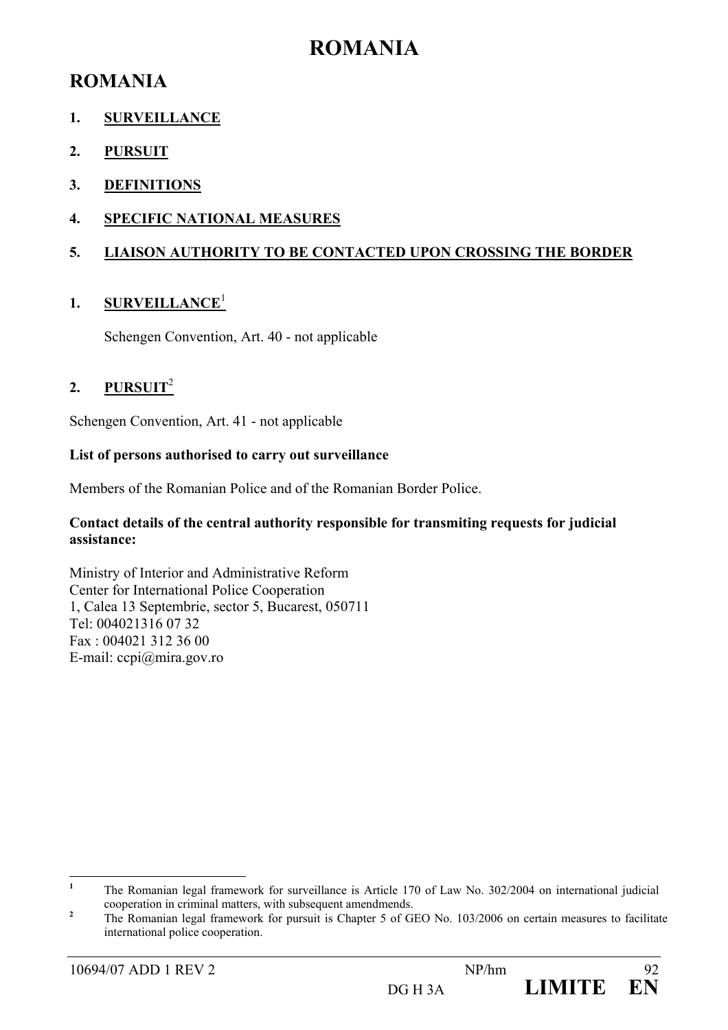# ROMANIA

## ROMANIA

1. **SURVEILLANCE**
2. **PURSUIT**
3. **DEFINITIONS**
4. **SPECIFIC NATIONAL MEASURES**
5. **LIAISON AUTHORITY TO BE CONTACTED UPON CROSSING THE BORDER**

### 1. SURVEILLANCE[1]

Schengen Convention, Art. 40 - not applicable

### 2. PURSUIT[2]

Schengen Convention, Art. 41 - not applicable

**List of persons authorised to carry out surveillance**

Members of the Romanian Police and of the Romanian Border Police.

**Contact details of the central authority responsible for transmiting requests for judicial assistance:**

Ministry of Interior and Administrative Reform
Center for International Police Cooperation
1, Calea 13 Septembrie, sector 5, Bucarest, 050711
Tel: 004021316 07 32
Fax : 004021 312 36 00
E-mail: ccpi@mira.gov.ro

---

[1] The Romanian legal framework for surveillance is Article 170 of Law No. 302/2004 on international judicial cooperation in criminal matters, with subsequent amendmends.

[2] The Romanian legal framework for pursuit is Chapter 5 of GEO No. 103/2006 on certain measures to facilitate international police cooperation.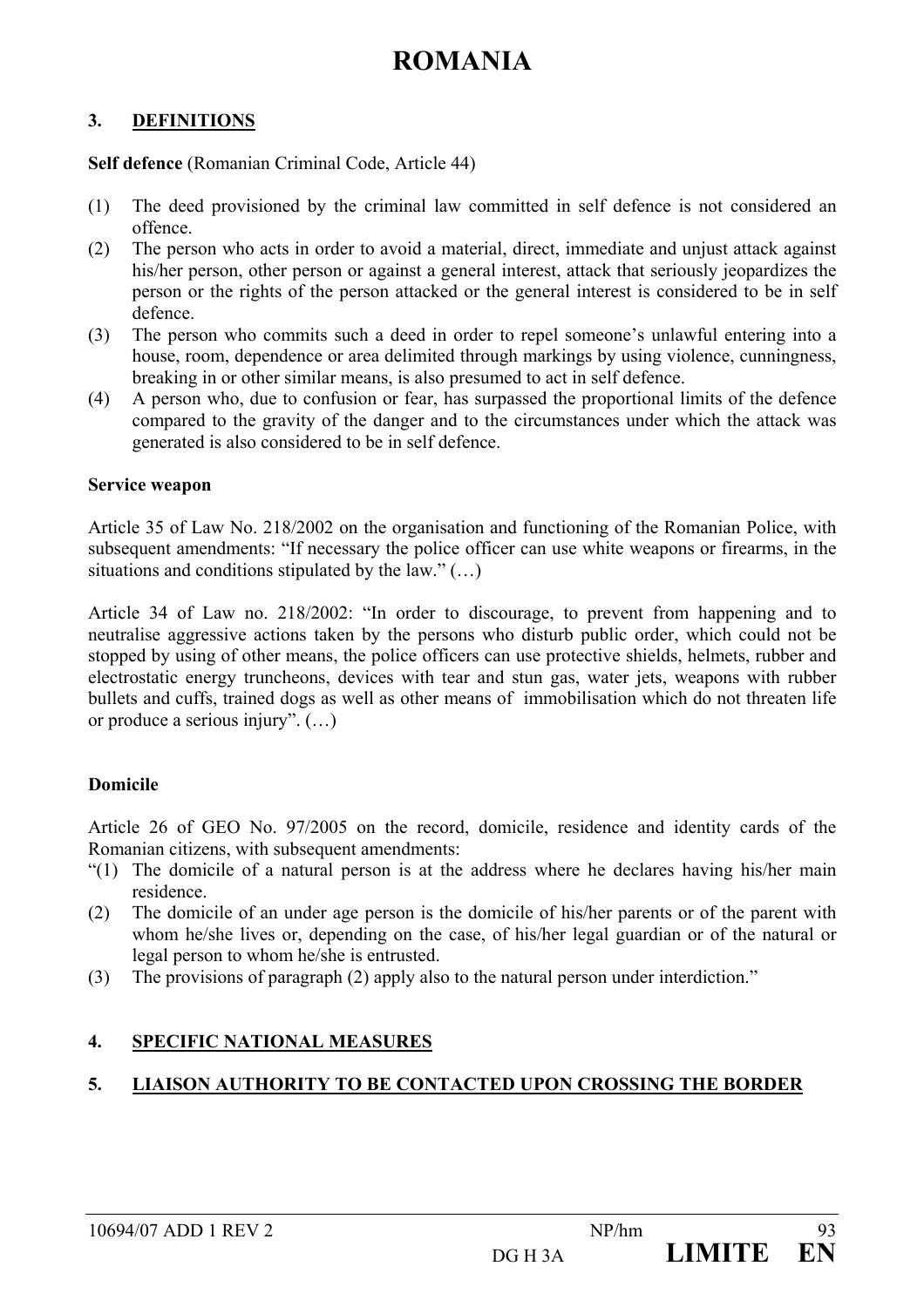# ROMANIA

## 3. DEFINITIONS

**Self defence** (Romanian Criminal Code, Article 44)

(1) The deed provisioned by the criminal law committed in self defence is not considered an offence.
(2) The person who acts in order to avoid a material, direct, immediate and unjust attack against his/her person, other person or against a general interest, attack that seriously jeopardizes the person or the rights of the person attacked or the general interest is considered to be in self defence.
(3) The person who commits such a deed in order to repel someone's unlawful entering into a house, room, dependence or area delimited through markings by using violence, cunningness, breaking in or other similar means, is also presumed to act in self defence.
(4) A person who, due to confusion or fear, has surpassed the proportional limits of the defence compared to the gravity of the danger and to the circumstances under which the attack was generated is also considered to be in self defence.

**Service weapon**

Article 35 of Law No. 218/2002 on the organisation and functioning of the Romanian Police, with subsequent amendments: "If necessary the police officer can use white weapons or firearms, in the situations and conditions stipulated by the law." (…)

Article 34 of Law no. 218/2002: "In order to discourage, to prevent from happening and to neutralise aggressive actions taken by the persons who disturb public order, which could not be stopped by using of other means, the police officers can use protective shields, helmets, rubber and electrostatic energy truncheons, devices with tear and stun gas, water jets, weapons with rubber bullets and cuffs, trained dogs as well as other means of immobilisation which do not threaten life or produce a serious injury". (…)

**Domicile**

Article 26 of GEO No. 97/2005 on the record, domicile, residence and identity cards of the Romanian citizens, with subsequent amendments:

"(1) The domicile of a natural person is at the address where he declares having his/her main residence.
(2) The domicile of an under age person is the domicile of his/her parents or of the parent with whom he/she lives or, depending on the case, of his/her legal guardian or of the natural or legal person to whom he/she is entrusted.
(3) The provisions of paragraph (2) apply also to the natural person under interdiction."

## 4. SPECIFIC NATIONAL MEASURES

## 5. LIAISON AUTHORITY TO BE CONTACTED UPON CROSSING THE BORDER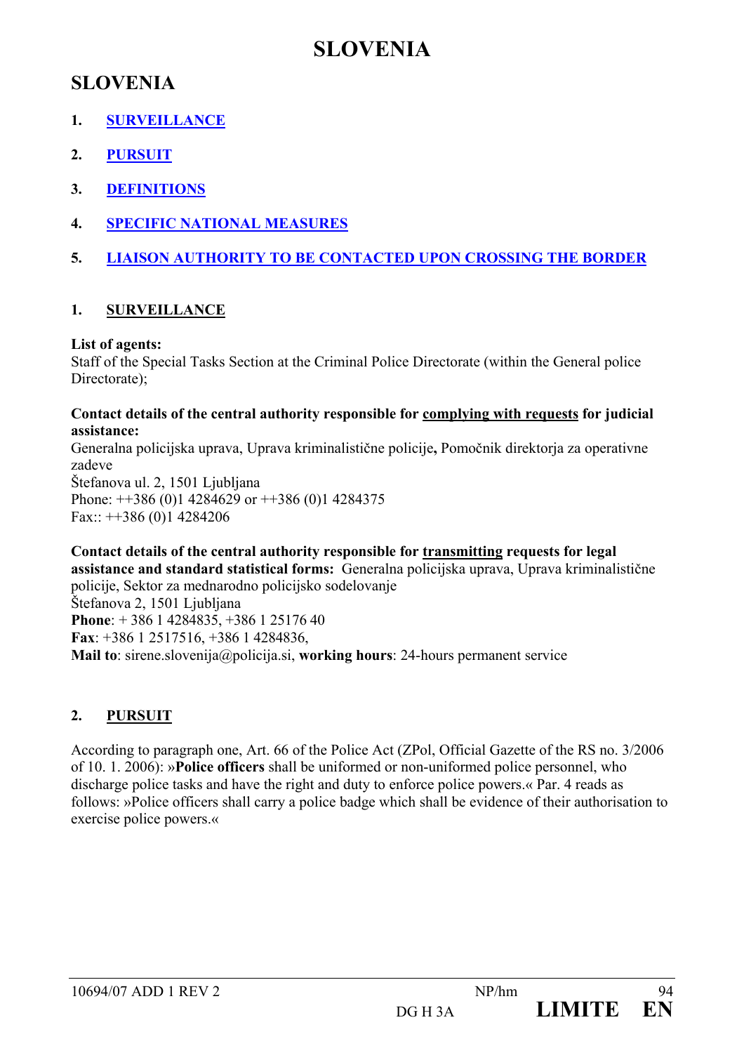# SLOVENIA

## SLOVENIA

1. SURVEILLANCE
2. PURSUIT
3. DEFINITIONS
4. SPECIFIC NATIONAL MEASURES
5. LIAISON AUTHORITY TO BE CONTACTED UPON CROSSING THE BORDER

### 1. SURVEILLANCE

**List of agents:**
Staff of the Special Tasks Section at the Criminal Police Directorate (within the General police Directorate);

**Contact details of the central authority responsible for complying with requests for judicial assistance:**
Generalna policijska uprava, Uprava kriminalistične policije**,** Pomočnik direktorja za operativne zadeve
Štefanova ul. 2, 1501 Ljubljana
Phone: ++386 (0)1 4284629 or ++386 (0)1 4284375
Fax:: ++386 (0)1 4284206

**Contact details of the central authority responsible for transmitting requests for legal assistance and standard statistical forms:** Generalna policijska uprava, Uprava kriminalistične policije, Sektor za mednarodno policijsko sodelovanje
Štefanova 2, 1501 Ljubljana
**Phone**: + 386 1 4284835, +386 1 25176 40
**Fax**: +386 1 2517516, +386 1 4284836,
**Mail to**: sirene.slovenija@policija.si, **working hours**: 24-hours permanent service

### 2. PURSUIT

According to paragraph one, Art. 66 of the Police Act (ZPol, Official Gazette of the RS no. 3/2006 of 10. 1. 2006): »**Police officers** shall be uniformed or non-uniformed police personnel, who discharge police tasks and have the right and duty to enforce police powers.« Par. 4 reads as follows: »Police officers shall carry a police badge which shall be evidence of their authorisation to exercise police powers.«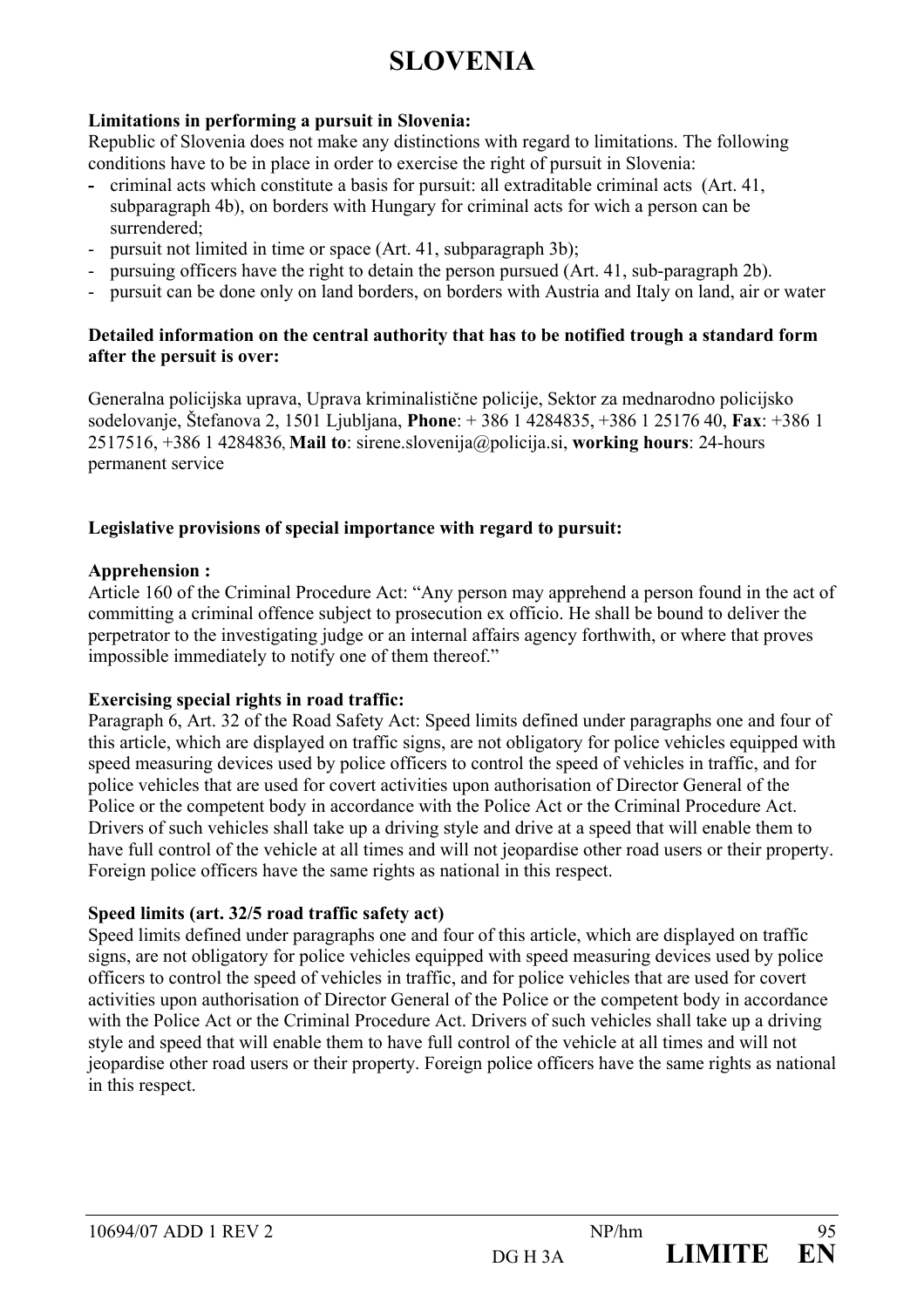# SLOVENIA

**Limitations in performing a pursuit in Slovenia:**

Republic of Slovenia does not make any distinctions with regard to limitations. The following conditions have to be in place in order to exercise the right of pursuit in Slovenia:

- criminal acts which constitute a basis for pursuit: all extraditable criminal acts (Art. 41, subparagraph 4b), on borders with Hungary for criminal acts for wich a person can be surrendered;
- pursuit not limited in time or space (Art. 41, subparagraph 3b);
- pursuing officers have the right to detain the person pursued (Art. 41, sub-paragraph 2b).
- pursuit can be done only on land borders, on borders with Austria and Italy on land, air or water

**Detailed information on the central authority that has to be notified trough a standard form after the persuit is over:**

Generalna policijska uprava, Uprava kriminalistične policije, Sektor za mednarodno policijsko sodelovanje, Štefanova 2, 1501 Ljubljana, **Phone**: + 386 1 4284835, +386 1 25176 40, **Fax**: +386 1 2517516, +386 1 4284836, **Mail to**: sirene.slovenija@policija.si, **working hours**: 24-hours permanent service

**Legislative provisions of special importance with regard to pursuit:**

**Apprehension :**

Article 160 of the Criminal Procedure Act: "Any person may apprehend a person found in the act of committing a criminal offence subject to prosecution ex officio. He shall be bound to deliver the perpetrator to the investigating judge or an internal affairs agency forthwith, or where that proves impossible immediately to notify one of them thereof."

**Exercising special rights in road traffic:**

Paragraph 6, Art. 32 of the Road Safety Act: Speed limits defined under paragraphs one and four of this article, which are displayed on traffic signs, are not obligatory for police vehicles equipped with speed measuring devices used by police officers to control the speed of vehicles in traffic, and for police vehicles that are used for covert activities upon authorisation of Director General of the Police or the competent body in accordance with the Police Act or the Criminal Procedure Act. Drivers of such vehicles shall take up a driving style and drive at a speed that will enable them to have full control of the vehicle at all times and will not jeopardise other road users or their property. Foreign police officers have the same rights as national in this respect.

**Speed limits (art. 32/5 road traffic safety act)**

Speed limits defined under paragraphs one and four of this article, which are displayed on traffic signs, are not obligatory for police vehicles equipped with speed measuring devices used by police officers to control the speed of vehicles in traffic, and for police vehicles that are used for covert activities upon authorisation of Director General of the Police or the competent body in accordance with the Police Act or the Criminal Procedure Act. Drivers of such vehicles shall take up a driving style and speed that will enable them to have full control of the vehicle at all times and will not jeopardise other road users or their property. Foreign police officers have the same rights as national in this respect.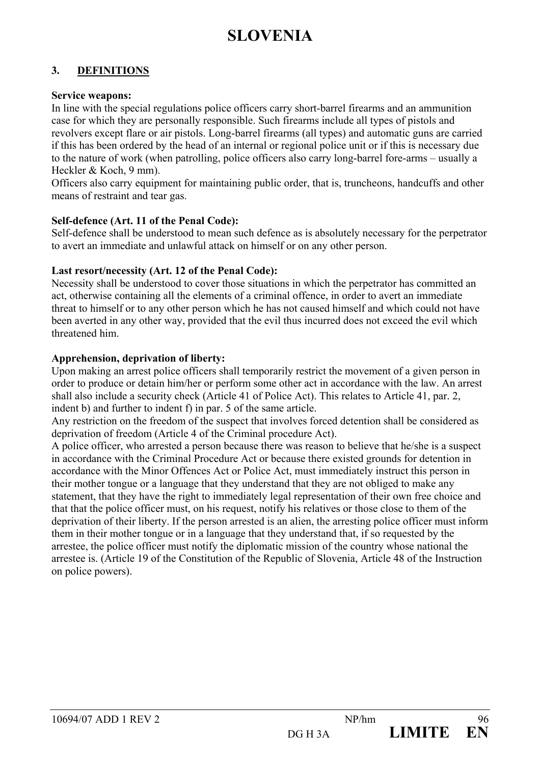# SLOVENIA

## 3. DEFINITIONS

**Service weapons:**
In line with the special regulations police officers carry short-barrel firearms and an ammunition case for which they are personally responsible. Such firearms include all types of pistols and revolvers except flare or air pistols. Long-barrel firearms (all types) and automatic guns are carried if this has been ordered by the head of an internal or regional police unit or if this is necessary due to the nature of work (when patrolling, police officers also carry long-barrel fore-arms – usually a Heckler & Koch, 9 mm).
Officers also carry equipment for maintaining public order, that is, truncheons, handcuffs and other means of restraint and tear gas.

**Self-defence (Art. 11 of the Penal Code):**
Self-defence shall be understood to mean such defence as is absolutely necessary for the perpetrator to avert an immediate and unlawful attack on himself or on any other person.

**Last resort/necessity (Art. 12 of the Penal Code):**
Necessity shall be understood to cover those situations in which the perpetrator has committed an act, otherwise containing all the elements of a criminal offence, in order to avert an immediate threat to himself or to any other person which he has not caused himself and which could not have been averted in any other way, provided that the evil thus incurred does not exceed the evil which threatened him.

**Apprehension, deprivation of liberty:**
Upon making an arrest police officers shall temporarily restrict the movement of a given person in order to produce or detain him/her or perform some other act in accordance with the law. An arrest shall also include a security check (Article 41 of Police Act). This relates to Article 41, par. 2, indent b) and further to indent f) in par. 5 of the same article.
Any restriction on the freedom of the suspect that involves forced detention shall be considered as deprivation of freedom (Article 4 of the Criminal procedure Act).
A police officer, who arrested a person because there was reason to believe that he/she is a suspect in accordance with the Criminal Procedure Act or because there existed grounds for detention in accordance with the Minor Offences Act or Police Act, must immediately instruct this person in their mother tongue or a language that they understand that they are not obliged to make any statement, that they have the right to immediately legal representation of their own free choice and that that the police officer must, on his request, notify his relatives or those close to them of the deprivation of their liberty. If the person arrested is an alien, the arresting police officer must inform them in their mother tongue or in a language that they understand that, if so requested by the arrestee, the police officer must notify the diplomatic mission of the country whose national the arrestee is. (Article 19 of the Constitution of the Republic of Slovenia, Article 48 of the Instruction on police powers).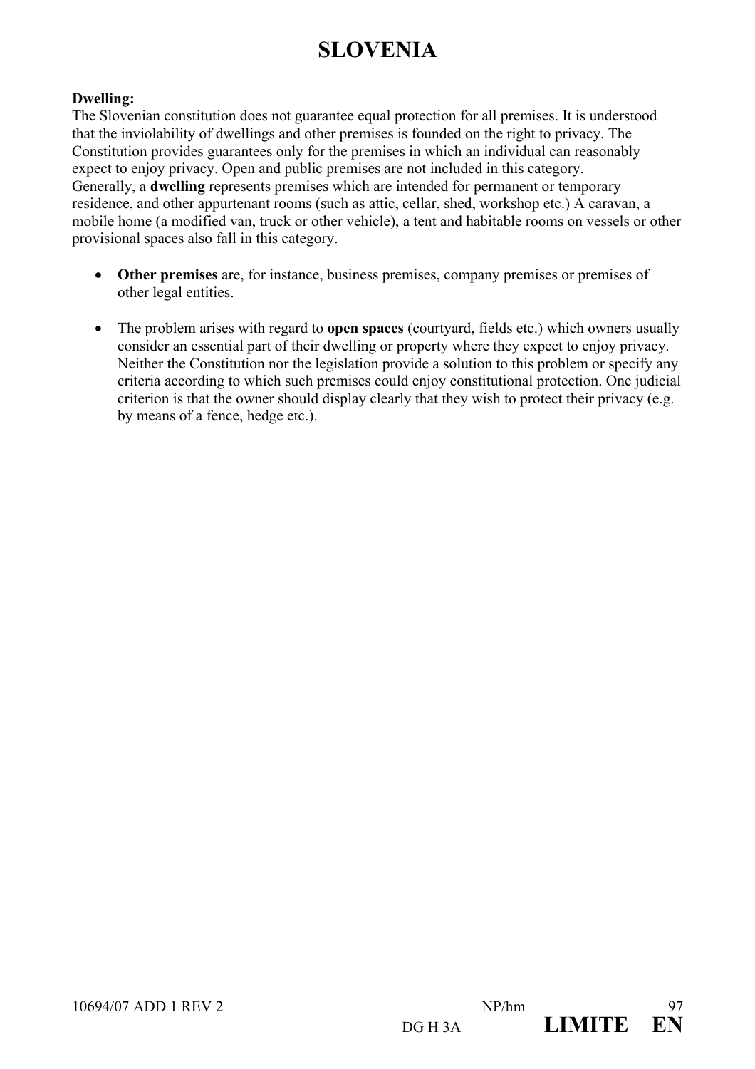# SLOVENIA

**Dwelling:**

The Slovenian constitution does not guarantee equal protection for all premises. It is understood that the inviolability of dwellings and other premises is founded on the right to privacy. The Constitution provides guarantees only for the premises in which an individual can reasonably expect to enjoy privacy. Open and public premises are not included in this category.
Generally, a **dwelling** represents premises which are intended for permanent or temporary residence, and other appurtenant rooms (such as attic, cellar, shed, workshop etc.) A caravan, a mobile home (a modified van, truck or other vehicle), a tent and habitable rooms on vessels or other provisional spaces also fall in this category.

- **Other premises** are, for instance, business premises, company premises or premises of other legal entities.

- The problem arises with regard to **open spaces** (courtyard, fields etc.) which owners usually consider an essential part of their dwelling or property where they expect to enjoy privacy. Neither the Constitution nor the legislation provide a solution to this problem or specify any criteria according to which such premises could enjoy constitutional protection. One judicial criterion is that the owner should display clearly that they wish to protect their privacy (e.g. by means of a fence, hedge etc.).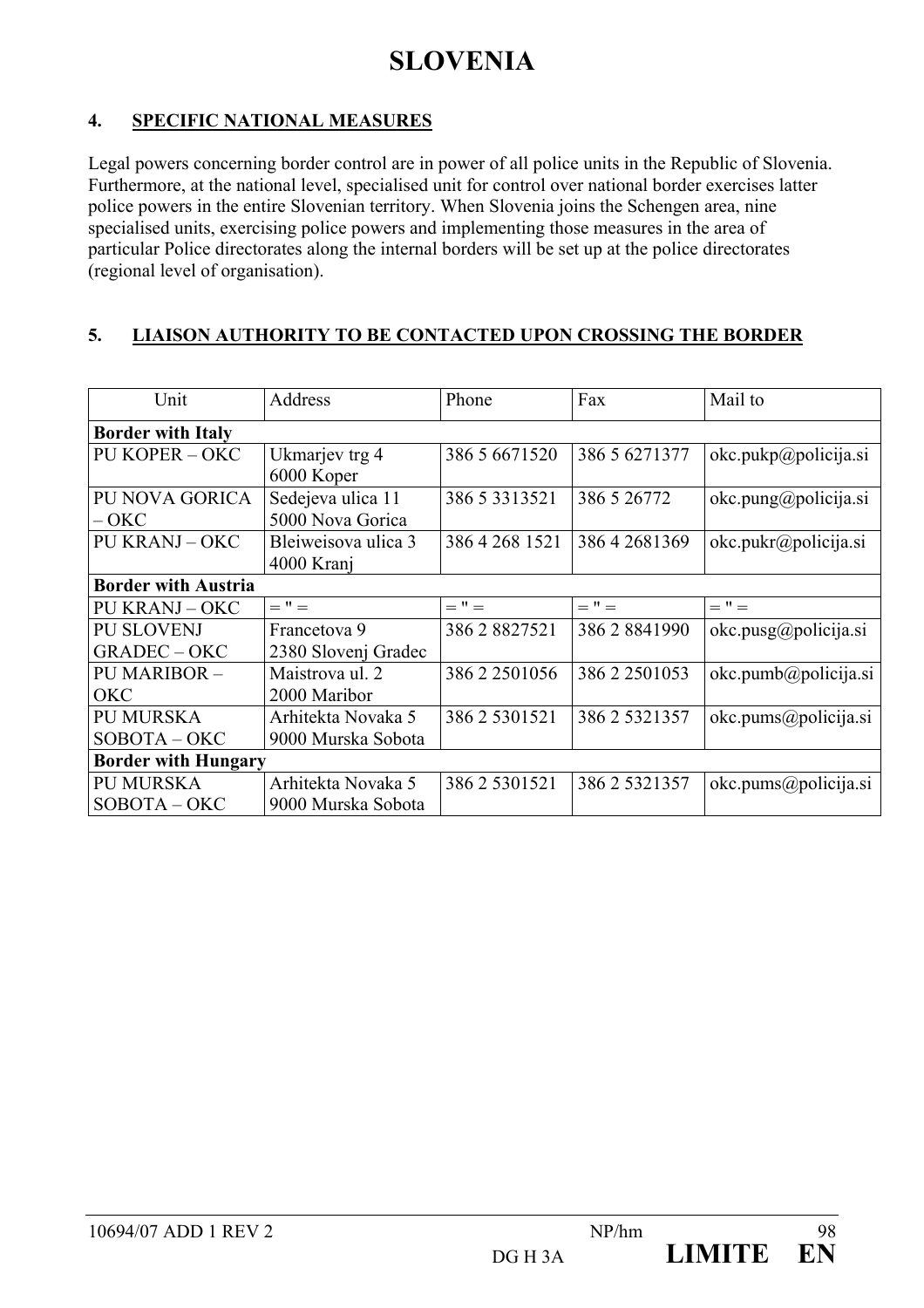# SLOVENIA

## 4. SPECIFIC NATIONAL MEASURES

Legal powers concerning border control are in power of all police units in the Republic of Slovenia. Furthermore, at the national level, specialised unit for control over national border exercises latter police powers in the entire Slovenian territory. When Slovenia joins the Schengen area, nine specialised units, exercising police powers and implementing those measures in the area of particular Police directorates along the internal borders will be set up at the police directorates (regional level of organisation).

## 5. LIAISON AUTHORITY TO BE CONTACTED UPON CROSSING THE BORDER

| Unit | Address | Phone | Fax | Mail to |
|---|---|---|---|---|
| **Border with Italy** | | | | |
| PU KOPER – OKC | Ukmarjev trg 4 6000 Koper | 386 5 6671520 | 386 5 6271377 | okc.pukp@policija.si |
| PU NOVA GORICA – OKC | Sedejeva ulica 11 5000 Nova Gorica | 386 5 3313521 | 386 5 26772 | okc.pung@policija.si |
| PU KRANJ – OKC | Bleiweisova ulica 3 4000 Kranj | 386 4 268 1521 | 386 4 2681369 | okc.pukr@policija.si |
| **Border with Austria** | | | | |
| PU KRANJ – OKC | = " = | = " = | = " = | = " = |
| PU SLOVENJ GRADEC – OKC | Francetova 9 2380 Slovenj Gradec | 386 2 8827521 | 386 2 8841990 | okc.pusg@policija.si |
| PU MARIBOR – OKC | Maistrova ul. 2 2000 Maribor | 386 2 2501056 | 386 2 2501053 | okc.pumb@policija.si |
| PU MURSKA SOBOTA – OKC | Arhitekta Novaka 5 9000 Murska Sobota | 386 2 5301521 | 386 2 5321357 | okc.pums@policija.si |
| **Border with Hungary** | | | | |
| PU MURSKA SOBOTA – OKC | Arhitekta Novaka 5 9000 Murska Sobota | 386 2 5301521 | 386 2 5321357 | okc.pums@policija.si |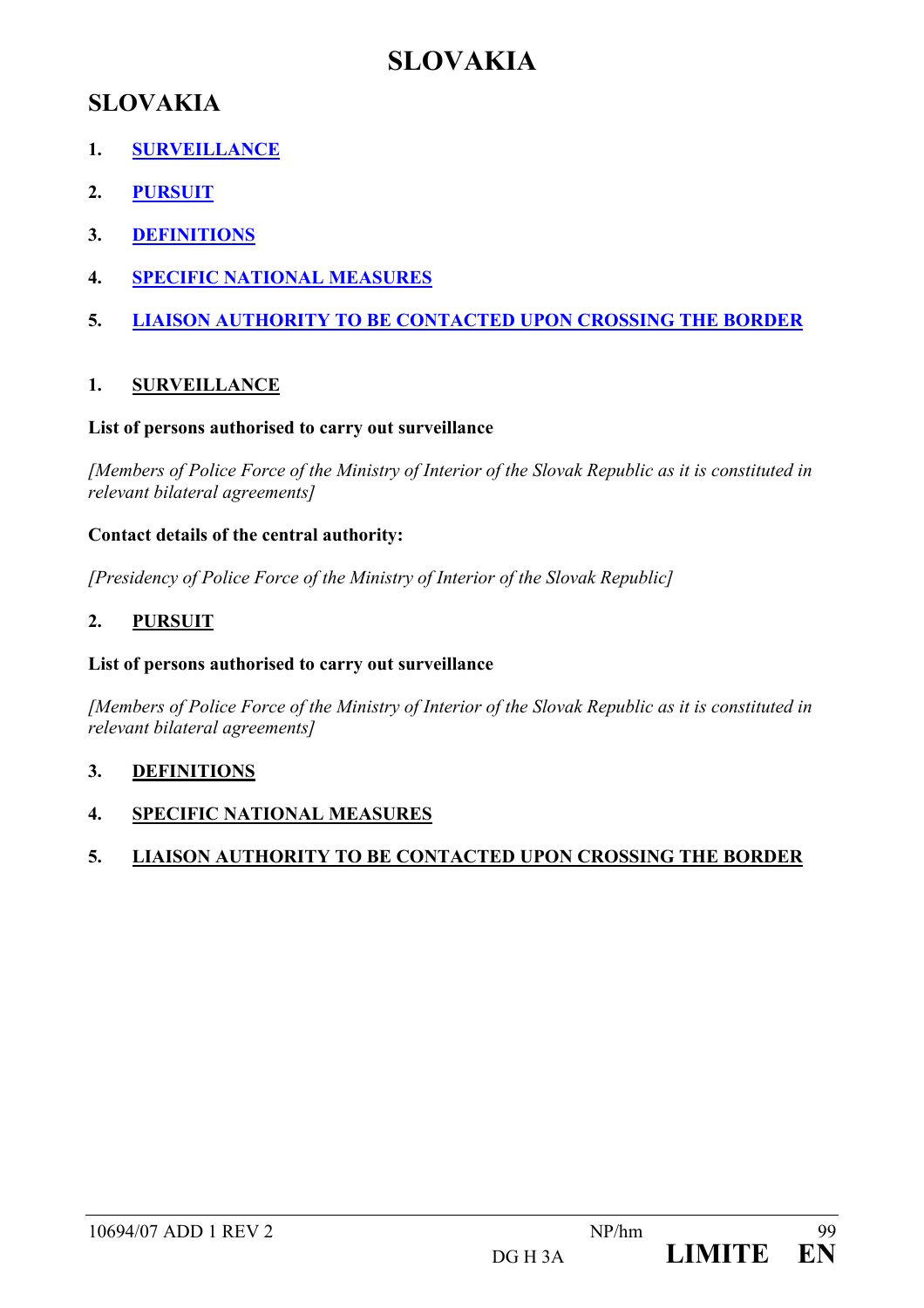# SLOVAKIA

## SLOVAKIA

1. SURVEILLANCE
2. PURSUIT
3. DEFINITIONS
4. SPECIFIC NATIONAL MEASURES
5. LIAISON AUTHORITY TO BE CONTACTED UPON CROSSING THE BORDER

### 1. SURVEILLANCE

**List of persons authorised to carry out surveillance**

*[Members of Police Force of the Ministry of Interior of the Slovak Republic as it is constituted in relevant bilateral agreements]*

**Contact details of the central authority:**

*[Presidency of Police Force of the Ministry of Interior of the Slovak Republic]*

### 2. PURSUIT

**List of persons authorised to carry out surveillance**

*[Members of Police Force of the Ministry of Interior of the Slovak Republic as it is constituted in relevant bilateral agreements]*

### 3. DEFINITIONS

### 4. SPECIFIC NATIONAL MEASURES

### 5. LIAISON AUTHORITY TO BE CONTACTED UPON CROSSING THE BORDER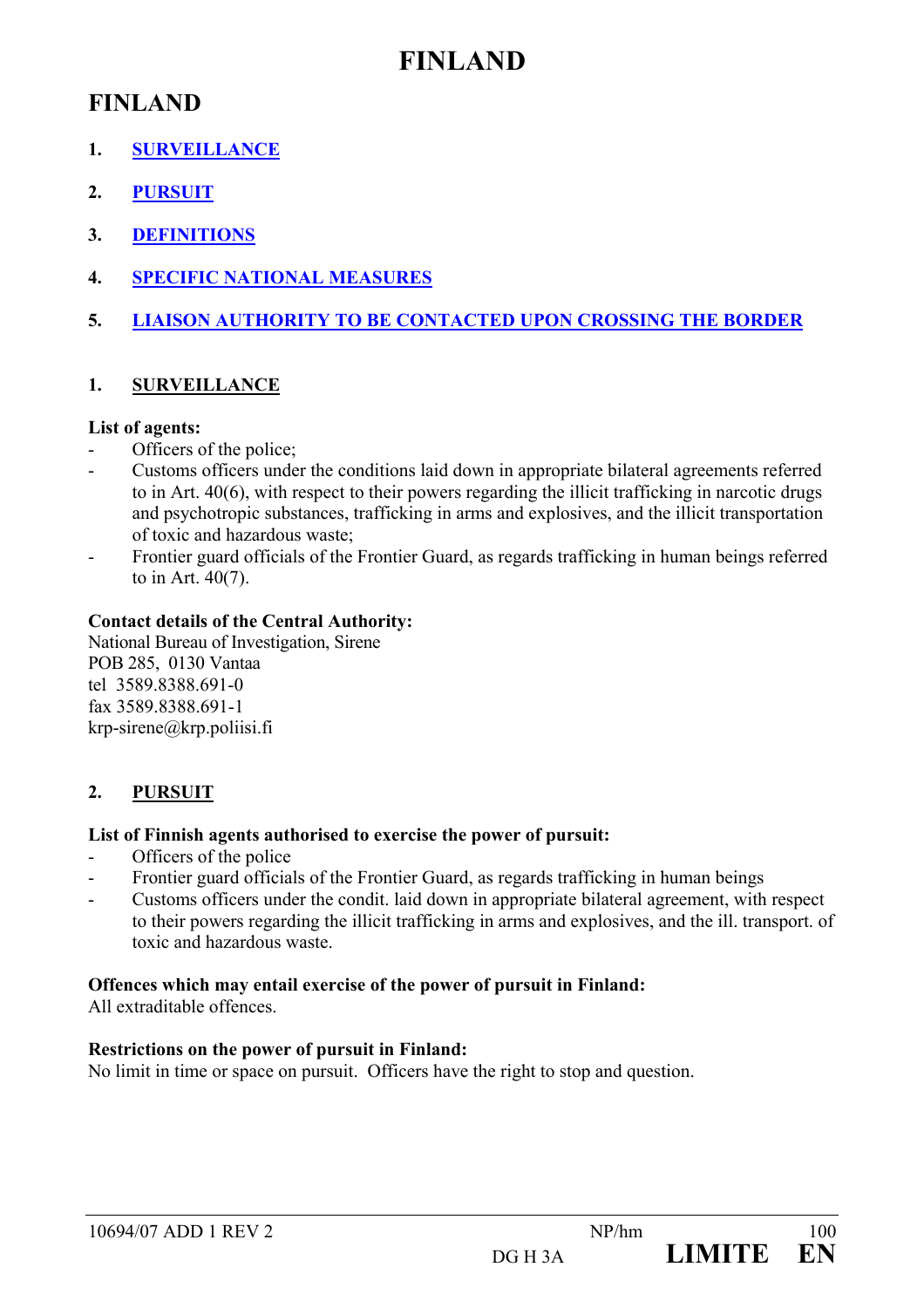# FINLAND

## FINLAND

1. SURVEILLANCE
2. PURSUIT
3. DEFINITIONS
4. SPECIFIC NATIONAL MEASURES
5. LIAISON AUTHORITY TO BE CONTACTED UPON CROSSING THE BORDER

### 1. SURVEILLANCE

**List of agents:**

- Officers of the police;
- Customs officers under the conditions laid down in appropriate bilateral agreements referred to in Art. 40(6), with respect to their powers regarding the illicit trafficking in narcotic drugs and psychotropic substances, trafficking in arms and explosives, and the illicit transportation of toxic and hazardous waste;
- Frontier guard officials of the Frontier Guard, as regards trafficking in human beings referred to in Art. 40(7).

**Contact details of the Central Authority:**

National Bureau of Investigation, Sirene
POB 285, 0130 Vantaa
tel 3589.8388.691-0
fax 3589.8388.691-1
krp-sirene@krp.poliisi.fi

### 2. PURSUIT

**List of Finnish agents authorised to exercise the power of pursuit:**

- Officers of the police
- Frontier guard officials of the Frontier Guard, as regards trafficking in human beings
- Customs officers under the condit. laid down in appropriate bilateral agreement, with respect to their powers regarding the illicit trafficking in arms and explosives, and the ill. transport. of toxic and hazardous waste.

**Offences which may entail exercise of the power of pursuit in Finland:**

All extraditable offences.

**Restrictions on the power of pursuit in Finland:**

No limit in time or space on pursuit. Officers have the right to stop and question.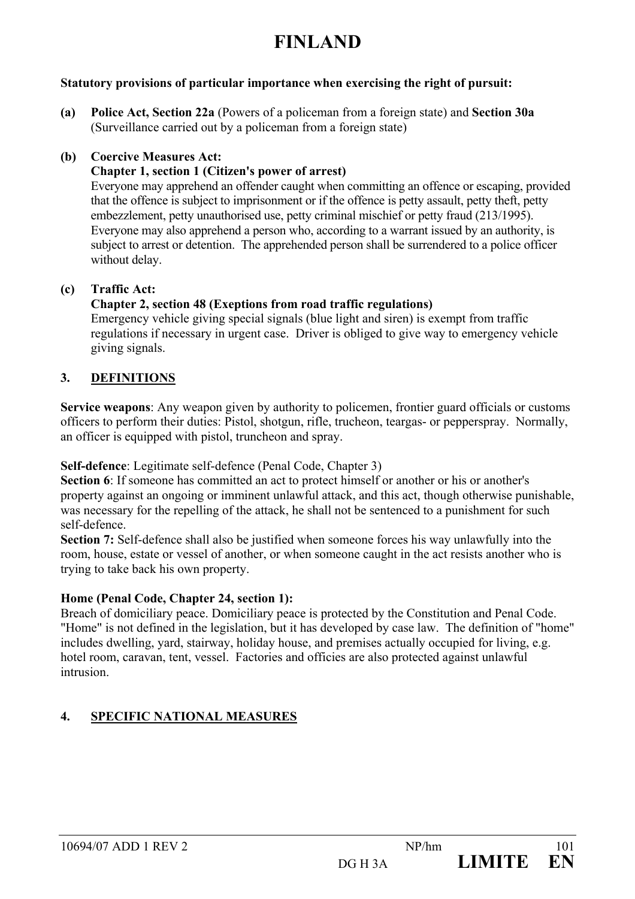# FINLAND

**Statutory provisions of particular importance when exercising the right of pursuit:**

**(a)** **Police Act, Section 22a** (Powers of a policeman from a foreign state) and **Section 30a** (Surveillance carried out by a policeman from a foreign state)

**(b)** **Coercive Measures Act:**
**Chapter 1, section 1 (Citizen's power of arrest)**
Everyone may apprehend an offender caught when committing an offence or escaping, provided that the offence is subject to imprisonment or if the offence is petty assault, petty theft, petty embezzlement, petty unauthorised use, petty criminal mischief or petty fraud (213/1995). Everyone may also apprehend a person who, according to a warrant issued by an authority, is subject to arrest or detention. The apprehended person shall be surrendered to a police officer without delay.

**(c)** **Traffic Act:**
**Chapter 2, section 48 (Exeptions from road traffic regulations)**
Emergency vehicle giving special signals (blue light and siren) is exempt from traffic regulations if necessary in urgent case. Driver is obliged to give way to emergency vehicle giving signals.

## 3. DEFINITIONS

**Service weapons**: Any weapon given by authority to policemen, frontier guard officials or customs officers to perform their duties: Pistol, shotgun, rifle, trucheon, teargas- or pepperspray. Normally, an officer is equipped with pistol, truncheon and spray.

**Self-defence**: Legitimate self-defence (Penal Code, Chapter 3)
**Section 6**: If someone has committed an act to protect himself or another or his or another's property against an ongoing or imminent unlawful attack, and this act, though otherwise punishable, was necessary for the repelling of the attack, he shall not be sentenced to a punishment for such self-defence.
**Section 7:** Self-defence shall also be justified when someone forces his way unlawfully into the room, house, estate or vessel of another, or when someone caught in the act resists another who is trying to take back his own property.

**Home (Penal Code, Chapter 24, section 1):**
Breach of domiciliary peace. Domiciliary peace is protected by the Constitution and Penal Code. "Home" is not defined in the legislation, but it has developed by case law. The definition of "home" includes dwelling, yard, stairway, holiday house, and premises actually occupied for living, e.g. hotel room, caravan, tent, vessel. Factories and officies are also protected against unlawful intrusion.

## 4. SPECIFIC NATIONAL MEASURES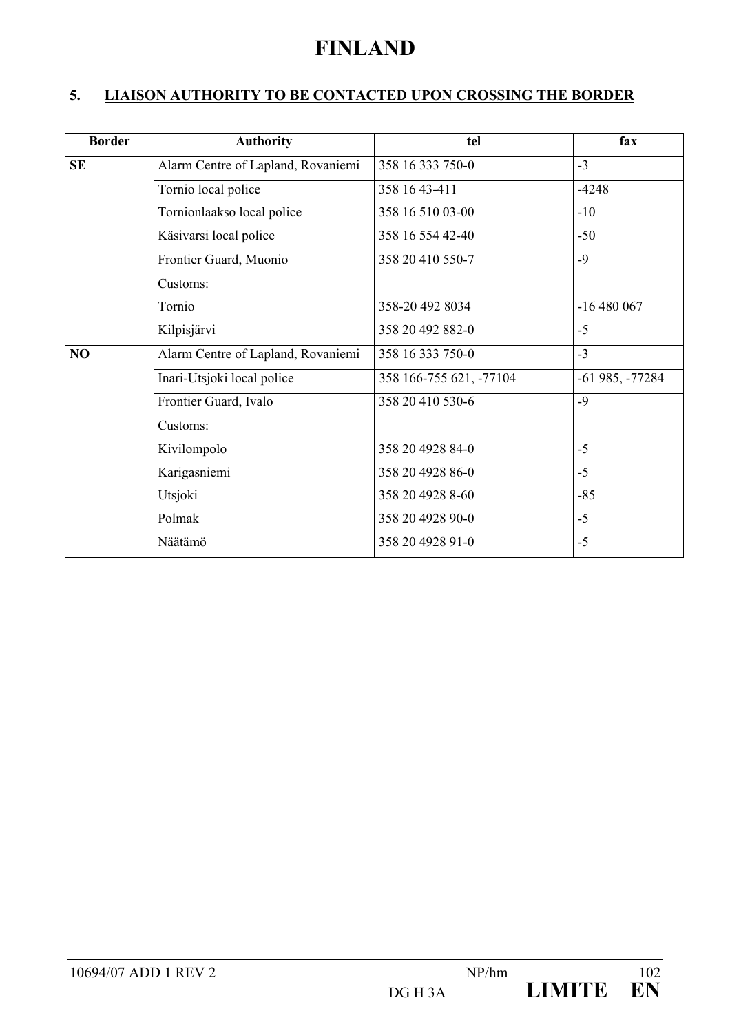# FINLAND

## 5. LIAISON AUTHORITY TO BE CONTACTED UPON CROSSING THE BORDER

| Border | Authority | tel | fax |
|---|---|---|---|
| SE | Alarm Centre of Lapland, Rovaniemi | 358 16 333 750-0 | -3 |
| | Tornio local police | 358 16 43-411 | -4248 |
| | Tornionlaakso local police | 358 16 510 03-00 | -10 |
| | Käsivarsi local police | 358 16 554 42-40 | -50 |
| | Frontier Guard, Muonio | 358 20 410 550-7 | -9 |
| | Customs: | | |
| | Tornio | 358-20 492 8034 | -16 480 067 |
| | Kilpisjärvi | 358 20 492 882-0 | -5 |
| NO | Alarm Centre of Lapland, Rovaniemi | 358 16 333 750-0 | -3 |
| | Inari-Utsjoki local police | 358 166-755 621, -77104 | -61 985, -77284 |
| | Frontier Guard, Ivalo | 358 20 410 530-6 | -9 |
| | Customs: | | |
| | Kivilompolo | 358 20 4928 84-0 | -5 |
| | Karigasniemi | 358 20 4928 86-0 | -5 |
| | Utsjoki | 358 20 4928 8-60 | -85 |
| | Polmak | 358 20 4928 90-0 | -5 |
| | Näätämö | 358 20 4928 91-0 | -5 |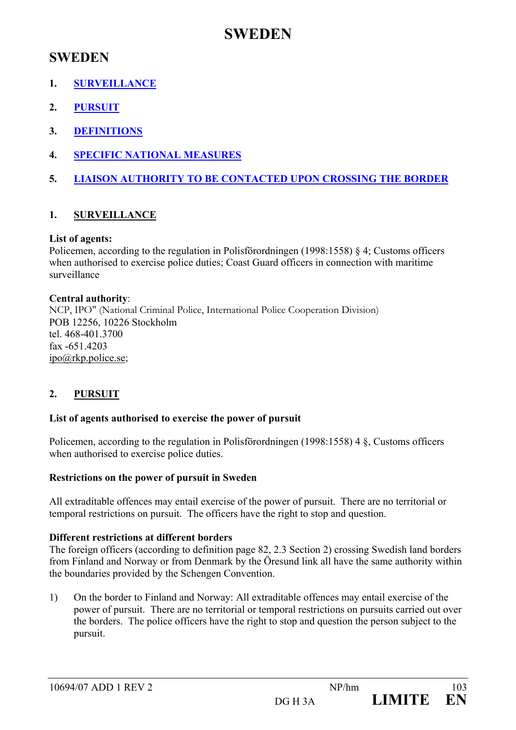# SWEDEN

## SWEDEN

1. SURVEILLANCE
2. PURSUIT
3. DEFINITIONS
4. SPECIFIC NATIONAL MEASURES
5. LIAISON AUTHORITY TO BE CONTACTED UPON CROSSING THE BORDER

### 1. SURVEILLANCE

**List of agents:**
Policemen, according to the regulation in Polisförordningen (1998:1558) § 4; Customs officers when authorised to exercise police duties; Coast Guard officers in connection with maritime surveillance

**Central authority**:
NCP, IPO" (National Criminal Police, International Police Cooperation Division)
POB 12256, 10226 Stockholm
tel. 468-401.3700
fax -651.4203
ipo@rkp.police.se;

### 2. PURSUIT

**List of agents authorised to exercise the power of pursuit**

Policemen, according to the regulation in Polisförordningen (1998:1558) 4 §, Customs officers when authorised to exercise police duties.

**Restrictions on the power of pursuit in Sweden**

All extraditable offences may entail exercise of the power of pursuit. There are no territorial or temporal restrictions on pursuit. The officers have the right to stop and question.

**Different restrictions at different borders**
The foreign officers (according to definition page 82, 2.3 Section 2) crossing Swedish land borders from Finland and Norway or from Denmark by the Öresund link all have the same authority within the boundaries provided by the Schengen Convention.

1) On the border to Finland and Norway: All extraditable offences may entail exercise of the power of pursuit. There are no territorial or temporal restrictions on pursuits carried out over the borders. The police officers have the right to stop and question the person subject to the pursuit.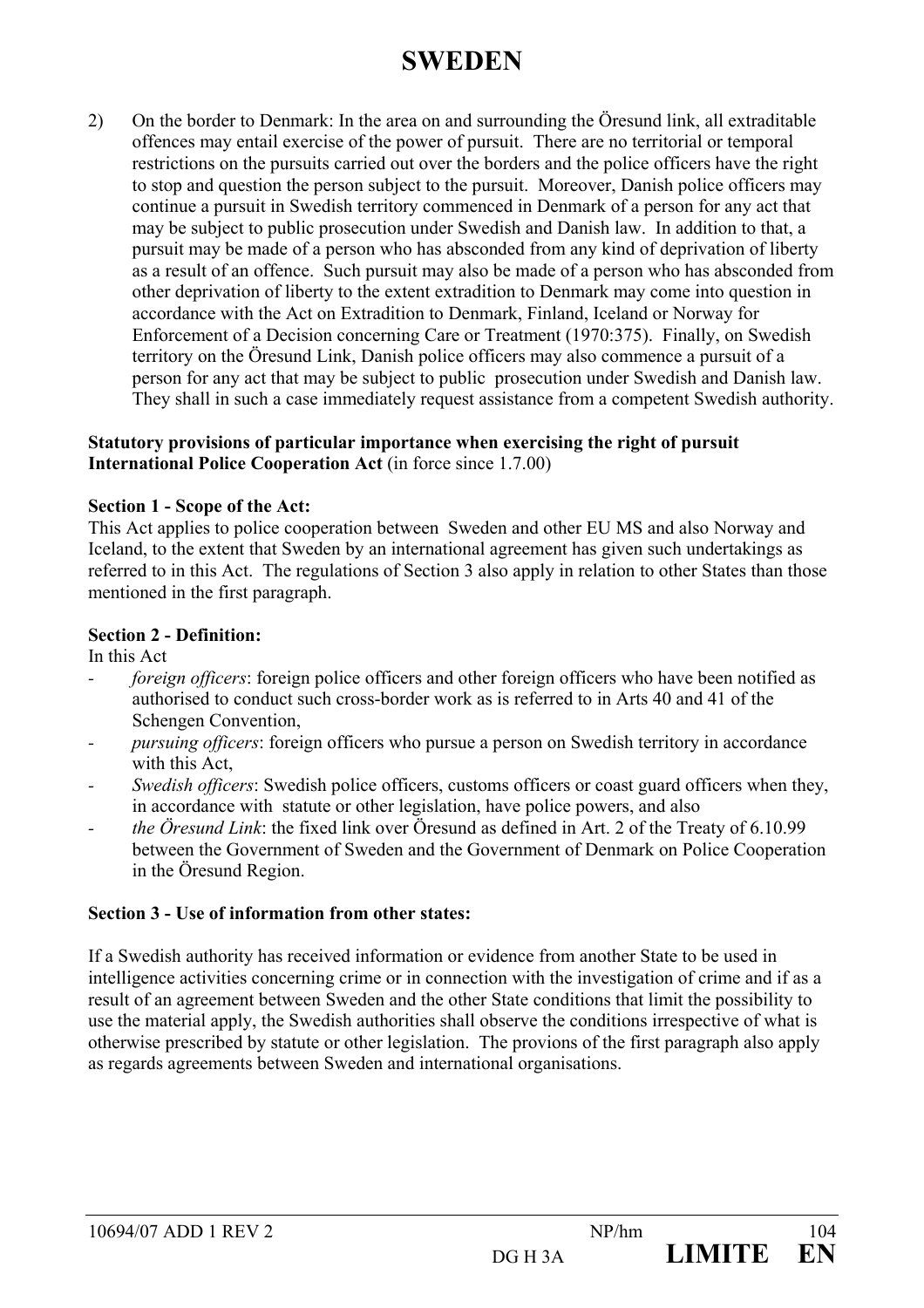# SWEDEN

2) On the border to Denmark: In the area on and surrounding the Öresund link, all extraditable offences may entail exercise of the power of pursuit. There are no territorial or temporal restrictions on the pursuits carried out over the borders and the police officers have the right to stop and question the person subject to the pursuit. Moreover, Danish police officers may continue a pursuit in Swedish territory commenced in Denmark of a person for any act that may be subject to public prosecution under Swedish and Danish law. In addition to that, a pursuit may be made of a person who has absconded from any kind of deprivation of liberty as a result of an offence. Such pursuit may also be made of a person who has absconded from other deprivation of liberty to the extent extradition to Denmark may come into question in accordance with the Act on Extradition to Denmark, Finland, Iceland or Norway for Enforcement of a Decision concerning Care or Treatment (1970:375). Finally, on Swedish territory on the Öresund Link, Danish police officers may also commence a pursuit of a person for any act that may be subject to public prosecution under Swedish and Danish law. They shall in such a case immediately request assistance from a competent Swedish authority.

**Statutory provisions of particular importance when exercising the right of pursuit**
**International Police Cooperation Act** (in force since 1.7.00)

**Section 1 - Scope of the Act:**
This Act applies to police cooperation between Sweden and other EU MS and also Norway and Iceland, to the extent that Sweden by an international agreement has given such undertakings as referred to in this Act. The regulations of Section 3 also apply in relation to other States than those mentioned in the first paragraph.

**Section 2 - Definition:**
In this Act

- *foreign officers*: foreign police officers and other foreign officers who have been notified as authorised to conduct such cross-border work as is referred to in Arts 40 and 41 of the Schengen Convention,
- *pursuing officers*: foreign officers who pursue a person on Swedish territory in accordance with this Act,
- *Swedish officers*: Swedish police officers, customs officers or coast guard officers when they, in accordance with statute or other legislation, have police powers, and also
- *the Öresund Link*: the fixed link over Öresund as defined in Art. 2 of the Treaty of 6.10.99 between the Government of Sweden and the Government of Denmark on Police Cooperation in the Öresund Region.

**Section 3 - Use of information from other states:**

If a Swedish authority has received information or evidence from another State to be used in intelligence activities concerning crime or in connection with the investigation of crime and if as a result of an agreement between Sweden and the other State conditions that limit the possibility to use the material apply, the Swedish authorities shall observe the conditions irrespective of what is otherwise prescribed by statute or other legislation. The provions of the first paragraph also apply as regards agreements between Sweden and international organisations.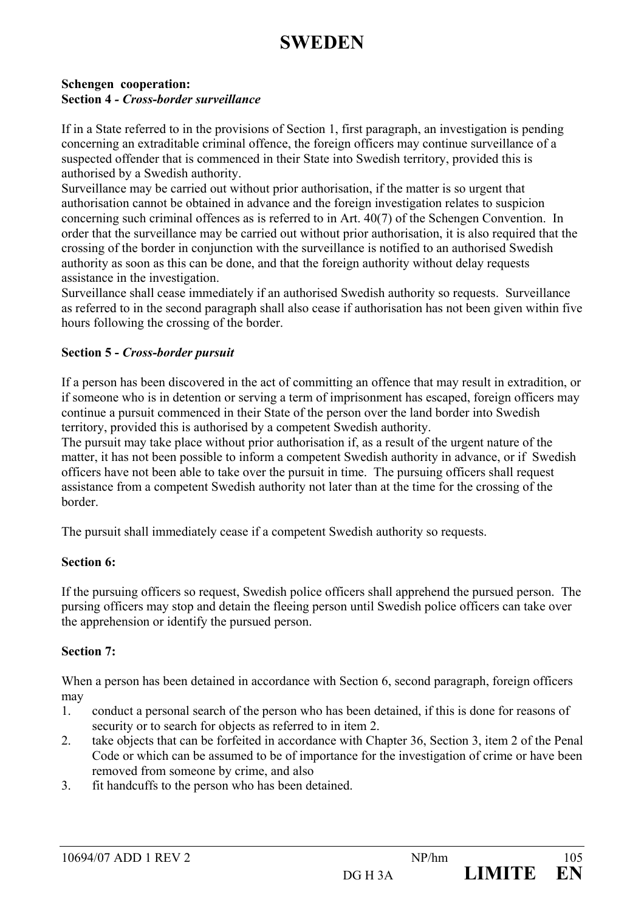# SWEDEN

**Schengen cooperation:**
**Section 4 -** ***Cross-border surveillance***

If in a State referred to in the provisions of Section 1, first paragraph, an investigation is pending concerning an extraditable criminal offence, the foreign officers may continue surveillance of a suspected offender that is commenced in their State into Swedish territory, provided this is authorised by a Swedish authority.
Surveillance may be carried out without prior authorisation, if the matter is so urgent that authorisation cannot be obtained in advance and the foreign investigation relates to suspicion concerning such criminal offences as is referred to in Art. 40(7) of the Schengen Convention. In order that the surveillance may be carried out without prior authorisation, it is also required that the crossing of the border in conjunction with the surveillance is notified to an authorised Swedish authority as soon as this can be done, and that the foreign authority without delay requests assistance in the investigation.
Surveillance shall cease immediately if an authorised Swedish authority so requests. Surveillance as referred to in the second paragraph shall also cease if authorisation has not been given within five hours following the crossing of the border.

**Section 5 -** ***Cross-border pursuit***

If a person has been discovered in the act of committing an offence that may result in extradition, or if someone who is in detention or serving a term of imprisonment has escaped, foreign officers may continue a pursuit commenced in their State of the person over the land border into Swedish territory, provided this is authorised by a competent Swedish authority.
The pursuit may take place without prior authorisation if, as a result of the urgent nature of the matter, it has not been possible to inform a competent Swedish authority in advance, or if Swedish officers have not been able to take over the pursuit in time. The pursuing officers shall request assistance from a competent Swedish authority not later than at the time for the crossing of the border.

The pursuit shall immediately cease if a competent Swedish authority so requests.

**Section 6:**

If the pursuing officers so request, Swedish police officers shall apprehend the pursued person. The pursing officers may stop and detain the fleeing person until Swedish police officers can take over the apprehension or identify the pursued person.

**Section 7:**

When a person has been detained in accordance with Section 6, second paragraph, foreign officers may

1. conduct a personal search of the person who has been detained, if this is done for reasons of security or to search for objects as referred to in item 2.
2. take objects that can be forfeited in accordance with Chapter 36, Section 3, item 2 of the Penal Code or which can be assumed to be of importance for the investigation of crime or have been removed from someone by crime, and also
3. fit handcuffs to the person who has been detained.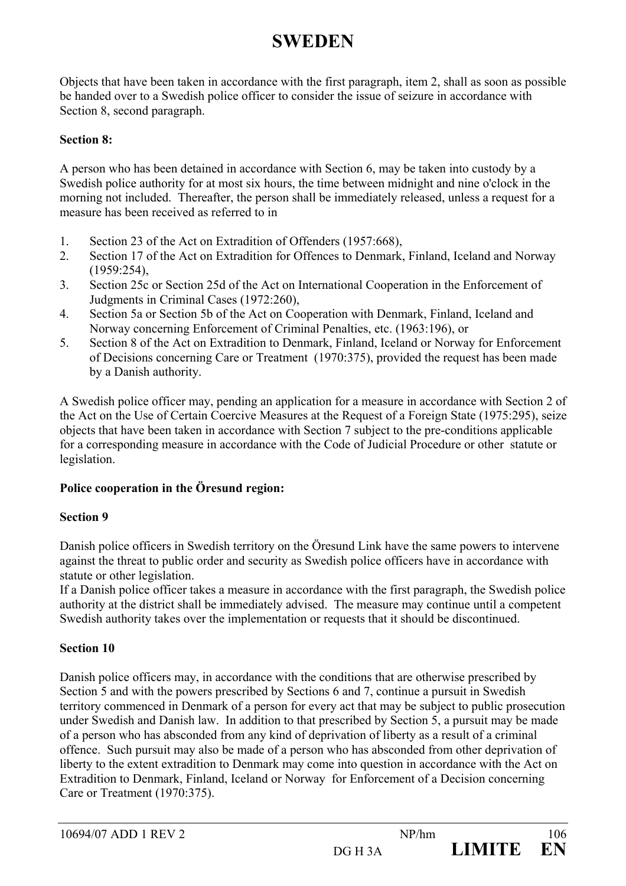# SWEDEN

Objects that have been taken in accordance with the first paragraph, item 2, shall as soon as possible be handed over to a Swedish police officer to consider the issue of seizure in accordance with Section 8, second paragraph.

**Section 8:**

A person who has been detained in accordance with Section 6, may be taken into custody by a Swedish police authority for at most six hours, the time between midnight and nine o'clock in the morning not included. Thereafter, the person shall be immediately released, unless a request for a measure has been received as referred to in

1. Section 23 of the Act on Extradition of Offenders (1957:668),
2. Section 17 of the Act on Extradition for Offences to Denmark, Finland, Iceland and Norway (1959:254),
3. Section 25c or Section 25d of the Act on International Cooperation in the Enforcement of Judgments in Criminal Cases (1972:260),
4. Section 5a or Section 5b of the Act on Cooperation with Denmark, Finland, Iceland and Norway concerning Enforcement of Criminal Penalties, etc. (1963:196), or
5. Section 8 of the Act on Extradition to Denmark, Finland, Iceland or Norway for Enforcement of Decisions concerning Care or Treatment (1970:375), provided the request has been made by a Danish authority.

A Swedish police officer may, pending an application for a measure in accordance with Section 2 of the Act on the Use of Certain Coercive Measures at the Request of a Foreign State (1975:295), seize objects that have been taken in accordance with Section 7 subject to the pre-conditions applicable for a corresponding measure in accordance with the Code of Judicial Procedure or other statute or legislation.

**Police cooperation in the Öresund region:**

**Section 9**

Danish police officers in Swedish territory on the Öresund Link have the same powers to intervene against the threat to public order and security as Swedish police officers have in accordance with statute or other legislation.
If a Danish police officer takes a measure in accordance with the first paragraph, the Swedish police authority at the district shall be immediately advised. The measure may continue until a competent Swedish authority takes over the implementation or requests that it should be discontinued.

**Section 10**

Danish police officers may, in accordance with the conditions that are otherwise prescribed by Section 5 and with the powers prescribed by Sections 6 and 7, continue a pursuit in Swedish territory commenced in Denmark of a person for every act that may be subject to public prosecution under Swedish and Danish law. In addition to that prescribed by Section 5, a pursuit may be made of a person who has absconded from any kind of deprivation of liberty as a result of a criminal offence. Such pursuit may also be made of a person who has absconded from other deprivation of liberty to the extent extradition to Denmark may come into question in accordance with the Act on Extradition to Denmark, Finland, Iceland or Norway for Enforcement of a Decision concerning Care or Treatment (1970:375).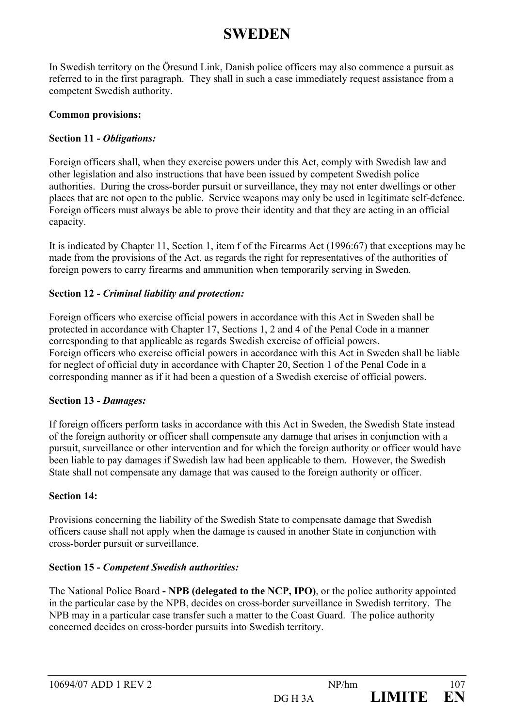# SWEDEN

In Swedish territory on the Öresund Link, Danish police officers may also commence a pursuit as referred to in the first paragraph. They shall in such a case immediately request assistance from a competent Swedish authority.

**Common provisions:**

**Section 11 - *Obligations:***

Foreign officers shall, when they exercise powers under this Act, comply with Swedish law and other legislation and also instructions that have been issued by competent Swedish police authorities. During the cross-border pursuit or surveillance, they may not enter dwellings or other places that are not open to the public. Service weapons may only be used in legitimate self-defence. Foreign officers must always be able to prove their identity and that they are acting in an official capacity.

It is indicated by Chapter 11, Section 1, item f of the Firearms Act (1996:67) that exceptions may be made from the provisions of the Act, as regards the right for representatives of the authorities of foreign powers to carry firearms and ammunition when temporarily serving in Sweden.

**Section 12 - *Criminal liability and protection:***

Foreign officers who exercise official powers in accordance with this Act in Sweden shall be protected in accordance with Chapter 17, Sections 1, 2 and 4 of the Penal Code in a manner corresponding to that applicable as regards Swedish exercise of official powers.
Foreign officers who exercise official powers in accordance with this Act in Sweden shall be liable for neglect of official duty in accordance with Chapter 20, Section 1 of the Penal Code in a corresponding manner as if it had been a question of a Swedish exercise of official powers.

**Section 13 - *Damages:***

If foreign officers perform tasks in accordance with this Act in Sweden, the Swedish State instead of the foreign authority or officer shall compensate any damage that arises in conjunction with a pursuit, surveillance or other intervention and for which the foreign authority or officer would have been liable to pay damages if Swedish law had been applicable to them. However, the Swedish State shall not compensate any damage that was caused to the foreign authority or officer.

**Section 14:**

Provisions concerning the liability of the Swedish State to compensate damage that Swedish officers cause shall not apply when the damage is caused in another State in conjunction with cross-border pursuit or surveillance.

**Section 15 - *Competent Swedish authorities:***

The National Police Board **- NPB (delegated to the NCP, IPO)**, or the police authority appointed in the particular case by the NPB, decides on cross-border surveillance in Swedish territory. The NPB may in a particular case transfer such a matter to the Coast Guard. The police authority concerned decides on cross-border pursuits into Swedish territory.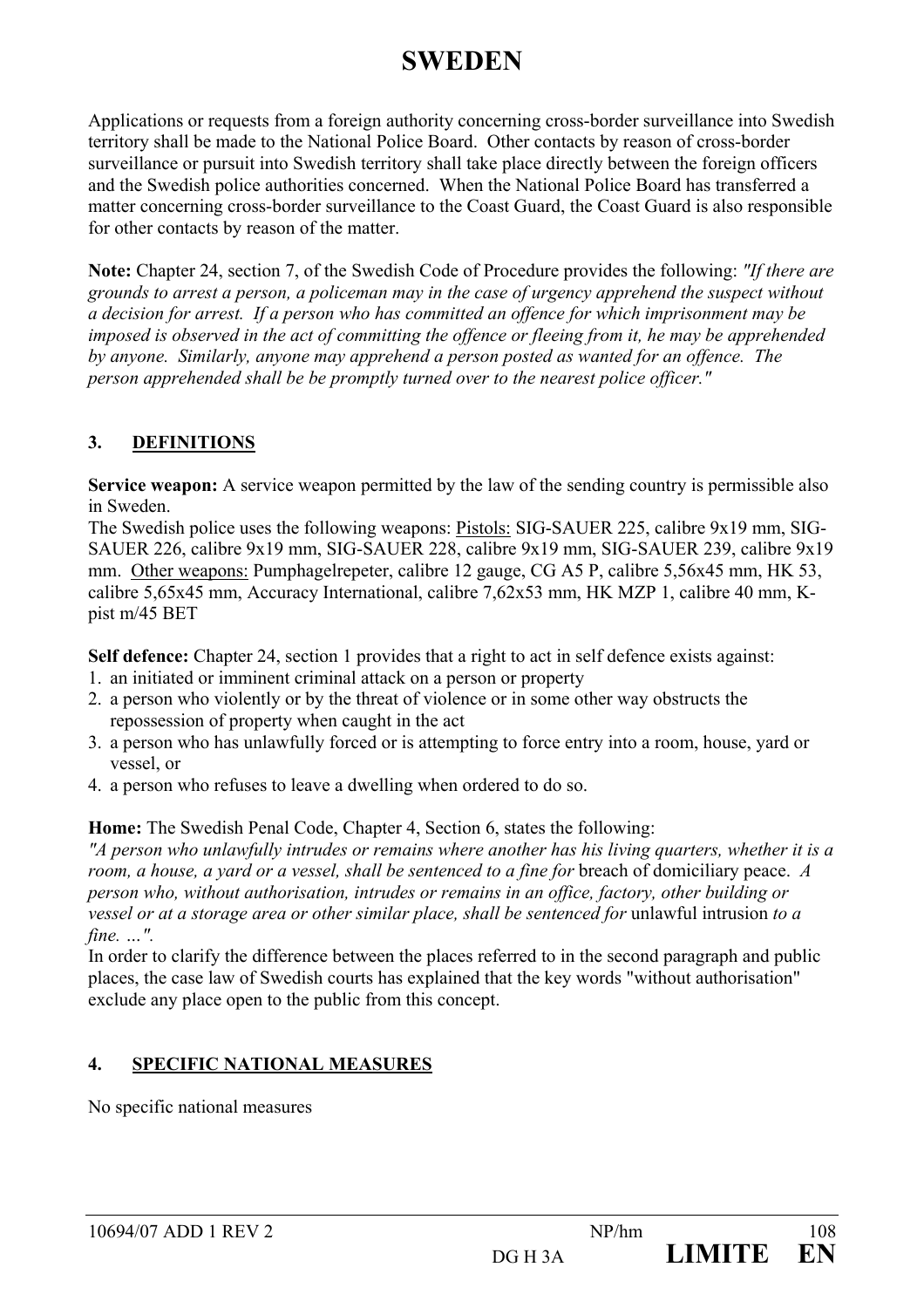# SWEDEN

Applications or requests from a foreign authority concerning cross-border surveillance into Swedish territory shall be made to the National Police Board. Other contacts by reason of cross-border surveillance or pursuit into Swedish territory shall take place directly between the foreign officers and the Swedish police authorities concerned. When the National Police Board has transferred a matter concerning cross-border surveillance to the Coast Guard, the Coast Guard is also responsible for other contacts by reason of the matter.

**Note:** Chapter 24, section 7, of the Swedish Code of Procedure provides the following: *"If there are grounds to arrest a person, a policeman may in the case of urgency apprehend the suspect without a decision for arrest. If a person who has committed an offence for which imprisonment may be imposed is observed in the act of committing the offence or fleeing from it, he may be apprehended by anyone. Similarly, anyone may apprehend a person posted as wanted for an offence. The person apprehended shall be be promptly turned over to the nearest police officer."*

## 3. DEFINITIONS

**Service weapon:** A service weapon permitted by the law of the sending country is permissible also in Sweden.

The Swedish police uses the following weapons: Pistols: SIG-SAUER 225, calibre 9x19 mm, SIG-SAUER 226, calibre 9x19 mm, SIG-SAUER 228, calibre 9x19 mm, SIG-SAUER 239, calibre 9x19 mm. Other weapons: Pumphagelrepeter, calibre 12 gauge, CG A5 P, calibre 5,56x45 mm, HK 53, calibre 5,65x45 mm, Accuracy International, calibre 7,62x53 mm, HK MZP 1, calibre 40 mm, K-pist m/45 BET

**Self defence:** Chapter 24, section 1 provides that a right to act in self defence exists against:

1. an initiated or imminent criminal attack on a person or property
2. a person who violently or by the threat of violence or in some other way obstructs the repossession of property when caught in the act
3. a person who has unlawfully forced or is attempting to force entry into a room, house, yard or vessel, or
4. a person who refuses to leave a dwelling when ordered to do so.

**Home:** The Swedish Penal Code, Chapter 4, Section 6, states the following:

*"A person who unlawfully intrudes or remains where another has his living quarters, whether it is a room, a house, a yard or a vessel, shall be sentenced to a fine for* breach of domiciliary peace. *A person who, without authorisation, intrudes or remains in an office, factory, other building or vessel or at a storage area or other similar place, shall be sentenced for* unlawful intrusion *to a fine. ...".*

In order to clarify the difference between the places referred to in the second paragraph and public places, the case law of Swedish courts has explained that the key words "without authorisation" exclude any place open to the public from this concept.

## 4. SPECIFIC NATIONAL MEASURES

No specific national measures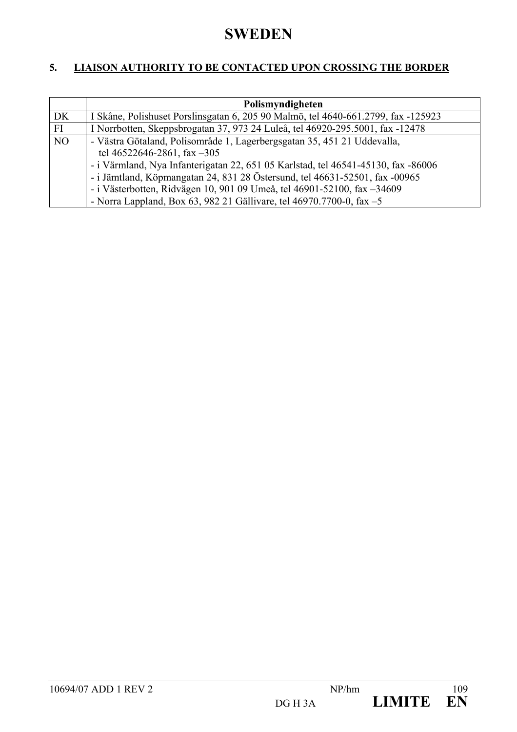# SWEDEN

## 5. LIAISON AUTHORITY TO BE CONTACTED UPON CROSSING THE BORDER

| | Polismyndigheten |
|---|---|
| DK | I Skåne, Polishuset Porslinsgatan 6, 205 90 Malmö, tel 4640-661.2799, fax -125923 |
| FI | I Norrbotten, Skeppsbrogatan 37, 973 24 Luleå, tel 46920-295.5001, fax -12478 |
| NO | - Västra Götaland, Polisområde 1, Lagerbergsgatan 35, 451 21 Uddevalla, tel 46522646-2861, fax –305<br>- i Värmland, Nya Infanterigatan 22, 651 05 Karlstad, tel 46541-45130, fax -86006<br>- i Jämtland, Köpmangatan 24, 831 28 Östersund, tel 46631-52501, fax -00965<br>- i Västerbotten, Ridvägen 10, 901 09 Umeå, tel 46901-52100, fax –34609<br>- Norra Lappland, Box 63, 982 21 Gällivare, tel 46970.7700-0, fax –5 |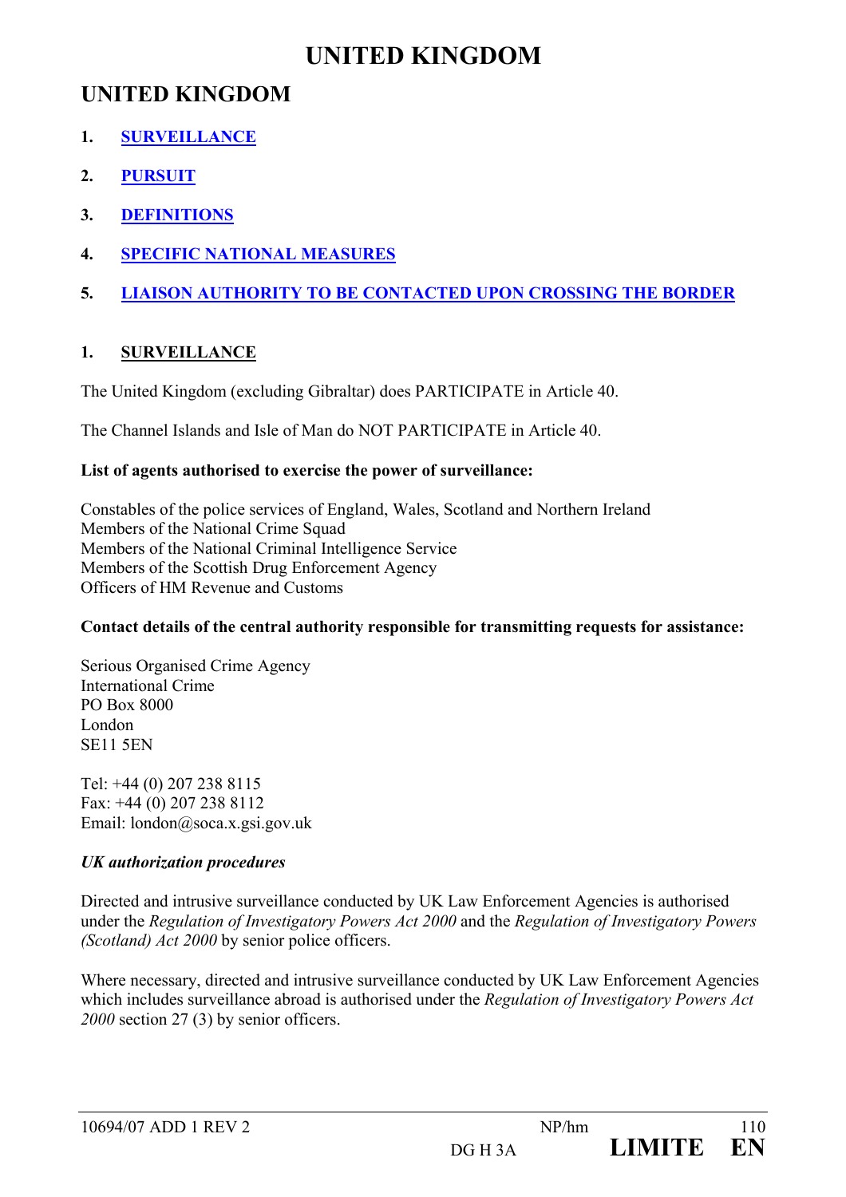# UNITED KINGDOM

## UNITED KINGDOM

1. **SURVEILLANCE**
2. **PURSUIT**
3. **DEFINITIONS**
4. **SPECIFIC NATIONAL MEASURES**
5. **LIAISON AUTHORITY TO BE CONTACTED UPON CROSSING THE BORDER**

### 1. SURVEILLANCE

The United Kingdom (excluding Gibraltar) does PARTICIPATE in Article 40.

The Channel Islands and Isle of Man do NOT PARTICIPATE in Article 40.

**List of agents authorised to exercise the power of surveillance:**

Constables of the police services of England, Wales, Scotland and Northern Ireland
Members of the National Crime Squad
Members of the National Criminal Intelligence Service
Members of the Scottish Drug Enforcement Agency
Officers of HM Revenue and Customs

**Contact details of the central authority responsible for transmitting requests for assistance:**

Serious Organised Crime Agency
International Crime
PO Box 8000
London
SE11 5EN

Tel: +44 (0) 207 238 8115
Fax: +44 (0) 207 238 8112
Email: london@soca.x.gsi.gov.uk

***UK authorization procedures***

Directed and intrusive surveillance conducted by UK Law Enforcement Agencies is authorised under the *Regulation of Investigatory Powers Act 2000* and the *Regulation of Investigatory Powers (Scotland) Act 2000* by senior police officers.

Where necessary, directed and intrusive surveillance conducted by UK Law Enforcement Agencies which includes surveillance abroad is authorised under the *Regulation of Investigatory Powers Act 2000* section 27 (3) by senior officers.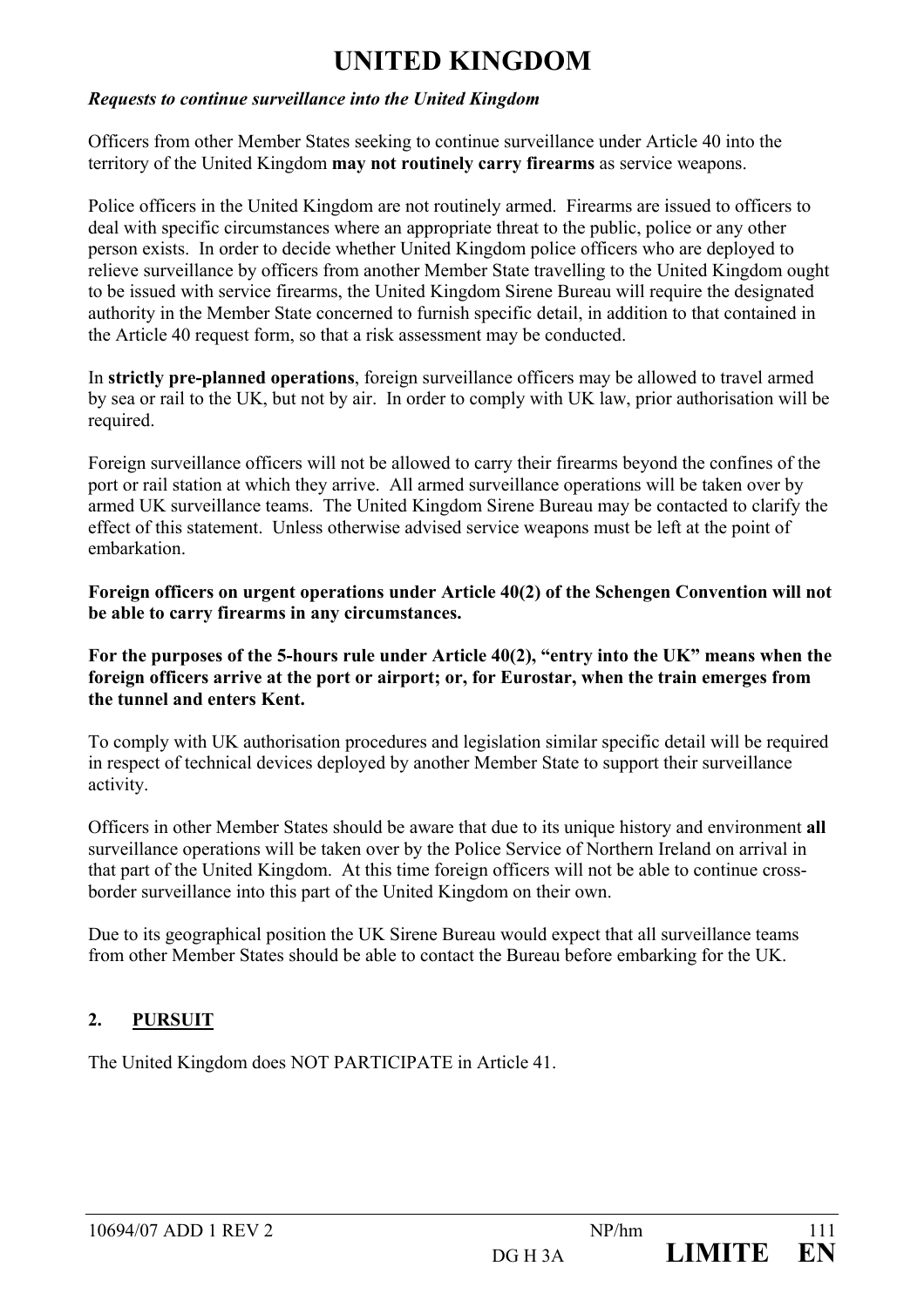# UNITED KINGDOM

***Requests to continue surveillance into the United Kingdom***

Officers from other Member States seeking to continue surveillance under Article 40 into the territory of the United Kingdom **may not routinely carry firearms** as service weapons.

Police officers in the United Kingdom are not routinely armed. Firearms are issued to officers to deal with specific circumstances where an appropriate threat to the public, police or any other person exists. In order to decide whether United Kingdom police officers who are deployed to relieve surveillance by officers from another Member State travelling to the United Kingdom ought to be issued with service firearms, the United Kingdom Sirene Bureau will require the designated authority in the Member State concerned to furnish specific detail, in addition to that contained in the Article 40 request form, so that a risk assessment may be conducted.

In **strictly pre-planned operations**, foreign surveillance officers may be allowed to travel armed by sea or rail to the UK, but not by air. In order to comply with UK law, prior authorisation will be required.

Foreign surveillance officers will not be allowed to carry their firearms beyond the confines of the port or rail station at which they arrive. All armed surveillance operations will be taken over by armed UK surveillance teams. The United Kingdom Sirene Bureau may be contacted to clarify the effect of this statement. Unless otherwise advised service weapons must be left at the point of embarkation.

**Foreign officers on urgent operations under Article 40(2) of the Schengen Convention will not be able to carry firearms in any circumstances.**

**For the purposes of the 5-hours rule under Article 40(2), "entry into the UK" means when the foreign officers arrive at the port or airport; or, for Eurostar, when the train emerges from the tunnel and enters Kent.**

To comply with UK authorisation procedures and legislation similar specific detail will be required in respect of technical devices deployed by another Member State to support their surveillance activity.

Officers in other Member States should be aware that due to its unique history and environment **all** surveillance operations will be taken over by the Police Service of Northern Ireland on arrival in that part of the United Kingdom. At this time foreign officers will not be able to continue cross-border surveillance into this part of the United Kingdom on their own.

Due to its geographical position the UK Sirene Bureau would expect that all surveillance teams from other Member States should be able to contact the Bureau before embarking for the UK.

## 2. PURSUIT

The United Kingdom does NOT PARTICIPATE in Article 41.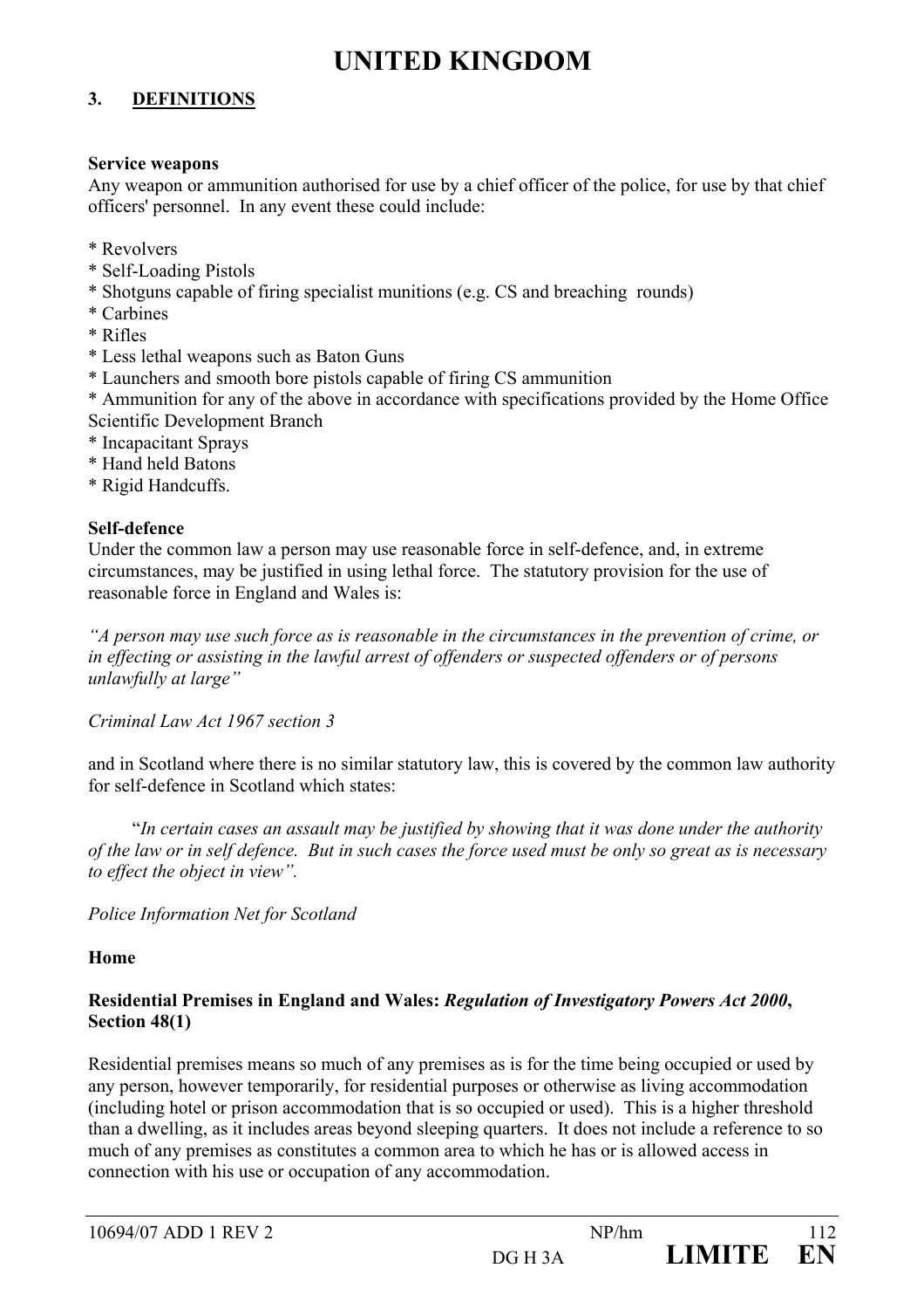# UNITED KINGDOM

## 3. DEFINITIONS

**Service weapons**
Any weapon or ammunition authorised for use by a chief officer of the police, for use by that chief officers' personnel. In any event these could include:

* Revolvers
* Self-Loading Pistols
* Shotguns capable of firing specialist munitions (e.g. CS and breaching rounds)
* Carbines
* Rifles
* Less lethal weapons such as Baton Guns
* Launchers and smooth bore pistols capable of firing CS ammunition
* Ammunition for any of the above in accordance with specifications provided by the Home Office Scientific Development Branch
* Incapacitant Sprays
* Hand held Batons
* Rigid Handcuffs.

**Self-defence**
Under the common law a person may use reasonable force in self-defence, and, in extreme circumstances, may be justified in using lethal force. The statutory provision for the use of reasonable force in England and Wales is:

*"A person may use such force as is reasonable in the circumstances in the prevention of crime, or in effecting or assisting in the lawful arrest of offenders or suspected offenders or of persons unlawfully at large"*

*Criminal Law Act 1967 section 3*

and in Scotland where there is no similar statutory law, this is covered by the common law authority for self-defence in Scotland which states:

"*In certain cases an assault may be justified by showing that it was done under the authority of the law or in self defence. But in such cases the force used must be only so great as is necessary to effect the object in view".*

*Police Information Net for Scotland*

**Home**

**Residential Premises in England and Wales: *Regulation of Investigatory Powers Act 2000*, Section 48(1)**

Residential premises means so much of any premises as is for the time being occupied or used by any person, however temporarily, for residential purposes or otherwise as living accommodation (including hotel or prison accommodation that is so occupied or used). This is a higher threshold than a dwelling, as it includes areas beyond sleeping quarters. It does not include a reference to so much of any premises as constitutes a common area to which he has or is allowed access in connection with his use or occupation of any accommodation.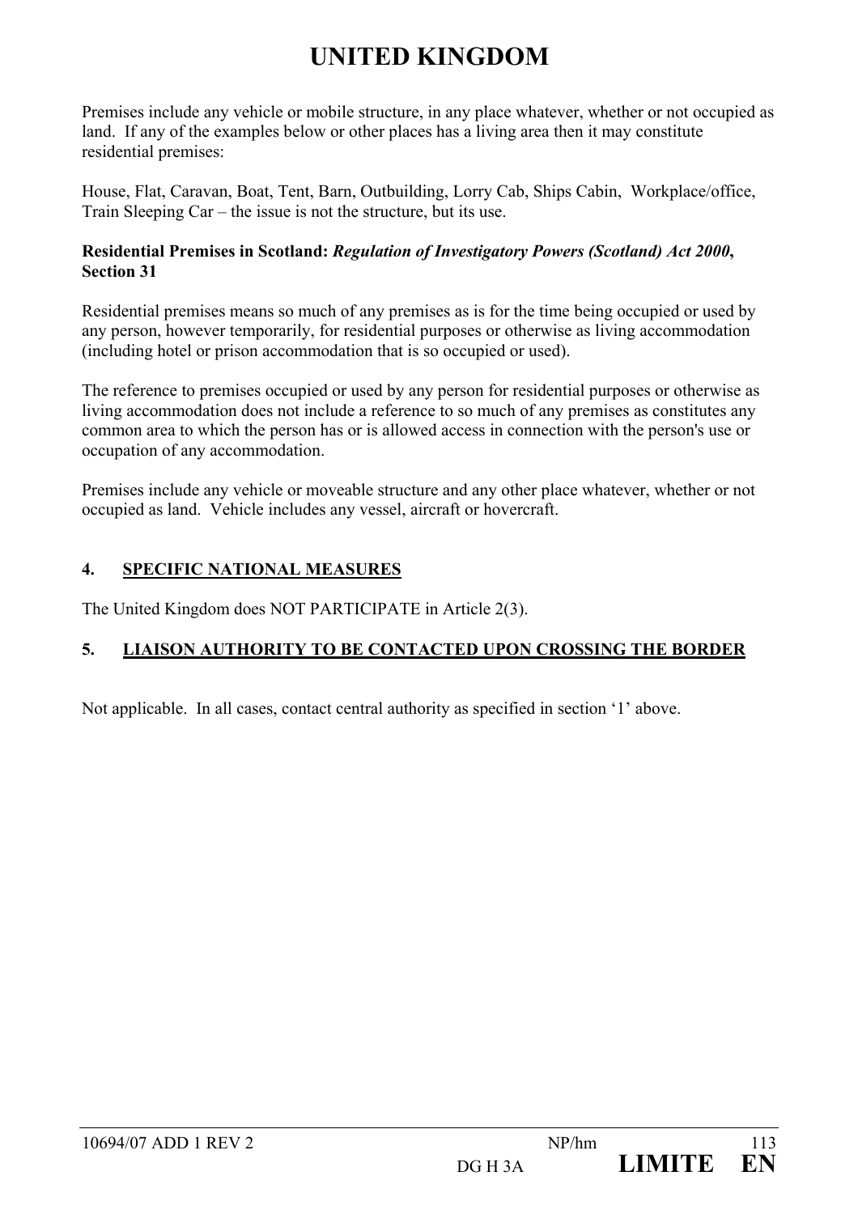# UNITED KINGDOM

Premises include any vehicle or mobile structure, in any place whatever, whether or not occupied as land. If any of the examples below or other places has a living area then it may constitute residential premises:

House, Flat, Caravan, Boat, Tent, Barn, Outbuilding, Lorry Cab, Ships Cabin, Workplace/office, Train Sleeping Car – the issue is not the structure, but its use.

**Residential Premises in Scotland:** ***Regulation of Investigatory Powers (Scotland) Act 2000*****, Section 31**

Residential premises means so much of any premises as is for the time being occupied or used by any person, however temporarily, for residential purposes or otherwise as living accommodation (including hotel or prison accommodation that is so occupied or used).

The reference to premises occupied or used by any person for residential purposes or otherwise as living accommodation does not include a reference to so much of any premises as constitutes any common area to which the person has or is allowed access in connection with the person's use or occupation of any accommodation.

Premises include any vehicle or moveable structure and any other place whatever, whether or not occupied as land. Vehicle includes any vessel, aircraft or hovercraft.

## 4. SPECIFIC NATIONAL MEASURES

The United Kingdom does NOT PARTICIPATE in Article 2(3).

## 5. LIAISON AUTHORITY TO BE CONTACTED UPON CROSSING THE BORDER

Not applicable. In all cases, contact central authority as specified in section '1' above.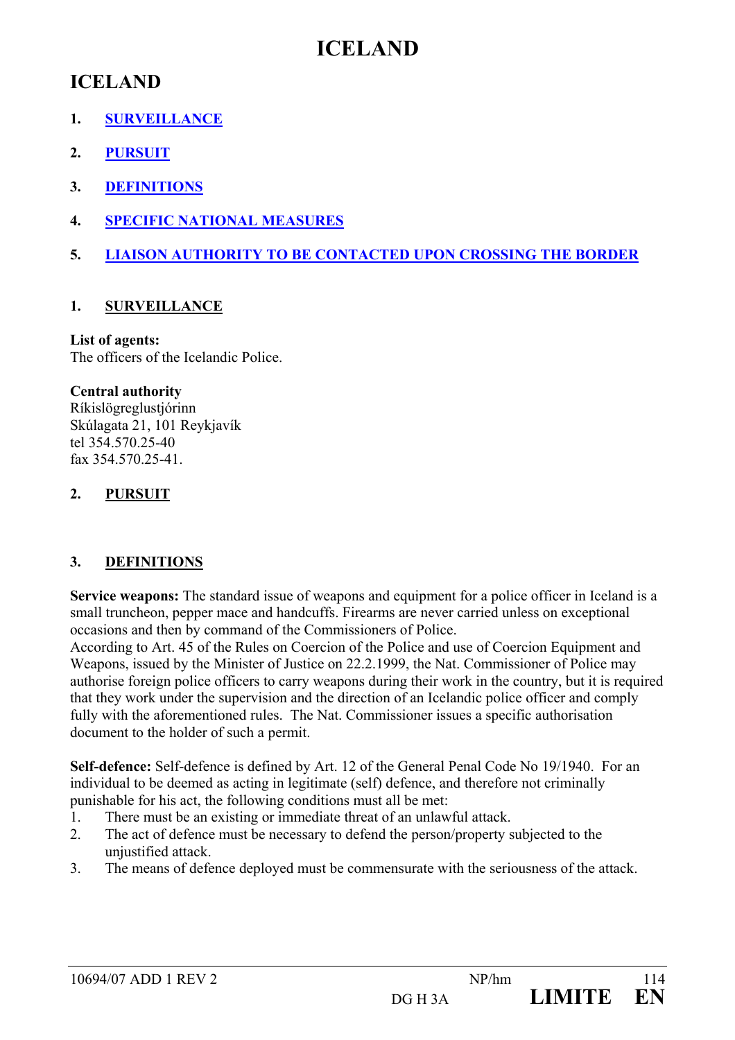# ICELAND

## ICELAND

1. SURVEILLANCE
2. PURSUIT
3. DEFINITIONS
4. SPECIFIC NATIONAL MEASURES
5. LIAISON AUTHORITY TO BE CONTACTED UPON CROSSING THE BORDER

### 1. SURVEILLANCE

**List of agents:**
The officers of the Icelandic Police.

**Central authority**
Ríkislögreglustjórinn
Skúlagata 21, 101 Reykjavík
tel 354.570.25-40
fax 354.570.25-41.

### 2. PURSUIT

### 3. DEFINITIONS

**Service weapons:** The standard issue of weapons and equipment for a police officer in Iceland is a small truncheon, pepper mace and handcuffs. Firearms are never carried unless on exceptional occasions and then by command of the Commissioners of Police.
According to Art. 45 of the Rules on Coercion of the Police and use of Coercion Equipment and Weapons, issued by the Minister of Justice on 22.2.1999, the Nat. Commissioner of Police may authorise foreign police officers to carry weapons during their work in the country, but it is required that they work under the supervision and the direction of an Icelandic police officer and comply fully with the aforementioned rules. The Nat. Commissioner issues a specific authorisation document to the holder of such a permit.

**Self-defence:** Self-defence is defined by Art. 12 of the General Penal Code No 19/1940. For an individual to be deemed as acting in legitimate (self) defence, and therefore not criminally punishable for his act, the following conditions must all be met:

1. There must be an existing or immediate threat of an unlawful attack.
2. The act of defence must be necessary to defend the person/property subjected to the unjustified attack.
3. The means of defence deployed must be commensurate with the seriousness of the attack.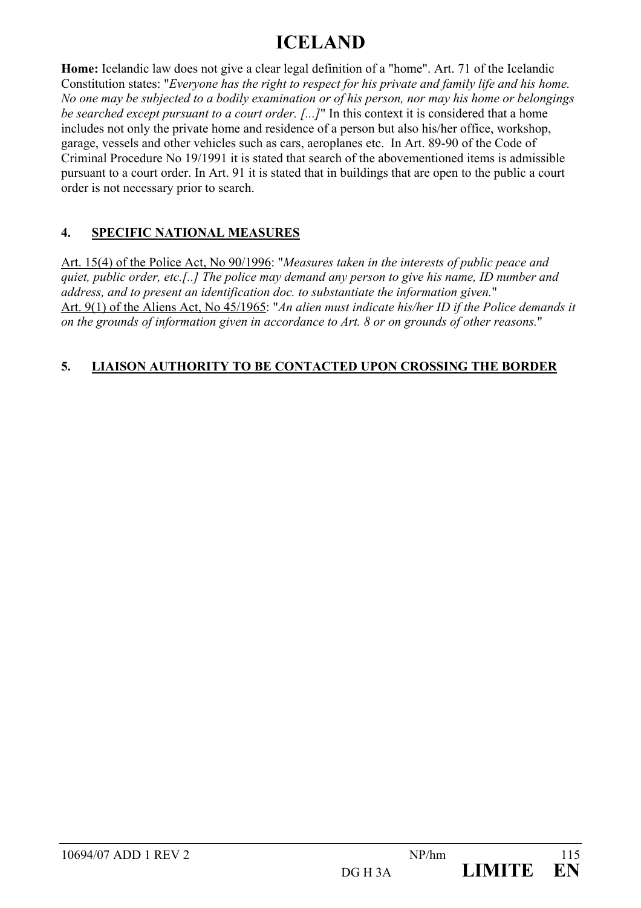# ICELAND

**Home:** Icelandic law does not give a clear legal definition of a "home". Art. 71 of the Icelandic Constitution states: "*Everyone has the right to respect for his private and family life and his home. No one may be subjected to a bodily examination or of his person, nor may his home or belongings be searched except pursuant to a court order. [...]*" In this context it is considered that a home includes not only the private home and residence of a person but also his/her office, workshop, garage, vessels and other vehicles such as cars, aeroplanes etc. In Art. 89-90 of the Code of Criminal Procedure No 19/1991 it is stated that search of the abovementioned items is admissible pursuant to a court order. In Art. 91 it is stated that in buildings that are open to the public a court order is not necessary prior to search.

## 4. SPECIFIC NATIONAL MEASURES

<u>Art. 15(4) of the Police Act, No 90/1996</u>: "*Measures taken in the interests of public peace and quiet, public order, etc.[..] The police may demand any person to give his name, ID number and address, and to present an identification doc. to substantiate the information given.*"
<u>Art. 9(1) of the Aliens Act, No 45/1965</u>: "*An alien must indicate his/her ID if the Police demands it on the grounds of information given in accordance to Art. 8 or on grounds of other reasons.*"

## 5. LIAISON AUTHORITY TO BE CONTACTED UPON CROSSING THE BORDER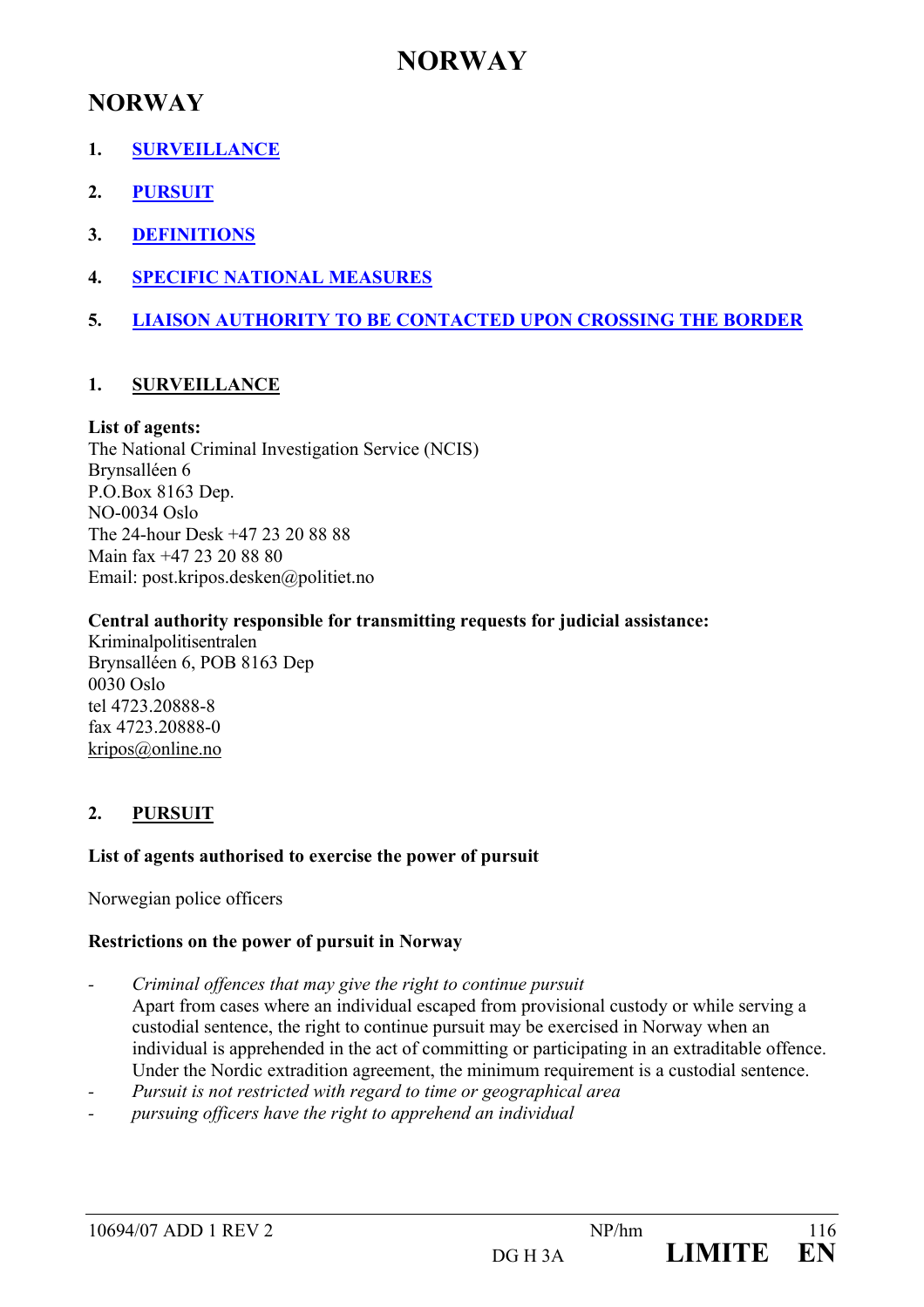# NORWAY

## NORWAY

1. **SURVEILLANCE**
2. **PURSUIT**
3. **DEFINITIONS**
4. **SPECIFIC NATIONAL MEASURES**
5. **LIAISON AUTHORITY TO BE CONTACTED UPON CROSSING THE BORDER**

### 1. SURVEILLANCE

**List of agents:**
The National Criminal Investigation Service (NCIS)
Brynsalléen 6
P.O.Box 8163 Dep.
NO-0034 Oslo
The 24-hour Desk +47 23 20 88 88
Main fax +47 23 20 88 80
Email: post.kripos.desken@politiet.no

**Central authority responsible for transmitting requests for judicial assistance:**
Kriminalpolitisentralen
Brynsalléen 6, POB 8163 Dep
0030 Oslo
tel 4723.20888-8
fax 4723.20888-0
kripos@online.no

### 2. PURSUIT

**List of agents authorised to exercise the power of pursuit**

Norwegian police officers

**Restrictions on the power of pursuit in Norway**

- *Criminal offences that may give the right to continue pursuit*
  Apart from cases where an individual escaped from provisional custody or while serving a custodial sentence, the right to continue pursuit may be exercised in Norway when an individual is apprehended in the act of committing or participating in an extraditable offence. Under the Nordic extradition agreement, the minimum requirement is a custodial sentence.
- *Pursuit is not restricted with regard to time or geographical area*
- *pursuing officers have the right to apprehend an individual*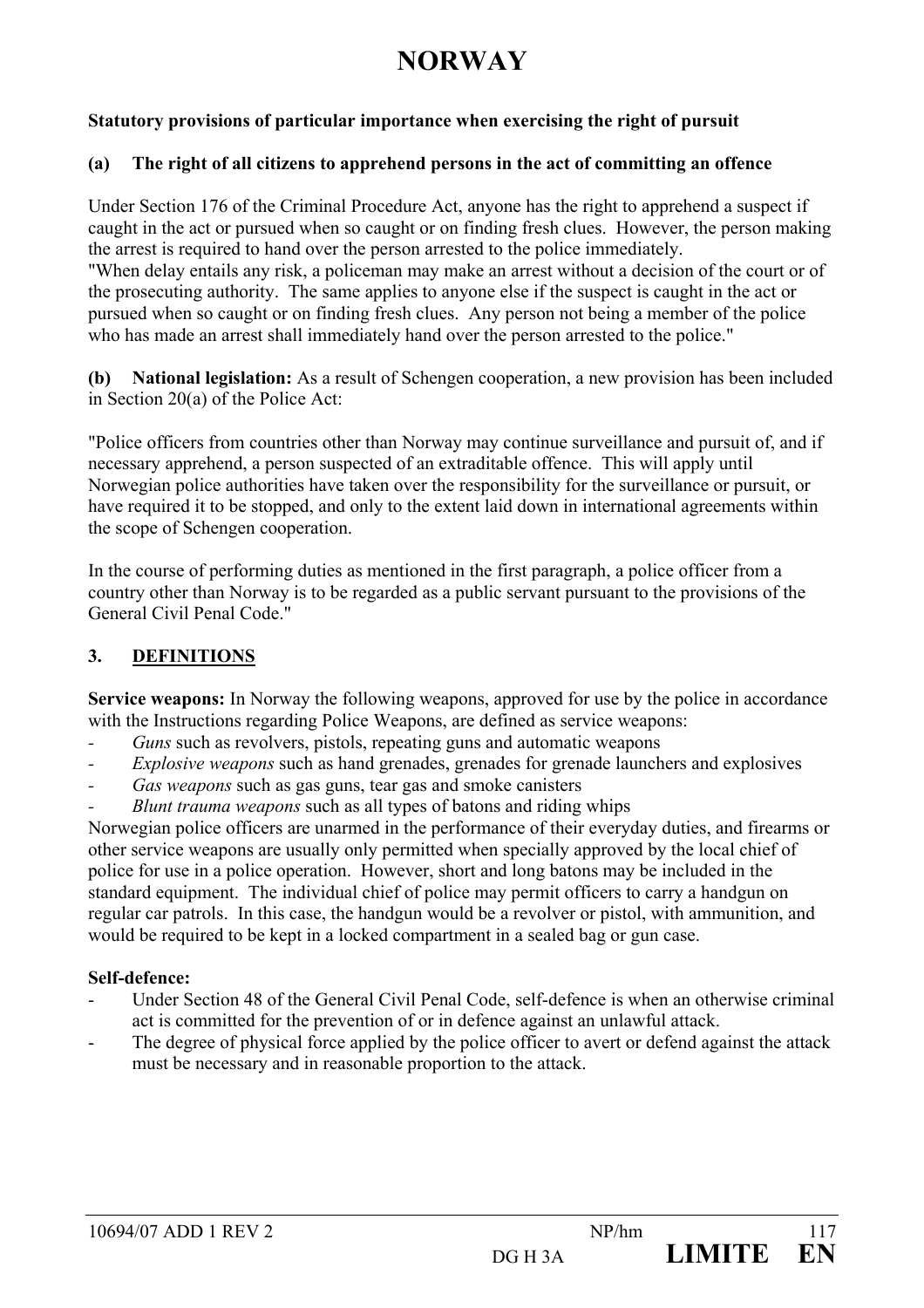# NORWAY

**Statutory provisions of particular importance when exercising the right of pursuit**

**(a) The right of all citizens to apprehend persons in the act of committing an offence**

Under Section 176 of the Criminal Procedure Act, anyone has the right to apprehend a suspect if caught in the act or pursued when so caught or on finding fresh clues. However, the person making the arrest is required to hand over the person arrested to the police immediately.
"When delay entails any risk, a policeman may make an arrest without a decision of the court or of the prosecuting authority. The same applies to anyone else if the suspect is caught in the act or pursued when so caught or on finding fresh clues. Any person not being a member of the police who has made an arrest shall immediately hand over the person arrested to the police."

**(b) National legislation:** As a result of Schengen cooperation, a new provision has been included in Section 20(a) of the Police Act:

"Police officers from countries other than Norway may continue surveillance and pursuit of, and if necessary apprehend, a person suspected of an extraditable offence. This will apply until Norwegian police authorities have taken over the responsibility for the surveillance or pursuit, or have required it to be stopped, and only to the extent laid down in international agreements within the scope of Schengen cooperation.

In the course of performing duties as mentioned in the first paragraph, a police officer from a country other than Norway is to be regarded as a public servant pursuant to the provisions of the General Civil Penal Code."

## 3. DEFINITIONS

**Service weapons:** In Norway the following weapons, approved for use by the police in accordance with the Instructions regarding Police Weapons, are defined as service weapons:

- *Guns* such as revolvers, pistols, repeating guns and automatic weapons
- *Explosive weapons* such as hand grenades, grenades for grenade launchers and explosives
- *Gas weapons* such as gas guns, tear gas and smoke canisters
- *Blunt trauma weapons* such as all types of batons and riding whips

Norwegian police officers are unarmed in the performance of their everyday duties, and firearms or other service weapons are usually only permitted when specially approved by the local chief of police for use in a police operation. However, short and long batons may be included in the standard equipment. The individual chief of police may permit officers to carry a handgun on regular car patrols. In this case, the handgun would be a revolver or pistol, with ammunition, and would be required to be kept in a locked compartment in a sealed bag or gun case.

**Self-defence:**

- Under Section 48 of the General Civil Penal Code, self-defence is when an otherwise criminal act is committed for the prevention of or in defence against an unlawful attack.
- The degree of physical force applied by the police officer to avert or defend against the attack must be necessary and in reasonable proportion to the attack.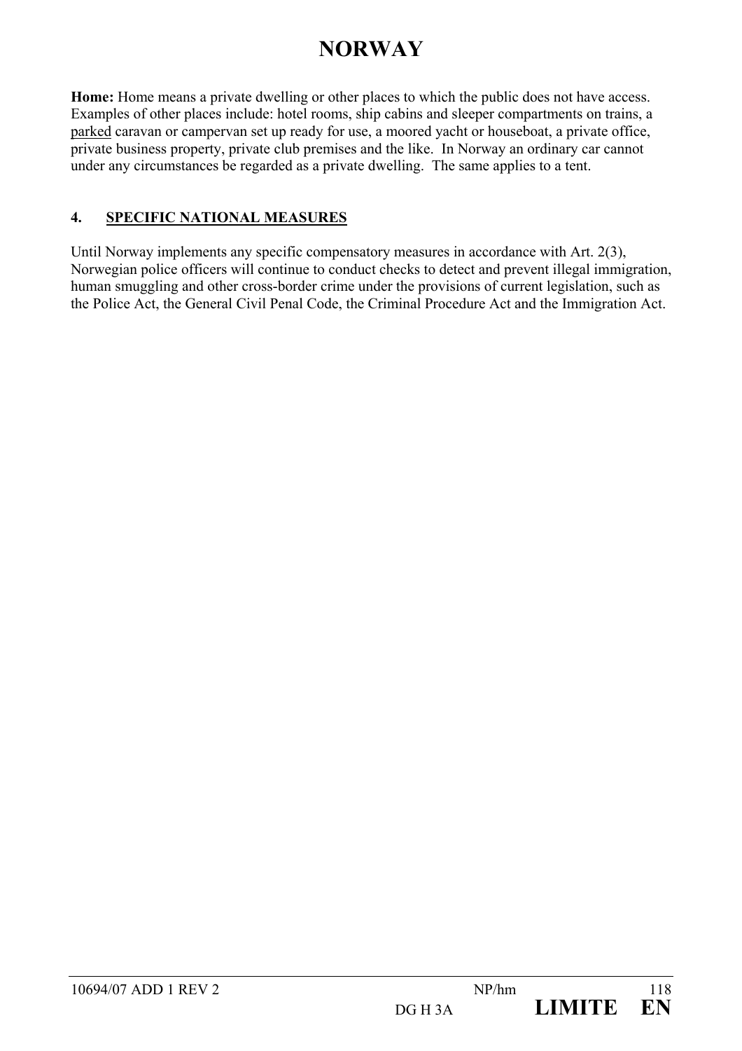# NORWAY

**Home:** Home means a private dwelling or other places to which the public does not have access. Examples of other places include: hotel rooms, ship cabins and sleeper compartments on trains, a parked caravan or campervan set up ready for use, a moored yacht or houseboat, a private office, private business property, private club premises and the like. In Norway an ordinary car cannot under any circumstances be regarded as a private dwelling. The same applies to a tent.

## 4. SPECIFIC NATIONAL MEASURES

Until Norway implements any specific compensatory measures in accordance with Art. 2(3), Norwegian police officers will continue to conduct checks to detect and prevent illegal immigration, human smuggling and other cross-border crime under the provisions of current legislation, such as the Police Act, the General Civil Penal Code, the Criminal Procedure Act and the Immigration Act.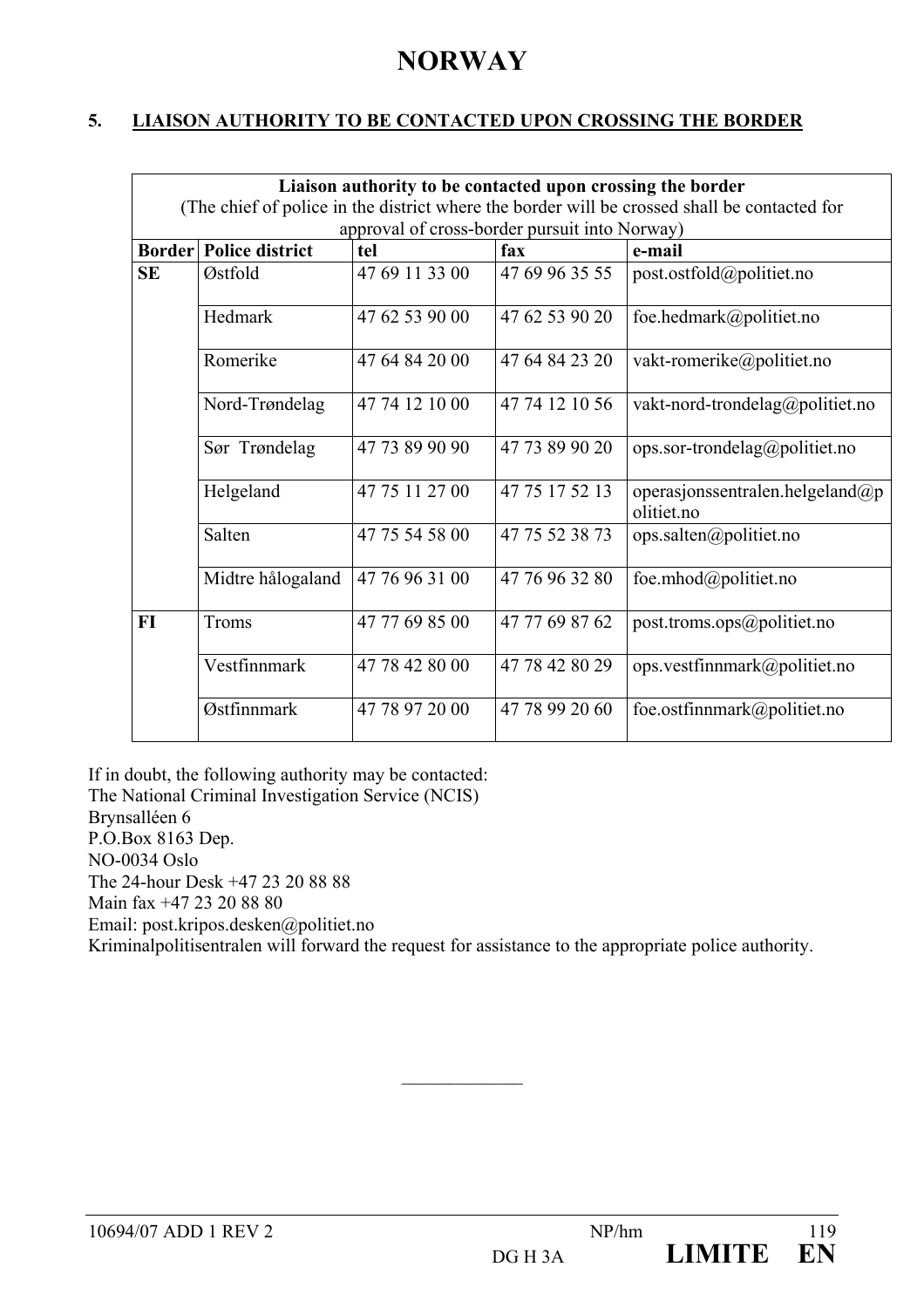# NORWAY

## 5. LIAISON AUTHORITY TO BE CONTACTED UPON CROSSING THE BORDER

| Liaison authority to be contacted upon crossing the border (The chief of police in the district where the border will be crossed shall be contacted for approval of cross-border pursuit into Norway) | | | | |
|---|---|---|---|---|
| **Border** | **Police district** | **tel** | **fax** | **e-mail** |
| **SE** | Østfold | 47 69 11 33 00 | 47 69 96 35 55 | post.ostfold@politiet.no |
| | Hedmark | 47 62 53 90 00 | 47 62 53 90 20 | foe.hedmark@politiet.no |
| | Romerike | 47 64 84 20 00 | 47 64 84 23 20 | vakt-romerike@politiet.no |
| | Nord-Trøndelag | 47 74 12 10 00 | 47 74 12 10 56 | vakt-nord-trondelag@politiet.no |
| | Sør Trøndelag | 47 73 89 90 90 | 47 73 89 90 20 | ops.sor-trondelag@politiet.no |
| | Helgeland | 47 75 11 27 00 | 47 75 17 52 13 | operasjonssentralen.helgeland@politiet.no |
| | Salten | 47 75 54 58 00 | 47 75 52 38 73 | ops.salten@politiet.no |
| | Midtre hålogaland | 47 76 96 31 00 | 47 76 96 32 80 | foe.mhod@politiet.no |
| **FI** | Troms | 47 77 69 85 00 | 47 77 69 87 62 | post.troms.ops@politiet.no |
| | Vestfinnmark | 47 78 42 80 00 | 47 78 42 80 29 | ops.vestfinnmark@politiet.no |
| | Østfinnmark | 47 78 97 20 00 | 47 78 99 20 60 | foe.ostfinnmark@politiet.no |

If in doubt, the following authority may be contacted:
The National Criminal Investigation Service (NCIS)
Brynsalléen 6
P.O.Box 8163 Dep.
NO-0034 Oslo
The 24-hour Desk +47 23 20 88 88
Main fax +47 23 20 88 80
Email: post.kripos.desken@politiet.no
Kriminalpolitisentralen will forward the request for assistance to the appropriate police authority.